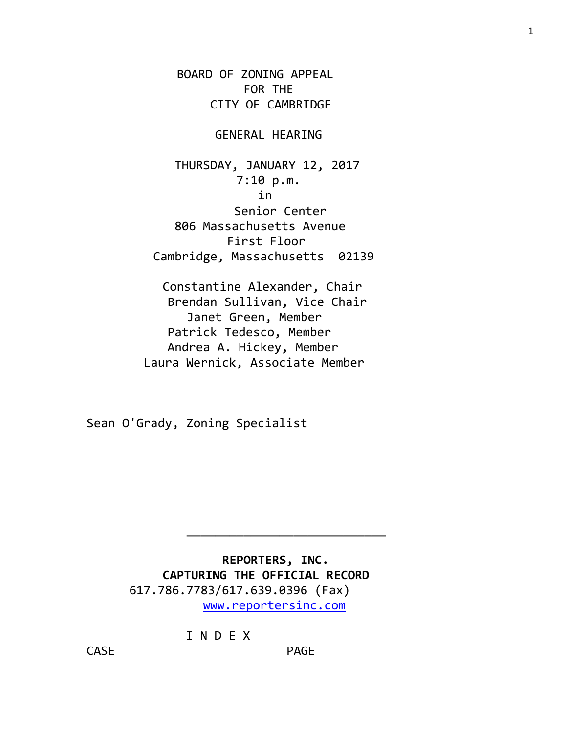BOARD OF ZONING APPEAL
FOR THE
CITY OF CAMBRIDGE

GENERAL HEARING

THURSDAY, JANUARY 12, 2017
7:10 p.m.
in
Senior Center
806 Massachusetts Avenue
First Floor
Cambridge, Massachusetts 02139

Constantine Alexander, Chair
Brendan Sullivan, Vice Chair
Janet Green, Member
Patrick Tedesco, Member
Andrea A. Hickey, Member
Laura Wernick, Associate Member

Sean O'Grady, Zoning Specialist

---

**REPORTERS, INC.**
**CAPTURING THE OFFICIAL RECORD**
617.786.7783/617.639.0396 (Fax)
www.reportersinc.com

I N D E X

CASE PAGE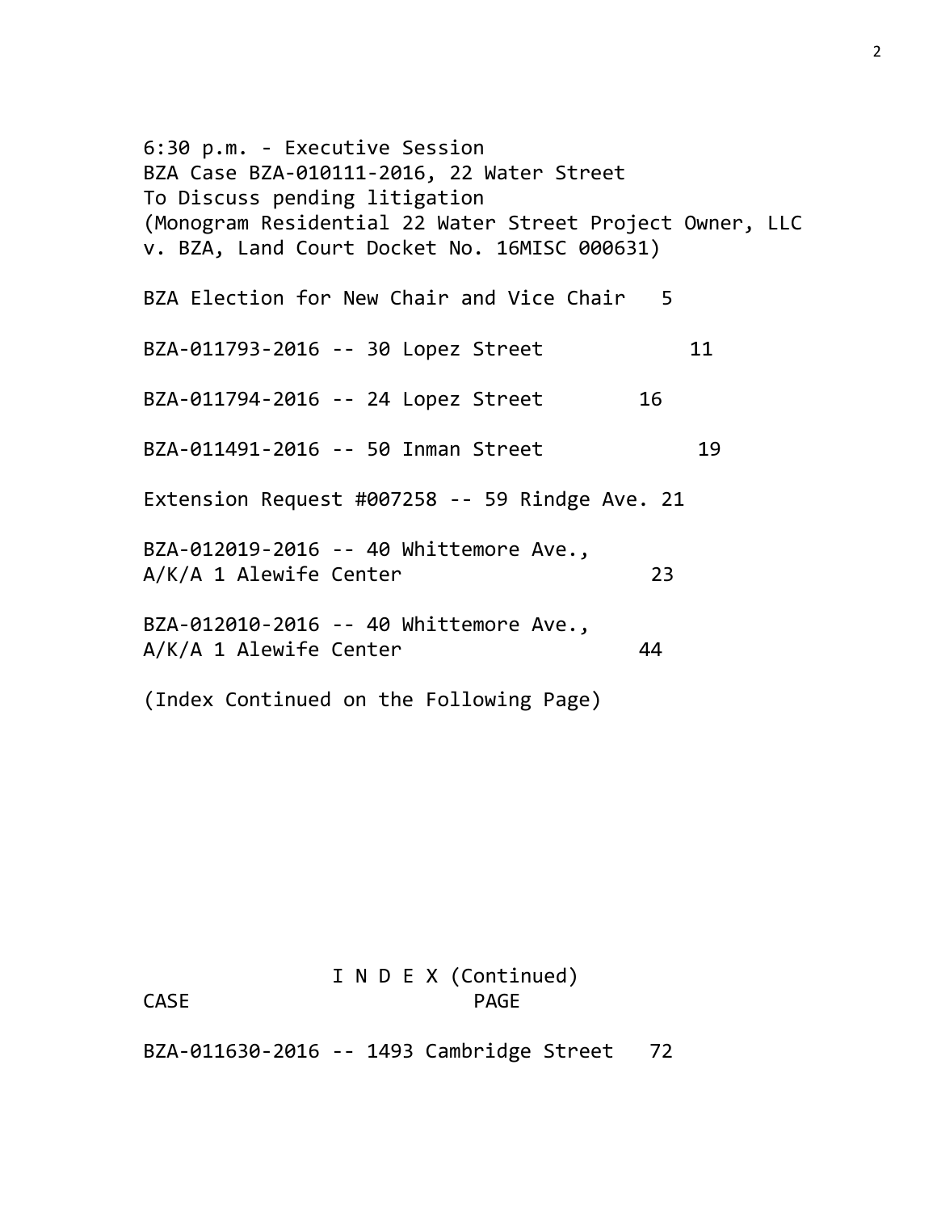6:30 p.m. - Executive Session
BZA Case BZA-010111-2016, 22 Water Street
To Discuss pending litigation
(Monogram Residential 22 Water Street Project Owner, LLC v. BZA, Land Court Docket No. 16MISC 000631)

BZA Election for New Chair and Vice Chair 5

BZA-011793-2016 -- 30 Lopez Street 11

BZA-011794-2016 -- 24 Lopez Street 16

BZA-011491-2016 -- 50 Inman Street 19

Extension Request #007258 -- 59 Rindge Ave. 21

BZA-012019-2016 -- 40 Whittemore Ave.,
A/K/A 1 Alewife Center 23

BZA-012010-2016 -- 40 Whittemore Ave.,
A/K/A 1 Alewife Center 44

(Index Continued on the Following Page)

I N D E X (Continued)

| CASE | PAGE |
|---|---|
| BZA-011630-2016 -- 1493 Cambridge Street | 72 |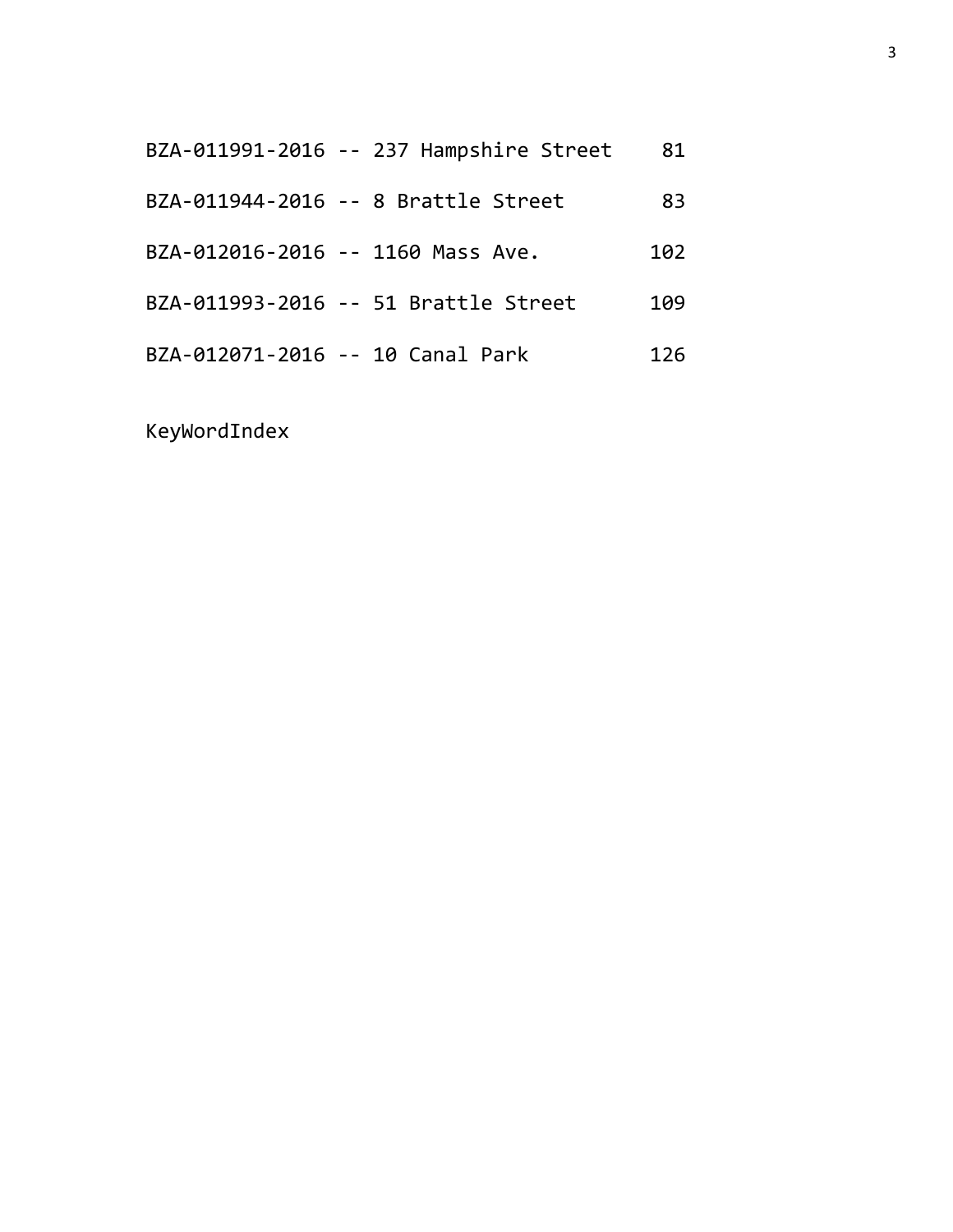BZA-011991-2016 -- 237 Hampshire Street 81

BZA-011944-2016 -- 8 Brattle Street 83

BZA-012016-2016 -- 1160 Mass Ave. 102

BZA-011993-2016 -- 51 Brattle Street 109

BZA-012071-2016 -- 10 Canal Park 126

KeyWordIndex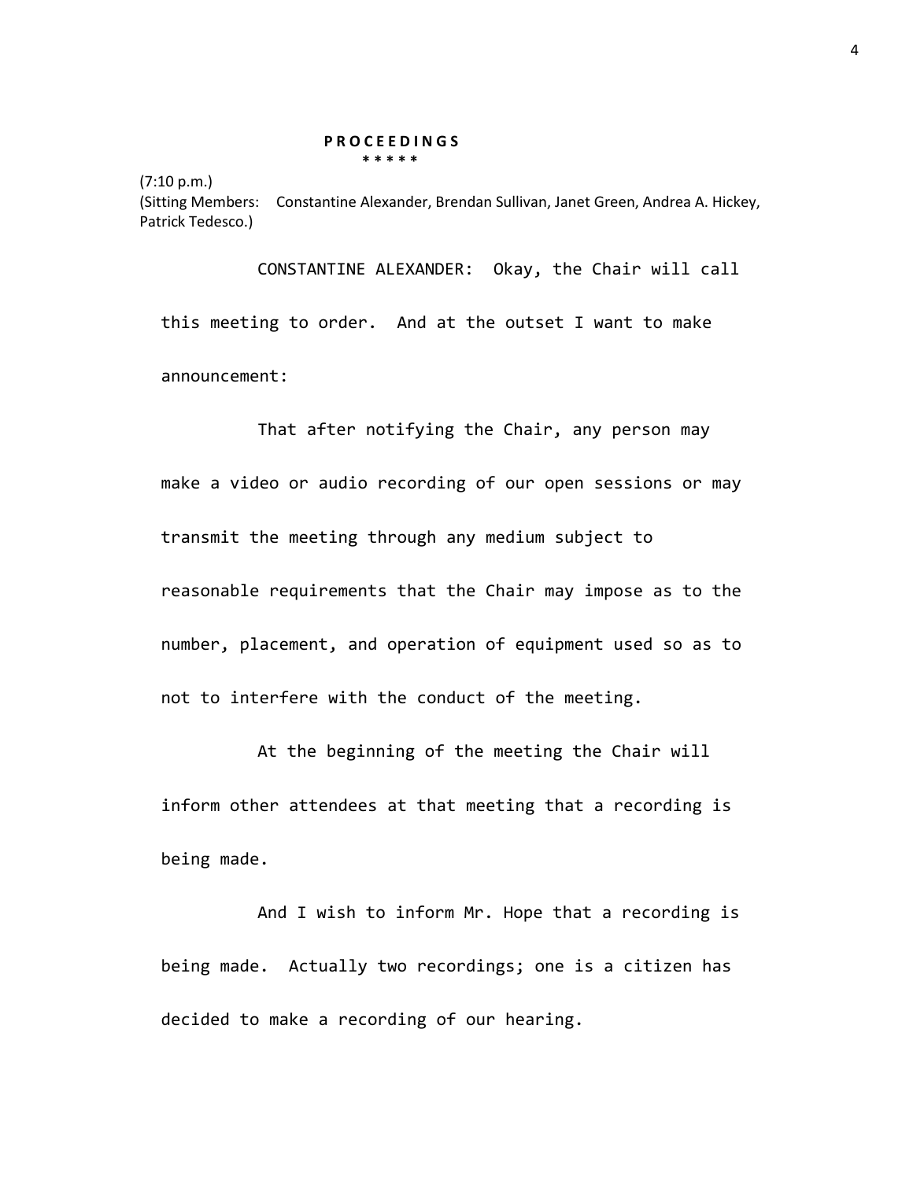**P R O C E E D I N G S**

\* \* \* \* \*

(7:10 p.m.)

(Sitting Members: Constantine Alexander, Brendan Sullivan, Janet Green, Andrea A. Hickey, Patrick Tedesco.)

CONSTANTINE ALEXANDER: Okay, the Chair will call this meeting to order. And at the outset I want to make announcement:

That after notifying the Chair, any person may make a video or audio recording of our open sessions or may transmit the meeting through any medium subject to reasonable requirements that the Chair may impose as to the number, placement, and operation of equipment used so as to not to interfere with the conduct of the meeting.

At the beginning of the meeting the Chair will inform other attendees at that meeting that a recording is being made.

And I wish to inform Mr. Hope that a recording is being made. Actually two recordings; one is a citizen has decided to make a recording of our hearing.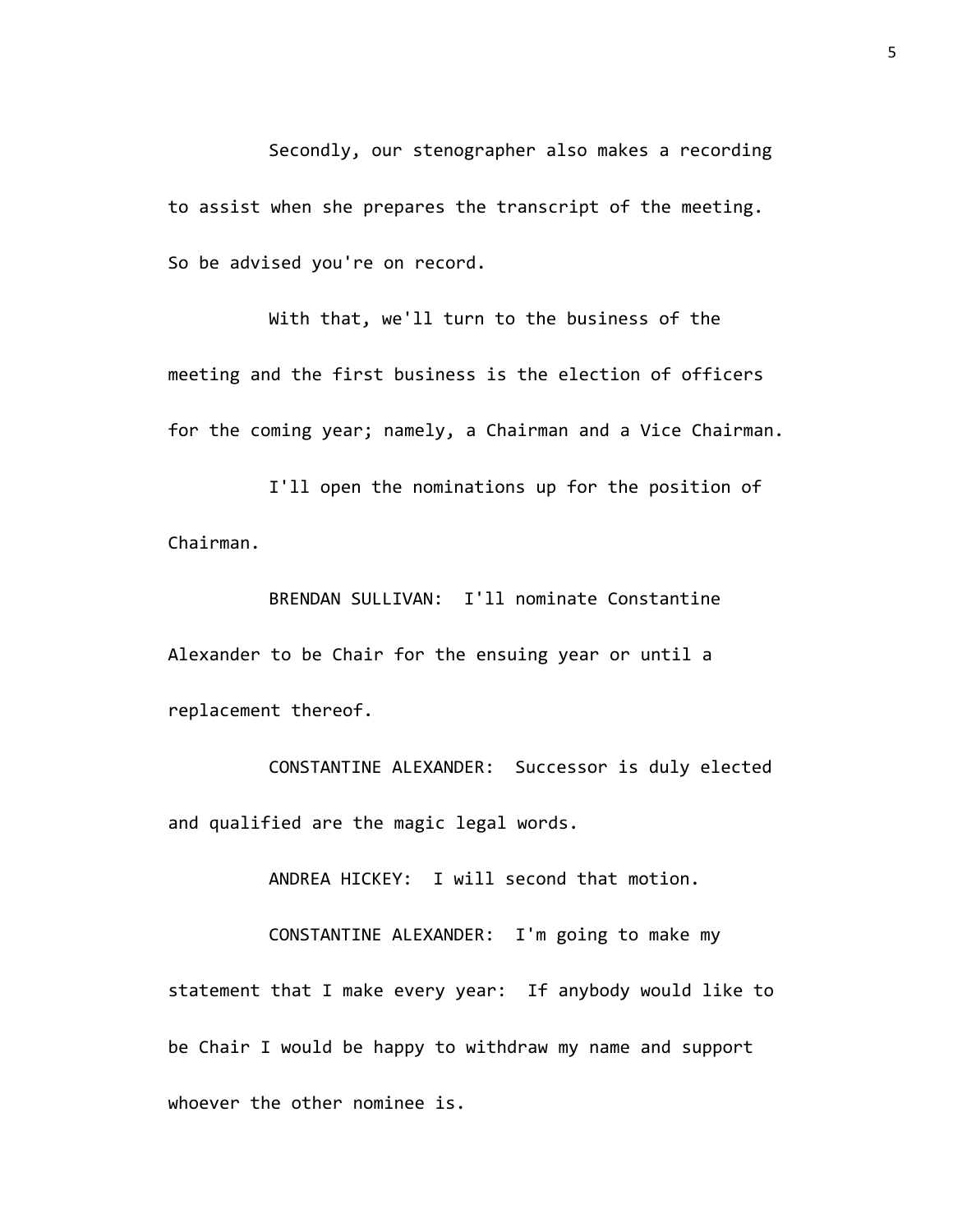Secondly, our stenographer also makes a recording to assist when she prepares the transcript of the meeting. So be advised you're on record.

With that, we'll turn to the business of the meeting and the first business is the election of officers for the coming year; namely, a Chairman and a Vice Chairman.

I'll open the nominations up for the position of Chairman.

BRENDAN SULLIVAN: I'll nominate Constantine Alexander to be Chair for the ensuing year or until a replacement thereof.

CONSTANTINE ALEXANDER: Successor is duly elected and qualified are the magic legal words.

ANDREA HICKEY: I will second that motion.

CONSTANTINE ALEXANDER: I'm going to make my statement that I make every year: If anybody would like to be Chair I would be happy to withdraw my name and support whoever the other nominee is.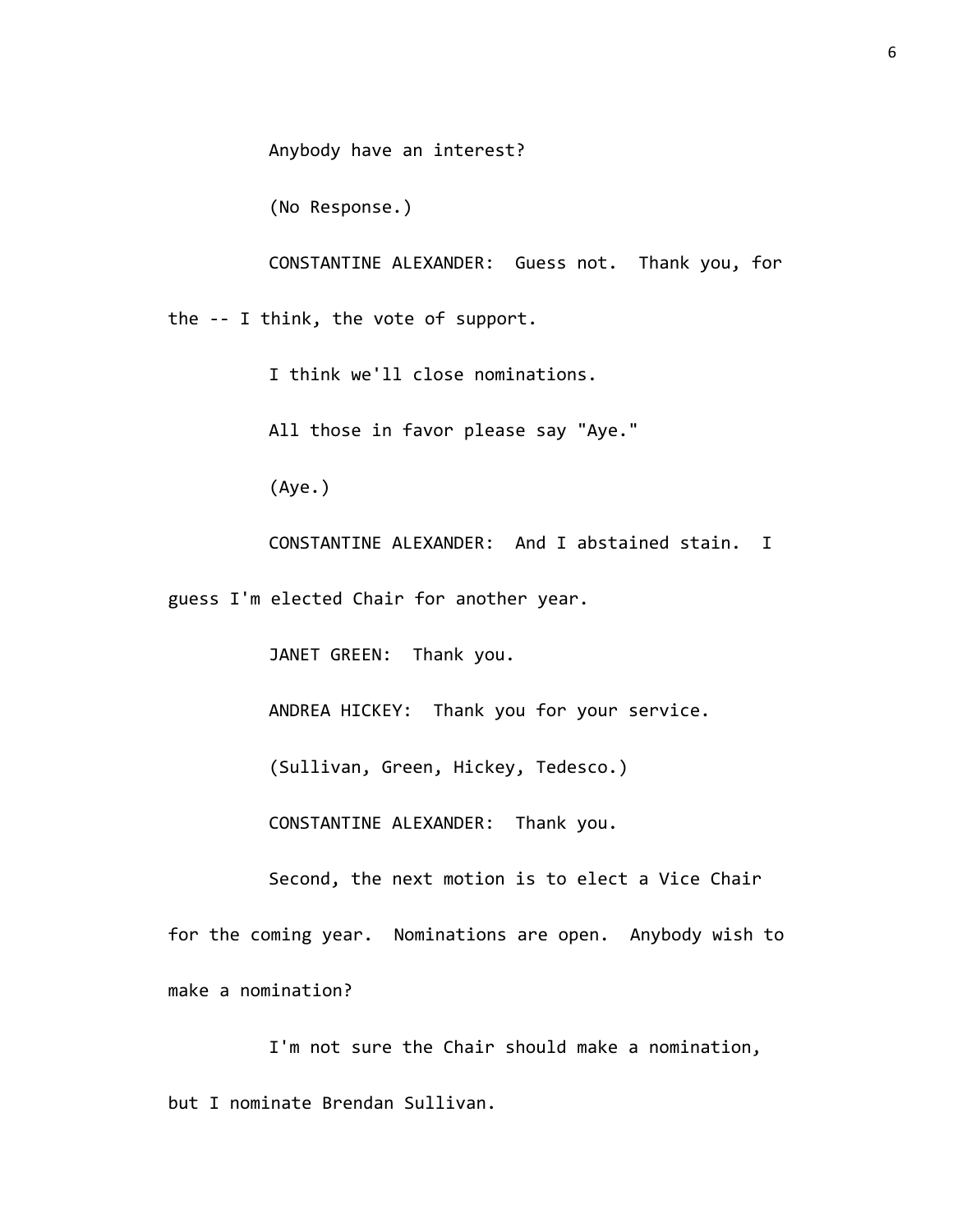Anybody have an interest?

(No Response.)

CONSTANTINE ALEXANDER: Guess not. Thank you, for the -- I think, the vote of support.

I think we'll close nominations.

All those in favor please say "Aye."

(Aye.)

CONSTANTINE ALEXANDER: And I abstained stain. I guess I'm elected Chair for another year.

JANET GREEN: Thank you.

ANDREA HICKEY: Thank you for your service.

(Sullivan, Green, Hickey, Tedesco.)

CONSTANTINE ALEXANDER: Thank you.

Second, the next motion is to elect a Vice Chair for the coming year. Nominations are open. Anybody wish to make a nomination?

I'm not sure the Chair should make a nomination, but I nominate Brendan Sullivan.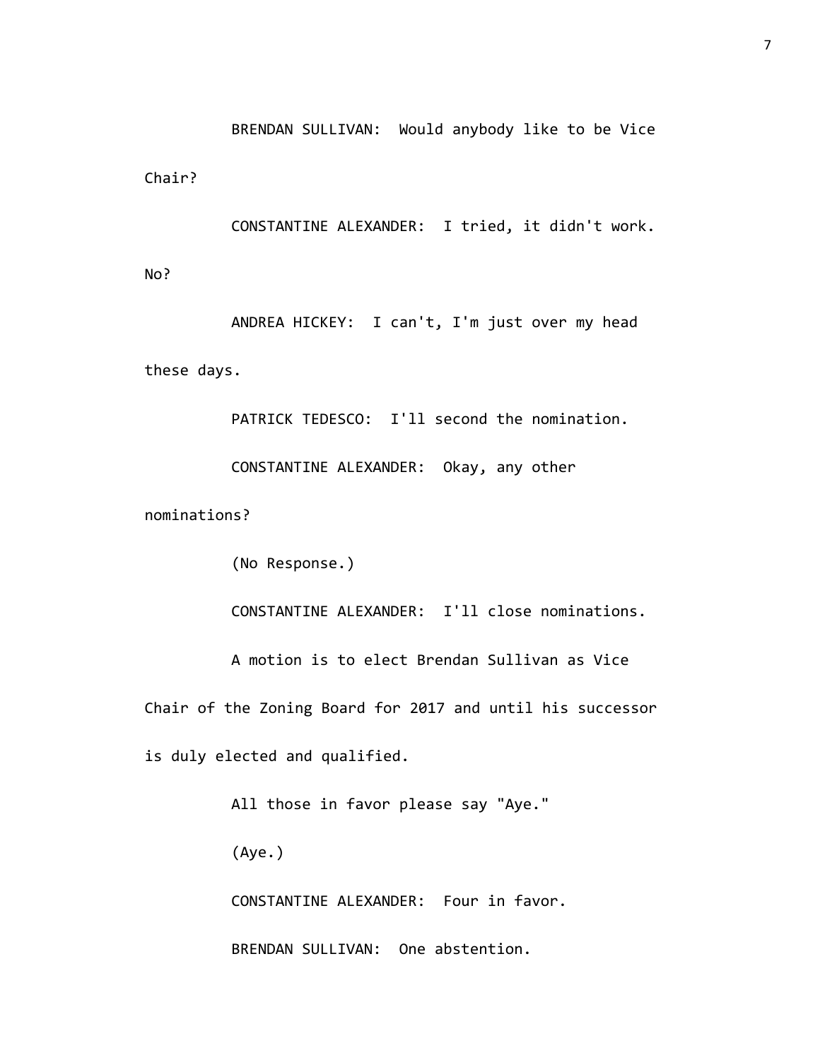BRENDAN SULLIVAN: Would anybody like to be Vice Chair?

CONSTANTINE ALEXANDER: I tried, it didn't work. No?

ANDREA HICKEY: I can't, I'm just over my head these days.

PATRICK TEDESCO: I'll second the nomination.

CONSTANTINE ALEXANDER: Okay, any other nominations?

(No Response.)

CONSTANTINE ALEXANDER: I'll close nominations.

A motion is to elect Brendan Sullivan as Vice Chair of the Zoning Board for 2017 and until his successor is duly elected and qualified.

All those in favor please say "Aye."

(Aye.)

CONSTANTINE ALEXANDER: Four in favor.

BRENDAN SULLIVAN: One abstention.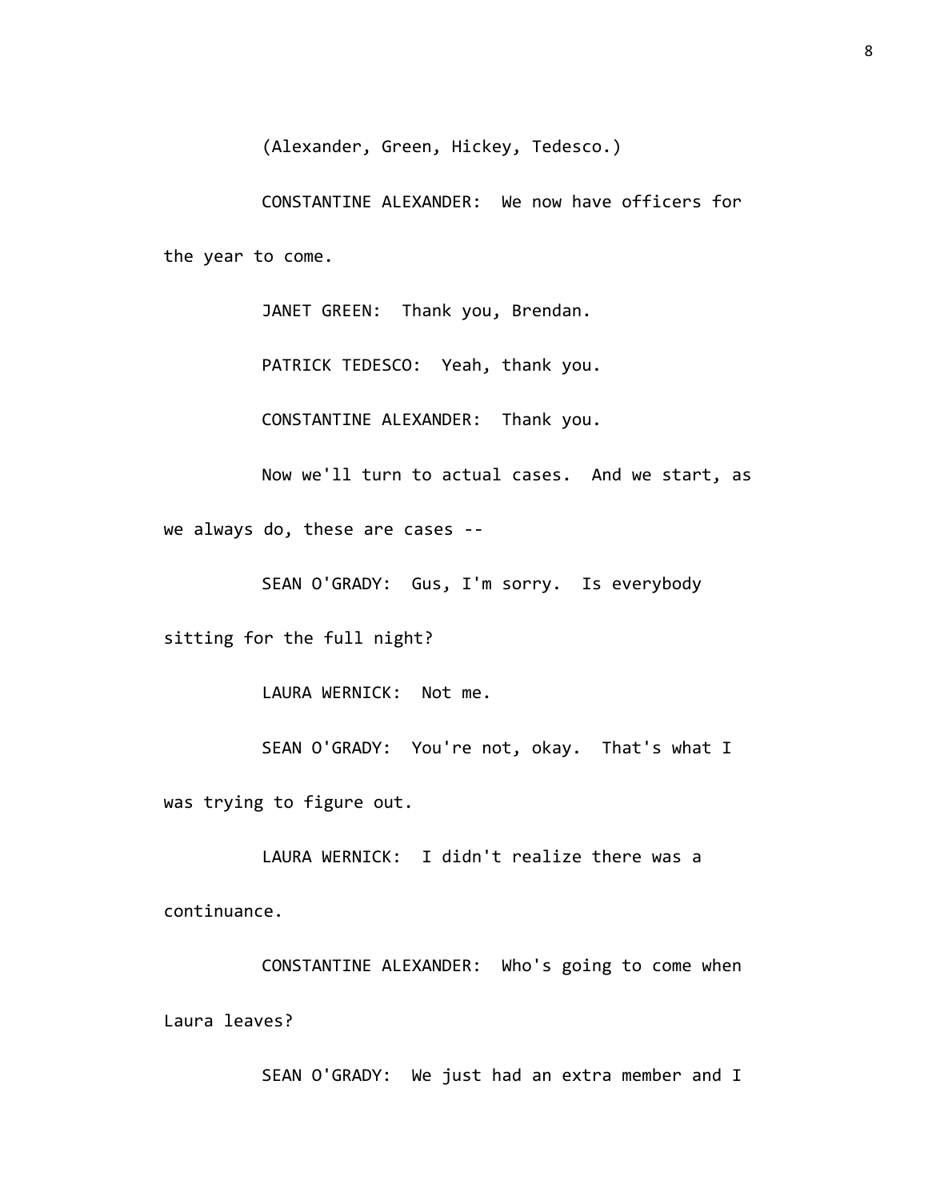(Alexander, Green, Hickey, Tedesco.)

CONSTANTINE ALEXANDER: We now have officers for the year to come.

JANET GREEN: Thank you, Brendan.

PATRICK TEDESCO: Yeah, thank you.

CONSTANTINE ALEXANDER: Thank you.

Now we'll turn to actual cases. And we start, as we always do, these are cases --

SEAN O'GRADY: Gus, I'm sorry. Is everybody sitting for the full night?

LAURA WERNICK: Not me.

SEAN O'GRADY: You're not, okay. That's what I was trying to figure out.

LAURA WERNICK: I didn't realize there was a continuance.

CONSTANTINE ALEXANDER: Who's going to come when Laura leaves?

SEAN O'GRADY: We just had an extra member and I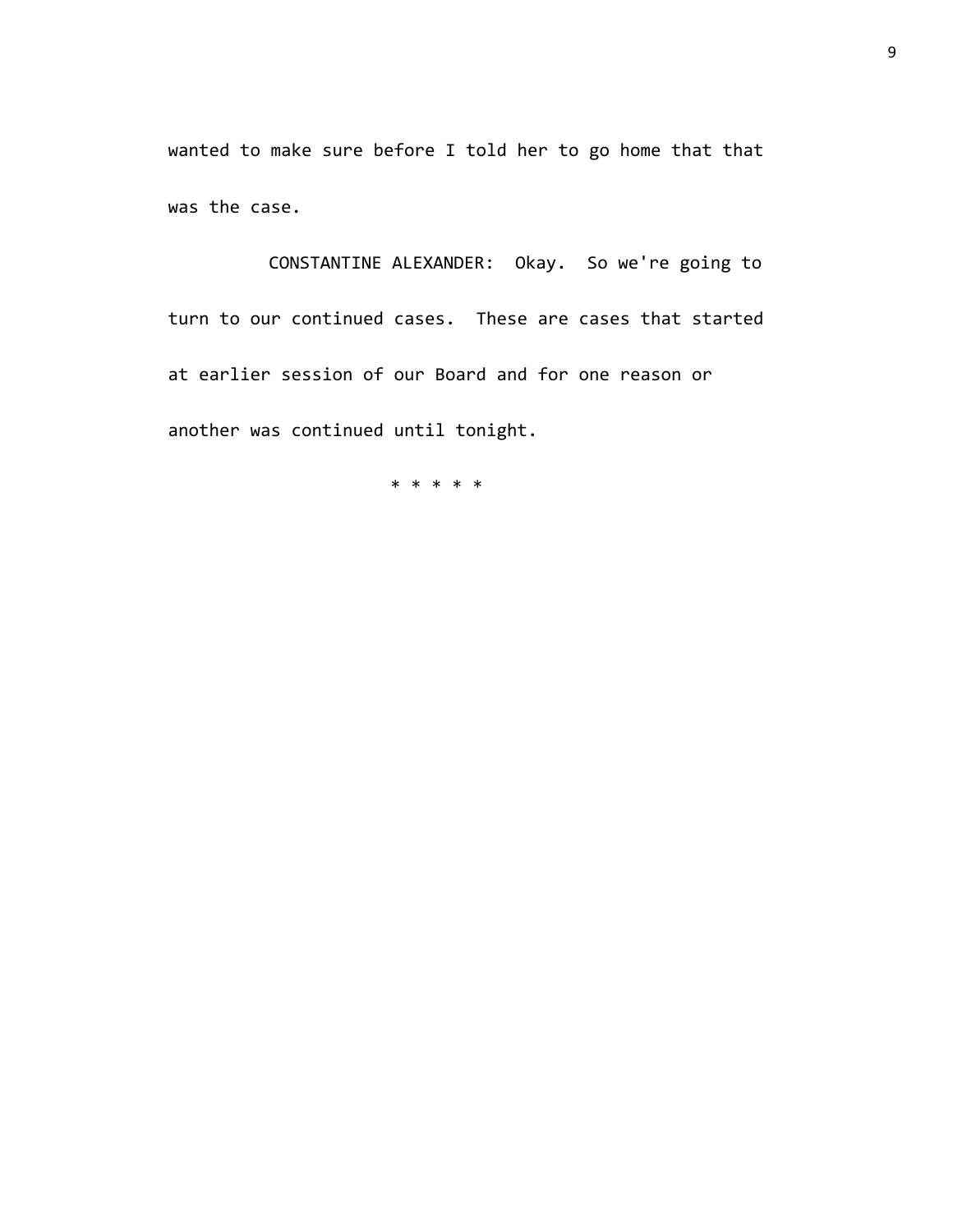wanted to make sure before I told her to go home that that was the case.

CONSTANTINE ALEXANDER: Okay. So we're going to turn to our continued cases. These are cases that started at earlier session of our Board and for one reason or another was continued until tonight.

* * * * *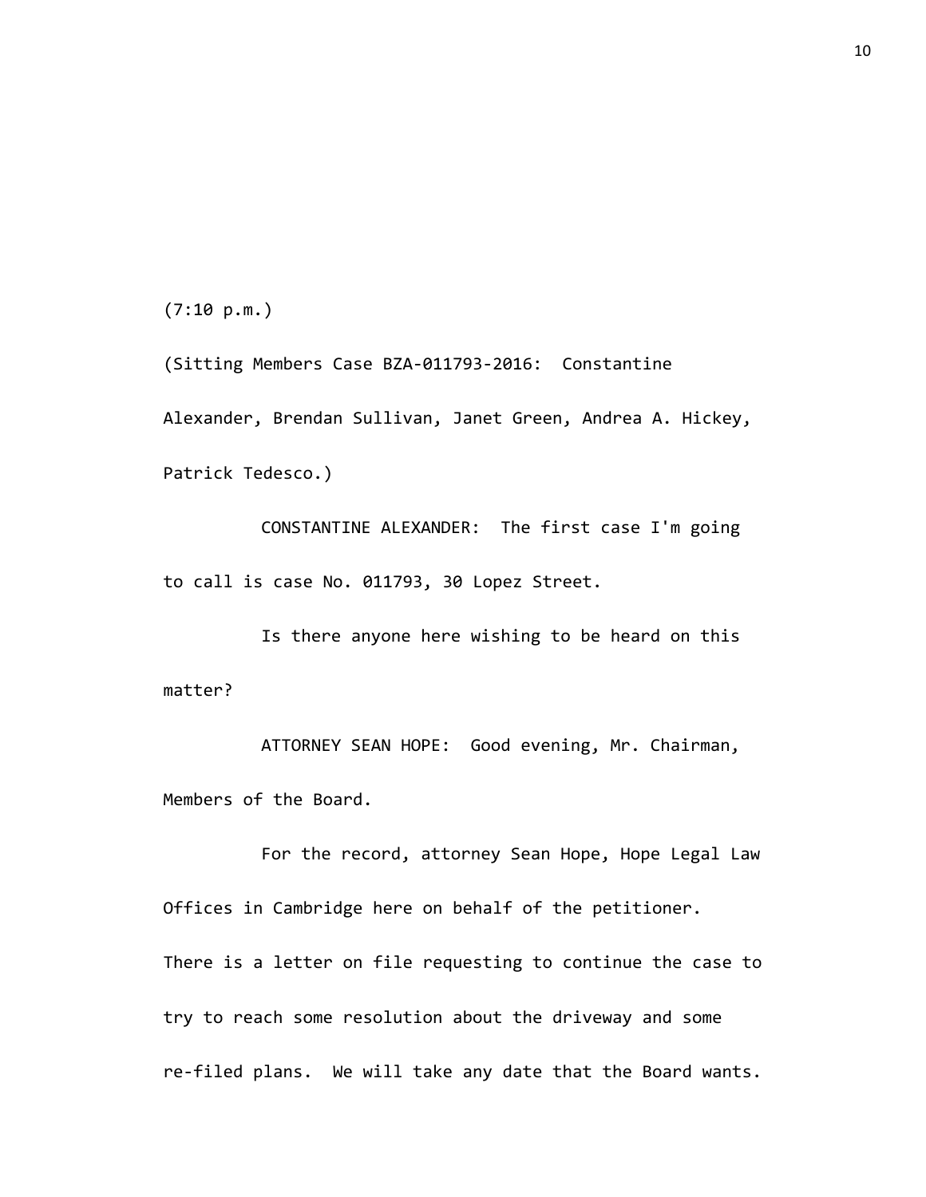(7:10 p.m.)

(Sitting Members Case BZA-011793-2016: Constantine Alexander, Brendan Sullivan, Janet Green, Andrea A. Hickey, Patrick Tedesco.)

CONSTANTINE ALEXANDER: The first case I'm going to call is case No. 011793, 30 Lopez Street.

Is there anyone here wishing to be heard on this matter?

ATTORNEY SEAN HOPE: Good evening, Mr. Chairman, Members of the Board.

For the record, attorney Sean Hope, Hope Legal Law Offices in Cambridge here on behalf of the petitioner. There is a letter on file requesting to continue the case to try to reach some resolution about the driveway and some re-filed plans. We will take any date that the Board wants.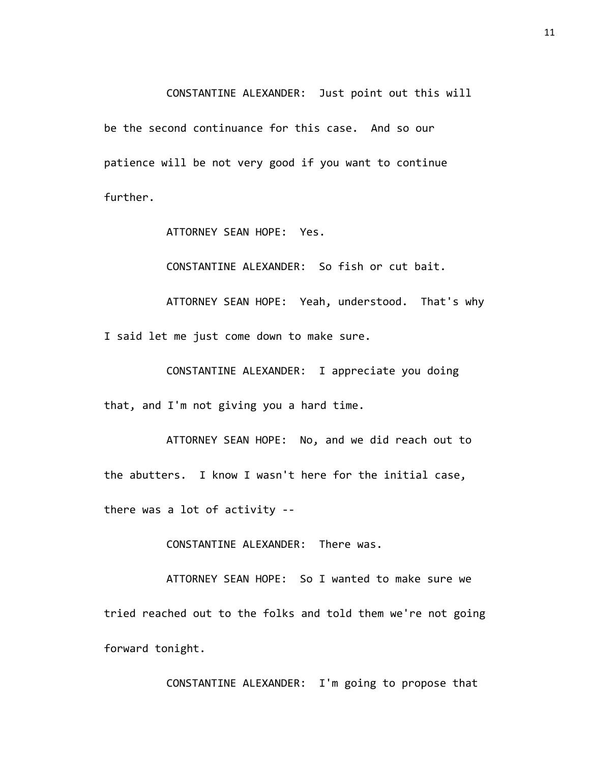CONSTANTINE ALEXANDER: Just point out this will be the second continuance for this case. And so our patience will be not very good if you want to continue further.

ATTORNEY SEAN HOPE: Yes.

CONSTANTINE ALEXANDER: So fish or cut bait.

ATTORNEY SEAN HOPE: Yeah, understood. That's why I said let me just come down to make sure.

CONSTANTINE ALEXANDER: I appreciate you doing that, and I'm not giving you a hard time.

ATTORNEY SEAN HOPE: No, and we did reach out to the abutters. I know I wasn't here for the initial case, there was a lot of activity --

CONSTANTINE ALEXANDER: There was.

ATTORNEY SEAN HOPE: So I wanted to make sure we tried reached out to the folks and told them we're not going forward tonight.

CONSTANTINE ALEXANDER: I'm going to propose that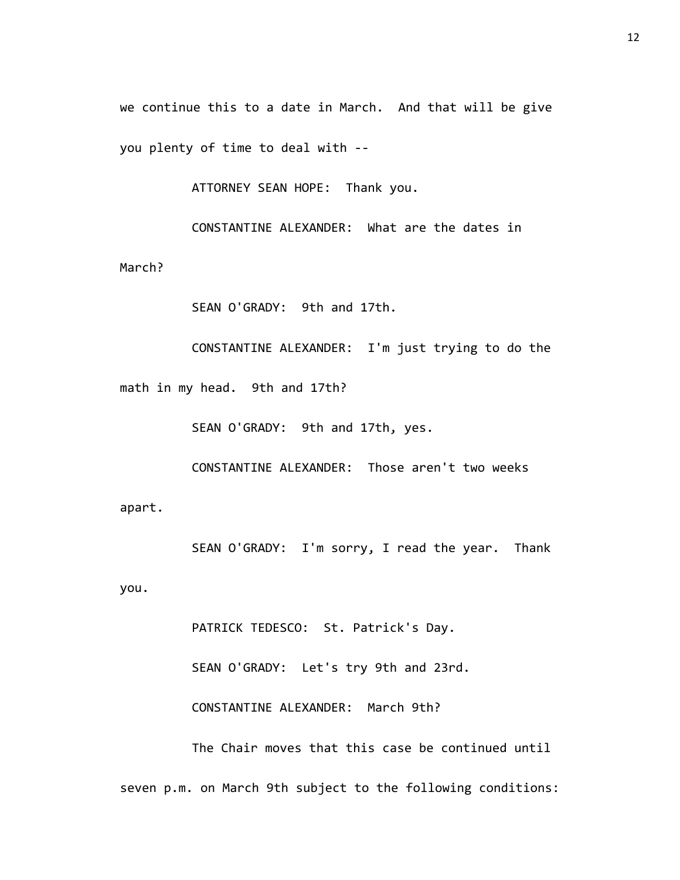we continue this to a date in March. And that will be give you plenty of time to deal with --

ATTORNEY SEAN HOPE: Thank you.

CONSTANTINE ALEXANDER: What are the dates in March?

SEAN O'GRADY: 9th and 17th.

CONSTANTINE ALEXANDER: I'm just trying to do the math in my head. 9th and 17th?

SEAN O'GRADY: 9th and 17th, yes.

CONSTANTINE ALEXANDER: Those aren't two weeks apart.

SEAN O'GRADY: I'm sorry, I read the year. Thank you.

PATRICK TEDESCO: St. Patrick's Day.

SEAN O'GRADY: Let's try 9th and 23rd.

CONSTANTINE ALEXANDER: March 9th?

The Chair moves that this case be continued until seven p.m. on March 9th subject to the following conditions: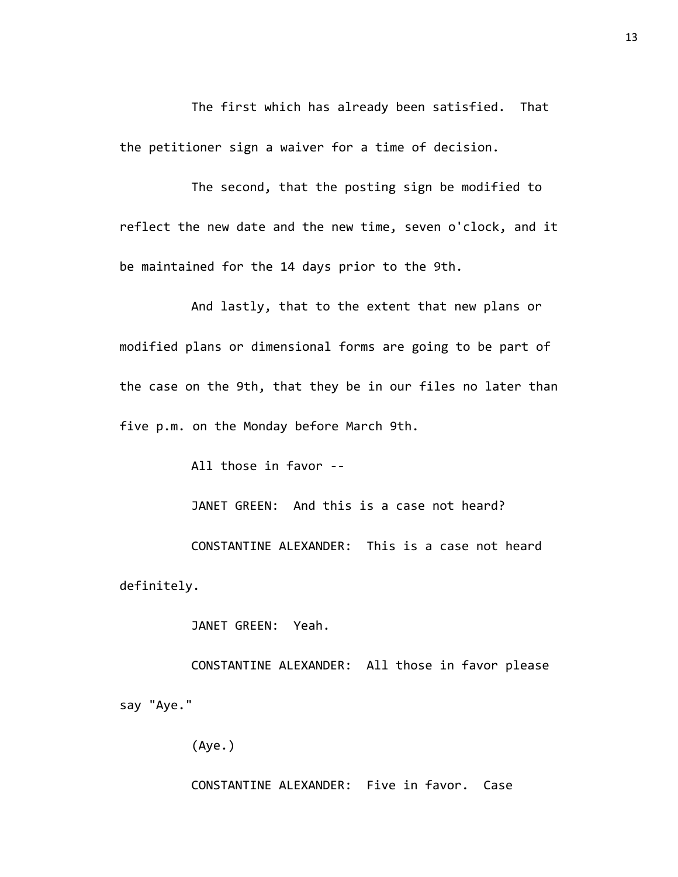The first which has already been satisfied. That the petitioner sign a waiver for a time of decision.

The second, that the posting sign be modified to reflect the new date and the new time, seven o'clock, and it be maintained for the 14 days prior to the 9th.

And lastly, that to the extent that new plans or modified plans or dimensional forms are going to be part of the case on the 9th, that they be in our files no later than five p.m. on the Monday before March 9th.

All those in favor --

JANET GREEN: And this is a case not heard?

CONSTANTINE ALEXANDER: This is a case not heard definitely.

JANET GREEN: Yeah.

CONSTANTINE ALEXANDER: All those in favor please say "Aye."

(Aye.)

CONSTANTINE ALEXANDER: Five in favor. Case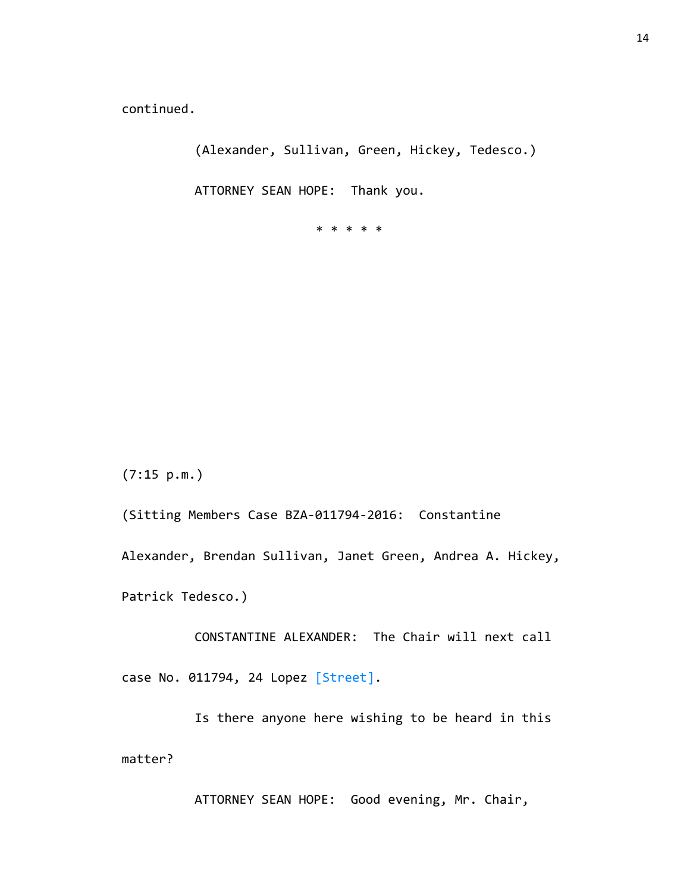continued.

(Alexander, Sullivan, Green, Hickey, Tedesco.)

ATTORNEY SEAN HOPE: Thank you.

* * * * *

(7:15 p.m.)

(Sitting Members Case BZA-011794-2016: Constantine Alexander, Brendan Sullivan, Janet Green, Andrea A. Hickey, Patrick Tedesco.)

CONSTANTINE ALEXANDER: The Chair will next call case No. 011794, 24 Lopez [Street].

Is there anyone here wishing to be heard in this matter?

ATTORNEY SEAN HOPE: Good evening, Mr. Chair,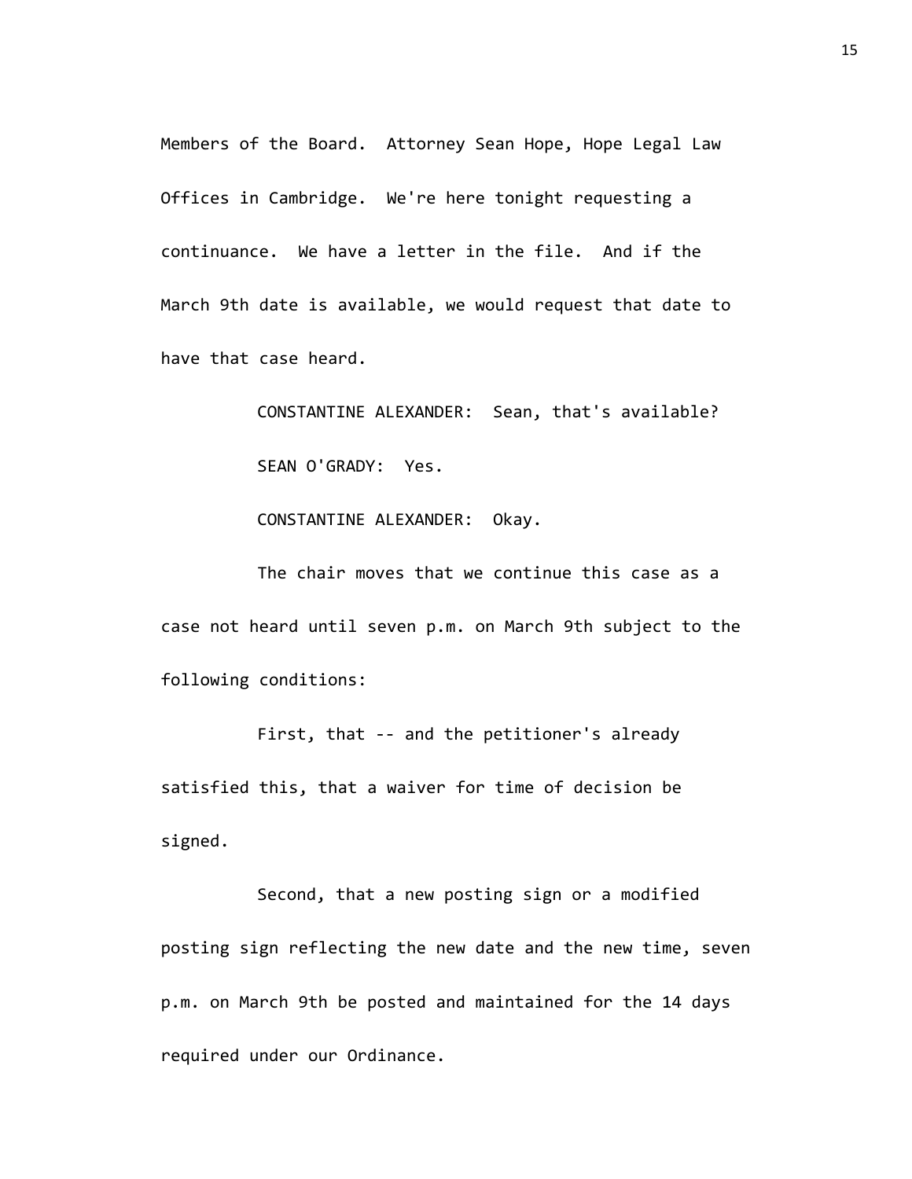Members of the Board. Attorney Sean Hope, Hope Legal Law Offices in Cambridge. We're here tonight requesting a continuance. We have a letter in the file. And if the March 9th date is available, we would request that date to have that case heard.

CONSTANTINE ALEXANDER: Sean, that's available?

SEAN O'GRADY: Yes.

CONSTANTINE ALEXANDER: Okay.

The chair moves that we continue this case as a case not heard until seven p.m. on March 9th subject to the following conditions:

First, that -- and the petitioner's already satisfied this, that a waiver for time of decision be signed.

Second, that a new posting sign or a modified posting sign reflecting the new date and the new time, seven p.m. on March 9th be posted and maintained for the 14 days required under our Ordinance.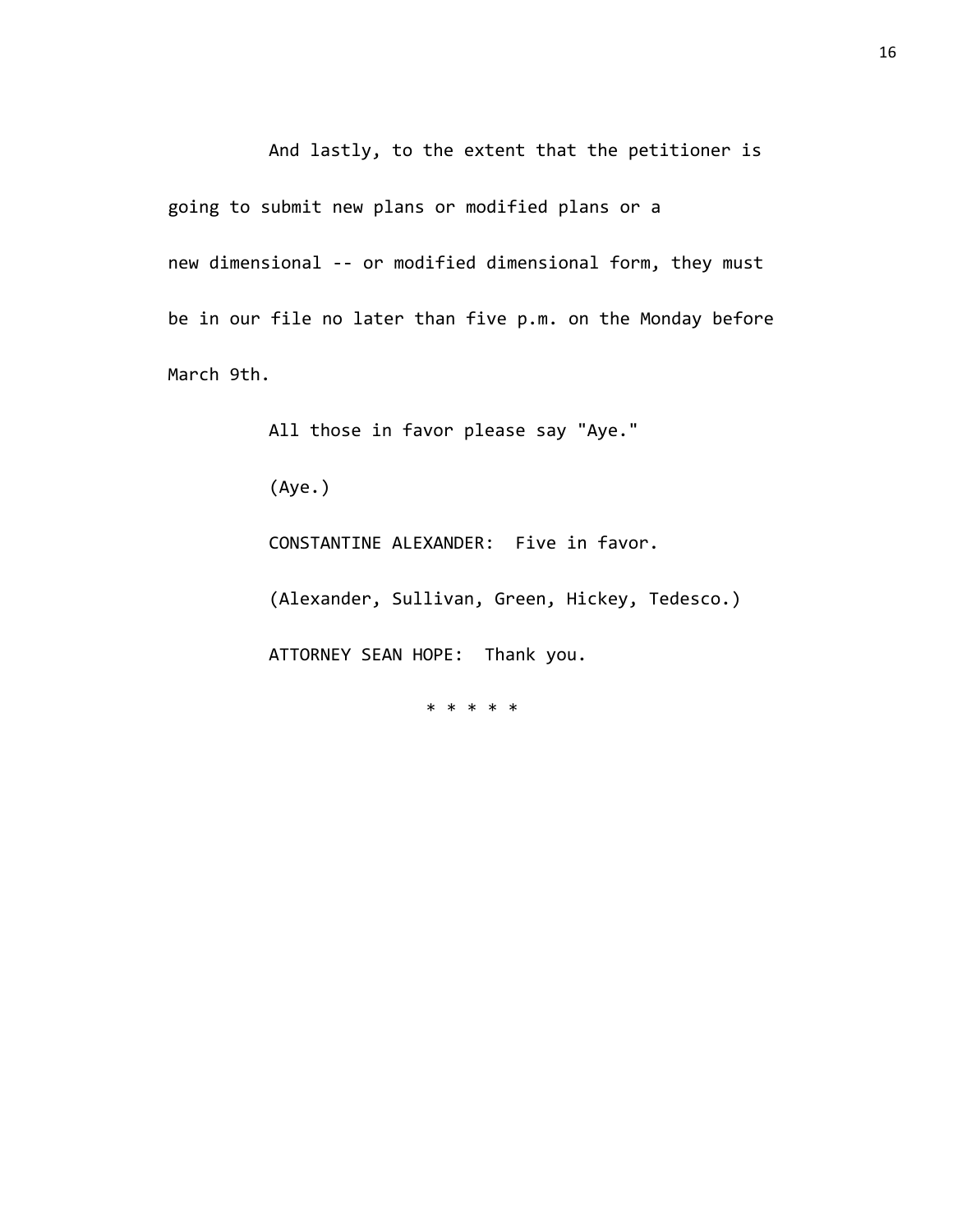And lastly, to the extent that the petitioner is going to submit new plans or modified plans or a new dimensional -- or modified dimensional form, they must be in our file no later than five p.m. on the Monday before March 9th.

All those in favor please say "Aye."

(Aye.)

CONSTANTINE ALEXANDER: Five in favor.

(Alexander, Sullivan, Green, Hickey, Tedesco.)

ATTORNEY SEAN HOPE: Thank you.

* * * * *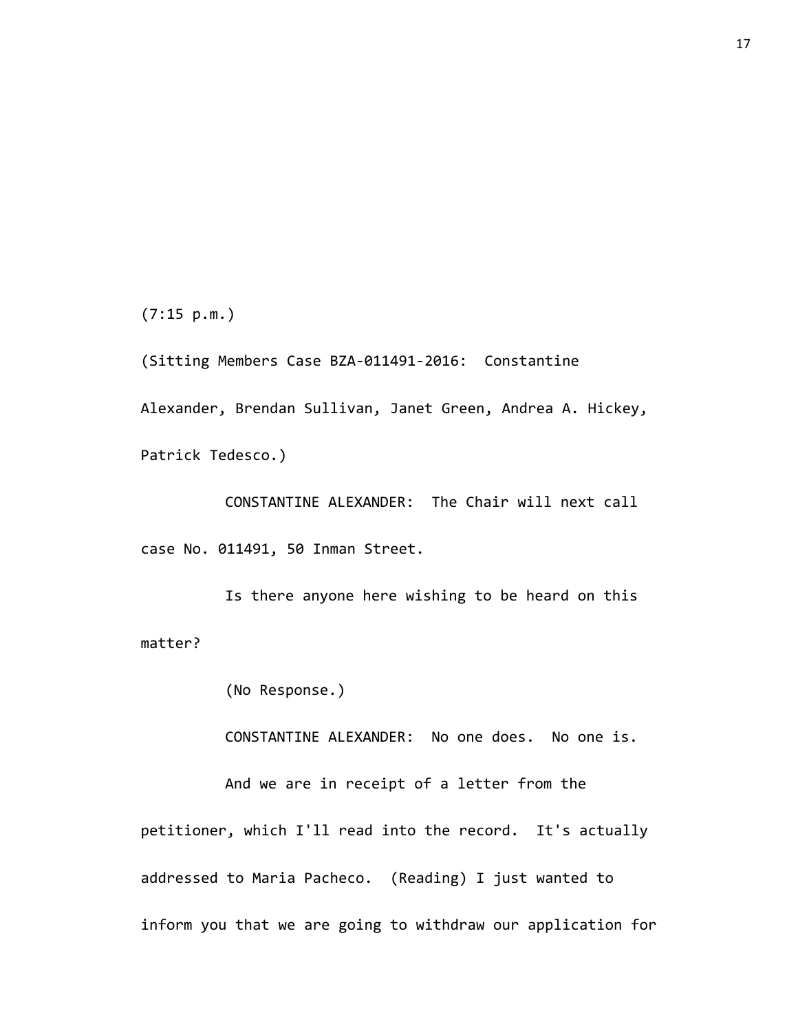(7:15 p.m.)

(Sitting Members Case BZA-011491-2016: Constantine Alexander, Brendan Sullivan, Janet Green, Andrea A. Hickey, Patrick Tedesco.)

CONSTANTINE ALEXANDER: The Chair will next call case No. 011491, 50 Inman Street.

Is there anyone here wishing to be heard on this matter?

(No Response.)

CONSTANTINE ALEXANDER: No one does. No one is.

And we are in receipt of a letter from the petitioner, which I'll read into the record. It's actually addressed to Maria Pacheco. (Reading) I just wanted to inform you that we are going to withdraw our application for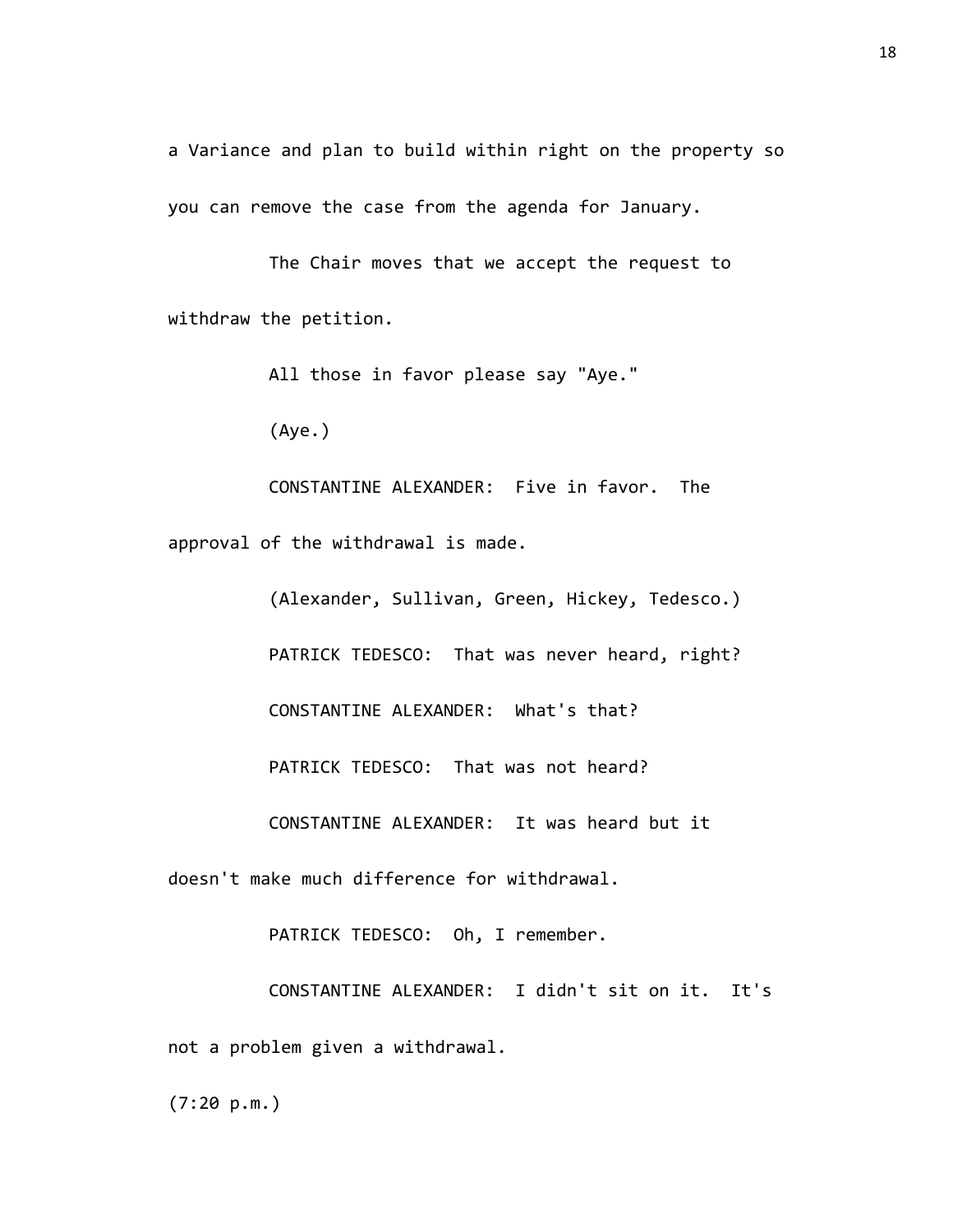a Variance and plan to build within right on the property so you can remove the case from the agenda for January.

The Chair moves that we accept the request to withdraw the petition.

All those in favor please say "Aye."

(Aye.)

CONSTANTINE ALEXANDER: Five in favor. The approval of the withdrawal is made.

(Alexander, Sullivan, Green, Hickey, Tedesco.)

PATRICK TEDESCO: That was never heard, right?

CONSTANTINE ALEXANDER: What's that?

PATRICK TEDESCO: That was not heard?

CONSTANTINE ALEXANDER: It was heard but it doesn't make much difference for withdrawal.

PATRICK TEDESCO: Oh, I remember.

CONSTANTINE ALEXANDER: I didn't sit on it. It's not a problem given a withdrawal.

(7:20 p.m.)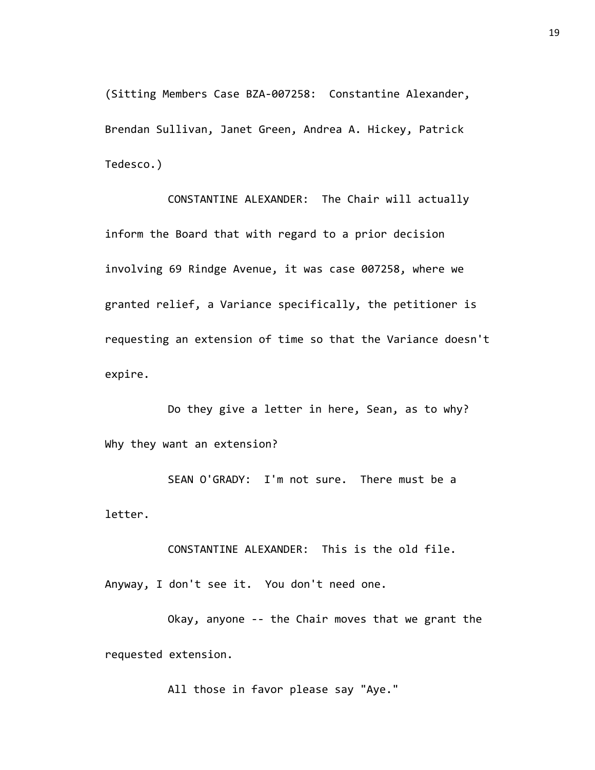(Sitting Members Case BZA-007258: Constantine Alexander, Brendan Sullivan, Janet Green, Andrea A. Hickey, Patrick Tedesco.)

CONSTANTINE ALEXANDER: The Chair will actually inform the Board that with regard to a prior decision involving 69 Rindge Avenue, it was case 007258, where we granted relief, a Variance specifically, the petitioner is requesting an extension of time so that the Variance doesn't expire.

Do they give a letter in here, Sean, as to why? Why they want an extension?

SEAN O'GRADY: I'm not sure. There must be a letter.

CONSTANTINE ALEXANDER: This is the old file. Anyway, I don't see it. You don't need one.

Okay, anyone -- the Chair moves that we grant the requested extension.

All those in favor please say "Aye."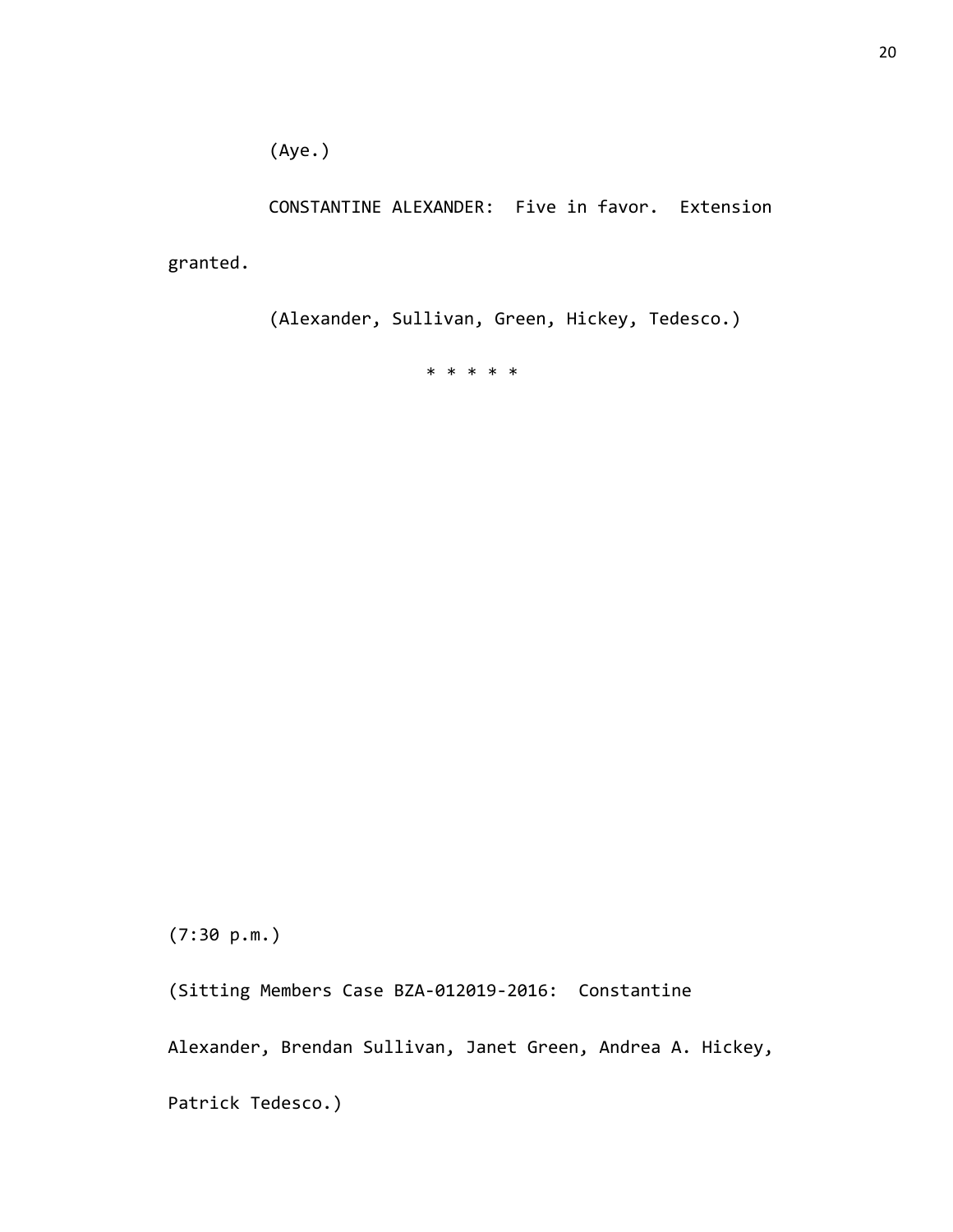(Aye.)

CONSTANTINE ALEXANDER: Five in favor. Extension granted.

(Alexander, Sullivan, Green, Hickey, Tedesco.)

* * * * *

(7:30 p.m.)

(Sitting Members Case BZA-012019-2016: Constantine Alexander, Brendan Sullivan, Janet Green, Andrea A. Hickey, Patrick Tedesco.)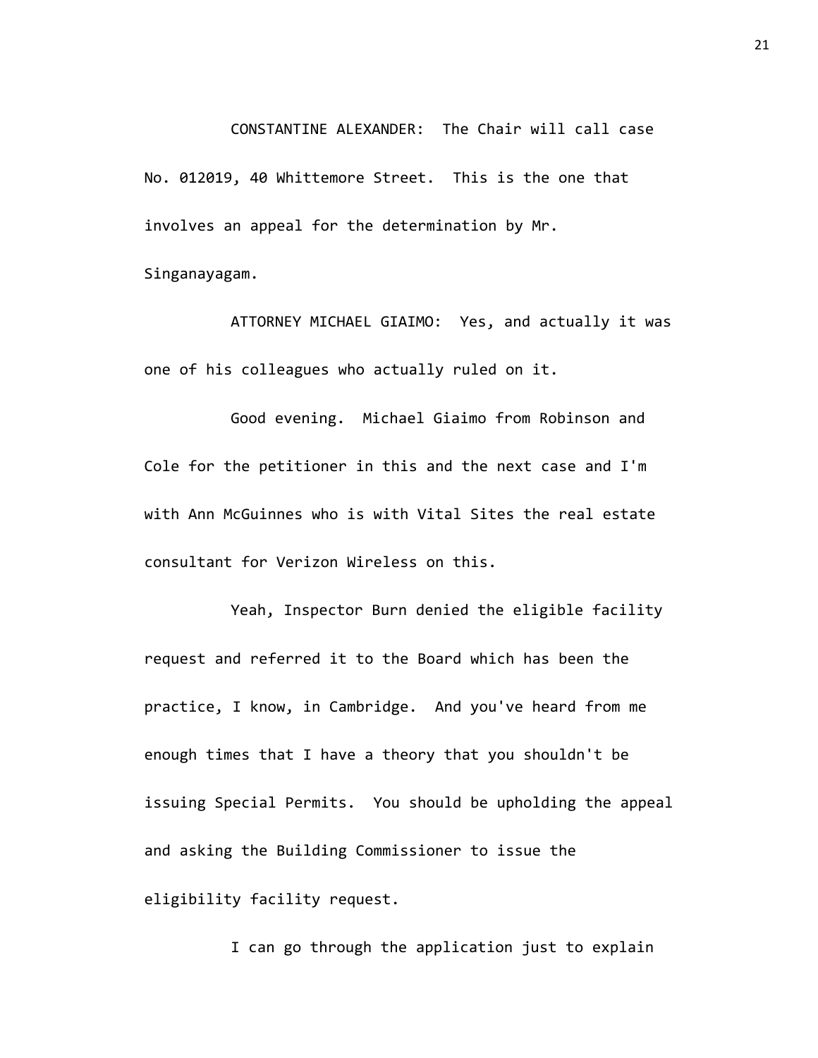CONSTANTINE ALEXANDER: The Chair will call case No. 012019, 40 Whittemore Street. This is the one that involves an appeal for the determination by Mr. Singanayagam.

ATTORNEY MICHAEL GIAIMO: Yes, and actually it was one of his colleagues who actually ruled on it.

Good evening. Michael Giaimo from Robinson and Cole for the petitioner in this and the next case and I'm with Ann McGuinnes who is with Vital Sites the real estate consultant for Verizon Wireless on this.

Yeah, Inspector Burn denied the eligible facility request and referred it to the Board which has been the practice, I know, in Cambridge. And you've heard from me enough times that I have a theory that you shouldn't be issuing Special Permits. You should be upholding the appeal and asking the Building Commissioner to issue the eligibility facility request.

I can go through the application just to explain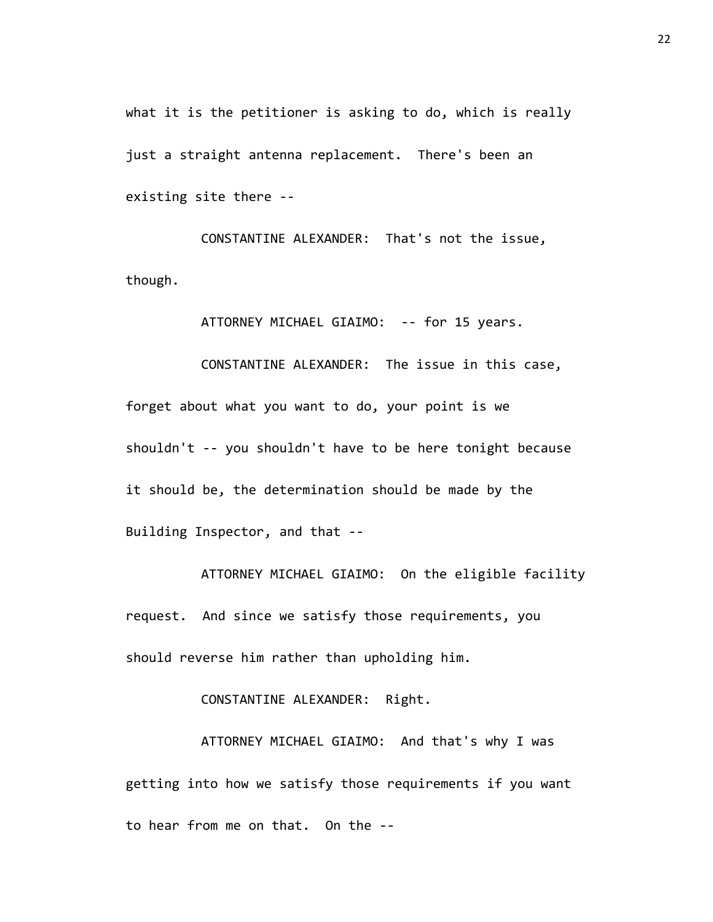what it is the petitioner is asking to do, which is really just a straight antenna replacement. There's been an existing site there --

CONSTANTINE ALEXANDER: That's not the issue, though.

ATTORNEY MICHAEL GIAIMO: -- for 15 years.

CONSTANTINE ALEXANDER: The issue in this case, forget about what you want to do, your point is we shouldn't -- you shouldn't have to be here tonight because it should be, the determination should be made by the Building Inspector, and that --

ATTORNEY MICHAEL GIAIMO: On the eligible facility request. And since we satisfy those requirements, you should reverse him rather than upholding him.

CONSTANTINE ALEXANDER: Right.

ATTORNEY MICHAEL GIAIMO: And that's why I was getting into how we satisfy those requirements if you want to hear from me on that. On the --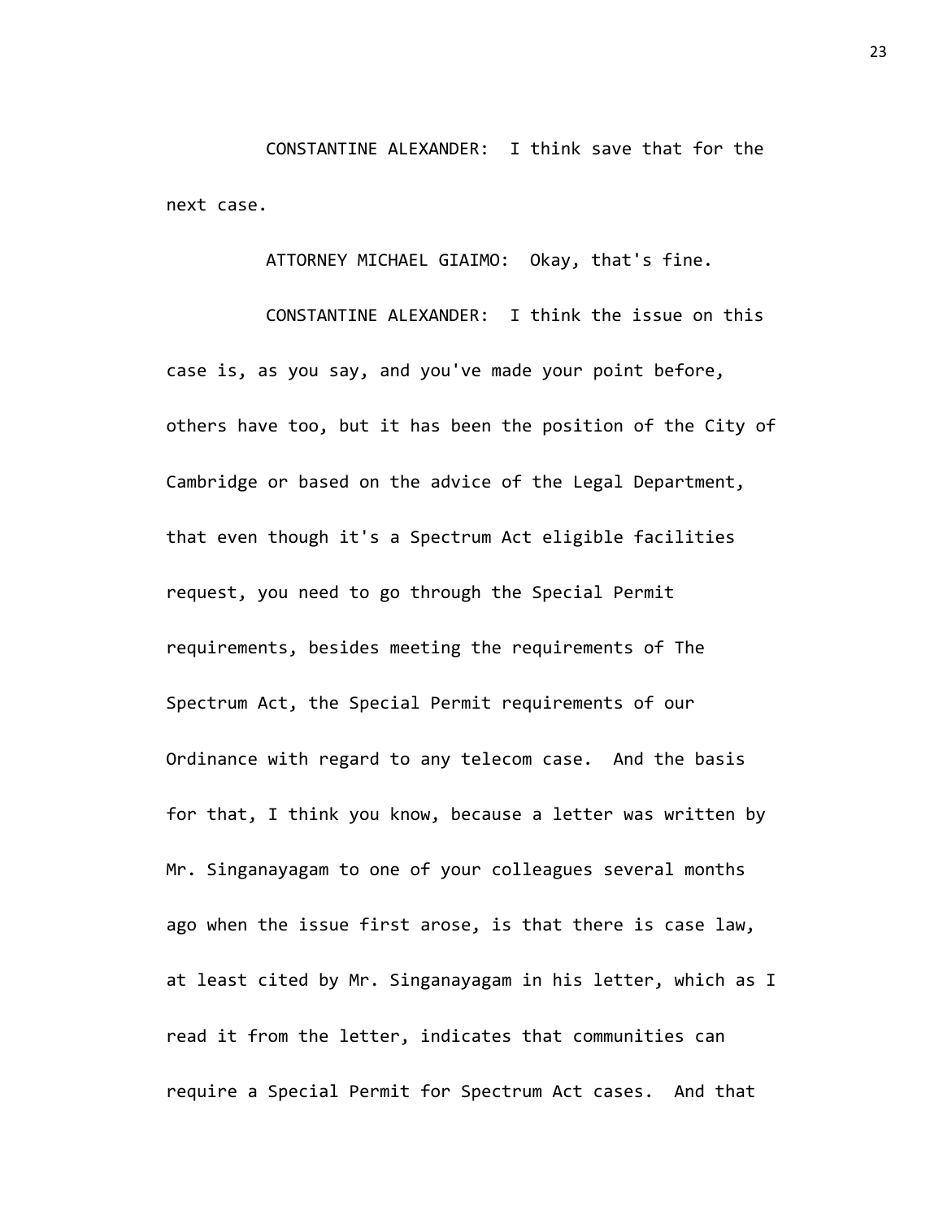CONSTANTINE ALEXANDER: I think save that for the next case.

ATTORNEY MICHAEL GIAIMO: Okay, that's fine.

CONSTANTINE ALEXANDER: I think the issue on this case is, as you say, and you've made your point before, others have too, but it has been the position of the City of Cambridge or based on the advice of the Legal Department, that even though it's a Spectrum Act eligible facilities request, you need to go through the Special Permit requirements, besides meeting the requirements of The Spectrum Act, the Special Permit requirements of our Ordinance with regard to any telecom case. And the basis for that, I think you know, because a letter was written by Mr. Singanayagam to one of your colleagues several months ago when the issue first arose, is that there is case law, at least cited by Mr. Singanayagam in his letter, which as I read it from the letter, indicates that communities can require a Special Permit for Spectrum Act cases. And that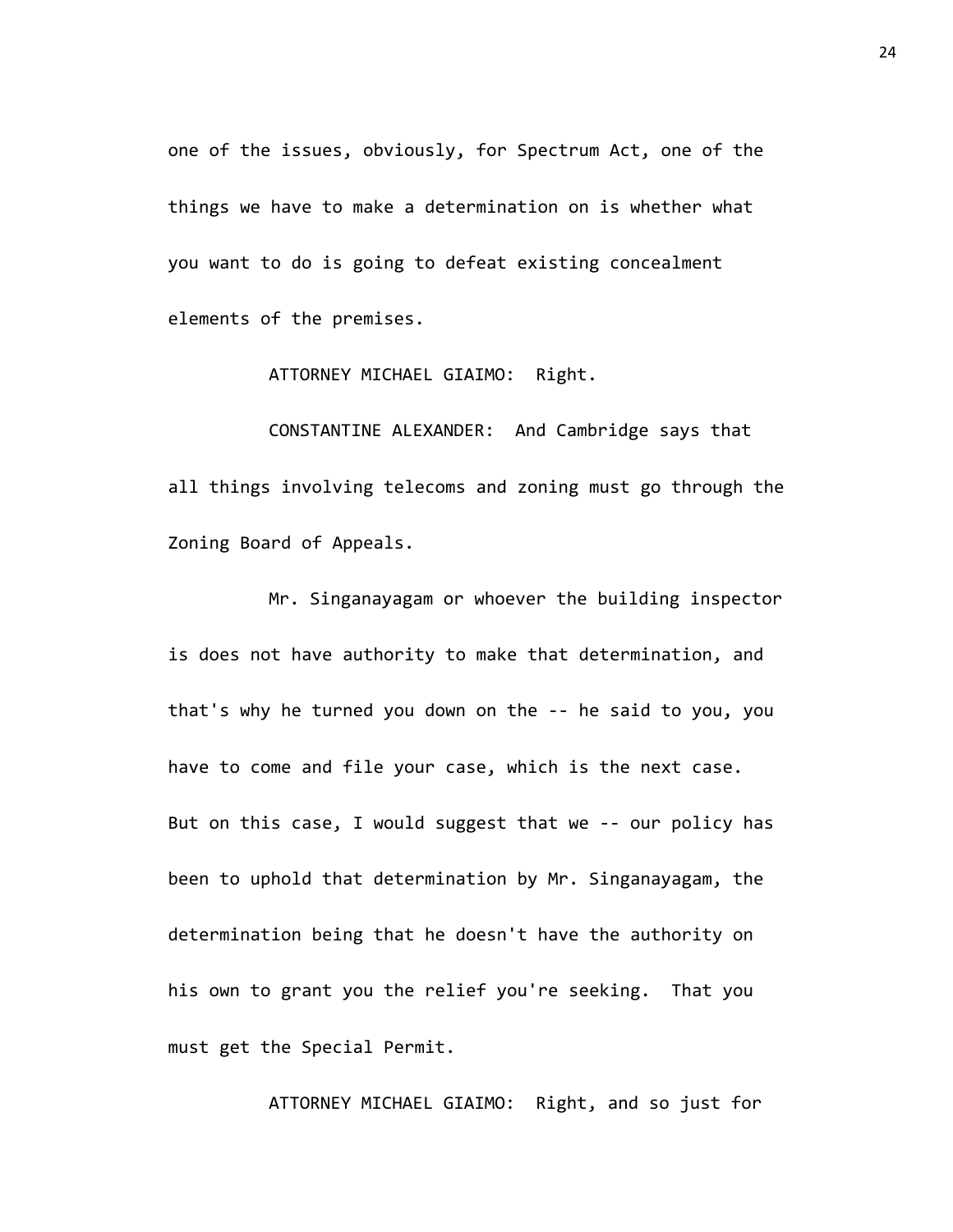one of the issues, obviously, for Spectrum Act, one of the things we have to make a determination on is whether what you want to do is going to defeat existing concealment elements of the premises.

ATTORNEY MICHAEL GIAIMO: Right.

CONSTANTINE ALEXANDER: And Cambridge says that all things involving telecoms and zoning must go through the Zoning Board of Appeals.

Mr. Singanayagam or whoever the building inspector is does not have authority to make that determination, and that's why he turned you down on the -- he said to you, you have to come and file your case, which is the next case. But on this case, I would suggest that we -- our policy has been to uphold that determination by Mr. Singanayagam, the determination being that he doesn't have the authority on his own to grant you the relief you're seeking. That you must get the Special Permit.

ATTORNEY MICHAEL GIAIMO: Right, and so just for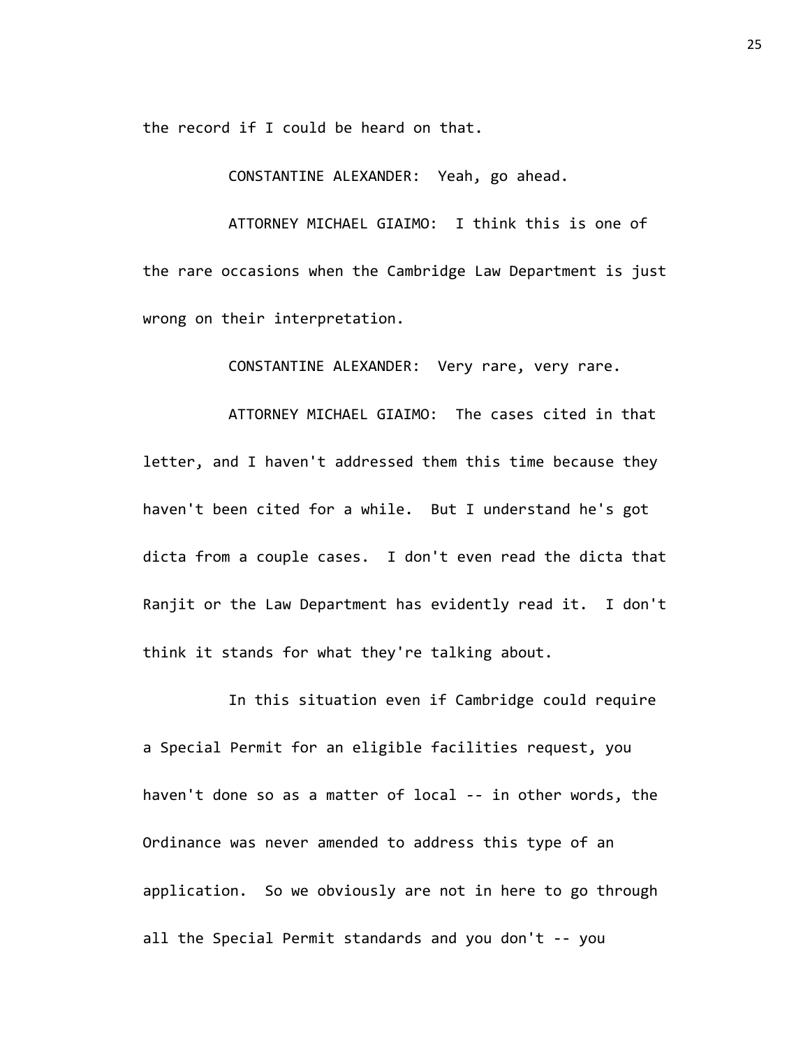the record if I could be heard on that.

CONSTANTINE ALEXANDER: Yeah, go ahead.

ATTORNEY MICHAEL GIAIMO: I think this is one of the rare occasions when the Cambridge Law Department is just wrong on their interpretation.

CONSTANTINE ALEXANDER: Very rare, very rare.

ATTORNEY MICHAEL GIAIMO: The cases cited in that letter, and I haven't addressed them this time because they haven't been cited for a while. But I understand he's got dicta from a couple cases. I don't even read the dicta that Ranjit or the Law Department has evidently read it. I don't think it stands for what they're talking about.

In this situation even if Cambridge could require a Special Permit for an eligible facilities request, you haven't done so as a matter of local -- in other words, the Ordinance was never amended to address this type of an application. So we obviously are not in here to go through all the Special Permit standards and you don't -- you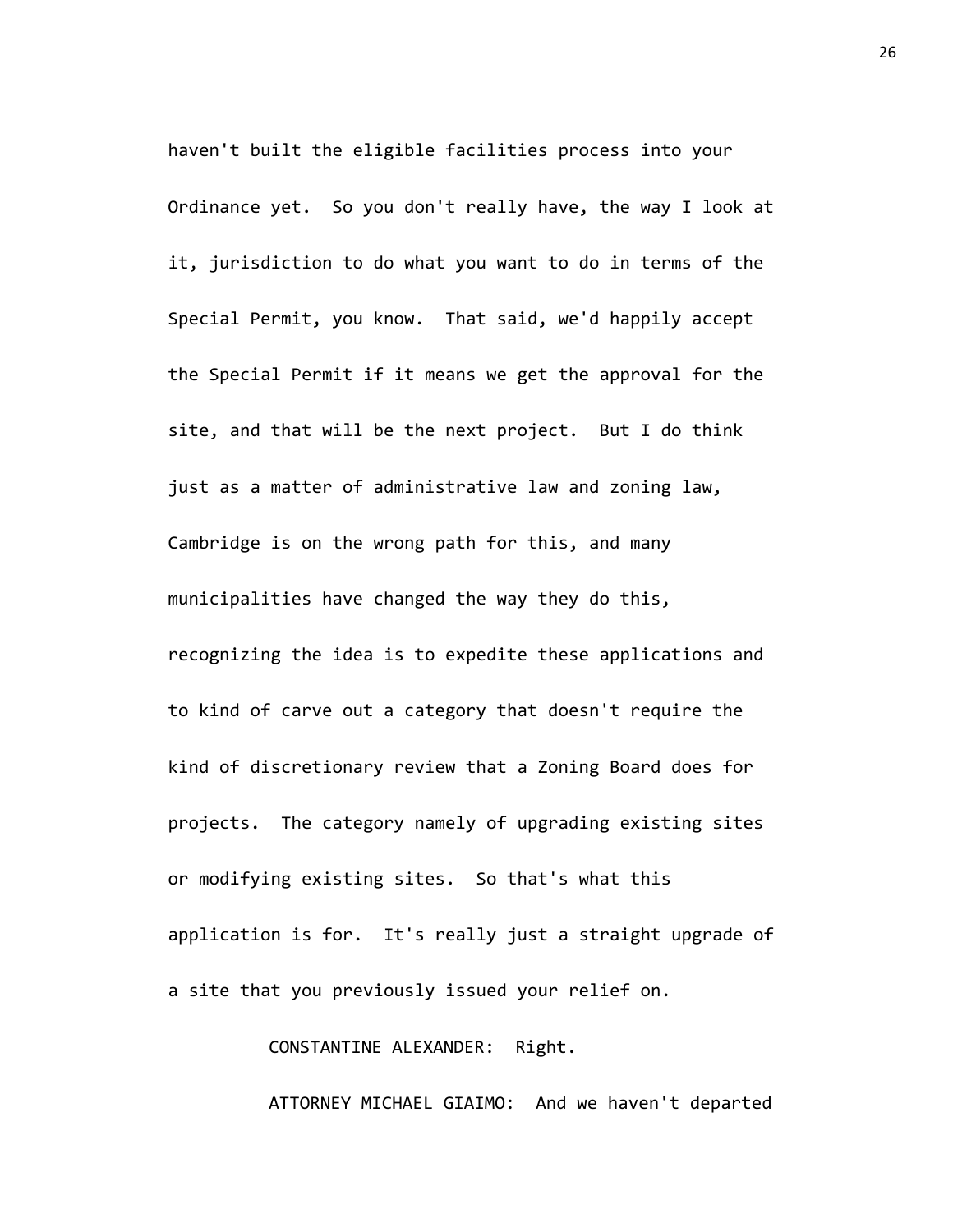haven't built the eligible facilities process into your Ordinance yet. So you don't really have, the way I look at it, jurisdiction to do what you want to do in terms of the Special Permit, you know. That said, we'd happily accept the Special Permit if it means we get the approval for the site, and that will be the next project. But I do think just as a matter of administrative law and zoning law, Cambridge is on the wrong path for this, and many municipalities have changed the way they do this, recognizing the idea is to expedite these applications and to kind of carve out a category that doesn't require the kind of discretionary review that a Zoning Board does for projects. The category namely of upgrading existing sites or modifying existing sites. So that's what this application is for. It's really just a straight upgrade of a site that you previously issued your relief on.

CONSTANTINE ALEXANDER: Right.

ATTORNEY MICHAEL GIAIMO: And we haven't departed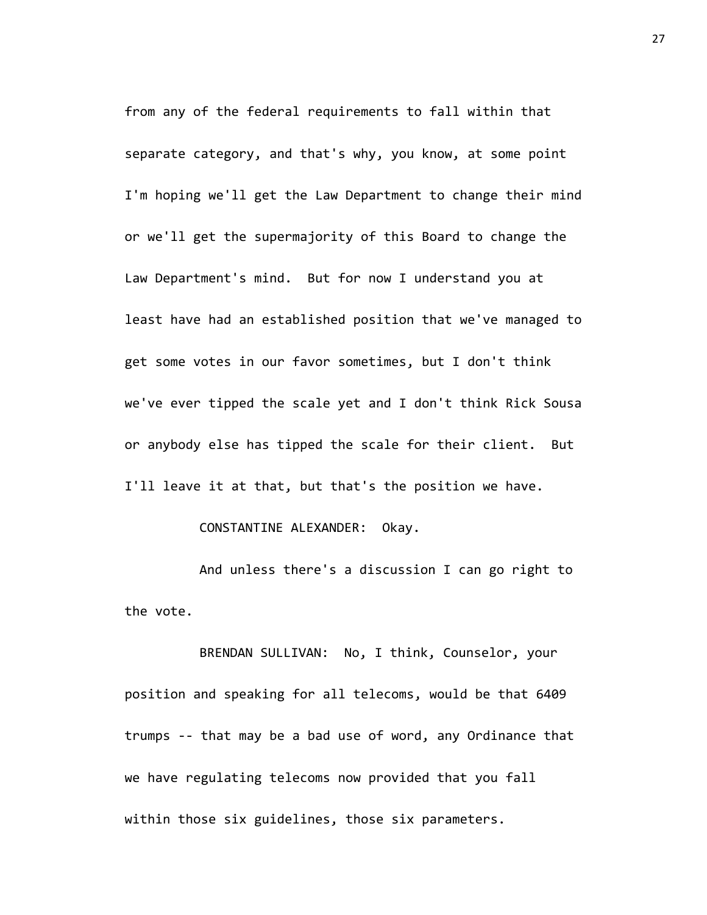from any of the federal requirements to fall within that separate category, and that's why, you know, at some point I'm hoping we'll get the Law Department to change their mind or we'll get the supermajority of this Board to change the Law Department's mind. But for now I understand you at least have had an established position that we've managed to get some votes in our favor sometimes, but I don't think we've ever tipped the scale yet and I don't think Rick Sousa or anybody else has tipped the scale for their client. But I'll leave it at that, but that's the position we have.

CONSTANTINE ALEXANDER: Okay.

And unless there's a discussion I can go right to the vote.

BRENDAN SULLIVAN: No, I think, Counselor, your position and speaking for all telecoms, would be that 6409 trumps -- that may be a bad use of word, any Ordinance that we have regulating telecoms now provided that you fall within those six guidelines, those six parameters.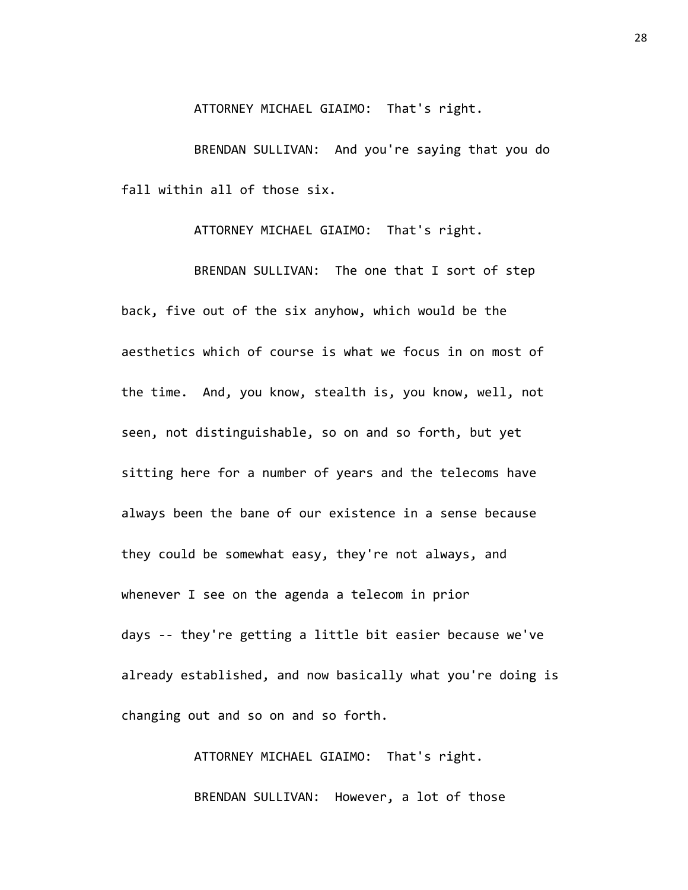ATTORNEY MICHAEL GIAIMO: That's right.

BRENDAN SULLIVAN: And you're saying that you do fall within all of those six.

ATTORNEY MICHAEL GIAIMO: That's right.

BRENDAN SULLIVAN: The one that I sort of step back, five out of the six anyhow, which would be the aesthetics which of course is what we focus in on most of the time. And, you know, stealth is, you know, well, not seen, not distinguishable, so on and so forth, but yet sitting here for a number of years and the telecoms have always been the bane of our existence in a sense because they could be somewhat easy, they're not always, and whenever I see on the agenda a telecom in prior days -- they're getting a little bit easier because we've already established, and now basically what you're doing is changing out and so on and so forth.

ATTORNEY MICHAEL GIAIMO: That's right.

BRENDAN SULLIVAN: However, a lot of those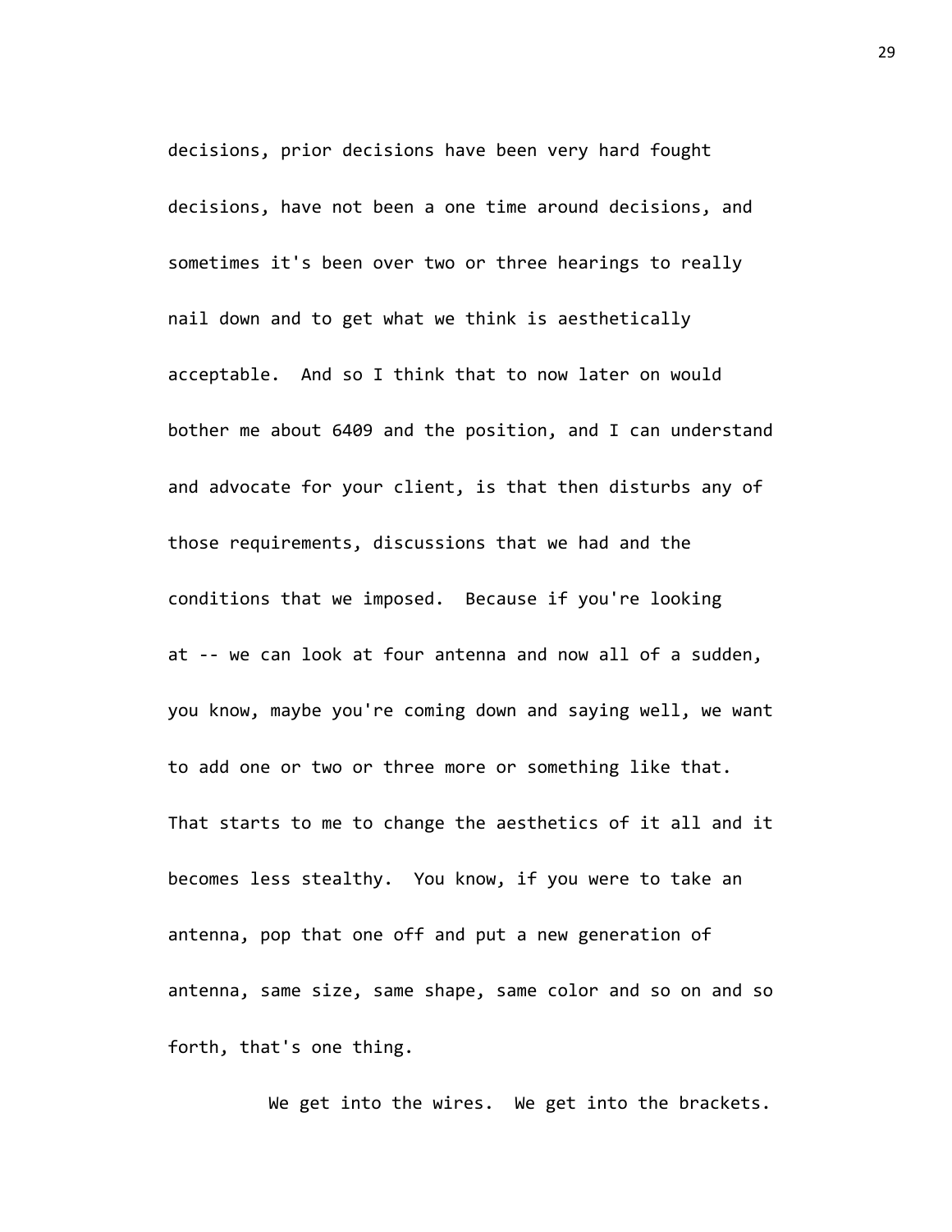decisions, prior decisions have been very hard fought decisions, have not been a one time around decisions, and sometimes it's been over two or three hearings to really nail down and to get what we think is aesthetically acceptable. And so I think that to now later on would bother me about 6409 and the position, and I can understand and advocate for your client, is that then disturbs any of those requirements, discussions that we had and the conditions that we imposed. Because if you're looking at -- we can look at four antenna and now all of a sudden, you know, maybe you're coming down and saying well, we want to add one or two or three more or something like that. That starts to me to change the aesthetics of it all and it becomes less stealthy. You know, if you were to take an antenna, pop that one off and put a new generation of antenna, same size, same shape, same color and so on and so forth, that's one thing.

We get into the wires. We get into the brackets.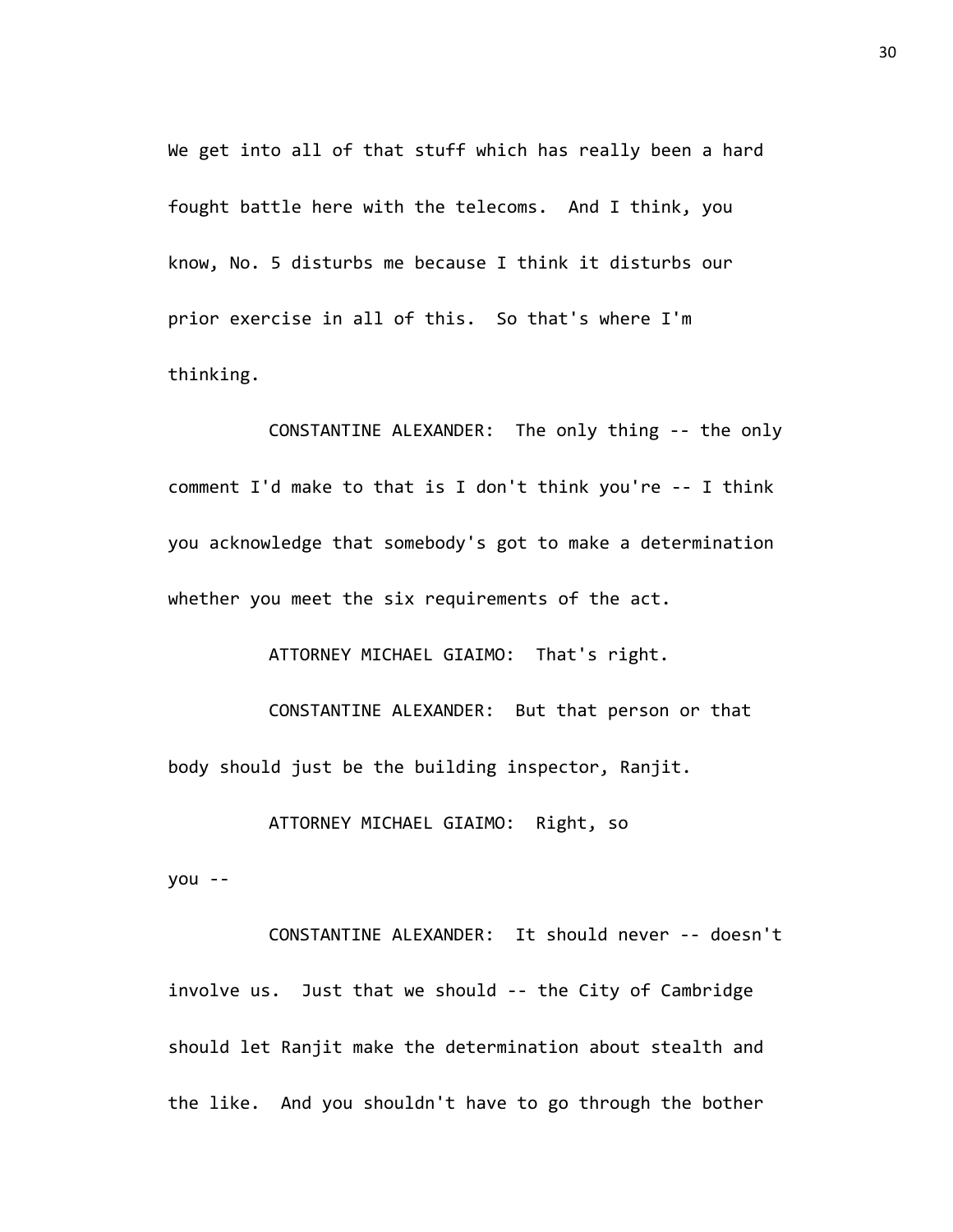We get into all of that stuff which has really been a hard fought battle here with the telecoms. And I think, you know, No. 5 disturbs me because I think it disturbs our prior exercise in all of this. So that's where I'm thinking.

CONSTANTINE ALEXANDER: The only thing -- the only comment I'd make to that is I don't think you're -- I think you acknowledge that somebody's got to make a determination whether you meet the six requirements of the act.

ATTORNEY MICHAEL GIAIMO: That's right.

CONSTANTINE ALEXANDER: But that person or that body should just be the building inspector, Ranjit.

ATTORNEY MICHAEL GIAIMO: Right, so you --

CONSTANTINE ALEXANDER: It should never -- doesn't involve us. Just that we should -- the City of Cambridge should let Ranjit make the determination about stealth and the like. And you shouldn't have to go through the bother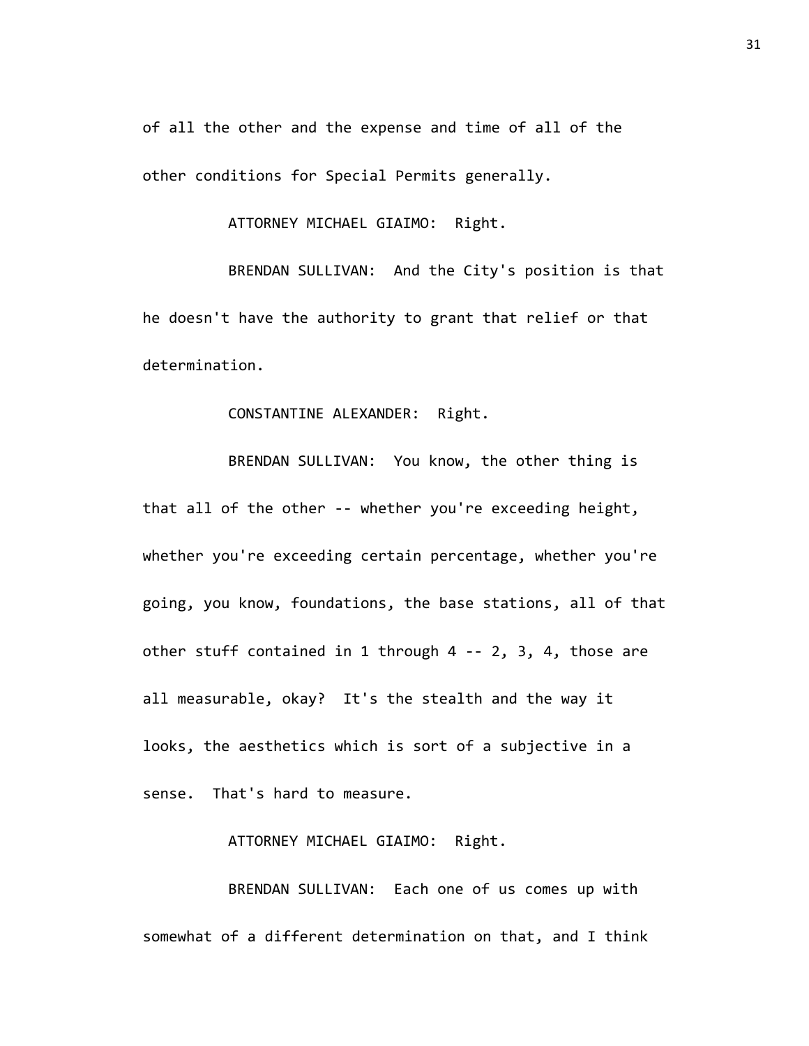of all the other and the expense and time of all of the other conditions for Special Permits generally.

ATTORNEY MICHAEL GIAIMO: Right.

BRENDAN SULLIVAN: And the City's position is that he doesn't have the authority to grant that relief or that determination.

CONSTANTINE ALEXANDER: Right.

BRENDAN SULLIVAN: You know, the other thing is that all of the other -- whether you're exceeding height, whether you're exceeding certain percentage, whether you're going, you know, foundations, the base stations, all of that other stuff contained in 1 through 4 -- 2, 3, 4, those are all measurable, okay? It's the stealth and the way it looks, the aesthetics which is sort of a subjective in a sense. That's hard to measure.

ATTORNEY MICHAEL GIAIMO: Right.

BRENDAN SULLIVAN: Each one of us comes up with somewhat of a different determination on that, and I think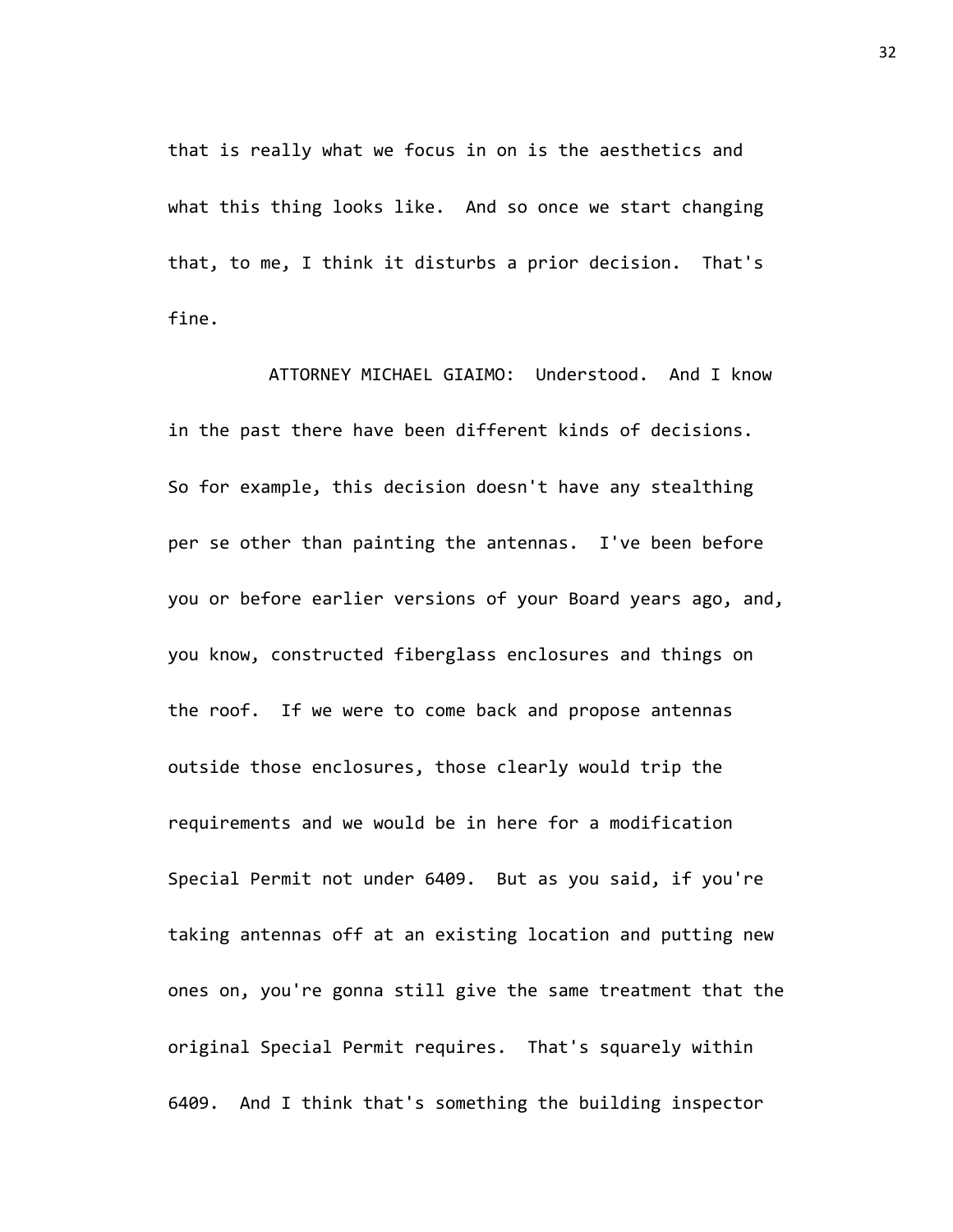that is really what we focus in on is the aesthetics and what this thing looks like. And so once we start changing that, to me, I think it disturbs a prior decision. That's fine.

ATTORNEY MICHAEL GIAIMO: Understood. And I know in the past there have been different kinds of decisions. So for example, this decision doesn't have any stealthing per se other than painting the antennas. I've been before you or before earlier versions of your Board years ago, and, you know, constructed fiberglass enclosures and things on the roof. If we were to come back and propose antennas outside those enclosures, those clearly would trip the requirements and we would be in here for a modification Special Permit not under 6409. But as you said, if you're taking antennas off at an existing location and putting new ones on, you're gonna still give the same treatment that the original Special Permit requires. That's squarely within 6409. And I think that's something the building inspector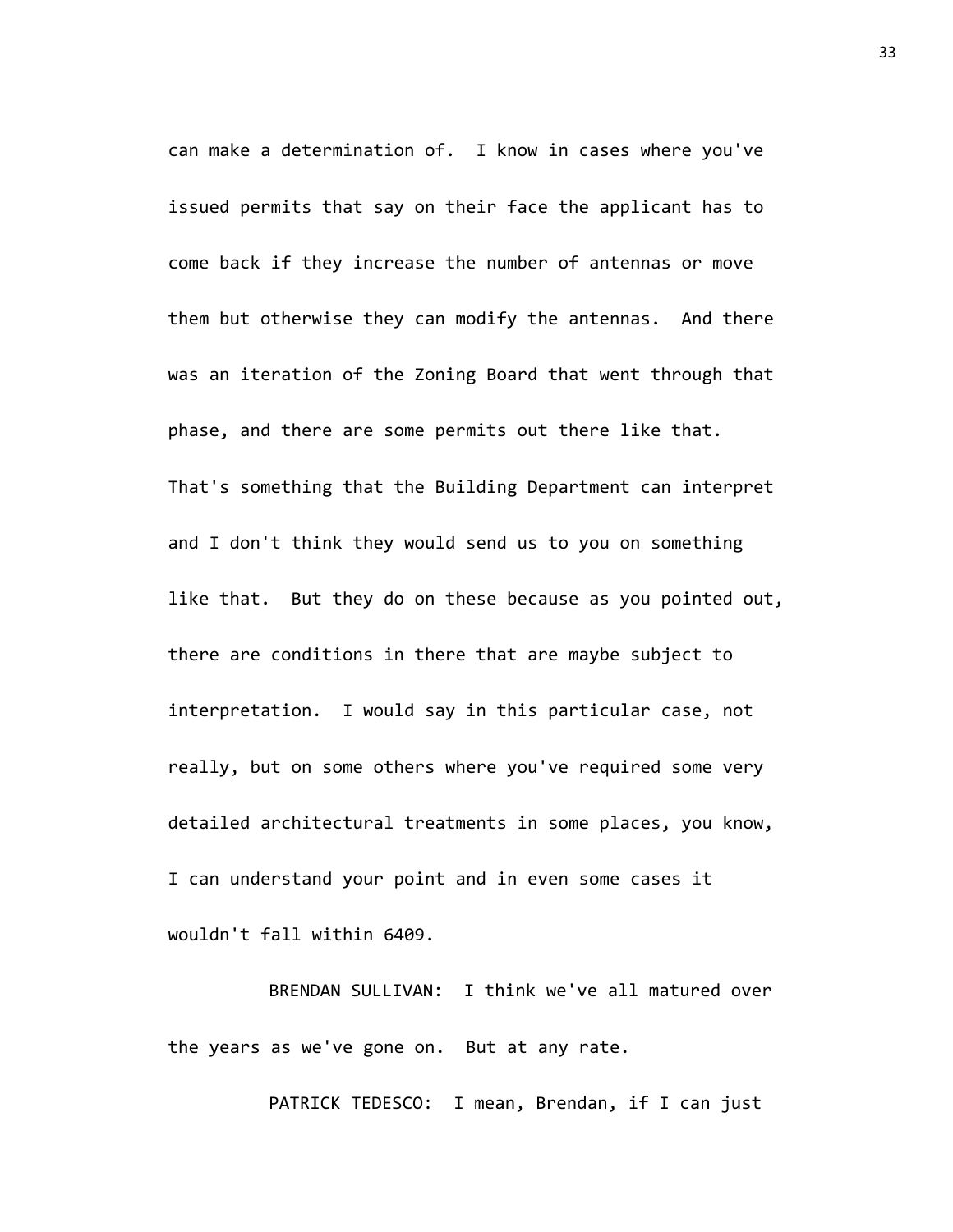can make a determination of. I know in cases where you've issued permits that say on their face the applicant has to come back if they increase the number of antennas or move them but otherwise they can modify the antennas. And there was an iteration of the Zoning Board that went through that phase, and there are some permits out there like that. That's something that the Building Department can interpret and I don't think they would send us to you on something like that. But they do on these because as you pointed out, there are conditions in there that are maybe subject to interpretation. I would say in this particular case, not really, but on some others where you've required some very detailed architectural treatments in some places, you know, I can understand your point and in even some cases it wouldn't fall within 6409.

BRENDAN SULLIVAN: I think we've all matured over the years as we've gone on. But at any rate.

PATRICK TEDESCO: I mean, Brendan, if I can just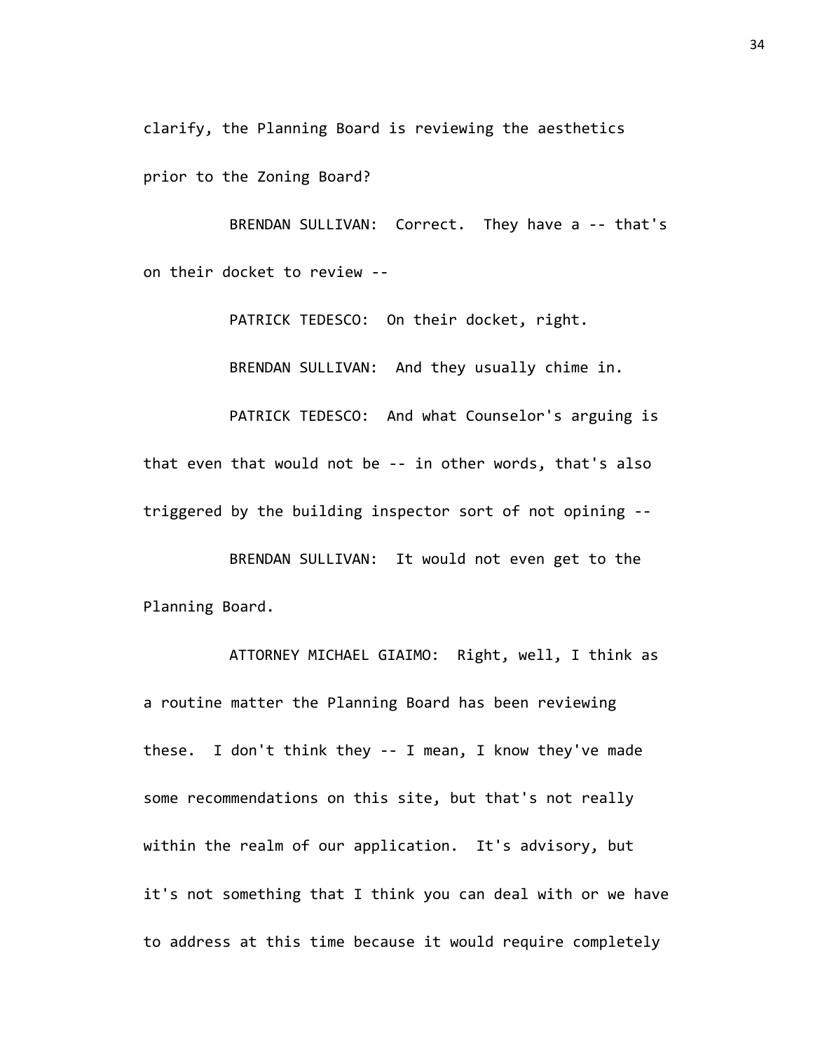clarify, the Planning Board is reviewing the aesthetics prior to the Zoning Board?

BRENDAN SULLIVAN: Correct. They have a -- that's on their docket to review --

PATRICK TEDESCO: On their docket, right.

BRENDAN SULLIVAN: And they usually chime in.

PATRICK TEDESCO: And what Counselor's arguing is that even that would not be -- in other words, that's also triggered by the building inspector sort of not opining --

BRENDAN SULLIVAN: It would not even get to the Planning Board.

ATTORNEY MICHAEL GIAIMO: Right, well, I think as a routine matter the Planning Board has been reviewing these. I don't think they -- I mean, I know they've made some recommendations on this site, but that's not really within the realm of our application. It's advisory, but it's not something that I think you can deal with or we have to address at this time because it would require completely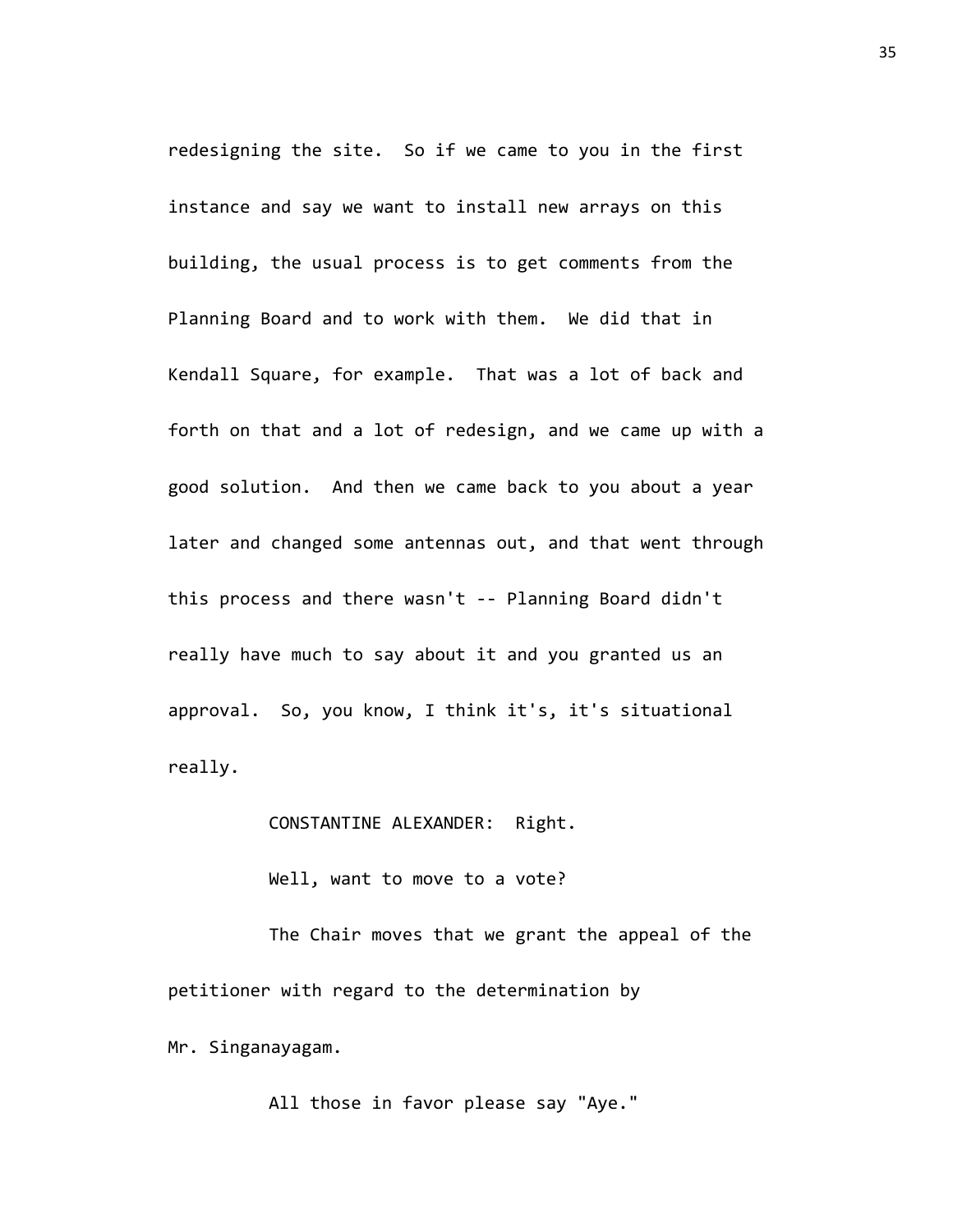redesigning the site. So if we came to you in the first instance and say we want to install new arrays on this building, the usual process is to get comments from the Planning Board and to work with them. We did that in Kendall Square, for example. That was a lot of back and forth on that and a lot of redesign, and we came up with a good solution. And then we came back to you about a year later and changed some antennas out, and that went through this process and there wasn't -- Planning Board didn't really have much to say about it and you granted us an approval. So, you know, I think it's, it's situational really.

CONSTANTINE ALEXANDER: Right.

Well, want to move to a vote?

The Chair moves that we grant the appeal of the petitioner with regard to the determination by Mr. Singanayagam.

All those in favor please say "Aye."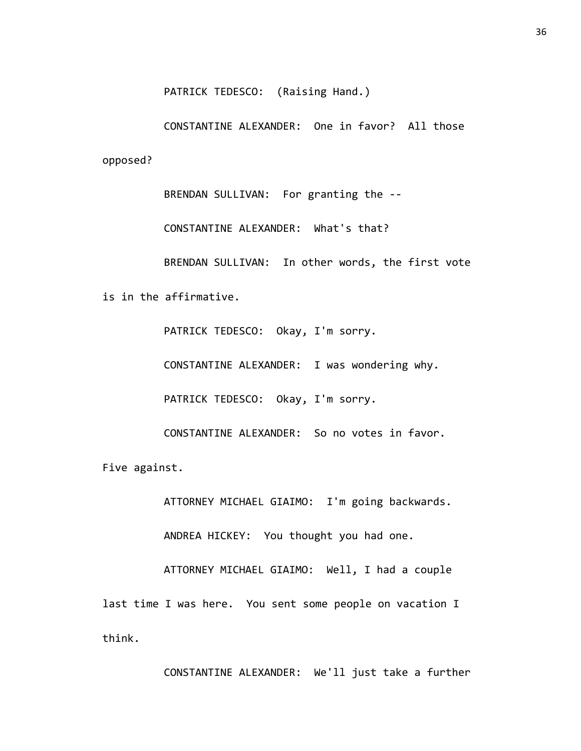PATRICK TEDESCO: (Raising Hand.)

CONSTANTINE ALEXANDER: One in favor? All those opposed?

BRENDAN SULLIVAN: For granting the --

CONSTANTINE ALEXANDER: What's that?

BRENDAN SULLIVAN: In other words, the first vote is in the affirmative.

PATRICK TEDESCO: Okay, I'm sorry.

CONSTANTINE ALEXANDER: I was wondering why.

PATRICK TEDESCO: Okay, I'm sorry.

CONSTANTINE ALEXANDER: So no votes in favor. Five against.

ATTORNEY MICHAEL GIAIMO: I'm going backwards.

ANDREA HICKEY: You thought you had one.

ATTORNEY MICHAEL GIAIMO: Well, I had a couple last time I was here. You sent some people on vacation I think.

CONSTANTINE ALEXANDER: We'll just take a further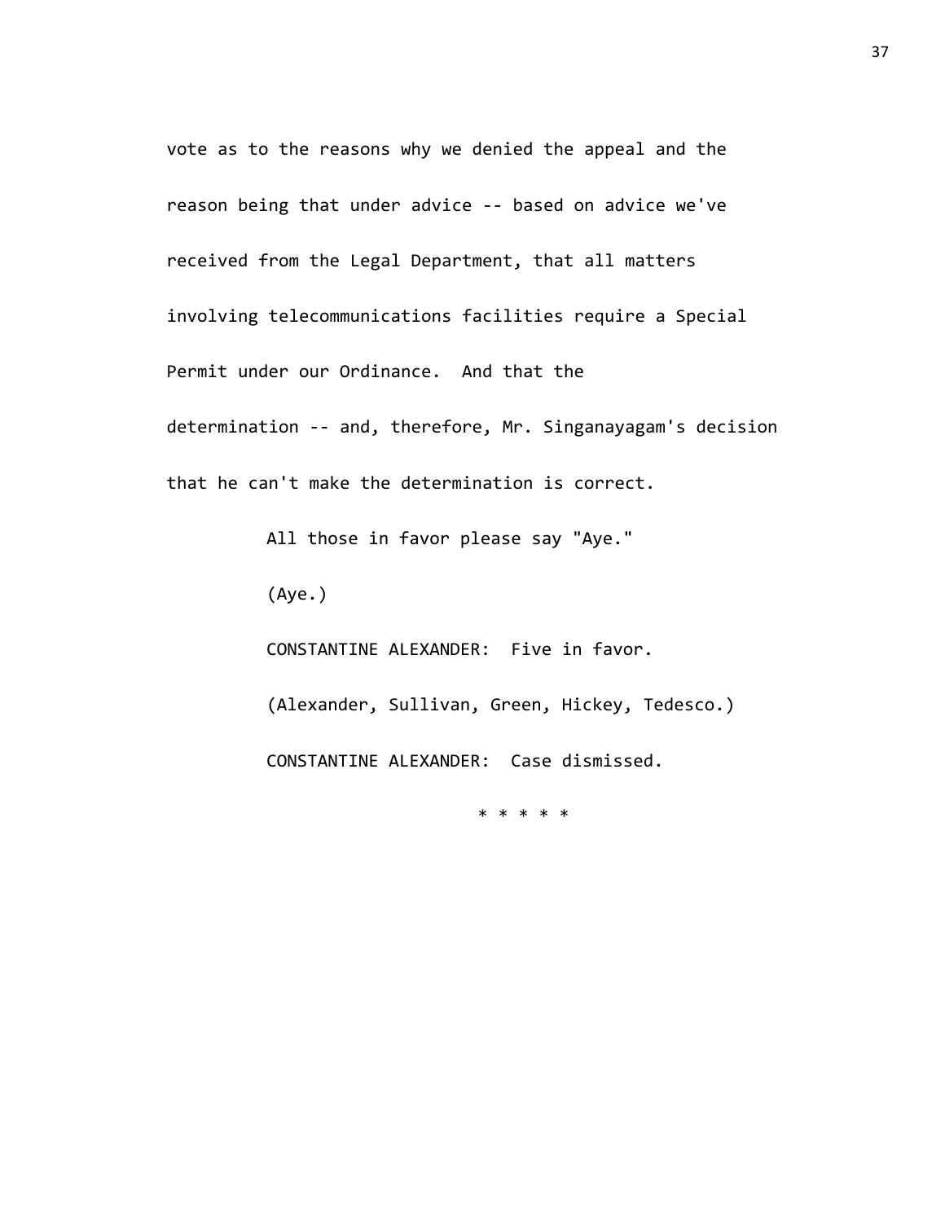vote as to the reasons why we denied the appeal and the reason being that under advice -- based on advice we've received from the Legal Department, that all matters involving telecommunications facilities require a Special Permit under our Ordinance. And that the determination -- and, therefore, Mr. Singanayagam's decision that he can't make the determination is correct.

All those in favor please say "Aye."

(Aye.)

CONSTANTINE ALEXANDER: Five in favor.

(Alexander, Sullivan, Green, Hickey, Tedesco.)

CONSTANTINE ALEXANDER: Case dismissed.

* * * * *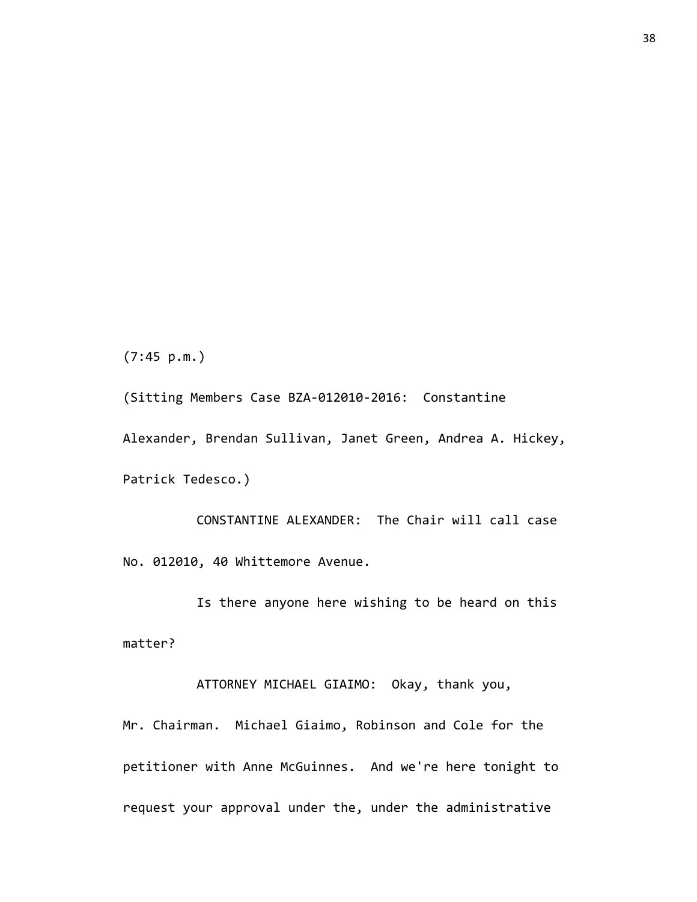(7:45 p.m.)

(Sitting Members Case BZA-012010-2016: Constantine Alexander, Brendan Sullivan, Janet Green, Andrea A. Hickey, Patrick Tedesco.)

CONSTANTINE ALEXANDER: The Chair will call case No. 012010, 40 Whittemore Avenue.

Is there anyone here wishing to be heard on this matter?

ATTORNEY MICHAEL GIAIMO: Okay, thank you, Mr. Chairman. Michael Giaimo, Robinson and Cole for the petitioner with Anne McGuinnes. And we're here tonight to request your approval under the, under the administrative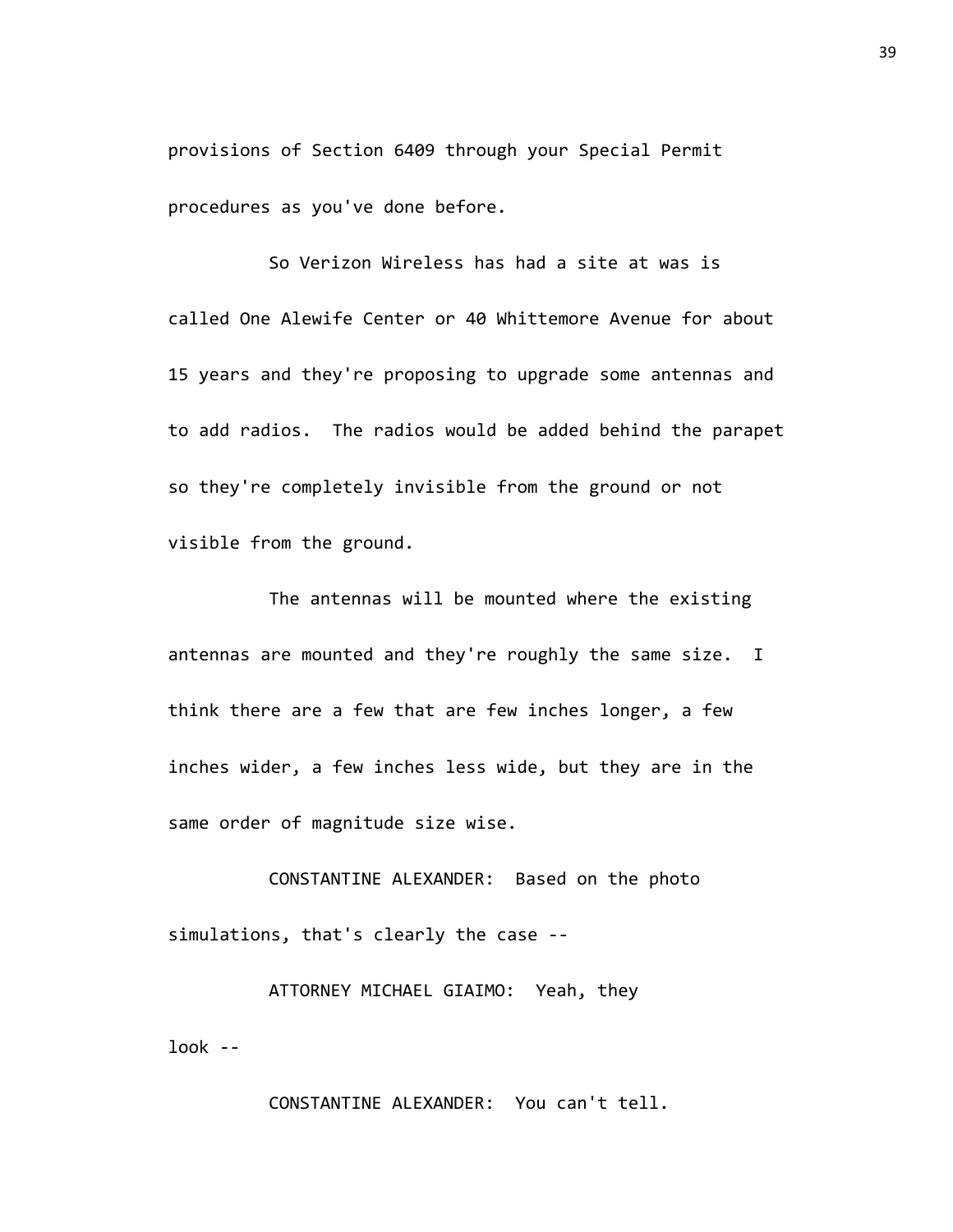provisions of Section 6409 through your Special Permit procedures as you've done before.

So Verizon Wireless has had a site at was is called One Alewife Center or 40 Whittemore Avenue for about 15 years and they're proposing to upgrade some antennas and to add radios. The radios would be added behind the parapet so they're completely invisible from the ground or not visible from the ground.

The antennas will be mounted where the existing antennas are mounted and they're roughly the same size. I think there are a few that are few inches longer, a few inches wider, a few inches less wide, but they are in the same order of magnitude size wise.

CONSTANTINE ALEXANDER: Based on the photo simulations, that's clearly the case --

ATTORNEY MICHAEL GIAIMO: Yeah, they look --

CONSTANTINE ALEXANDER: You can't tell.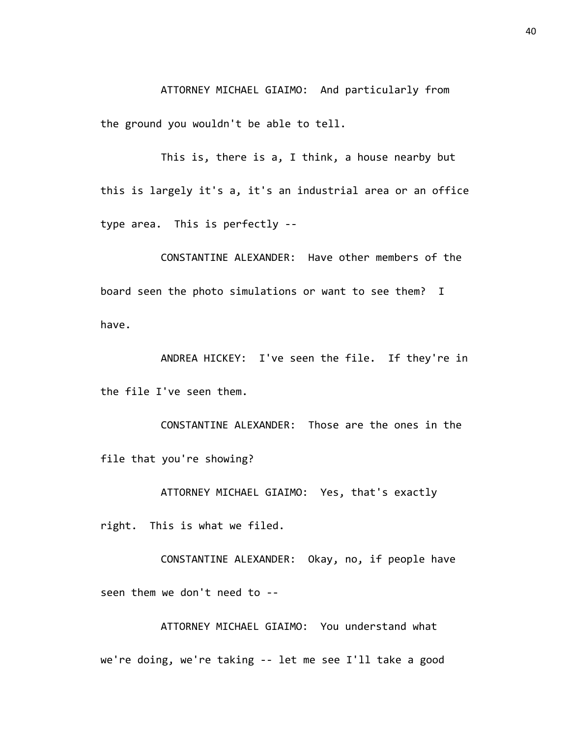ATTORNEY MICHAEL GIAIMO: And particularly from the ground you wouldn't be able to tell.

This is, there is a, I think, a house nearby but this is largely it's a, it's an industrial area or an office type area. This is perfectly --

CONSTANTINE ALEXANDER: Have other members of the board seen the photo simulations or want to see them? I have.

ANDREA HICKEY: I've seen the file. If they're in the file I've seen them.

CONSTANTINE ALEXANDER: Those are the ones in the file that you're showing?

ATTORNEY MICHAEL GIAIMO: Yes, that's exactly right. This is what we filed.

CONSTANTINE ALEXANDER: Okay, no, if people have seen them we don't need to --

ATTORNEY MICHAEL GIAIMO: You understand what we're doing, we're taking -- let me see I'll take a good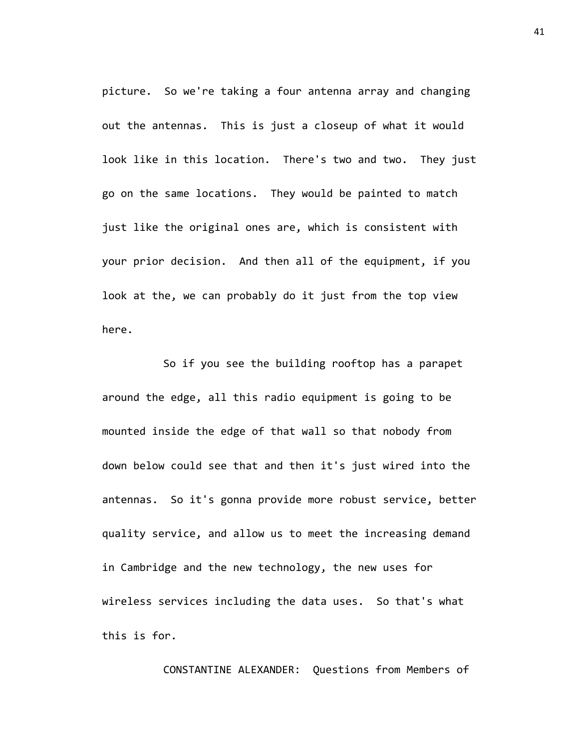picture. So we're taking a four antenna array and changing out the antennas. This is just a closeup of what it would look like in this location. There's two and two. They just go on the same locations. They would be painted to match just like the original ones are, which is consistent with your prior decision. And then all of the equipment, if you look at the, we can probably do it just from the top view here.

So if you see the building rooftop has a parapet around the edge, all this radio equipment is going to be mounted inside the edge of that wall so that nobody from down below could see that and then it's just wired into the antennas. So it's gonna provide more robust service, better quality service, and allow us to meet the increasing demand in Cambridge and the new technology, the new uses for wireless services including the data uses. So that's what this is for.

CONSTANTINE ALEXANDER: Questions from Members of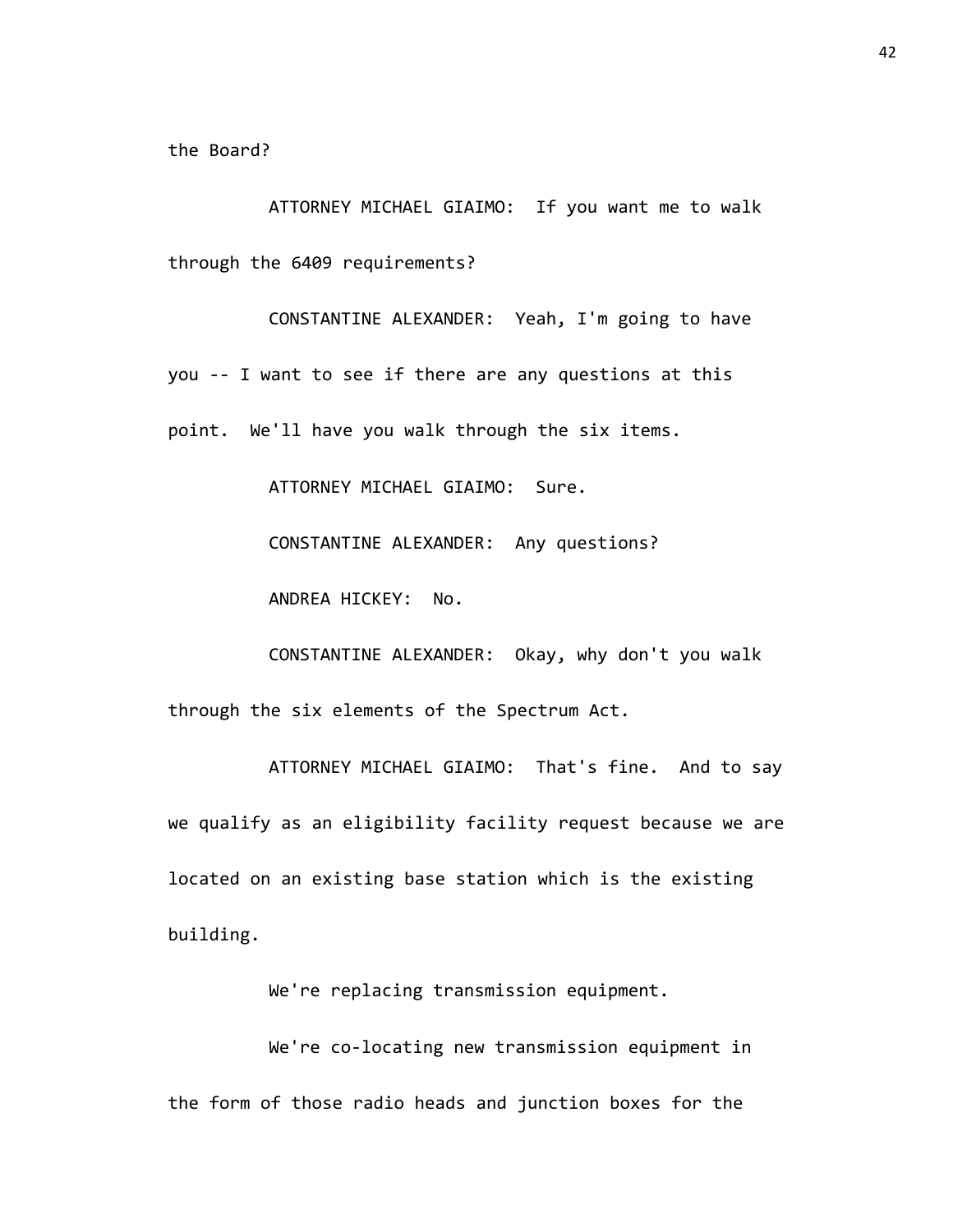the Board?

ATTORNEY MICHAEL GIAIMO: If you want me to walk through the 6409 requirements?

CONSTANTINE ALEXANDER: Yeah, I'm going to have you -- I want to see if there are any questions at this point. We'll have you walk through the six items.

ATTORNEY MICHAEL GIAIMO: Sure.

CONSTANTINE ALEXANDER: Any questions?

ANDREA HICKEY: No.

CONSTANTINE ALEXANDER: Okay, why don't you walk through the six elements of the Spectrum Act.

ATTORNEY MICHAEL GIAIMO: That's fine. And to say we qualify as an eligibility facility request because we are located on an existing base station which is the existing building.

We're replacing transmission equipment.

We're co-locating new transmission equipment in the form of those radio heads and junction boxes for the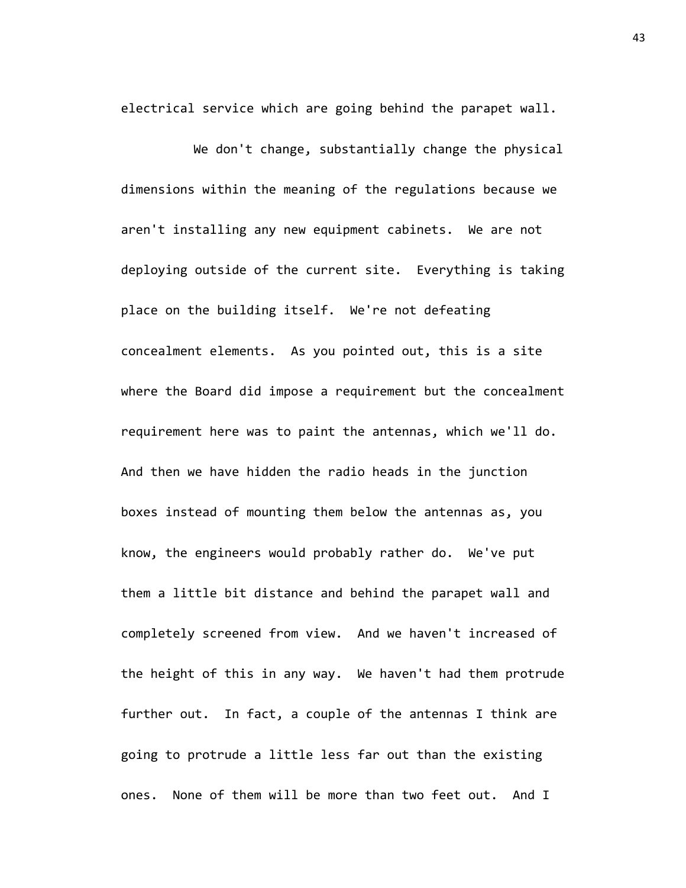electrical service which are going behind the parapet wall.

We don't change, substantially change the physical dimensions within the meaning of the regulations because we aren't installing any new equipment cabinets. We are not deploying outside of the current site. Everything is taking place on the building itself. We're not defeating concealment elements. As you pointed out, this is a site where the Board did impose a requirement but the concealment requirement here was to paint the antennas, which we'll do. And then we have hidden the radio heads in the junction boxes instead of mounting them below the antennas as, you know, the engineers would probably rather do. We've put them a little bit distance and behind the parapet wall and completely screened from view. And we haven't increased of the height of this in any way. We haven't had them protrude further out. In fact, a couple of the antennas I think are going to protrude a little less far out than the existing ones. None of them will be more than two feet out. And I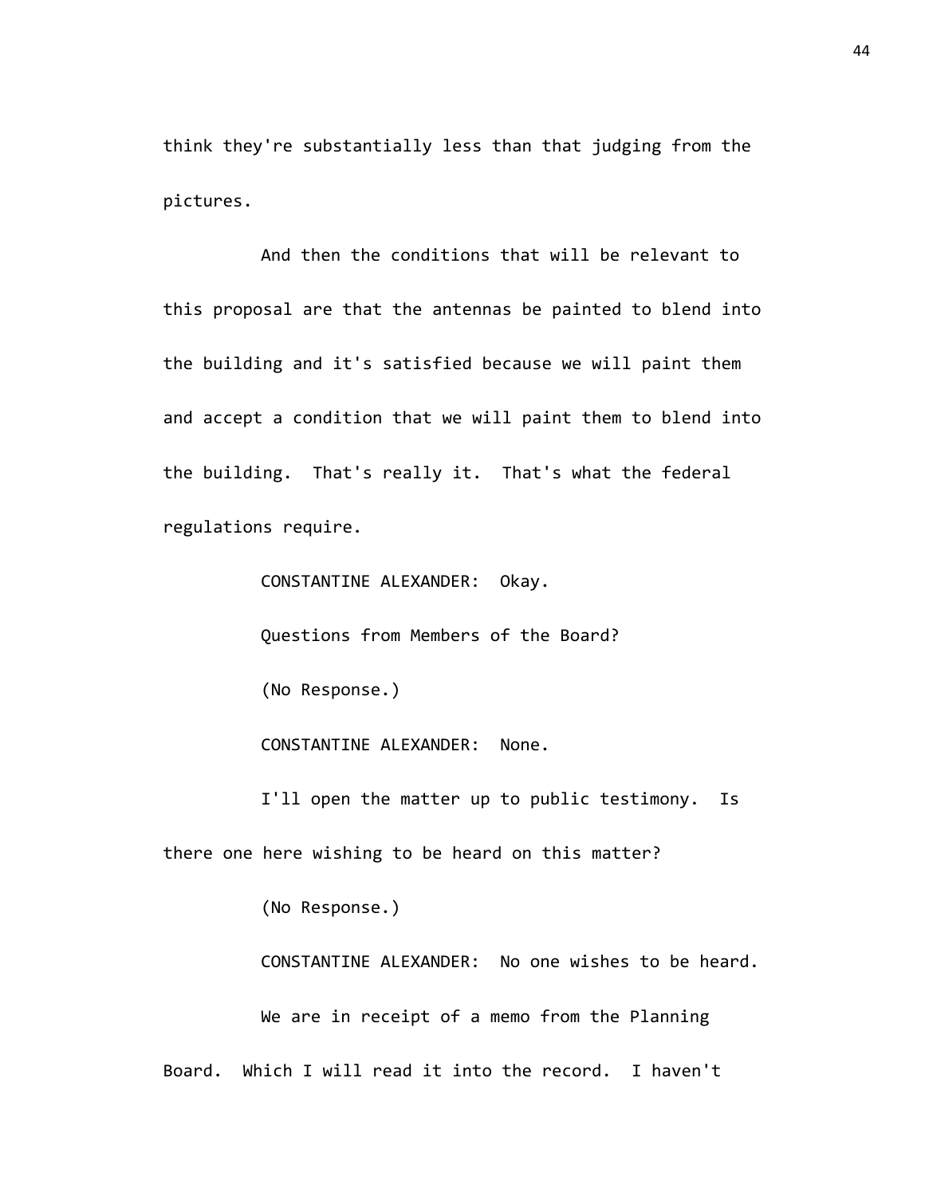think they're substantially less than that judging from the pictures.

And then the conditions that will be relevant to this proposal are that the antennas be painted to blend into the building and it's satisfied because we will paint them and accept a condition that we will paint them to blend into the building. That's really it. That's what the federal regulations require.

CONSTANTINE ALEXANDER: Okay.

Questions from Members of the Board?

(No Response.)

CONSTANTINE ALEXANDER: None.

I'll open the matter up to public testimony. Is there one here wishing to be heard on this matter?

(No Response.)

CONSTANTINE ALEXANDER: No one wishes to be heard.

We are in receipt of a memo from the Planning Board. Which I will read it into the record. I haven't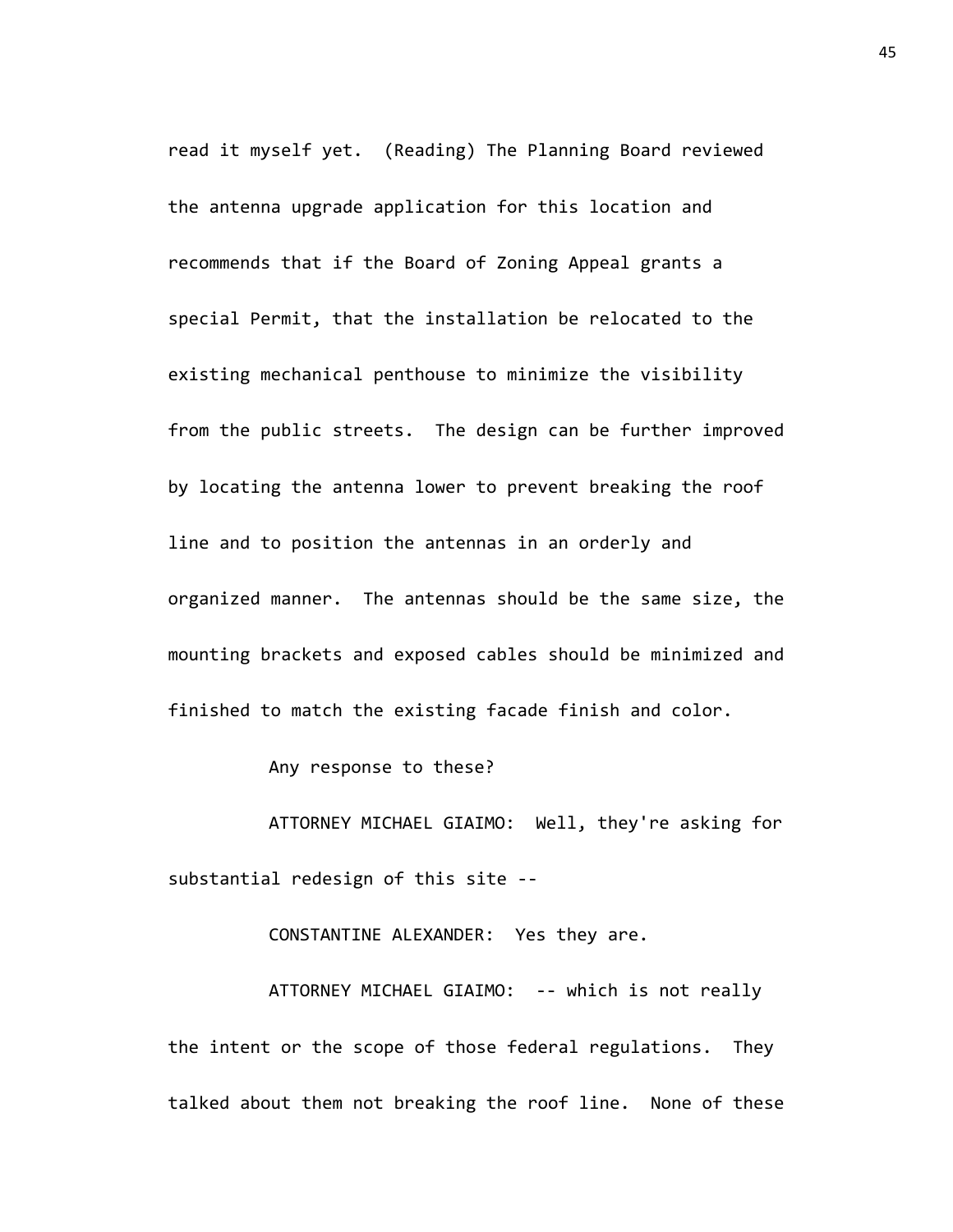read it myself yet. (Reading) The Planning Board reviewed the antenna upgrade application for this location and recommends that if the Board of Zoning Appeal grants a special Permit, that the installation be relocated to the existing mechanical penthouse to minimize the visibility from the public streets. The design can be further improved by locating the antenna lower to prevent breaking the roof line and to position the antennas in an orderly and organized manner. The antennas should be the same size, the mounting brackets and exposed cables should be minimized and finished to match the existing facade finish and color.

Any response to these?

ATTORNEY MICHAEL GIAIMO: Well, they're asking for substantial redesign of this site --

CONSTANTINE ALEXANDER: Yes they are.

ATTORNEY MICHAEL GIAIMO: -- which is not really the intent or the scope of those federal regulations. They talked about them not breaking the roof line. None of these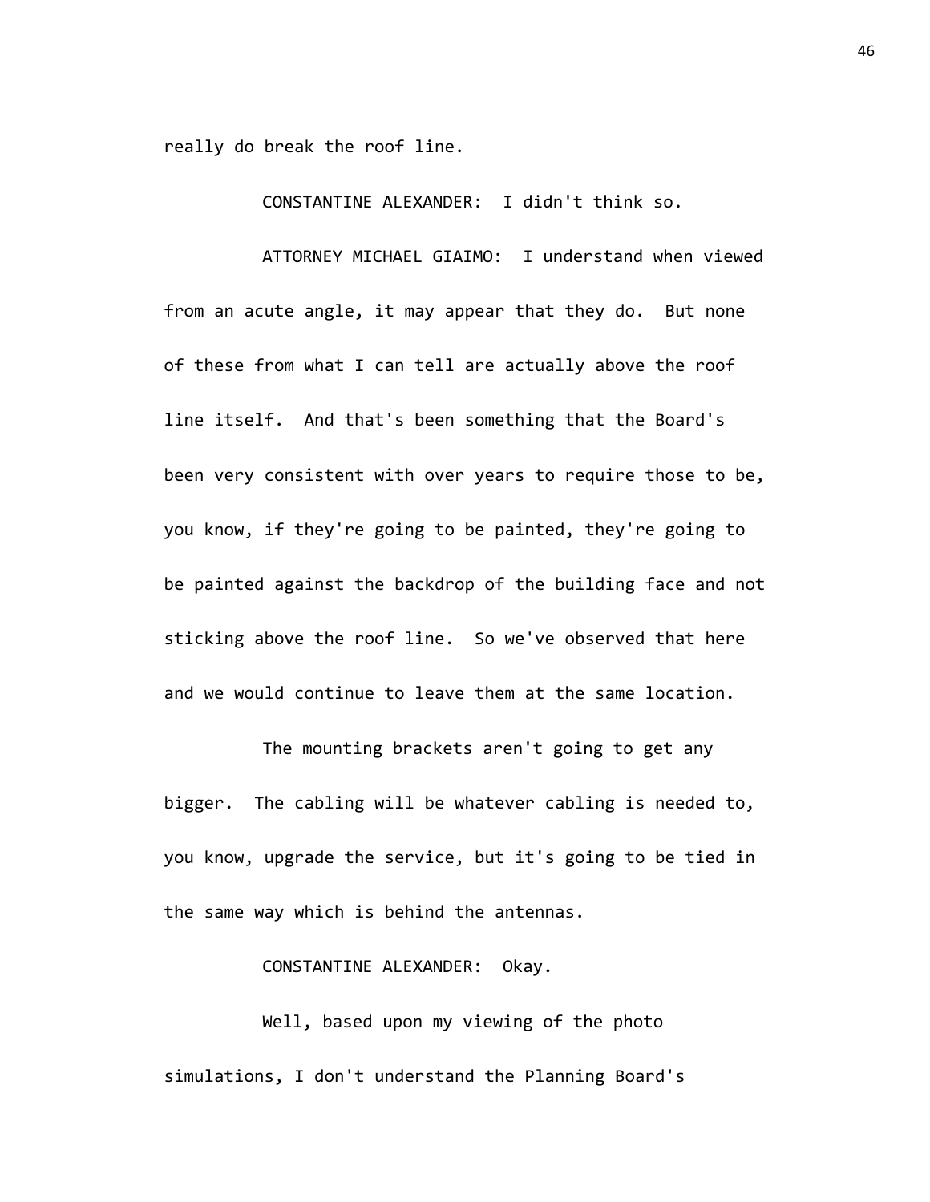really do break the roof line.

CONSTANTINE ALEXANDER: I didn't think so.

ATTORNEY MICHAEL GIAIMO: I understand when viewed from an acute angle, it may appear that they do. But none of these from what I can tell are actually above the roof line itself. And that's been something that the Board's been very consistent with over years to require those to be, you know, if they're going to be painted, they're going to be painted against the backdrop of the building face and not sticking above the roof line. So we've observed that here and we would continue to leave them at the same location.

The mounting brackets aren't going to get any bigger. The cabling will be whatever cabling is needed to, you know, upgrade the service, but it's going to be tied in the same way which is behind the antennas.

CONSTANTINE ALEXANDER: Okay.

Well, based upon my viewing of the photo simulations, I don't understand the Planning Board's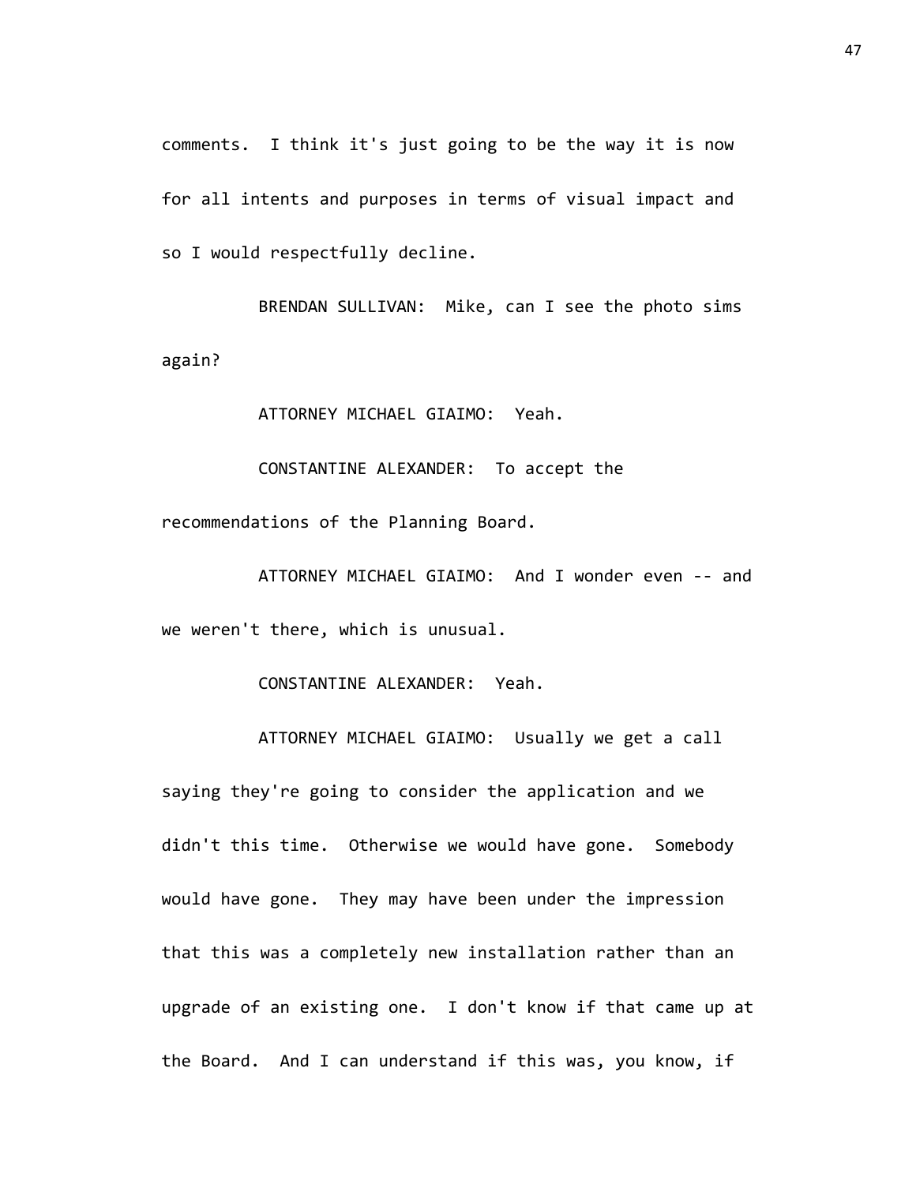comments. I think it's just going to be the way it is now for all intents and purposes in terms of visual impact and so I would respectfully decline.

BRENDAN SULLIVAN: Mike, can I see the photo sims again?

ATTORNEY MICHAEL GIAIMO: Yeah.

CONSTANTINE ALEXANDER: To accept the recommendations of the Planning Board.

ATTORNEY MICHAEL GIAIMO: And I wonder even -- and we weren't there, which is unusual.

CONSTANTINE ALEXANDER: Yeah.

ATTORNEY MICHAEL GIAIMO: Usually we get a call saying they're going to consider the application and we didn't this time. Otherwise we would have gone. Somebody would have gone. They may have been under the impression that this was a completely new installation rather than an upgrade of an existing one. I don't know if that came up at the Board. And I can understand if this was, you know, if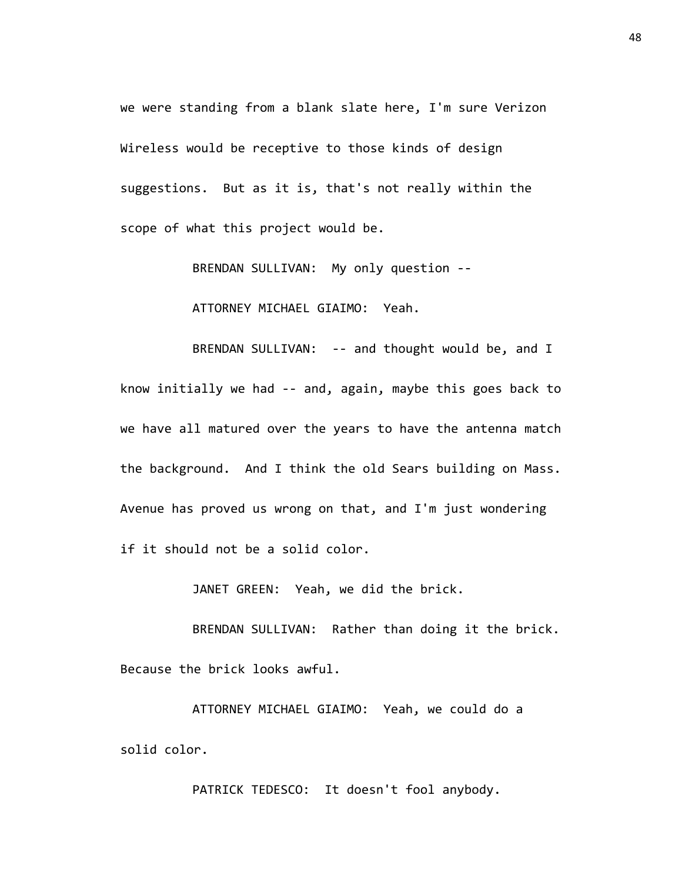we were standing from a blank slate here, I'm sure Verizon Wireless would be receptive to those kinds of design suggestions. But as it is, that's not really within the scope of what this project would be.

BRENDAN SULLIVAN: My only question --

ATTORNEY MICHAEL GIAIMO: Yeah.

BRENDAN SULLIVAN: -- and thought would be, and I know initially we had -- and, again, maybe this goes back to we have all matured over the years to have the antenna match the background. And I think the old Sears building on Mass. Avenue has proved us wrong on that, and I'm just wondering if it should not be a solid color.

JANET GREEN: Yeah, we did the brick.

BRENDAN SULLIVAN: Rather than doing it the brick. Because the brick looks awful.

ATTORNEY MICHAEL GIAIMO: Yeah, we could do a solid color.

PATRICK TEDESCO: It doesn't fool anybody.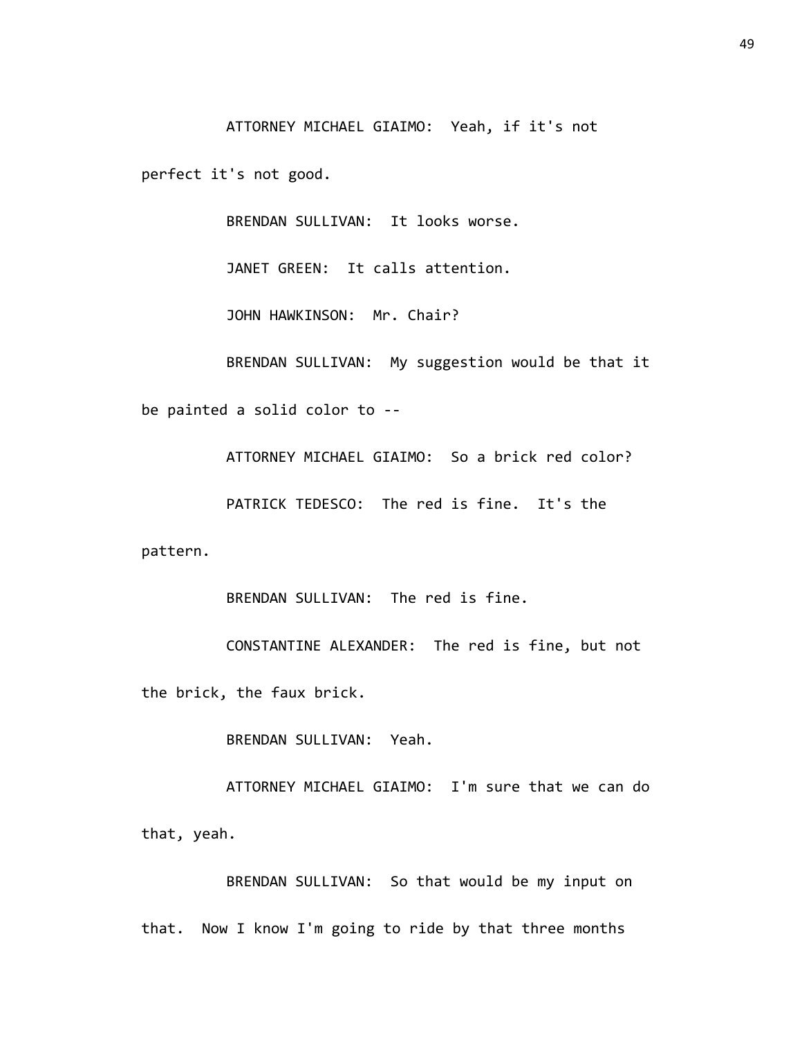ATTORNEY MICHAEL GIAIMO: Yeah, if it's not perfect it's not good.

BRENDAN SULLIVAN: It looks worse.

JANET GREEN: It calls attention.

JOHN HAWKINSON: Mr. Chair?

BRENDAN SULLIVAN: My suggestion would be that it be painted a solid color to --

ATTORNEY MICHAEL GIAIMO: So a brick red color?

PATRICK TEDESCO: The red is fine. It's the pattern.

BRENDAN SULLIVAN: The red is fine.

CONSTANTINE ALEXANDER: The red is fine, but not the brick, the faux brick.

BRENDAN SULLIVAN: Yeah.

ATTORNEY MICHAEL GIAIMO: I'm sure that we can do that, yeah.

BRENDAN SULLIVAN: So that would be my input on that. Now I know I'm going to ride by that three months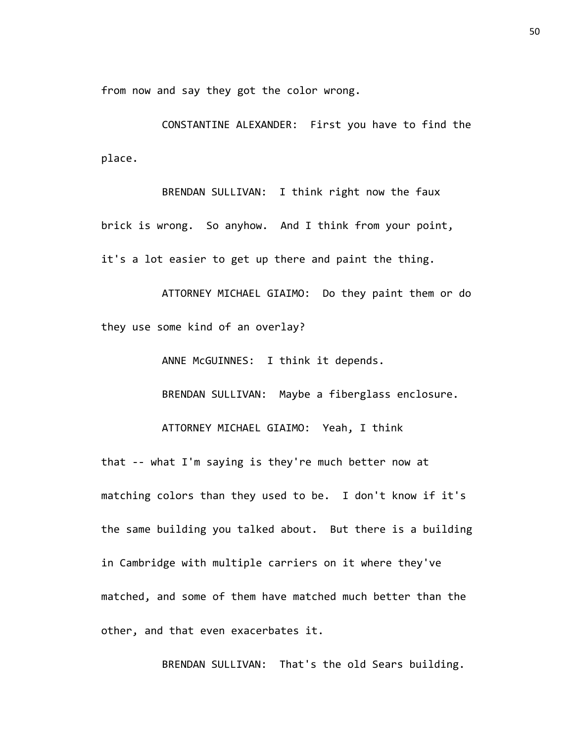from now and say they got the color wrong.

CONSTANTINE ALEXANDER: First you have to find the place.

BRENDAN SULLIVAN: I think right now the faux brick is wrong. So anyhow. And I think from your point, it's a lot easier to get up there and paint the thing.

ATTORNEY MICHAEL GIAIMO: Do they paint them or do they use some kind of an overlay?

ANNE McGUINNES: I think it depends.

BRENDAN SULLIVAN: Maybe a fiberglass enclosure.

ATTORNEY MICHAEL GIAIMO: Yeah, I think that -- what I'm saying is they're much better now at matching colors than they used to be. I don't know if it's the same building you talked about. But there is a building in Cambridge with multiple carriers on it where they've matched, and some of them have matched much better than the other, and that even exacerbates it.

BRENDAN SULLIVAN: That's the old Sears building.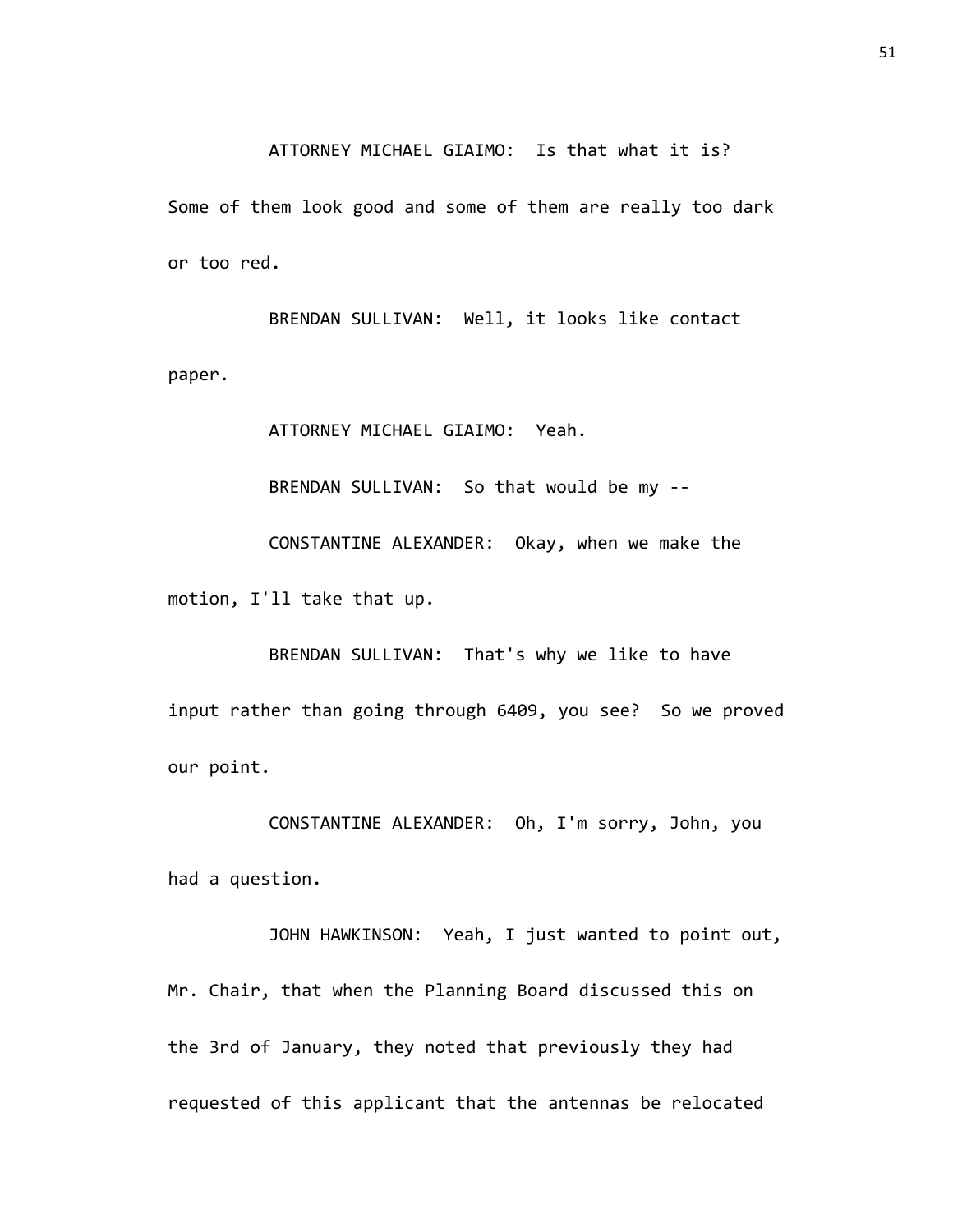ATTORNEY MICHAEL GIAIMO: Is that what it is? Some of them look good and some of them are really too dark or too red.

BRENDAN SULLIVAN: Well, it looks like contact paper.

ATTORNEY MICHAEL GIAIMO: Yeah.

BRENDAN SULLIVAN: So that would be my --

CONSTANTINE ALEXANDER: Okay, when we make the motion, I'll take that up.

BRENDAN SULLIVAN: That's why we like to have input rather than going through 6409, you see? So we proved our point.

CONSTANTINE ALEXANDER: Oh, I'm sorry, John, you had a question.

JOHN HAWKINSON: Yeah, I just wanted to point out, Mr. Chair, that when the Planning Board discussed this on the 3rd of January, they noted that previously they had requested of this applicant that the antennas be relocated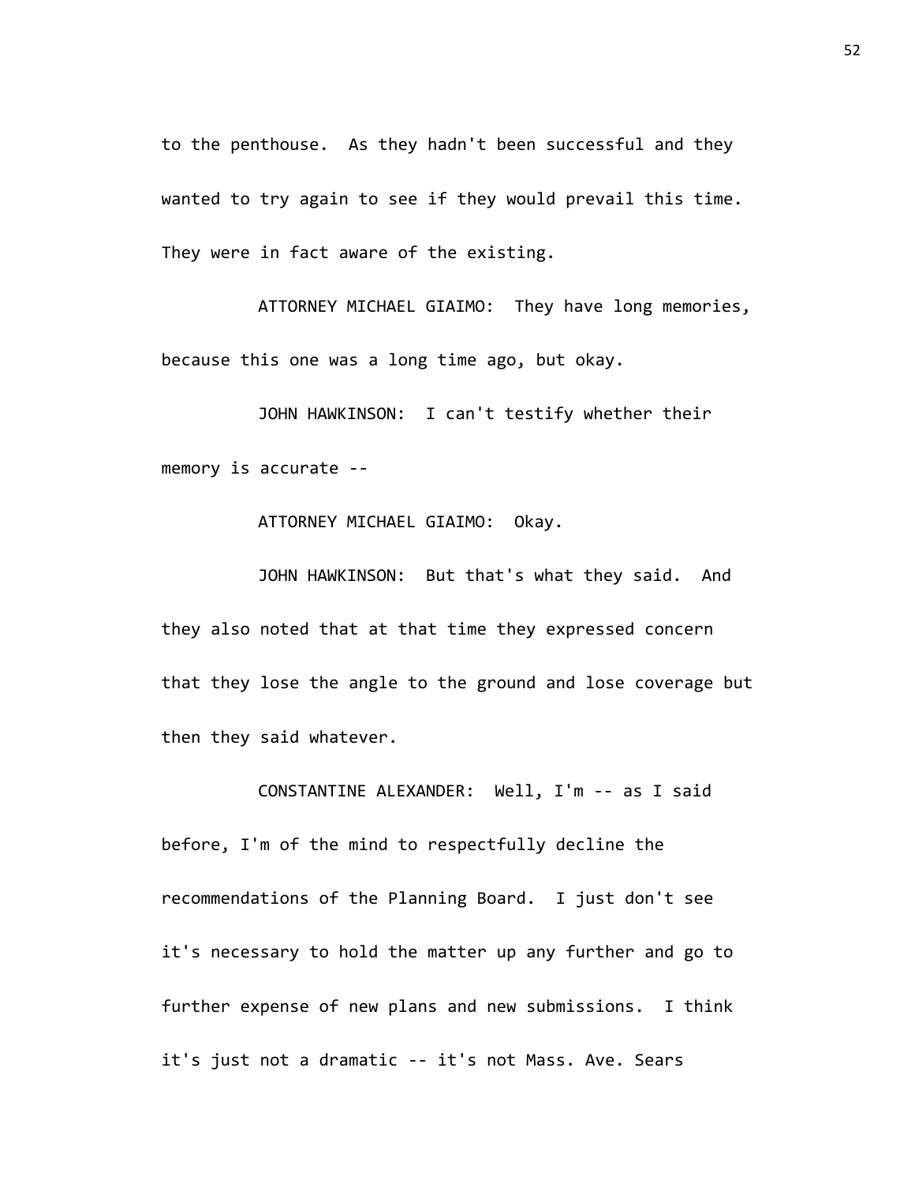to the penthouse. As they hadn't been successful and they wanted to try again to see if they would prevail this time. They were in fact aware of the existing.

ATTORNEY MICHAEL GIAIMO: They have long memories, because this one was a long time ago, but okay.

JOHN HAWKINSON: I can't testify whether their memory is accurate --

ATTORNEY MICHAEL GIAIMO: Okay.

JOHN HAWKINSON: But that's what they said. And they also noted that at that time they expressed concern that they lose the angle to the ground and lose coverage but then they said whatever.

CONSTANTINE ALEXANDER: Well, I'm -- as I said before, I'm of the mind to respectfully decline the recommendations of the Planning Board. I just don't see it's necessary to hold the matter up any further and go to further expense of new plans and new submissions. I think it's just not a dramatic -- it's not Mass. Ave. Sears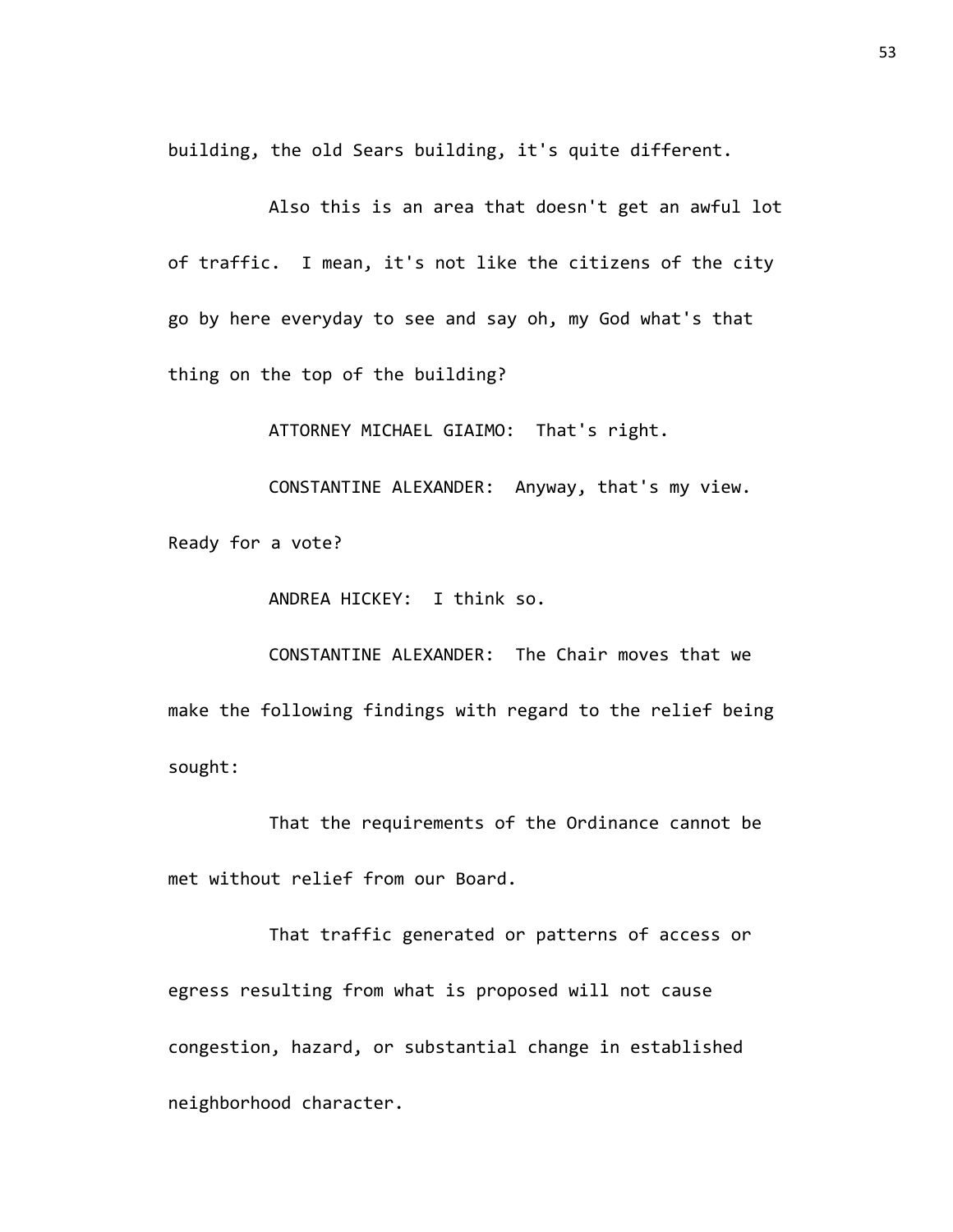building, the old Sears building, it's quite different.

Also this is an area that doesn't get an awful lot of traffic. I mean, it's not like the citizens of the city go by here everyday to see and say oh, my God what's that thing on the top of the building?

ATTORNEY MICHAEL GIAIMO: That's right.

CONSTANTINE ALEXANDER: Anyway, that's my view. Ready for a vote?

ANDREA HICKEY: I think so.

CONSTANTINE ALEXANDER: The Chair moves that we make the following findings with regard to the relief being sought:

That the requirements of the Ordinance cannot be met without relief from our Board.

That traffic generated or patterns of access or egress resulting from what is proposed will not cause congestion, hazard, or substantial change in established neighborhood character.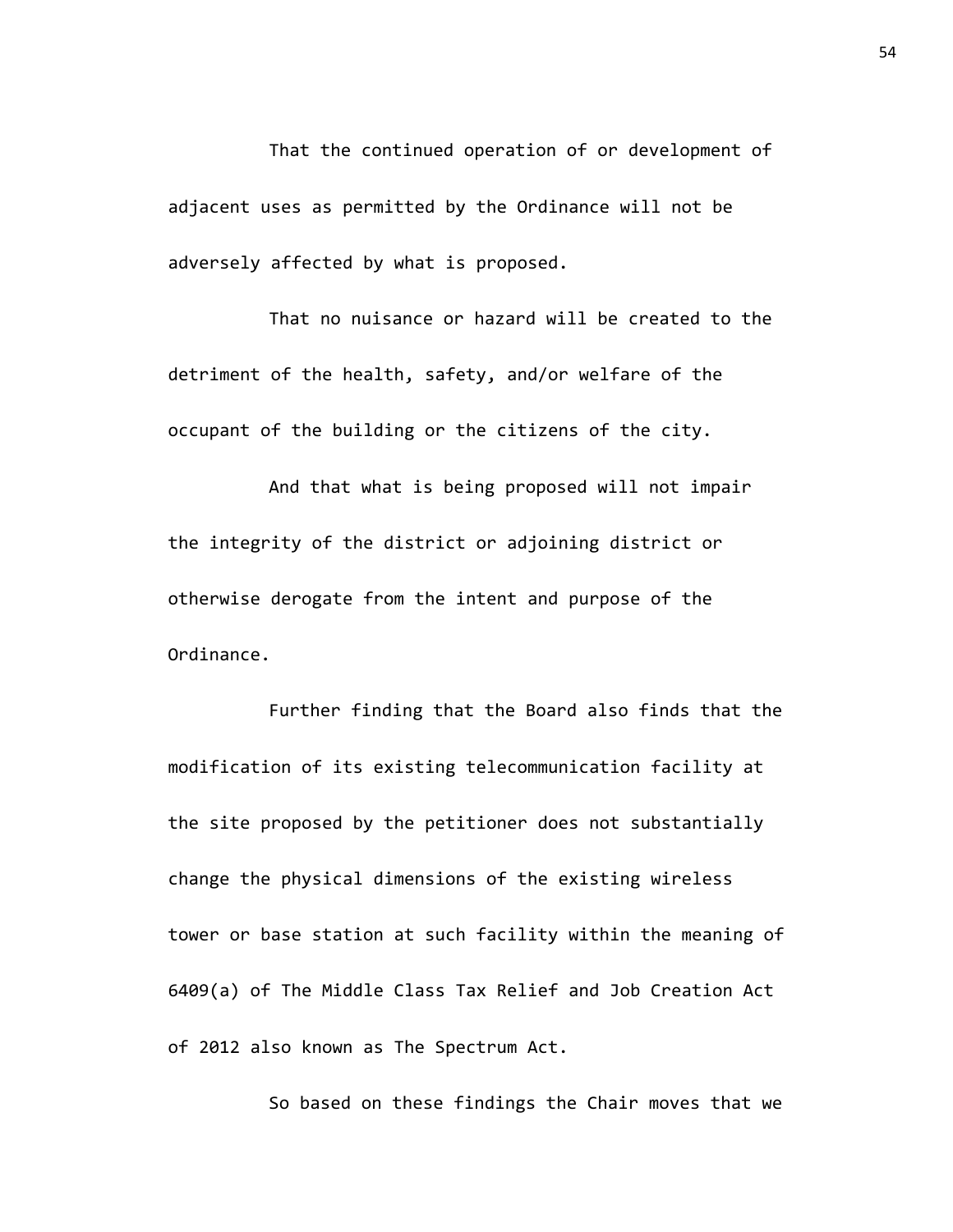That the continued operation of or development of adjacent uses as permitted by the Ordinance will not be adversely affected by what is proposed.

That no nuisance or hazard will be created to the detriment of the health, safety, and/or welfare of the occupant of the building or the citizens of the city.

And that what is being proposed will not impair the integrity of the district or adjoining district or otherwise derogate from the intent and purpose of the Ordinance.

Further finding that the Board also finds that the modification of its existing telecommunication facility at the site proposed by the petitioner does not substantially change the physical dimensions of the existing wireless tower or base station at such facility within the meaning of 6409(a) of The Middle Class Tax Relief and Job Creation Act of 2012 also known as The Spectrum Act.

So based on these findings the Chair moves that we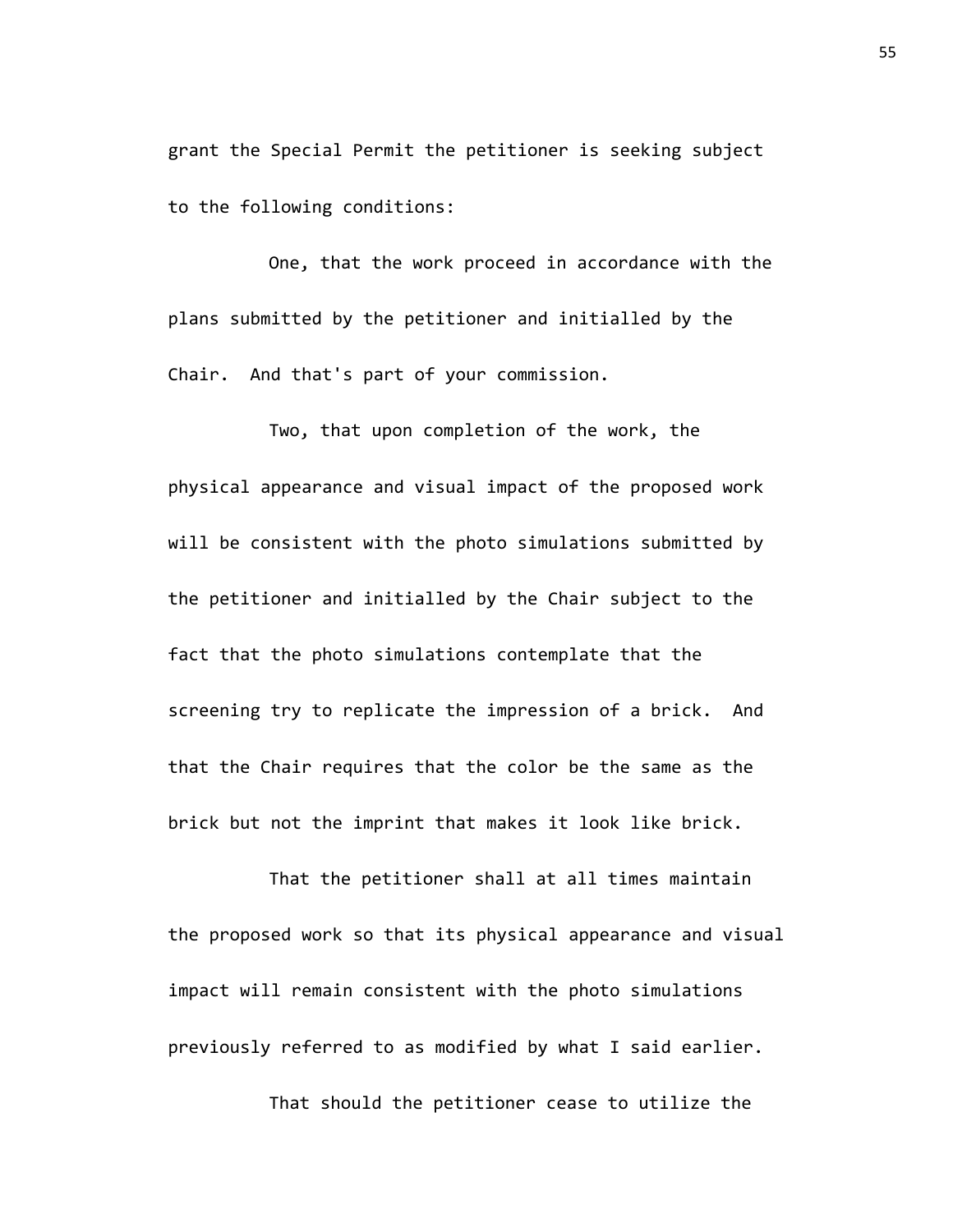grant the Special Permit the petitioner is seeking subject to the following conditions:

One, that the work proceed in accordance with the plans submitted by the petitioner and initialled by the Chair. And that's part of your commission.

Two, that upon completion of the work, the physical appearance and visual impact of the proposed work will be consistent with the photo simulations submitted by the petitioner and initialled by the Chair subject to the fact that the photo simulations contemplate that the screening try to replicate the impression of a brick. And that the Chair requires that the color be the same as the brick but not the imprint that makes it look like brick.

That the petitioner shall at all times maintain the proposed work so that its physical appearance and visual impact will remain consistent with the photo simulations previously referred to as modified by what I said earlier.

That should the petitioner cease to utilize the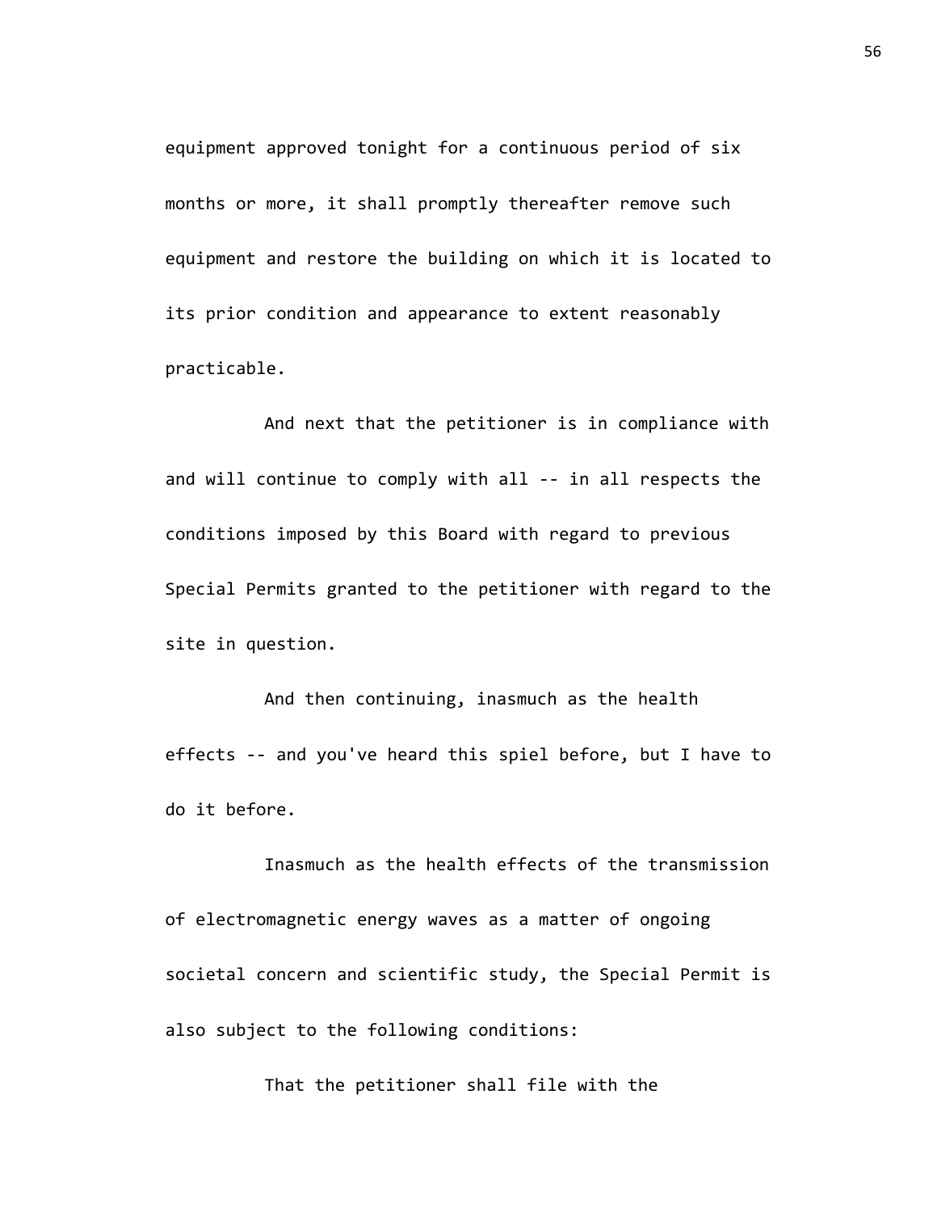equipment approved tonight for a continuous period of six months or more, it shall promptly thereafter remove such equipment and restore the building on which it is located to its prior condition and appearance to extent reasonably practicable.

And next that the petitioner is in compliance with and will continue to comply with all -- in all respects the conditions imposed by this Board with regard to previous Special Permits granted to the petitioner with regard to the site in question.

And then continuing, inasmuch as the health effects -- and you've heard this spiel before, but I have to do it before.

Inasmuch as the health effects of the transmission of electromagnetic energy waves as a matter of ongoing societal concern and scientific study, the Special Permit is also subject to the following conditions:

That the petitioner shall file with the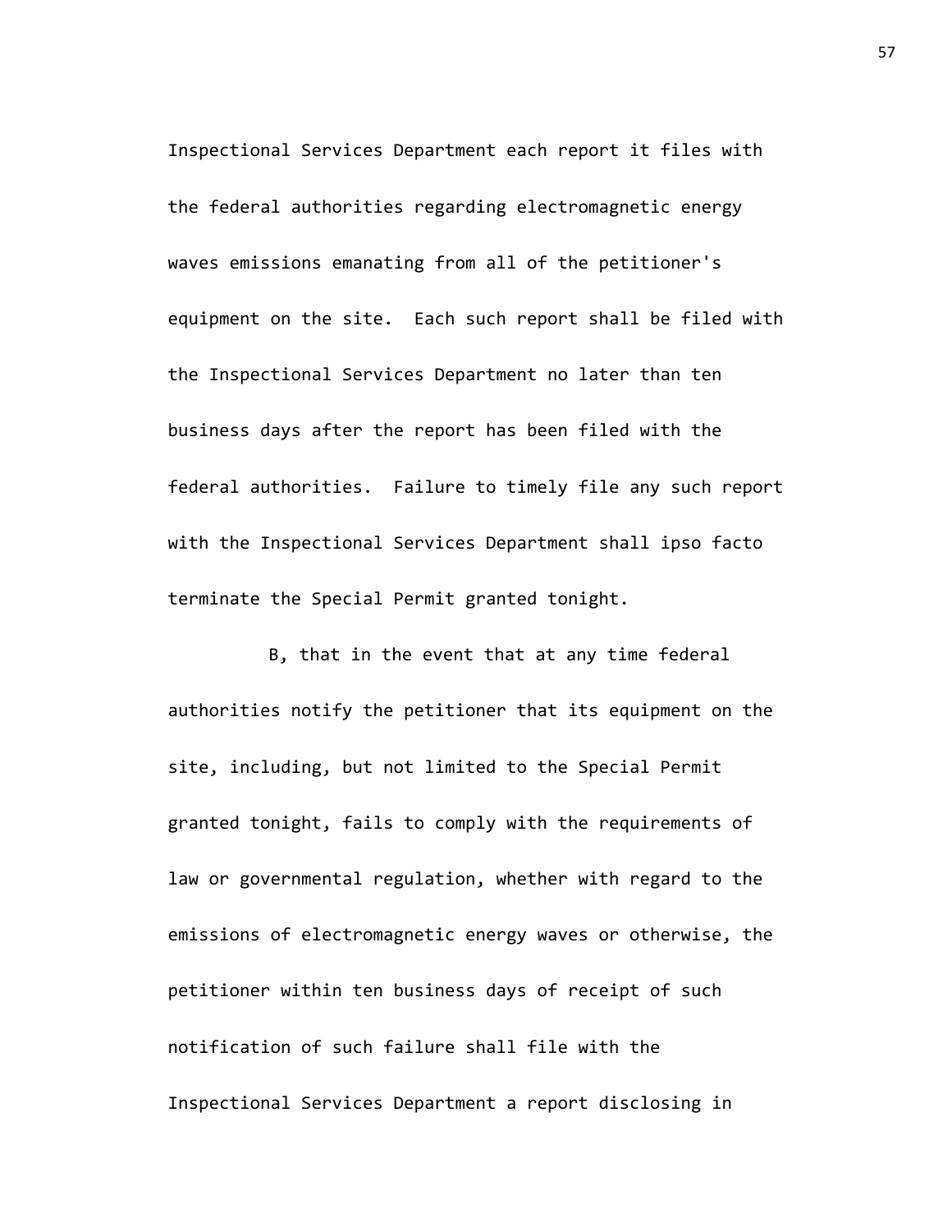Inspectional Services Department each report it files with the federal authorities regarding electromagnetic energy waves emissions emanating from all of the petitioner's equipment on the site. Each such report shall be filed with the Inspectional Services Department no later than ten business days after the report has been filed with the federal authorities. Failure to timely file any such report with the Inspectional Services Department shall ipso facto terminate the Special Permit granted tonight.

B, that in the event that at any time federal authorities notify the petitioner that its equipment on the site, including, but not limited to the Special Permit granted tonight, fails to comply with the requirements of law or governmental regulation, whether with regard to the emissions of electromagnetic energy waves or otherwise, the petitioner within ten business days of receipt of such notification of such failure shall file with the Inspectional Services Department a report disclosing in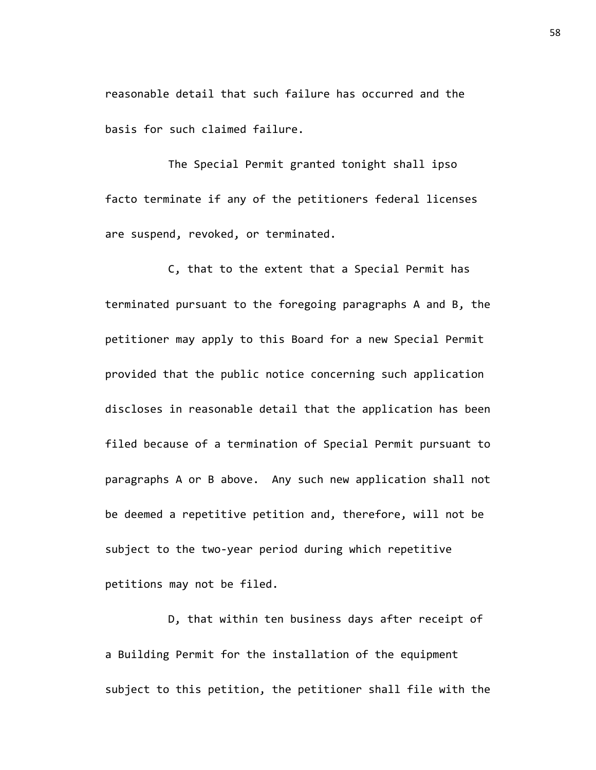reasonable detail that such failure has occurred and the basis for such claimed failure.

The Special Permit granted tonight shall ipso facto terminate if any of the petitioners federal licenses are suspend, revoked, or terminated.

C, that to the extent that a Special Permit has terminated pursuant to the foregoing paragraphs A and B, the petitioner may apply to this Board for a new Special Permit provided that the public notice concerning such application discloses in reasonable detail that the application has been filed because of a termination of Special Permit pursuant to paragraphs A or B above. Any such new application shall not be deemed a repetitive petition and, therefore, will not be subject to the two-year period during which repetitive petitions may not be filed.

D, that within ten business days after receipt of a Building Permit for the installation of the equipment subject to this petition, the petitioner shall file with the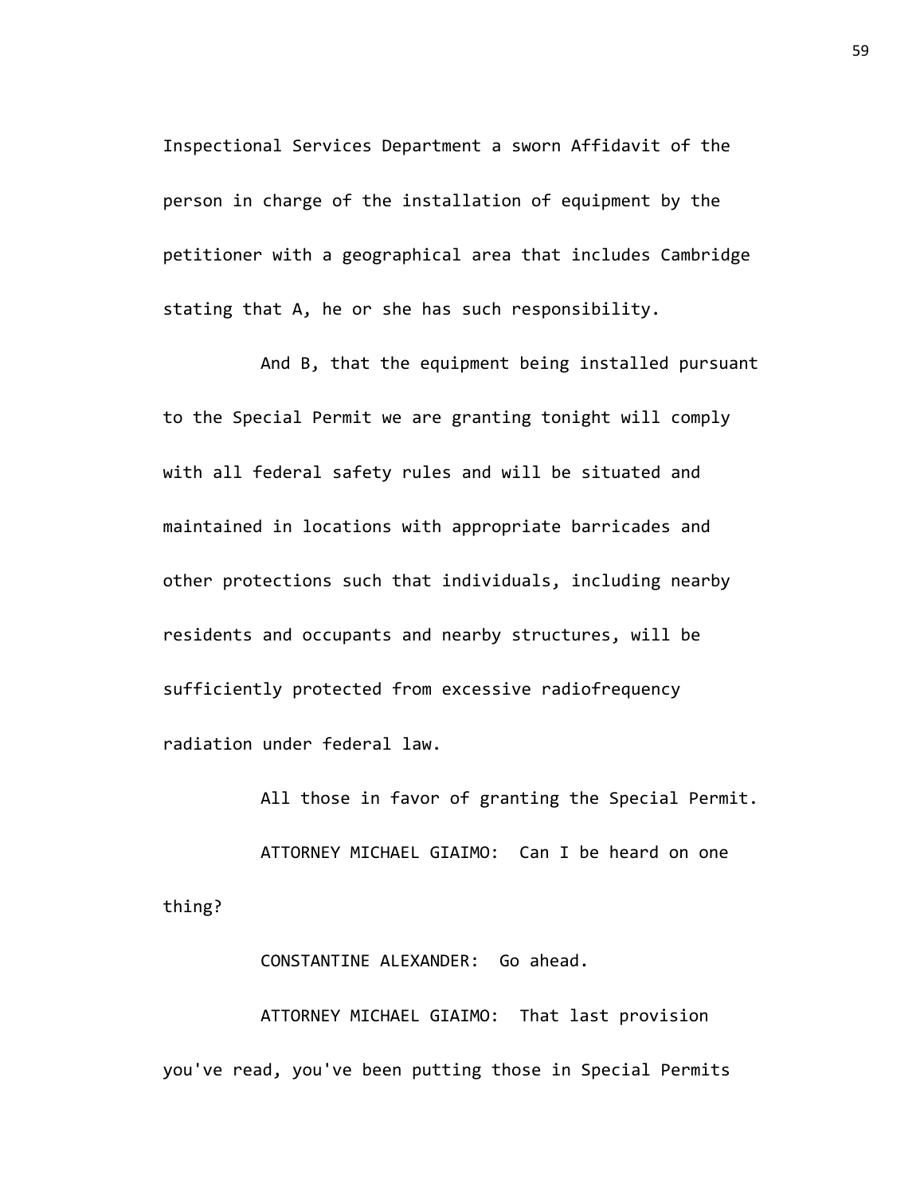Inspectional Services Department a sworn Affidavit of the person in charge of the installation of equipment by the petitioner with a geographical area that includes Cambridge stating that A, he or she has such responsibility.

And B, that the equipment being installed pursuant to the Special Permit we are granting tonight will comply with all federal safety rules and will be situated and maintained in locations with appropriate barricades and other protections such that individuals, including nearby residents and occupants and nearby structures, will be sufficiently protected from excessive radiofrequency radiation under federal law.

All those in favor of granting the Special Permit.

ATTORNEY MICHAEL GIAIMO: Can I be heard on one thing?

CONSTANTINE ALEXANDER: Go ahead.

ATTORNEY MICHAEL GIAIMO: That last provision you've read, you've been putting those in Special Permits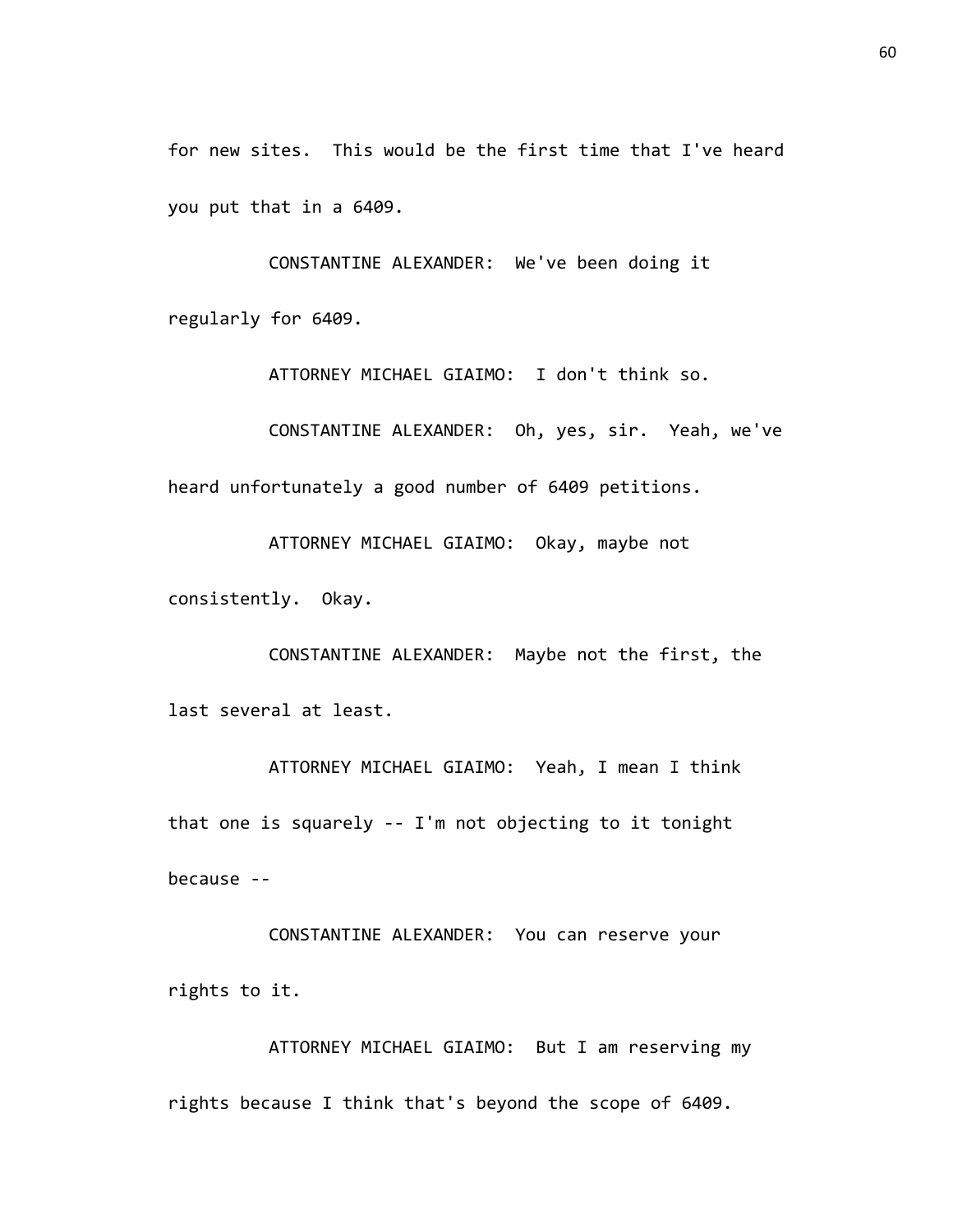for new sites. This would be the first time that I've heard you put that in a 6409.

CONSTANTINE ALEXANDER: We've been doing it regularly for 6409.

ATTORNEY MICHAEL GIAIMO: I don't think so.

CONSTANTINE ALEXANDER: Oh, yes, sir. Yeah, we've heard unfortunately a good number of 6409 petitions.

ATTORNEY MICHAEL GIAIMO: Okay, maybe not consistently. Okay.

CONSTANTINE ALEXANDER: Maybe not the first, the last several at least.

ATTORNEY MICHAEL GIAIMO: Yeah, I mean I think that one is squarely -- I'm not objecting to it tonight because --

CONSTANTINE ALEXANDER: You can reserve your rights to it.

ATTORNEY MICHAEL GIAIMO: But I am reserving my rights because I think that's beyond the scope of 6409.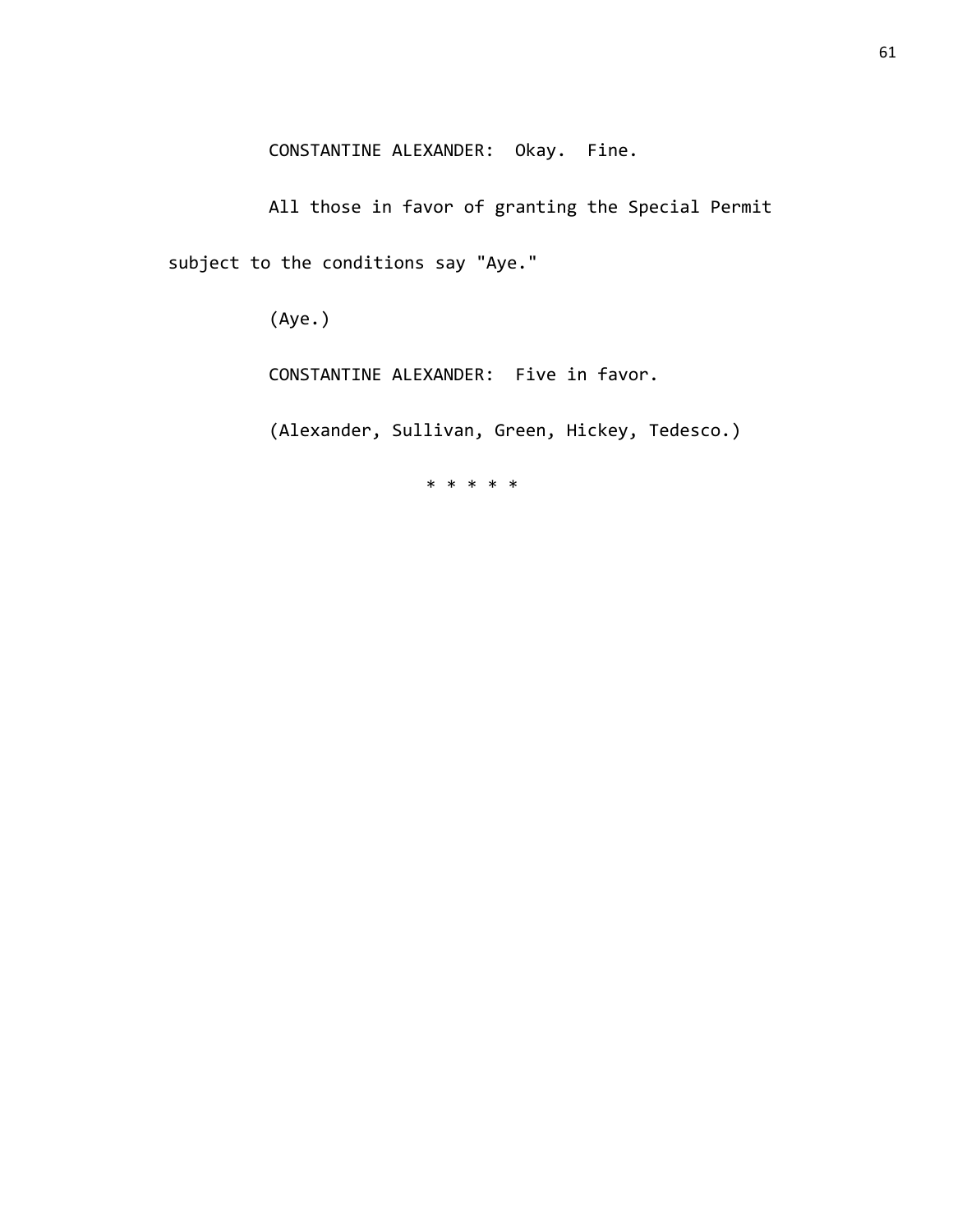CONSTANTINE ALEXANDER: Okay. Fine.

All those in favor of granting the Special Permit subject to the conditions say "Aye."

(Aye.)

CONSTANTINE ALEXANDER: Five in favor.

(Alexander, Sullivan, Green, Hickey, Tedesco.)

* * * * *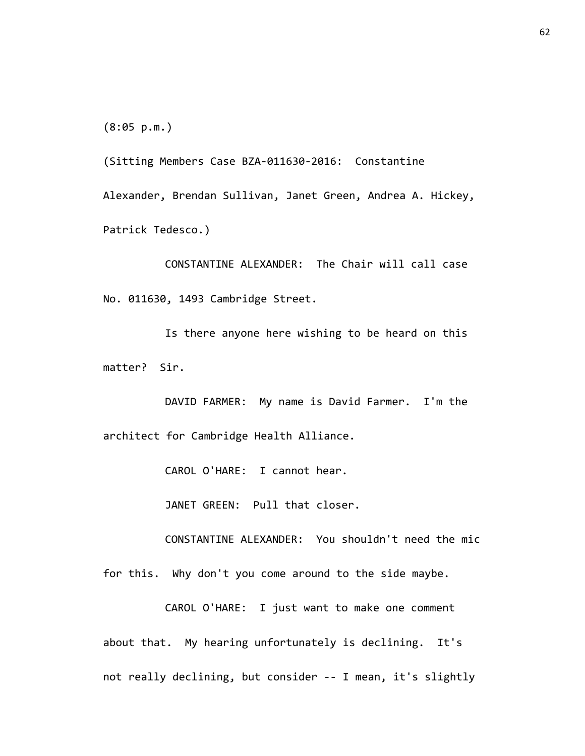(8:05 p.m.)

(Sitting Members Case BZA-011630-2016: Constantine Alexander, Brendan Sullivan, Janet Green, Andrea A. Hickey, Patrick Tedesco.)

CONSTANTINE ALEXANDER: The Chair will call case No. 011630, 1493 Cambridge Street.

Is there anyone here wishing to be heard on this matter? Sir.

DAVID FARMER: My name is David Farmer. I'm the architect for Cambridge Health Alliance.

CAROL O'HARE: I cannot hear.

JANET GREEN: Pull that closer.

CONSTANTINE ALEXANDER: You shouldn't need the mic for this. Why don't you come around to the side maybe.

CAROL O'HARE: I just want to make one comment about that. My hearing unfortunately is declining. It's not really declining, but consider -- I mean, it's slightly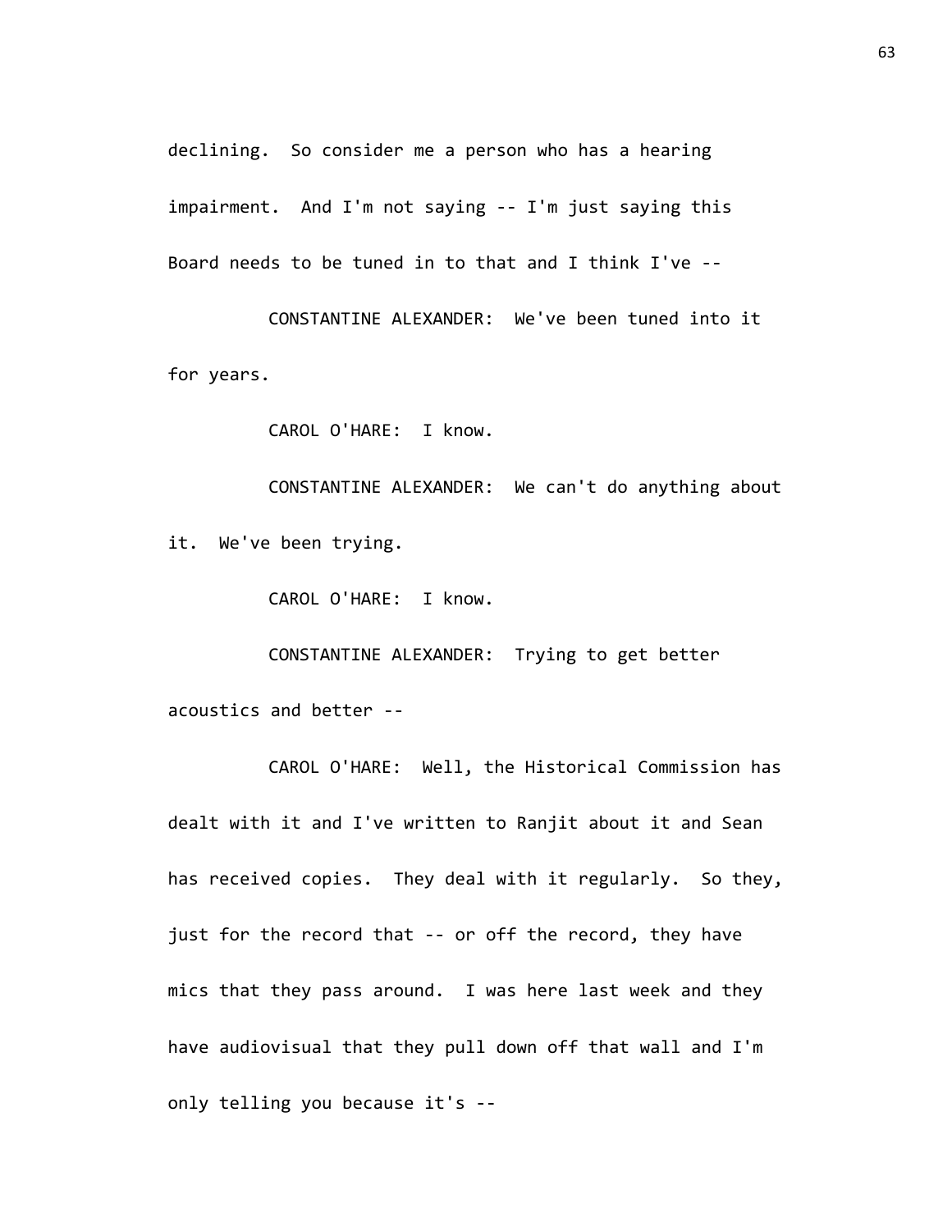declining. So consider me a person who has a hearing impairment. And I'm not saying -- I'm just saying this Board needs to be tuned in to that and I think I've --

CONSTANTINE ALEXANDER: We've been tuned into it for years.

CAROL O'HARE: I know.

CONSTANTINE ALEXANDER: We can't do anything about it. We've been trying.

CAROL O'HARE: I know.

CONSTANTINE ALEXANDER: Trying to get better acoustics and better --

CAROL O'HARE: Well, the Historical Commission has dealt with it and I've written to Ranjit about it and Sean has received copies. They deal with it regularly. So they, just for the record that -- or off the record, they have mics that they pass around. I was here last week and they have audiovisual that they pull down off that wall and I'm only telling you because it's --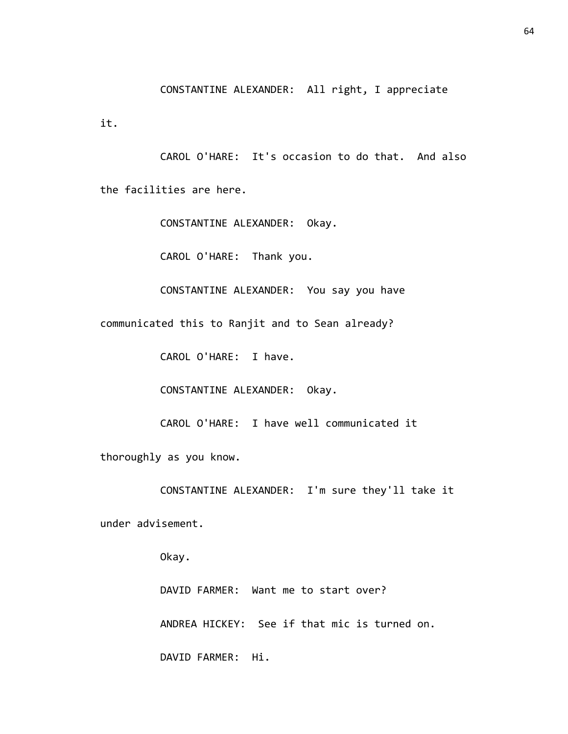CONSTANTINE ALEXANDER: All right, I appreciate it.

CAROL O'HARE: It's occasion to do that. And also the facilities are here.

CONSTANTINE ALEXANDER: Okay.

CAROL O'HARE: Thank you.

CONSTANTINE ALEXANDER: You say you have communicated this to Ranjit and to Sean already?

CAROL O'HARE: I have.

CONSTANTINE ALEXANDER: Okay.

CAROL O'HARE: I have well communicated it thoroughly as you know.

CONSTANTINE ALEXANDER: I'm sure they'll take it under advisement.

Okay.

DAVID FARMER: Want me to start over?

ANDREA HICKEY: See if that mic is turned on.

DAVID FARMER: Hi.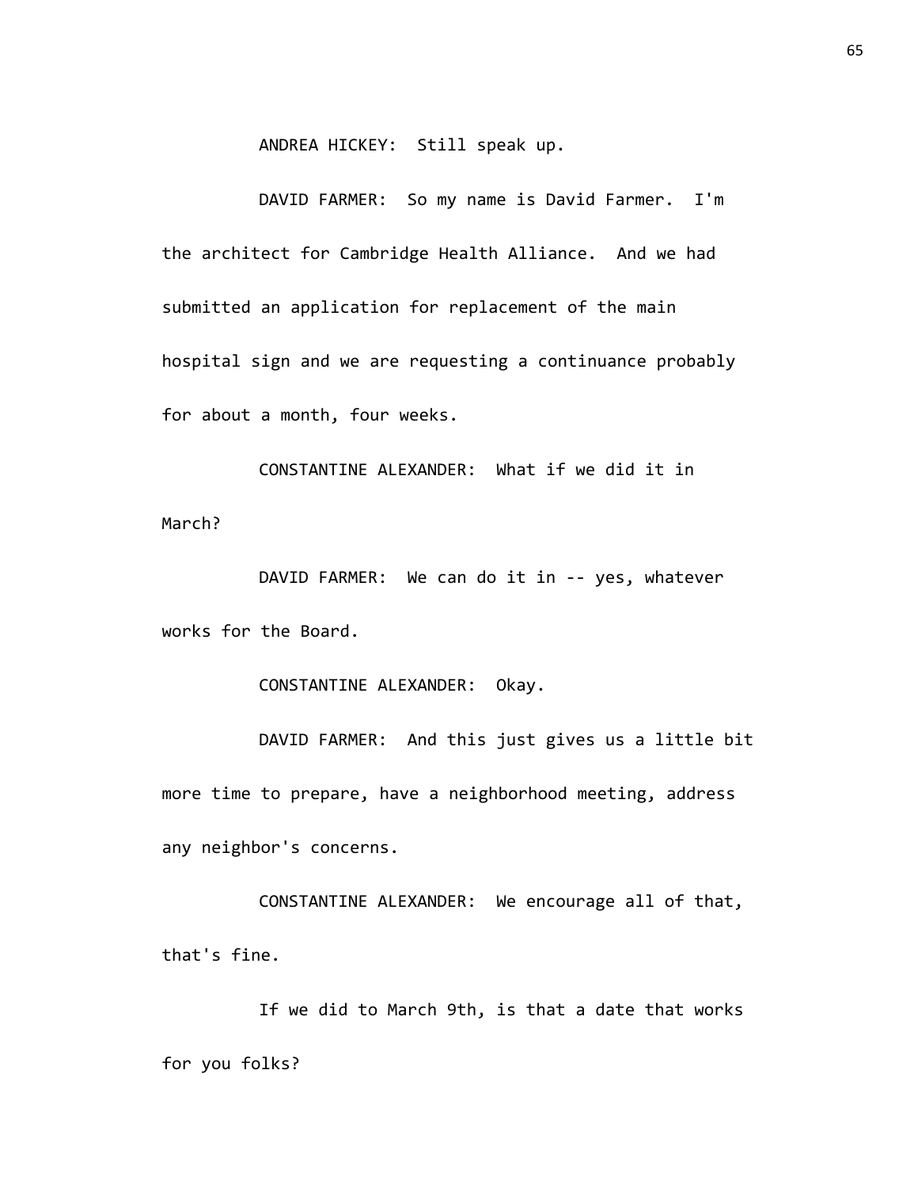ANDREA HICKEY: Still speak up.

DAVID FARMER: So my name is David Farmer. I'm the architect for Cambridge Health Alliance. And we had submitted an application for replacement of the main hospital sign and we are requesting a continuance probably for about a month, four weeks.

CONSTANTINE ALEXANDER: What if we did it in March?

DAVID FARMER: We can do it in -- yes, whatever works for the Board.

CONSTANTINE ALEXANDER: Okay.

DAVID FARMER: And this just gives us a little bit more time to prepare, have a neighborhood meeting, address any neighbor's concerns.

CONSTANTINE ALEXANDER: We encourage all of that, that's fine.

If we did to March 9th, is that a date that works for you folks?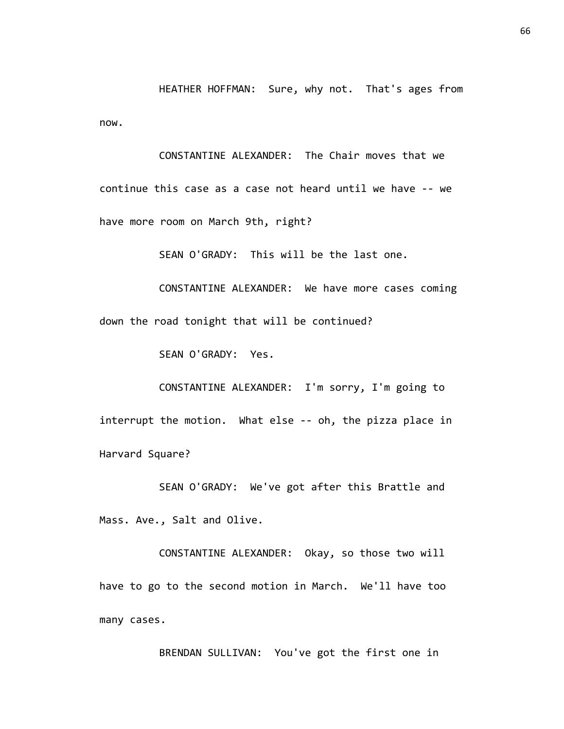HEATHER HOFFMAN: Sure, why not. That's ages from now.

CONSTANTINE ALEXANDER: The Chair moves that we continue this case as a case not heard until we have -- we have more room on March 9th, right?

SEAN O'GRADY: This will be the last one.

CONSTANTINE ALEXANDER: We have more cases coming down the road tonight that will be continued?

SEAN O'GRADY: Yes.

CONSTANTINE ALEXANDER: I'm sorry, I'm going to interrupt the motion. What else -- oh, the pizza place in Harvard Square?

SEAN O'GRADY: We've got after this Brattle and Mass. Ave., Salt and Olive.

CONSTANTINE ALEXANDER: Okay, so those two will have to go to the second motion in March. We'll have too many cases.

BRENDAN SULLIVAN: You've got the first one in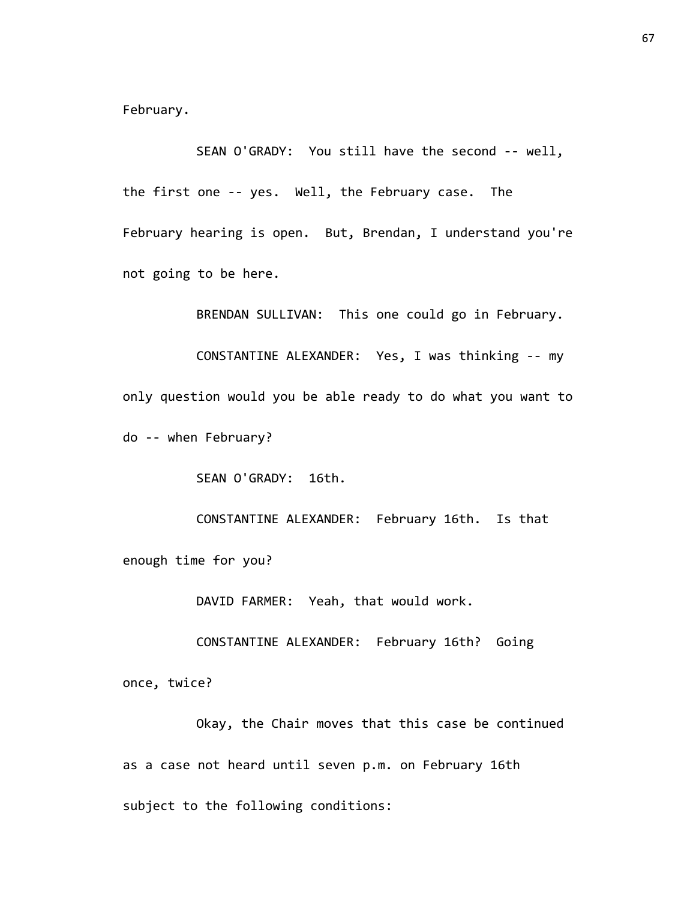February.

SEAN O'GRADY: You still have the second -- well, the first one -- yes. Well, the February case. The February hearing is open. But, Brendan, I understand you're not going to be here.

BRENDAN SULLIVAN: This one could go in February.

CONSTANTINE ALEXANDER: Yes, I was thinking -- my only question would you be able ready to do what you want to do -- when February?

SEAN O'GRADY: 16th.

CONSTANTINE ALEXANDER: February 16th. Is that enough time for you?

DAVID FARMER: Yeah, that would work.

CONSTANTINE ALEXANDER: February 16th? Going once, twice?

Okay, the Chair moves that this case be continued as a case not heard until seven p.m. on February 16th subject to the following conditions: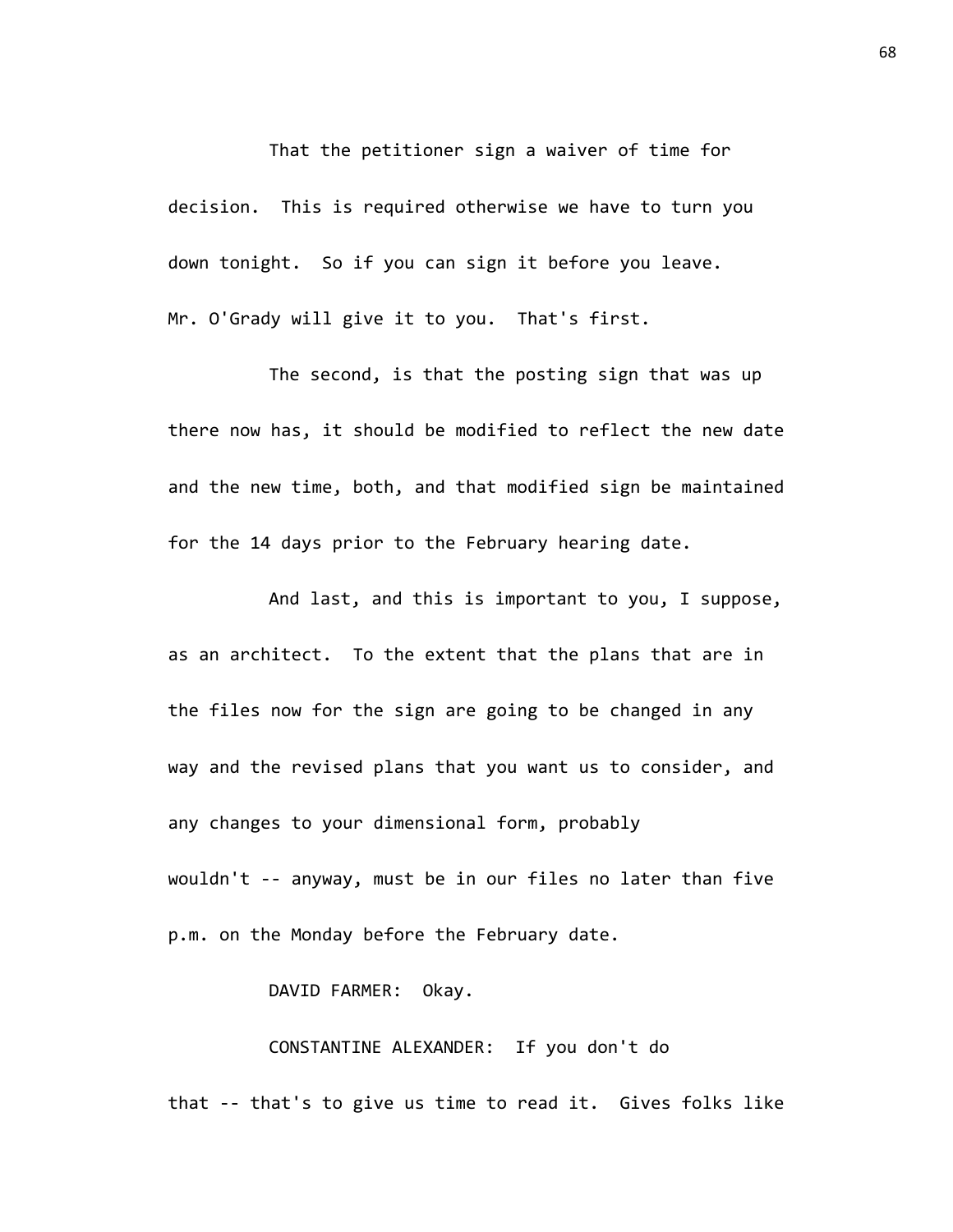That the petitioner sign a waiver of time for decision. This is required otherwise we have to turn you down tonight. So if you can sign it before you leave. Mr. O'Grady will give it to you. That's first.

The second, is that the posting sign that was up there now has, it should be modified to reflect the new date and the new time, both, and that modified sign be maintained for the 14 days prior to the February hearing date.

And last, and this is important to you, I suppose, as an architect. To the extent that the plans that are in the files now for the sign are going to be changed in any way and the revised plans that you want us to consider, and any changes to your dimensional form, probably wouldn't -- anyway, must be in our files no later than five p.m. on the Monday before the February date.

DAVID FARMER: Okay.

CONSTANTINE ALEXANDER: If you don't do that -- that's to give us time to read it. Gives folks like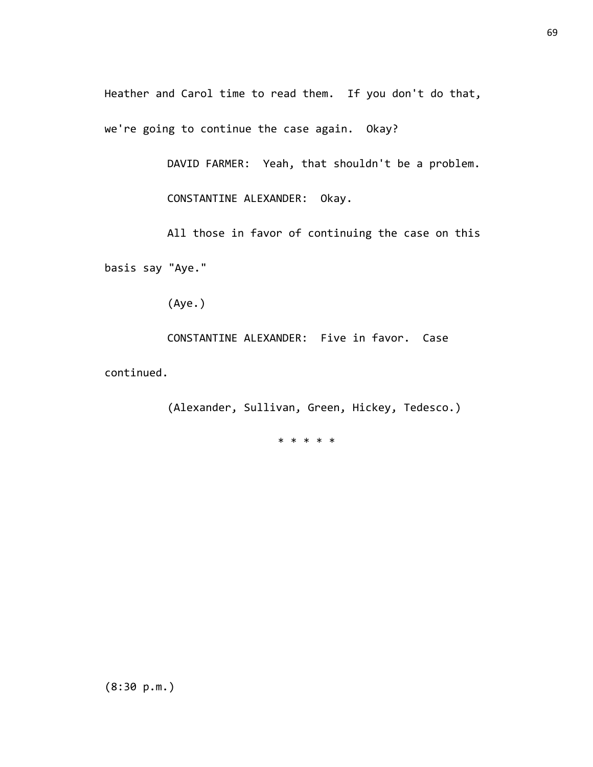Heather and Carol time to read them. If you don't do that, we're going to continue the case again. Okay?

DAVID FARMER: Yeah, that shouldn't be a problem.

CONSTANTINE ALEXANDER: Okay.

All those in favor of continuing the case on this basis say "Aye."

(Aye.)

CONSTANTINE ALEXANDER: Five in favor. Case continued.

(Alexander, Sullivan, Green, Hickey, Tedesco.)

* * * * *

(8:30 p.m.)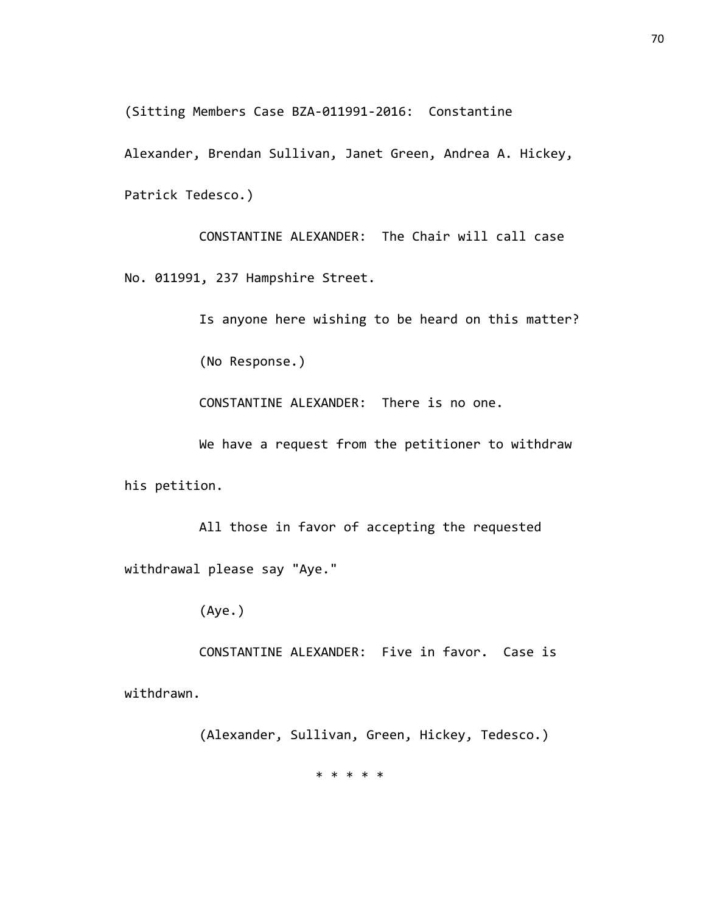(Sitting Members Case BZA-011991-2016: Constantine Alexander, Brendan Sullivan, Janet Green, Andrea A. Hickey, Patrick Tedesco.)

CONSTANTINE ALEXANDER: The Chair will call case No. 011991, 237 Hampshire Street.

Is anyone here wishing to be heard on this matter?

(No Response.)

CONSTANTINE ALEXANDER: There is no one.

We have a request from the petitioner to withdraw his petition.

All those in favor of accepting the requested withdrawal please say "Aye."

(Aye.)

CONSTANTINE ALEXANDER: Five in favor. Case is withdrawn.

(Alexander, Sullivan, Green, Hickey, Tedesco.)

* * * * *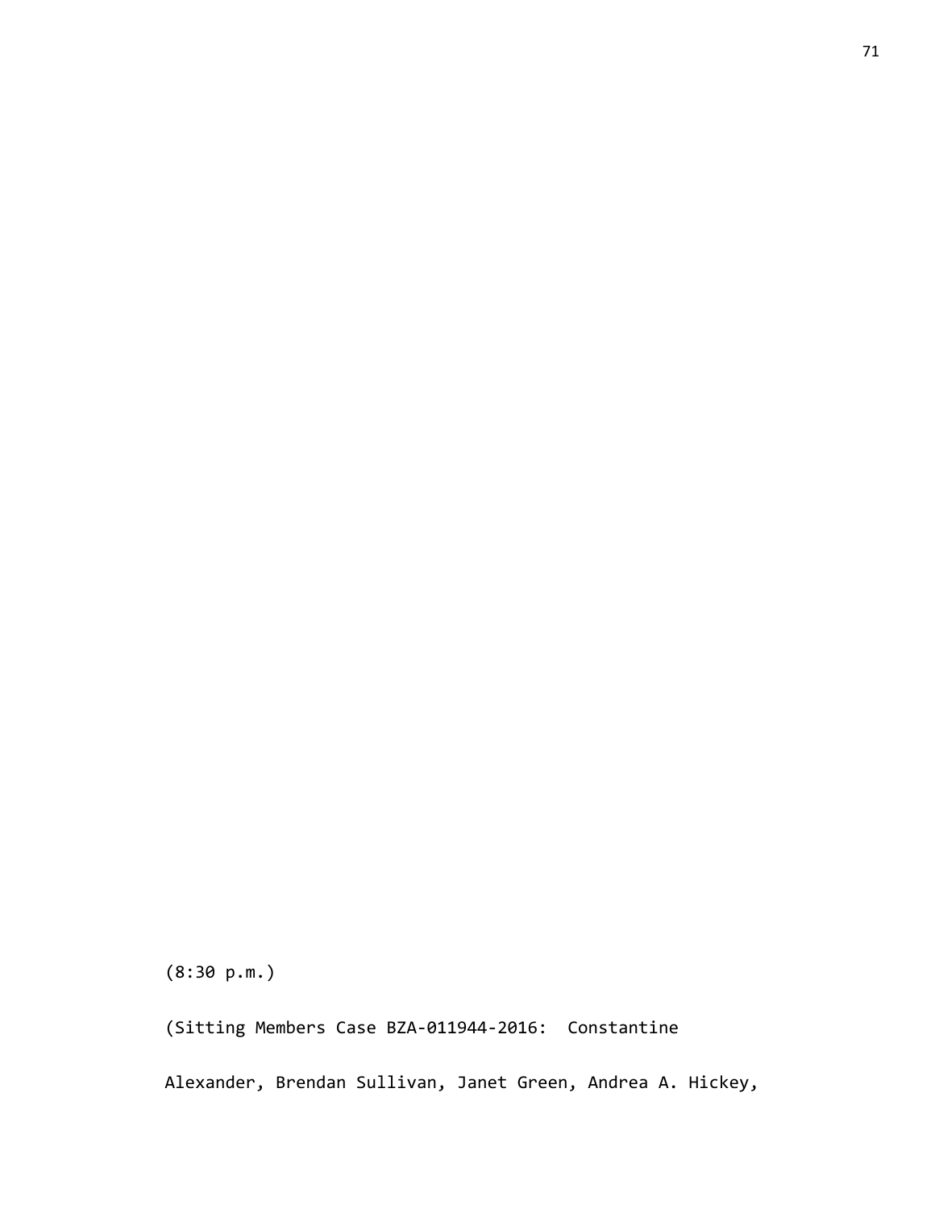(8:30 p.m.)

(Sitting Members Case BZA-011944-2016: Constantine

Alexander, Brendan Sullivan, Janet Green, Andrea A. Hickey,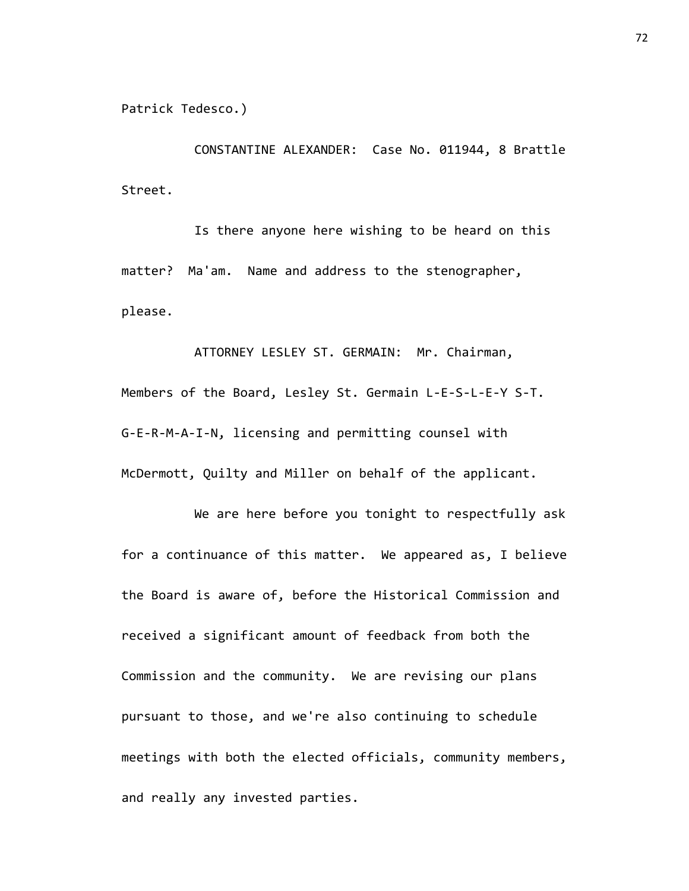Patrick Tedesco.)

CONSTANTINE ALEXANDER: Case No. 011944, 8 Brattle Street.

Is there anyone here wishing to be heard on this matter? Ma'am. Name and address to the stenographer, please.

ATTORNEY LESLEY ST. GERMAIN: Mr. Chairman, Members of the Board, Lesley St. Germain L-E-S-L-E-Y S-T. G-E-R-M-A-I-N, licensing and permitting counsel with McDermott, Quilty and Miller on behalf of the applicant.

We are here before you tonight to respectfully ask for a continuance of this matter. We appeared as, I believe the Board is aware of, before the Historical Commission and received a significant amount of feedback from both the Commission and the community. We are revising our plans pursuant to those, and we're also continuing to schedule meetings with both the elected officials, community members, and really any invested parties.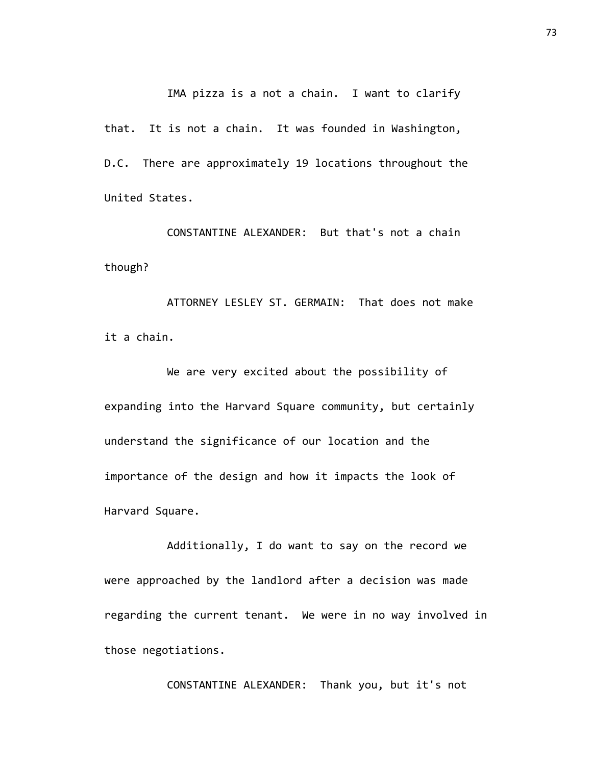IMA pizza is a not a chain. I want to clarify that. It is not a chain. It was founded in Washington, D.C. There are approximately 19 locations throughout the United States.

CONSTANTINE ALEXANDER: But that's not a chain though?

ATTORNEY LESLEY ST. GERMAIN: That does not make it a chain.

We are very excited about the possibility of expanding into the Harvard Square community, but certainly understand the significance of our location and the importance of the design and how it impacts the look of Harvard Square.

Additionally, I do want to say on the record we were approached by the landlord after a decision was made regarding the current tenant. We were in no way involved in those negotiations.

CONSTANTINE ALEXANDER: Thank you, but it's not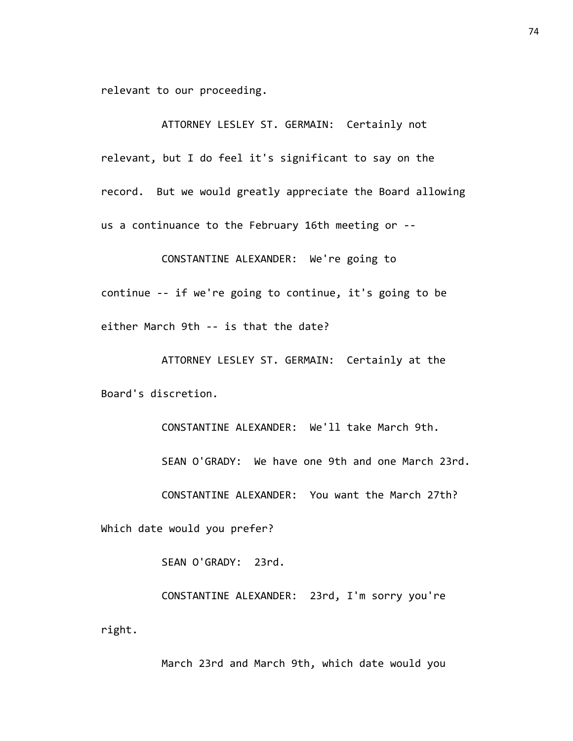relevant to our proceeding.

ATTORNEY LESLEY ST. GERMAIN: Certainly not relevant, but I do feel it's significant to say on the record. But we would greatly appreciate the Board allowing us a continuance to the February 16th meeting or --

CONSTANTINE ALEXANDER: We're going to continue -- if we're going to continue, it's going to be either March 9th -- is that the date?

ATTORNEY LESLEY ST. GERMAIN: Certainly at the Board's discretion.

CONSTANTINE ALEXANDER: We'll take March 9th.

SEAN O'GRADY: We have one 9th and one March 23rd.

CONSTANTINE ALEXANDER: You want the March 27th? Which date would you prefer?

SEAN O'GRADY: 23rd.

CONSTANTINE ALEXANDER: 23rd, I'm sorry you're right.

March 23rd and March 9th, which date would you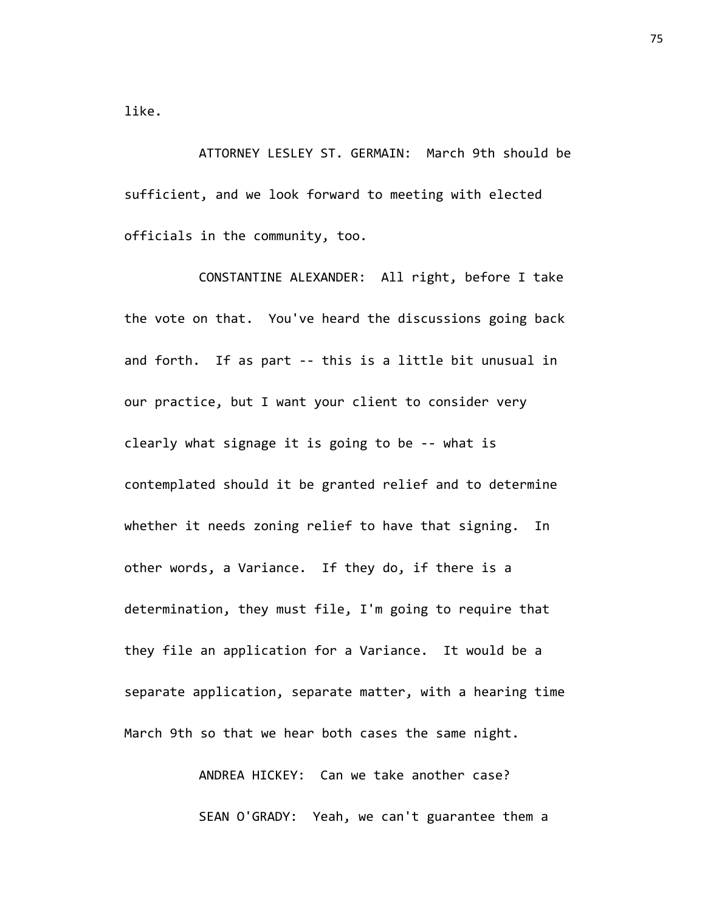like.

ATTORNEY LESLEY ST. GERMAIN: March 9th should be sufficient, and we look forward to meeting with elected officials in the community, too.

CONSTANTINE ALEXANDER: All right, before I take the vote on that. You've heard the discussions going back and forth. If as part -- this is a little bit unusual in our practice, but I want your client to consider very clearly what signage it is going to be -- what is contemplated should it be granted relief and to determine whether it needs zoning relief to have that signing. In other words, a Variance. If they do, if there is a determination, they must file, I'm going to require that they file an application for a Variance. It would be a separate application, separate matter, with a hearing time March 9th so that we hear both cases the same night.

ANDREA HICKEY: Can we take another case?

SEAN O'GRADY: Yeah, we can't guarantee them a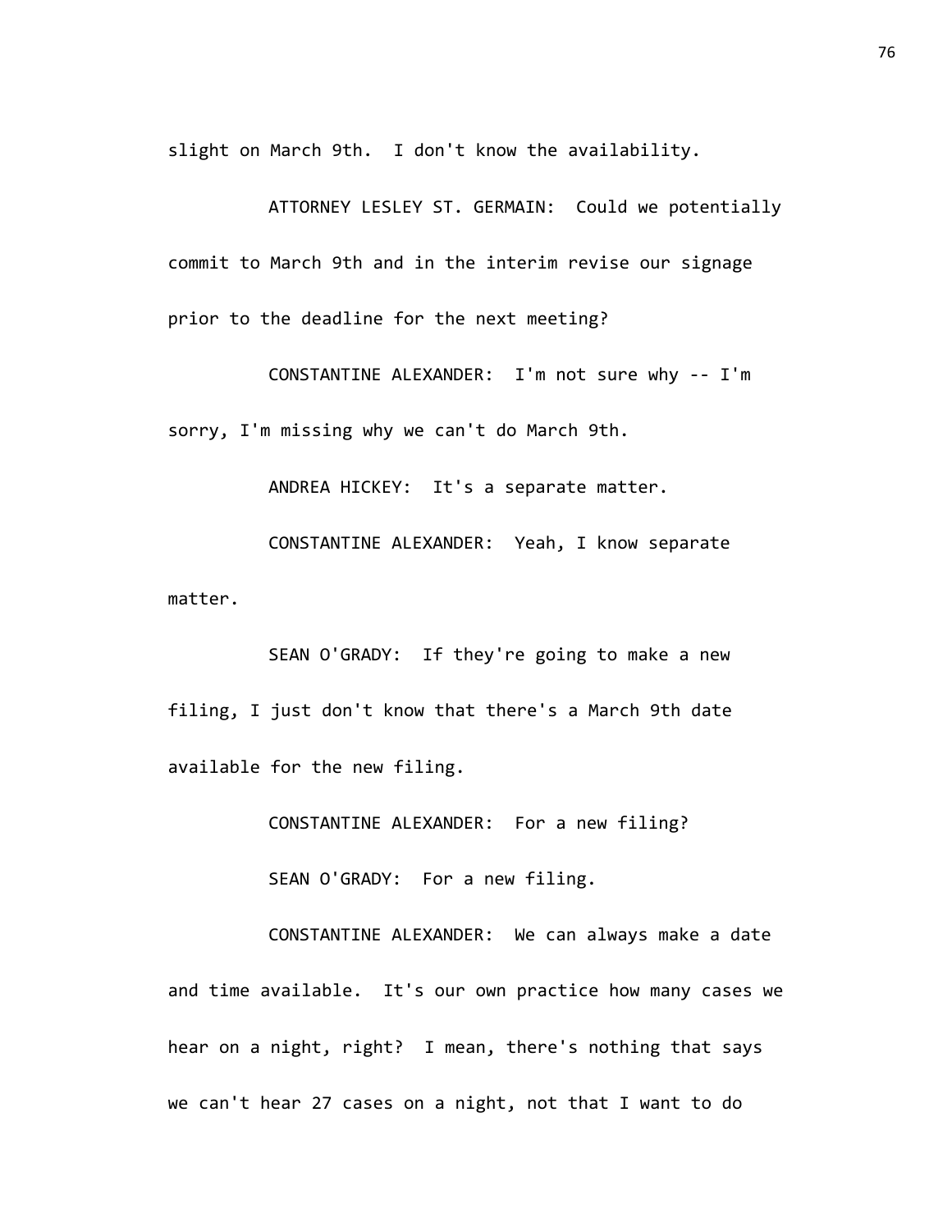slight on March 9th. I don't know the availability.

ATTORNEY LESLEY ST. GERMAIN: Could we potentially commit to March 9th and in the interim revise our signage prior to the deadline for the next meeting?

CONSTANTINE ALEXANDER: I'm not sure why -- I'm sorry, I'm missing why we can't do March 9th.

ANDREA HICKEY: It's a separate matter.

CONSTANTINE ALEXANDER: Yeah, I know separate matter.

SEAN O'GRADY: If they're going to make a new filing, I just don't know that there's a March 9th date available for the new filing.

CONSTANTINE ALEXANDER: For a new filing?

SEAN O'GRADY: For a new filing.

CONSTANTINE ALEXANDER: We can always make a date and time available. It's our own practice how many cases we hear on a night, right? I mean, there's nothing that says we can't hear 27 cases on a night, not that I want to do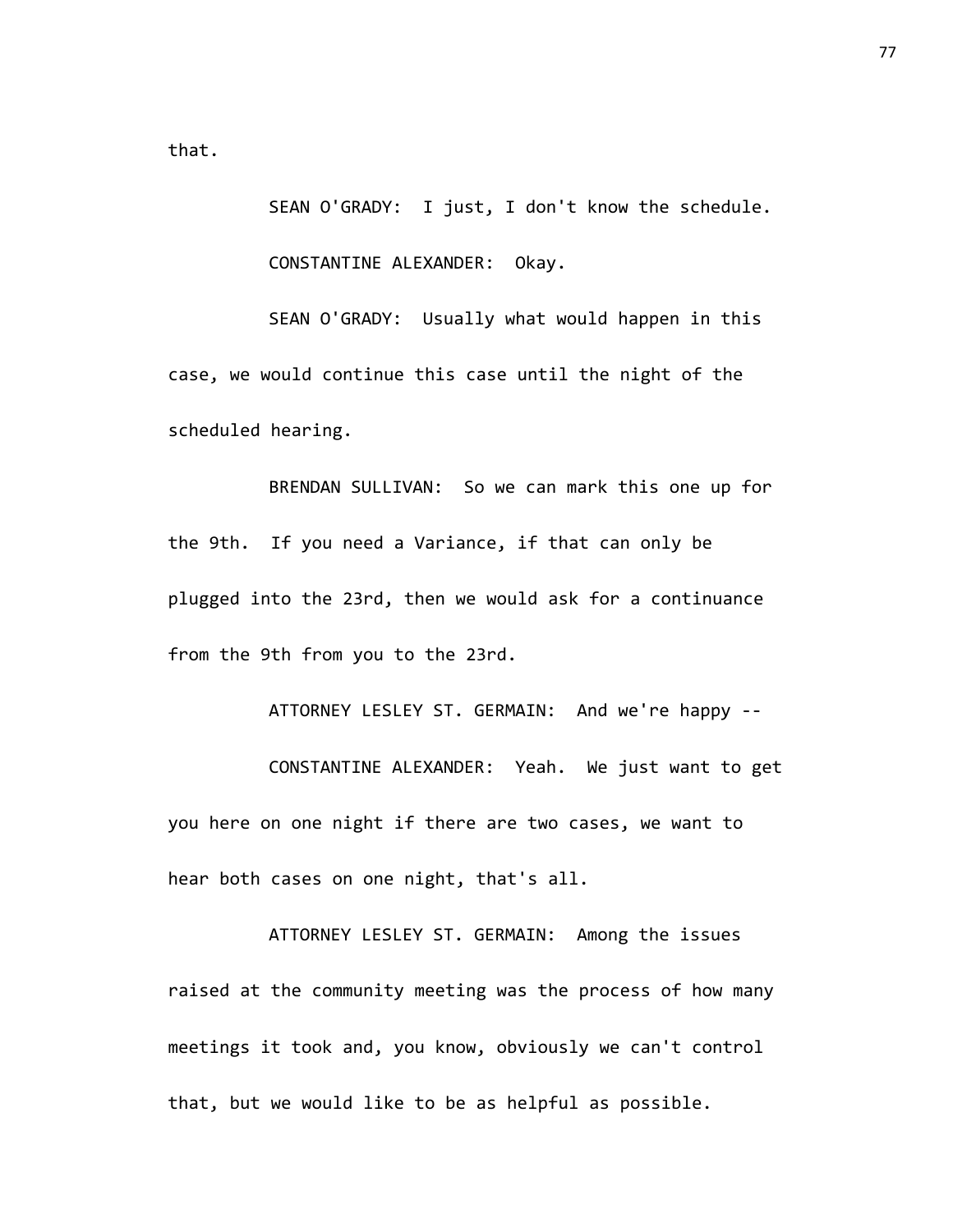that.

SEAN O'GRADY: I just, I don't know the schedule.

CONSTANTINE ALEXANDER: Okay.

SEAN O'GRADY: Usually what would happen in this case, we would continue this case until the night of the scheduled hearing.

BRENDAN SULLIVAN: So we can mark this one up for the 9th. If you need a Variance, if that can only be plugged into the 23rd, then we would ask for a continuance from the 9th from you to the 23rd.

ATTORNEY LESLEY ST. GERMAIN: And we're happy --

CONSTANTINE ALEXANDER: Yeah. We just want to get you here on one night if there are two cases, we want to hear both cases on one night, that's all.

ATTORNEY LESLEY ST. GERMAIN: Among the issues raised at the community meeting was the process of how many meetings it took and, you know, obviously we can't control that, but we would like to be as helpful as possible.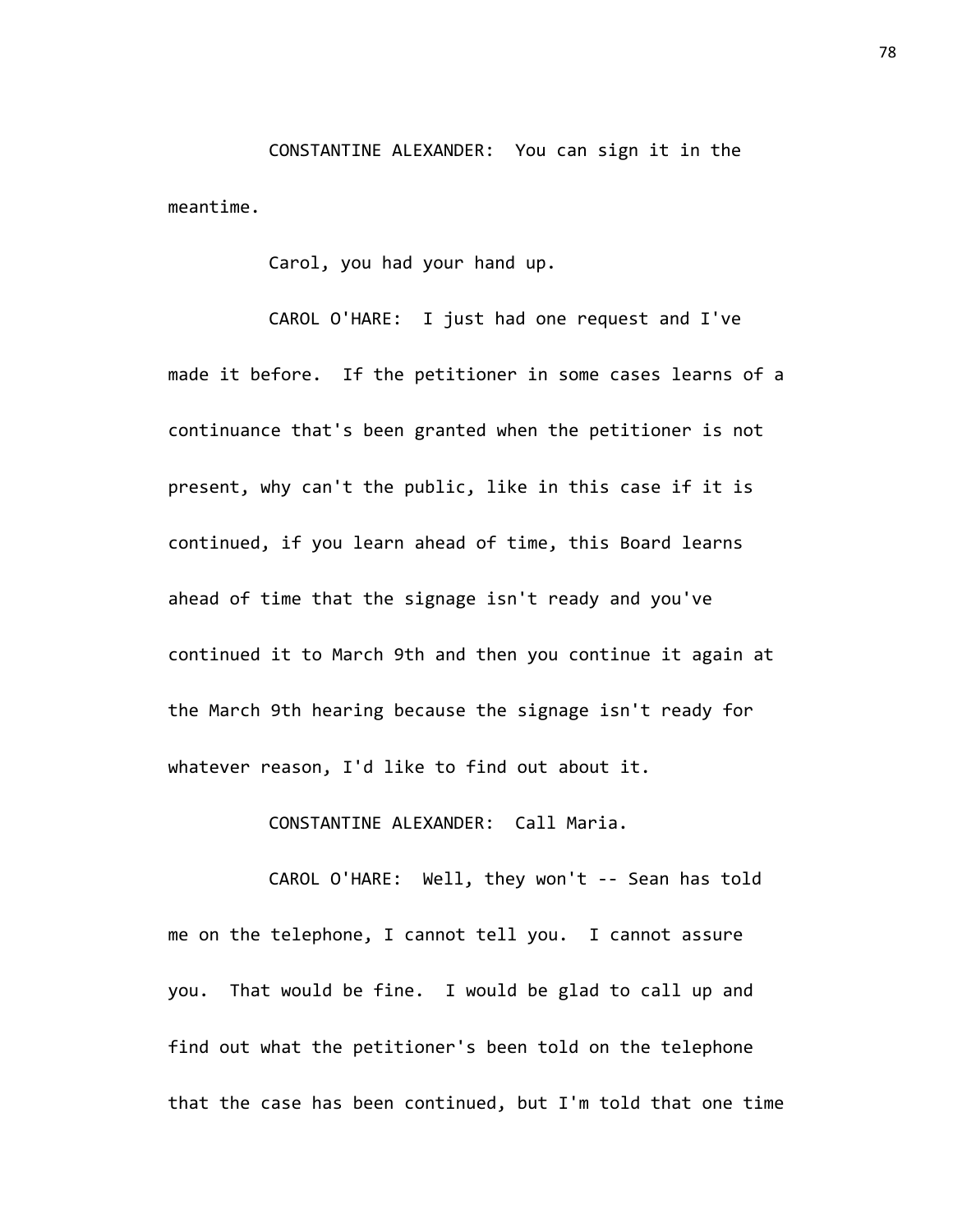CONSTANTINE ALEXANDER: You can sign it in the meantime.

Carol, you had your hand up.

CAROL O'HARE: I just had one request and I've made it before. If the petitioner in some cases learns of a continuance that's been granted when the petitioner is not present, why can't the public, like in this case if it is continued, if you learn ahead of time, this Board learns ahead of time that the signage isn't ready and you've continued it to March 9th and then you continue it again at the March 9th hearing because the signage isn't ready for whatever reason, I'd like to find out about it.

CONSTANTINE ALEXANDER: Call Maria.

CAROL O'HARE: Well, they won't -- Sean has told me on the telephone, I cannot tell you. I cannot assure you. That would be fine. I would be glad to call up and find out what the petitioner's been told on the telephone that the case has been continued, but I'm told that one time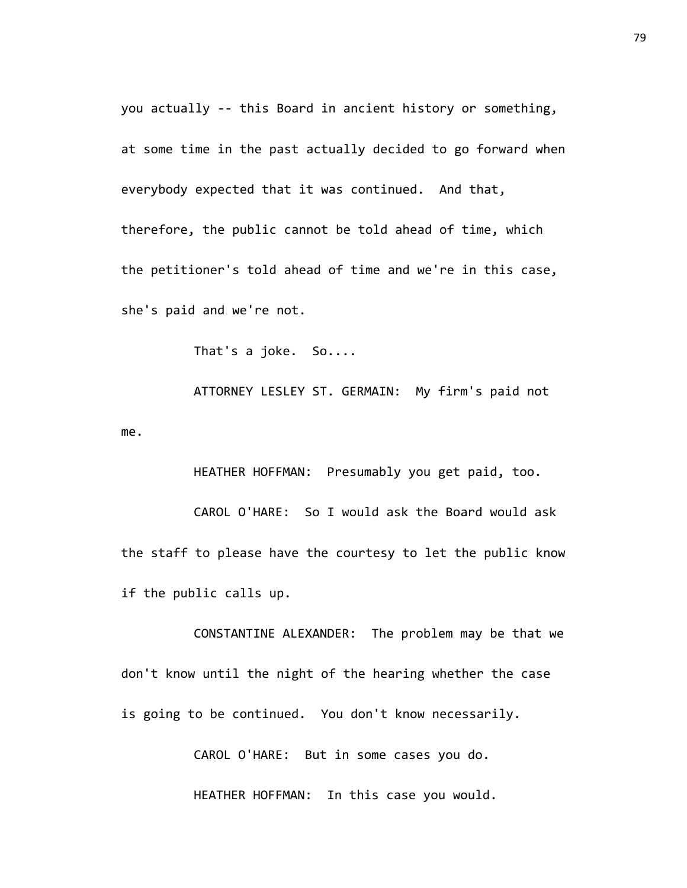you actually -- this Board in ancient history or something, at some time in the past actually decided to go forward when everybody expected that it was continued. And that, therefore, the public cannot be told ahead of time, which the petitioner's told ahead of time and we're in this case, she's paid and we're not.

That's a joke. So....

ATTORNEY LESLEY ST. GERMAIN: My firm's paid not me.

HEATHER HOFFMAN: Presumably you get paid, too.

CAROL O'HARE: So I would ask the Board would ask the staff to please have the courtesy to let the public know if the public calls up.

CONSTANTINE ALEXANDER: The problem may be that we don't know until the night of the hearing whether the case is going to be continued. You don't know necessarily.

CAROL O'HARE: But in some cases you do.

HEATHER HOFFMAN: In this case you would.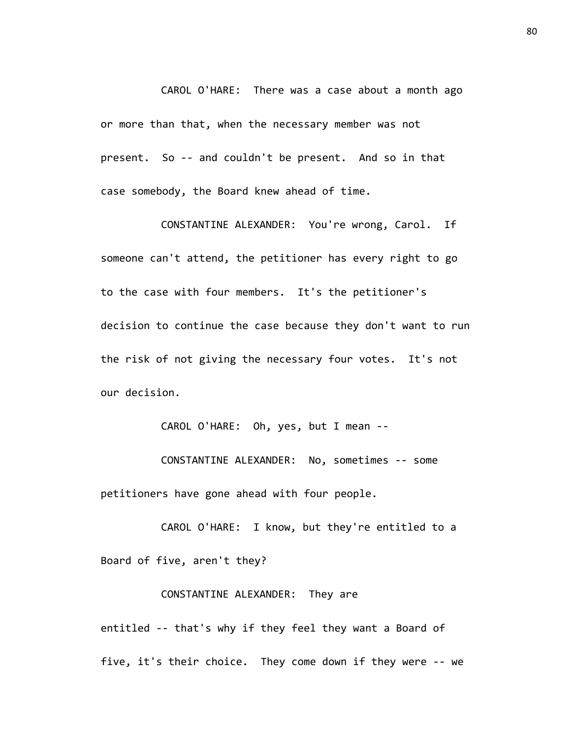CAROL O'HARE: There was a case about a month ago or more than that, when the necessary member was not present. So -- and couldn't be present. And so in that case somebody, the Board knew ahead of time.

CONSTANTINE ALEXANDER: You're wrong, Carol. If someone can't attend, the petitioner has every right to go to the case with four members. It's the petitioner's decision to continue the case because they don't want to run the risk of not giving the necessary four votes. It's not our decision.

CAROL O'HARE: Oh, yes, but I mean --

CONSTANTINE ALEXANDER: No, sometimes -- some petitioners have gone ahead with four people.

CAROL O'HARE: I know, but they're entitled to a Board of five, aren't they?

CONSTANTINE ALEXANDER: They are entitled -- that's why if they feel they want a Board of five, it's their choice. They come down if they were -- we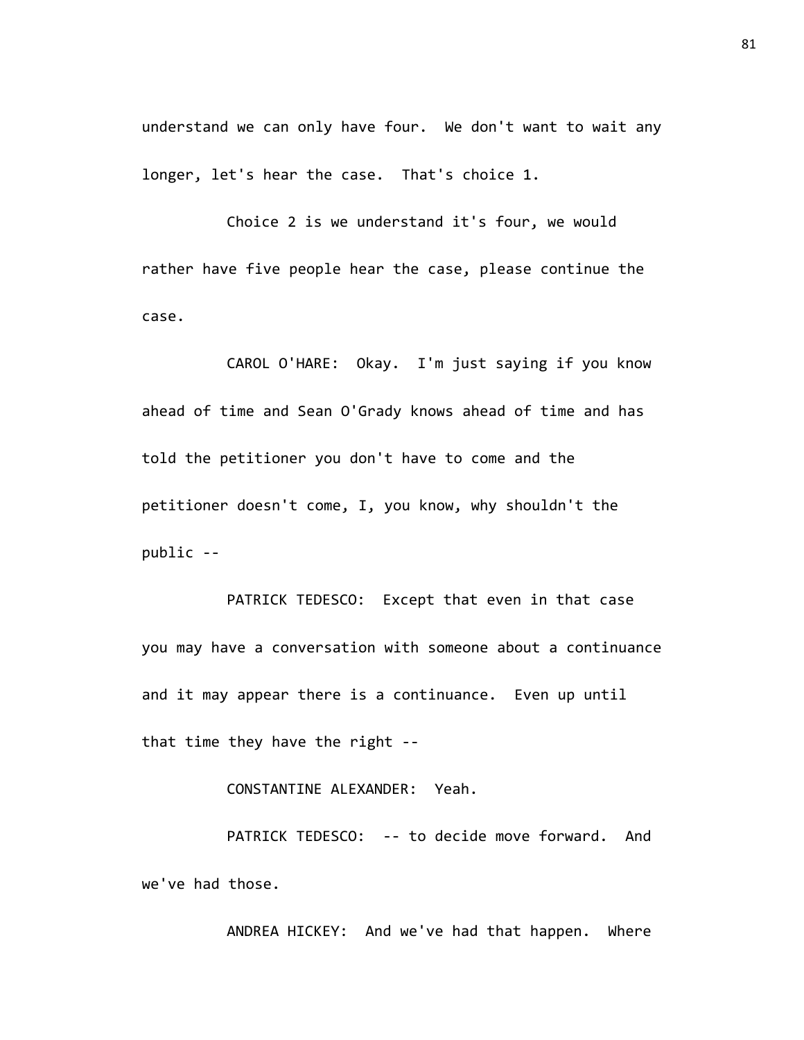understand we can only have four. We don't want to wait any longer, let's hear the case. That's choice 1.

Choice 2 is we understand it's four, we would rather have five people hear the case, please continue the case.

CAROL O'HARE: Okay. I'm just saying if you know ahead of time and Sean O'Grady knows ahead of time and has told the petitioner you don't have to come and the petitioner doesn't come, I, you know, why shouldn't the public --

PATRICK TEDESCO: Except that even in that case you may have a conversation with someone about a continuance and it may appear there is a continuance. Even up until that time they have the right --

CONSTANTINE ALEXANDER: Yeah.

PATRICK TEDESCO: -- to decide move forward. And we've had those.

ANDREA HICKEY: And we've had that happen. Where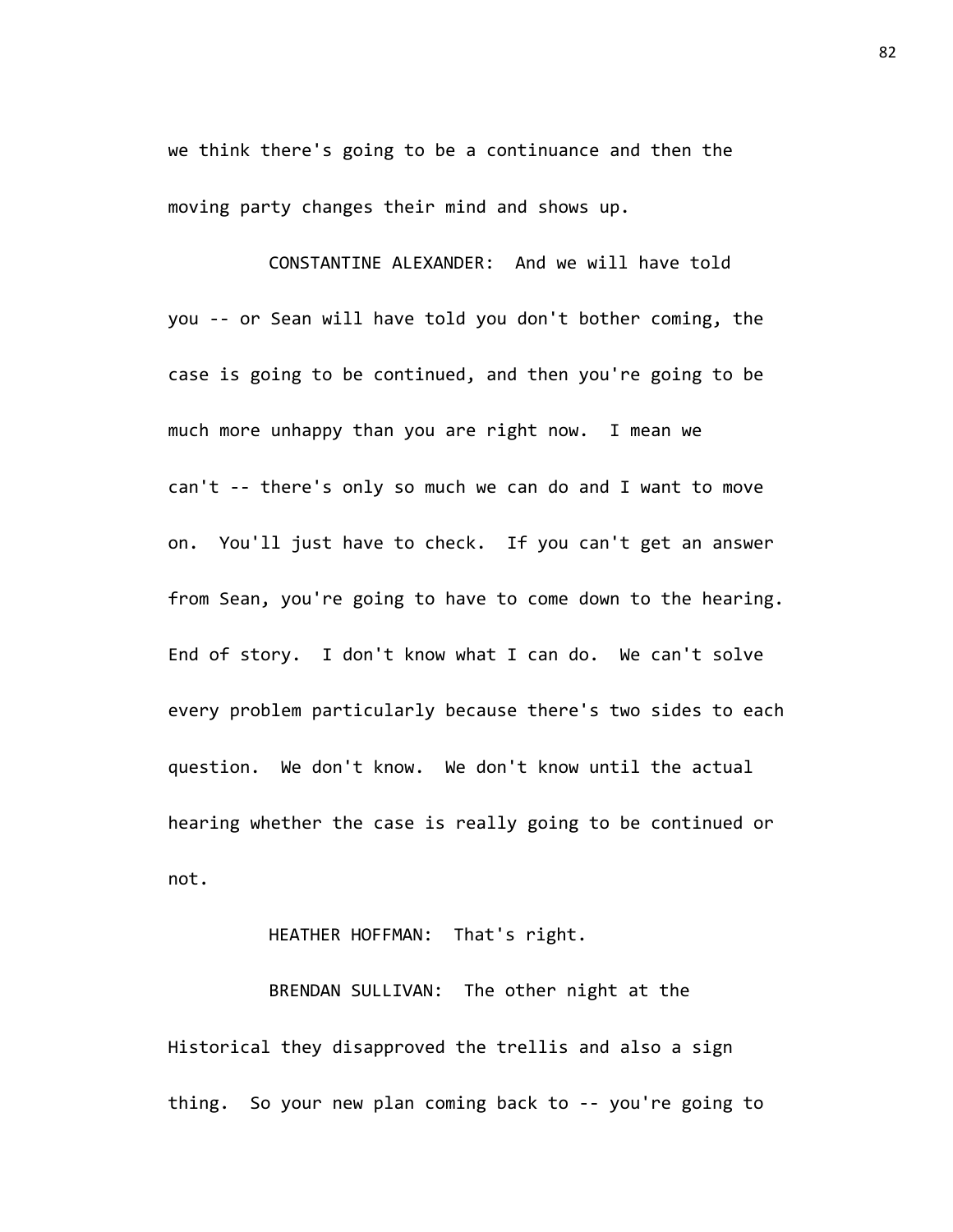we think there's going to be a continuance and then the moving party changes their mind and shows up.

CONSTANTINE ALEXANDER: And we will have told you -- or Sean will have told you don't bother coming, the case is going to be continued, and then you're going to be much more unhappy than you are right now. I mean we can't -- there's only so much we can do and I want to move on. You'll just have to check. If you can't get an answer from Sean, you're going to have to come down to the hearing. End of story. I don't know what I can do. We can't solve every problem particularly because there's two sides to each question. We don't know. We don't know until the actual hearing whether the case is really going to be continued or not.

HEATHER HOFFMAN: That's right.

BRENDAN SULLIVAN: The other night at the Historical they disapproved the trellis and also a sign thing. So your new plan coming back to -- you're going to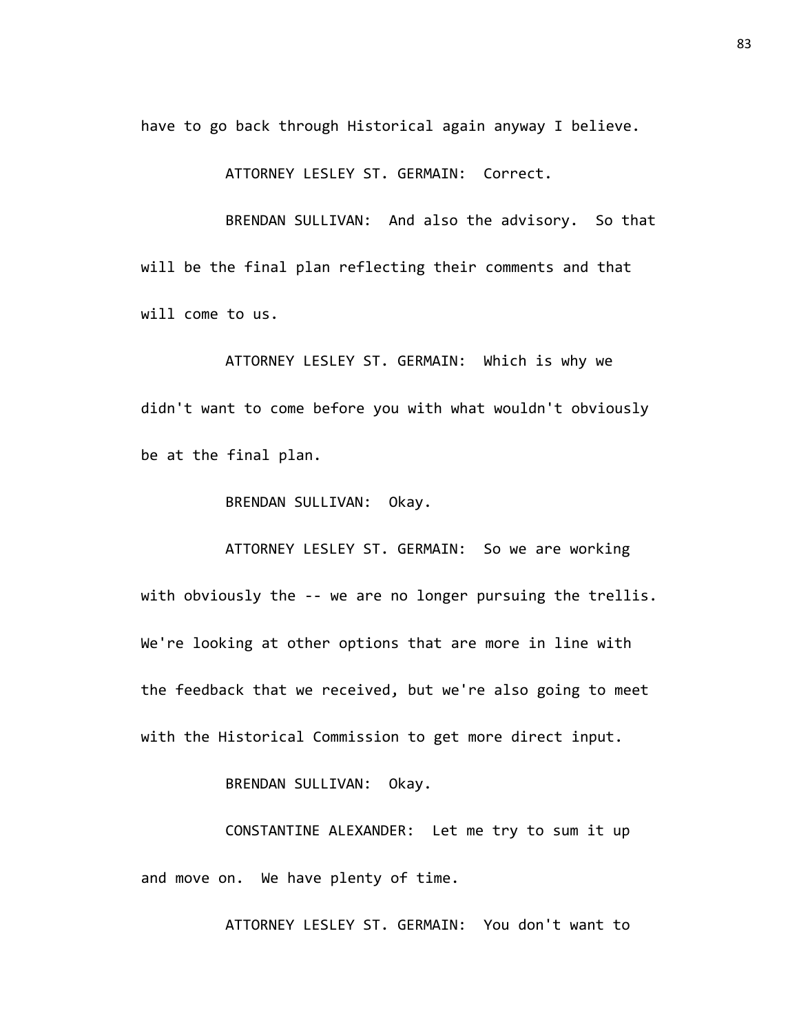have to go back through Historical again anyway I believe.

ATTORNEY LESLEY ST. GERMAIN: Correct.

BRENDAN SULLIVAN: And also the advisory. So that will be the final plan reflecting their comments and that will come to us.

ATTORNEY LESLEY ST. GERMAIN: Which is why we didn't want to come before you with what wouldn't obviously be at the final plan.

BRENDAN SULLIVAN: Okay.

ATTORNEY LESLEY ST. GERMAIN: So we are working with obviously the -- we are no longer pursuing the trellis. We're looking at other options that are more in line with the feedback that we received, but we're also going to meet with the Historical Commission to get more direct input.

BRENDAN SULLIVAN: Okay.

CONSTANTINE ALEXANDER: Let me try to sum it up and move on. We have plenty of time.

ATTORNEY LESLEY ST. GERMAIN: You don't want to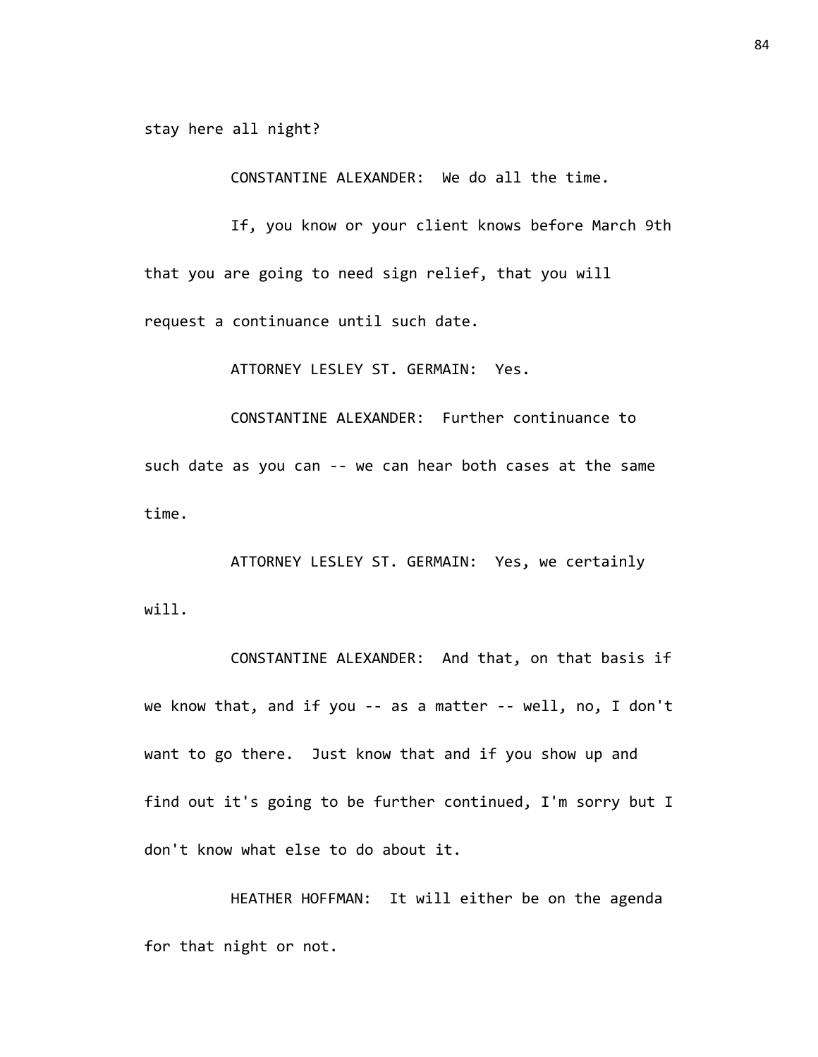stay here all night?

CONSTANTINE ALEXANDER: We do all the time.

If, you know or your client knows before March 9th that you are going to need sign relief, that you will request a continuance until such date.

ATTORNEY LESLEY ST. GERMAIN: Yes.

CONSTANTINE ALEXANDER: Further continuance to such date as you can -- we can hear both cases at the same time.

ATTORNEY LESLEY ST. GERMAIN: Yes, we certainly will.

CONSTANTINE ALEXANDER: And that, on that basis if we know that, and if you -- as a matter -- well, no, I don't want to go there. Just know that and if you show up and find out it's going to be further continued, I'm sorry but I don't know what else to do about it.

HEATHER HOFFMAN: It will either be on the agenda for that night or not.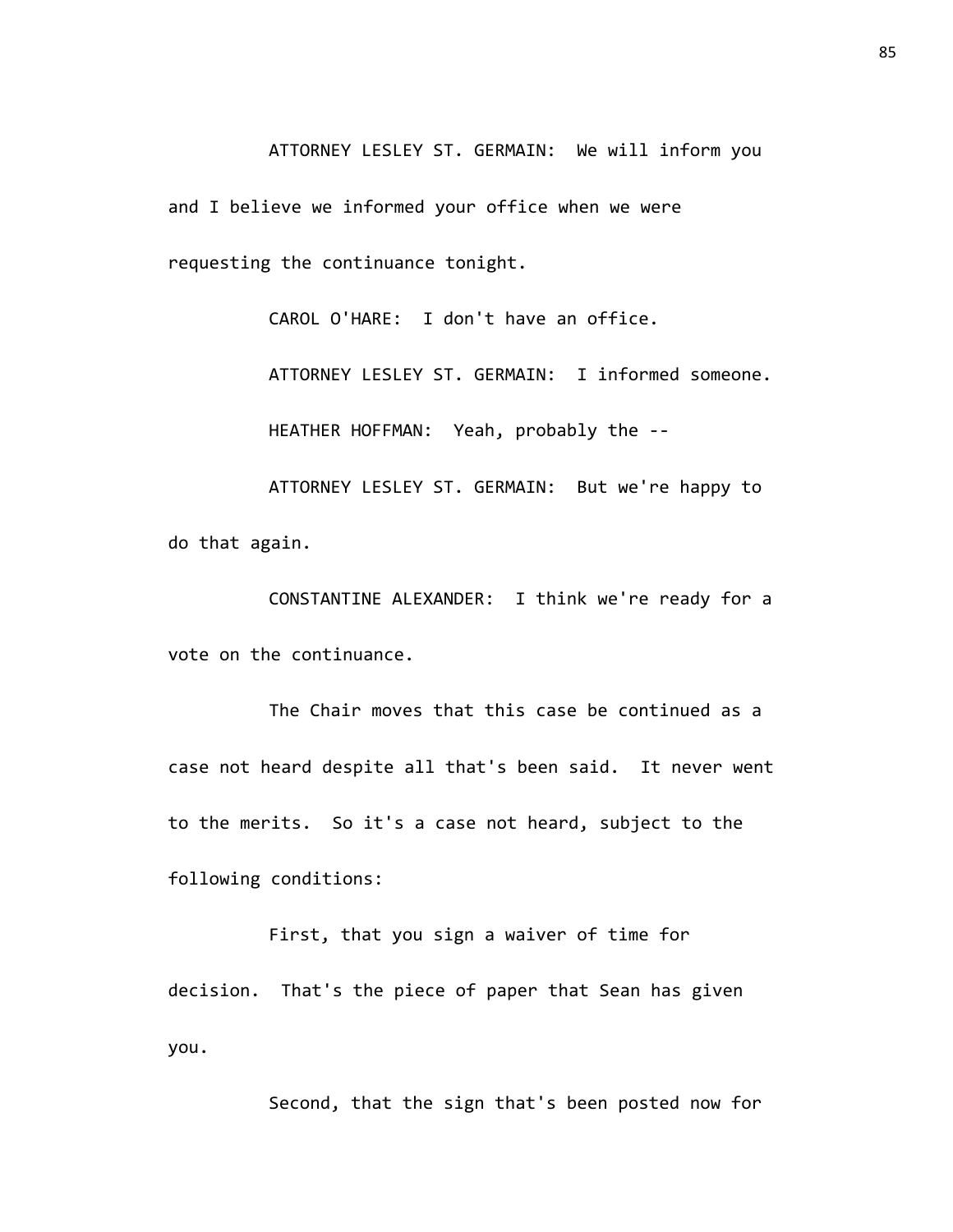ATTORNEY LESLEY ST. GERMAIN: We will inform you and I believe we informed your office when we were requesting the continuance tonight.

CAROL O'HARE: I don't have an office.

ATTORNEY LESLEY ST. GERMAIN: I informed someone.

HEATHER HOFFMAN: Yeah, probably the --

ATTORNEY LESLEY ST. GERMAIN: But we're happy to do that again.

CONSTANTINE ALEXANDER: I think we're ready for a vote on the continuance.

The Chair moves that this case be continued as a case not heard despite all that's been said. It never went to the merits. So it's a case not heard, subject to the following conditions:

First, that you sign a waiver of time for decision. That's the piece of paper that Sean has given you.

Second, that the sign that's been posted now for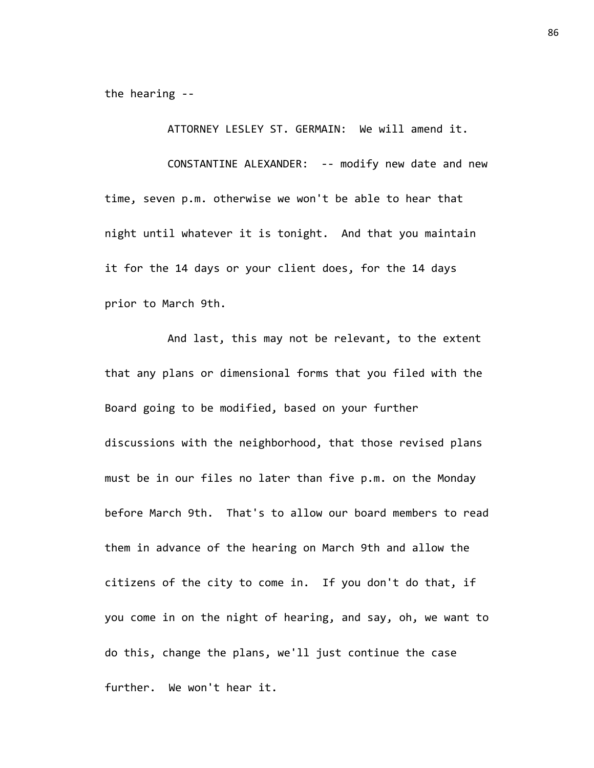the hearing --

ATTORNEY LESLEY ST. GERMAIN: We will amend it.

CONSTANTINE ALEXANDER: -- modify new date and new time, seven p.m. otherwise we won't be able to hear that night until whatever it is tonight. And that you maintain it for the 14 days or your client does, for the 14 days prior to March 9th.

And last, this may not be relevant, to the extent that any plans or dimensional forms that you filed with the Board going to be modified, based on your further discussions with the neighborhood, that those revised plans must be in our files no later than five p.m. on the Monday before March 9th. That's to allow our board members to read them in advance of the hearing on March 9th and allow the citizens of the city to come in. If you don't do that, if you come in on the night of hearing, and say, oh, we want to do this, change the plans, we'll just continue the case further. We won't hear it.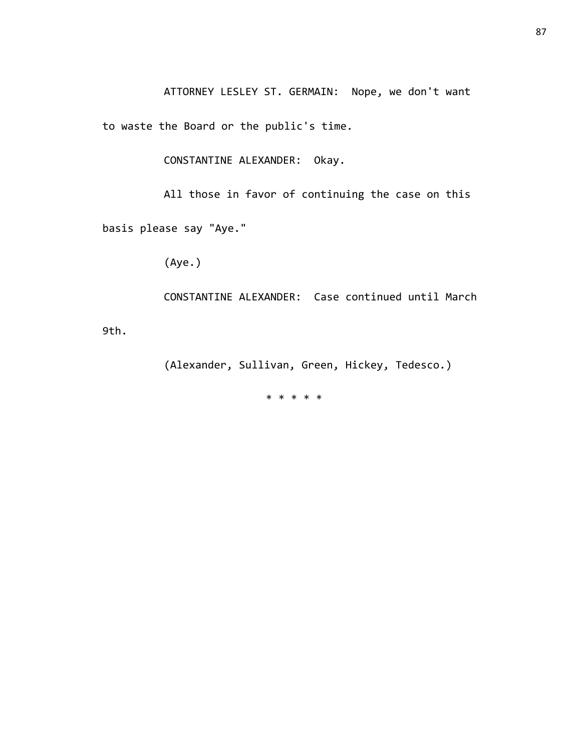ATTORNEY LESLEY ST. GERMAIN: Nope, we don't want to waste the Board or the public's time.

CONSTANTINE ALEXANDER: Okay.

All those in favor of continuing the case on this basis please say "Aye."

(Aye.)

CONSTANTINE ALEXANDER: Case continued until March 9th.

(Alexander, Sullivan, Green, Hickey, Tedesco.)

* * * * *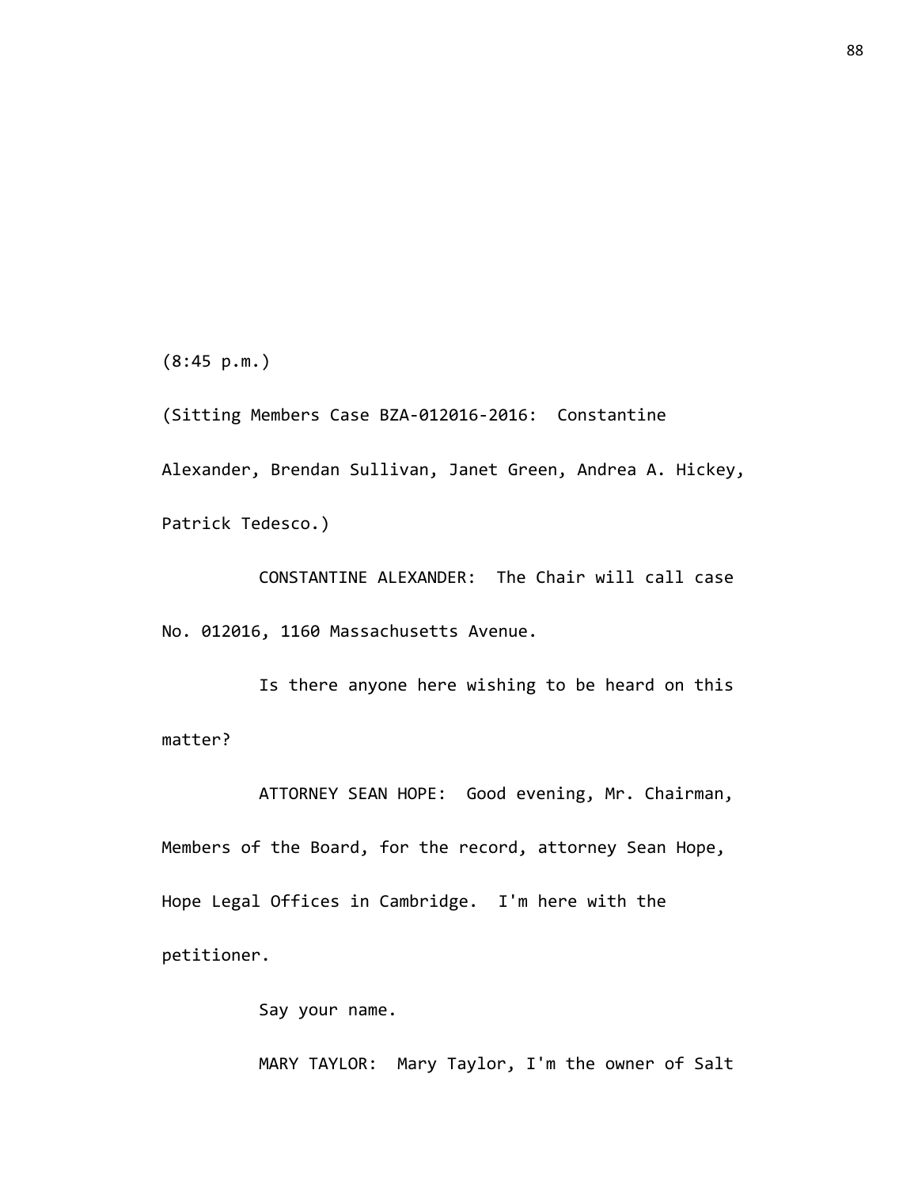(8:45 p.m.)

(Sitting Members Case BZA-012016-2016: Constantine Alexander, Brendan Sullivan, Janet Green, Andrea A. Hickey, Patrick Tedesco.)

CONSTANTINE ALEXANDER: The Chair will call case No. 012016, 1160 Massachusetts Avenue.

Is there anyone here wishing to be heard on this matter?

ATTORNEY SEAN HOPE: Good evening, Mr. Chairman, Members of the Board, for the record, attorney Sean Hope, Hope Legal Offices in Cambridge. I'm here with the petitioner.

Say your name.

MARY TAYLOR: Mary Taylor, I'm the owner of Salt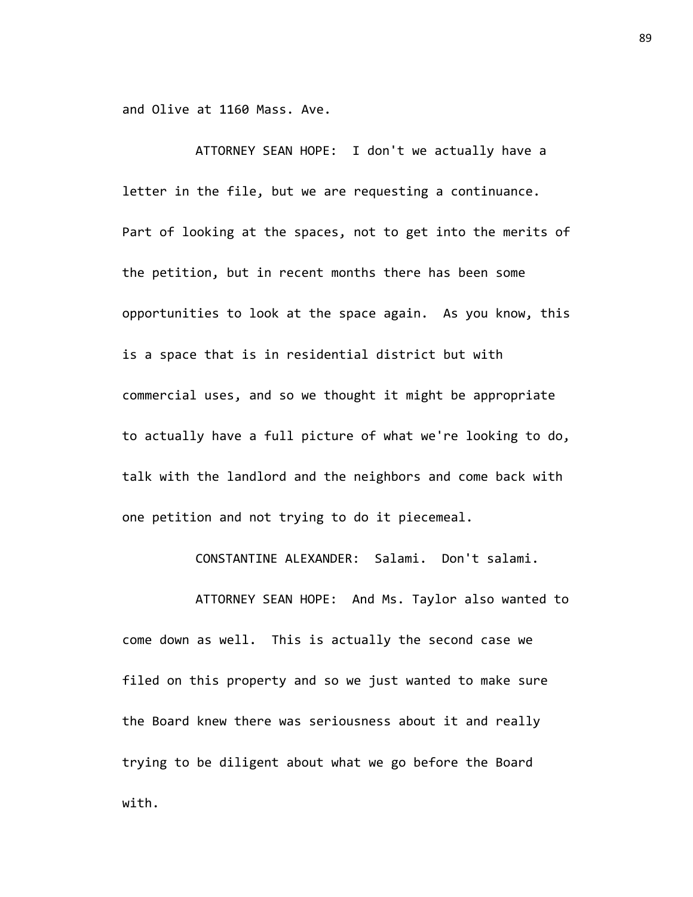and Olive at 1160 Mass. Ave.

ATTORNEY SEAN HOPE: I don't we actually have a letter in the file, but we are requesting a continuance. Part of looking at the spaces, not to get into the merits of the petition, but in recent months there has been some opportunities to look at the space again. As you know, this is a space that is in residential district but with commercial uses, and so we thought it might be appropriate to actually have a full picture of what we're looking to do, talk with the landlord and the neighbors and come back with one petition and not trying to do it piecemeal.

CONSTANTINE ALEXANDER: Salami. Don't salami.

ATTORNEY SEAN HOPE: And Ms. Taylor also wanted to come down as well. This is actually the second case we filed on this property and so we just wanted to make sure the Board knew there was seriousness about it and really trying to be diligent about what we go before the Board with.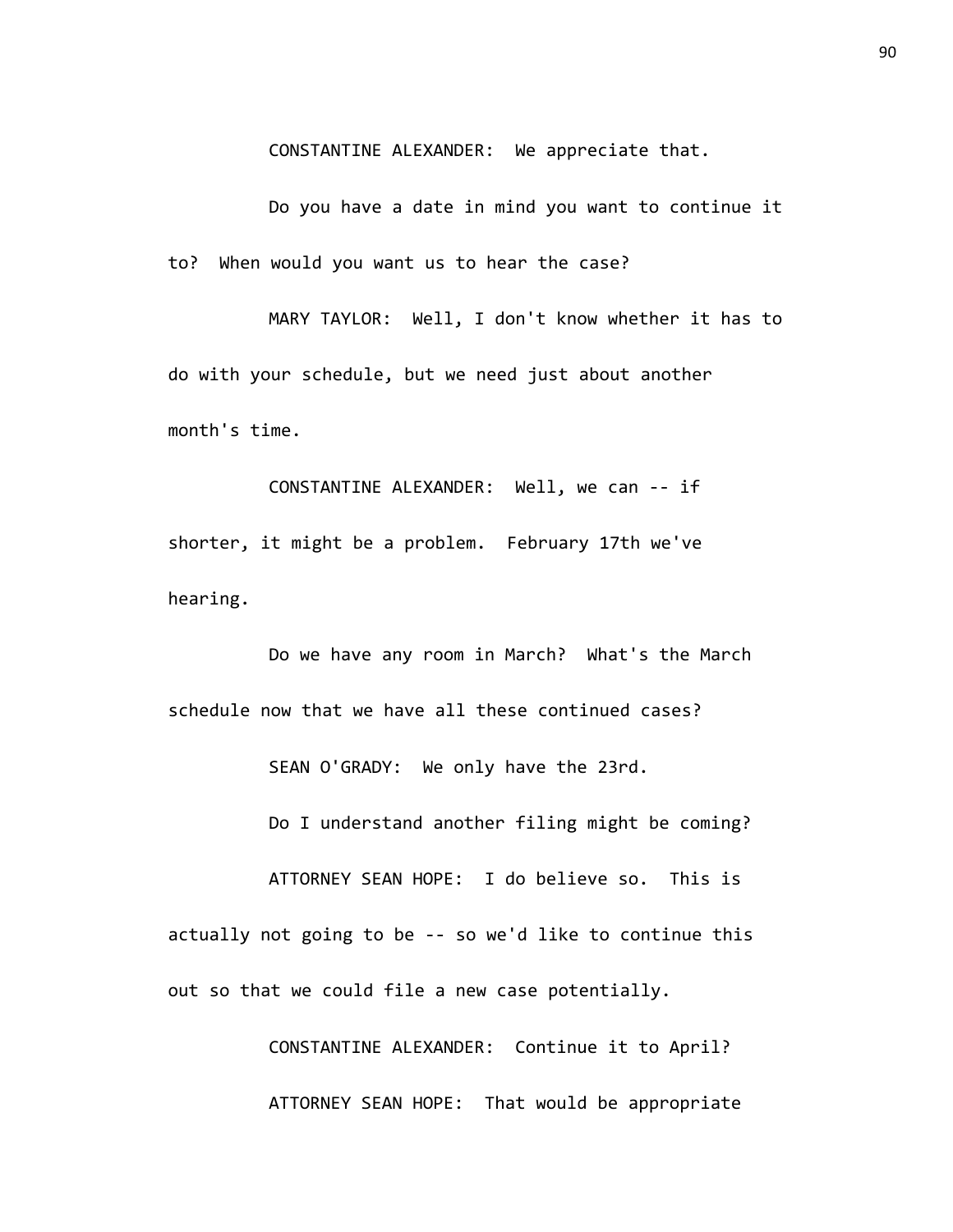CONSTANTINE ALEXANDER: We appreciate that.

Do you have a date in mind you want to continue it to? When would you want us to hear the case?

MARY TAYLOR: Well, I don't know whether it has to do with your schedule, but we need just about another month's time.

CONSTANTINE ALEXANDER: Well, we can -- if shorter, it might be a problem. February 17th we've hearing.

Do we have any room in March? What's the March schedule now that we have all these continued cases?

SEAN O'GRADY: We only have the 23rd.

Do I understand another filing might be coming?

ATTORNEY SEAN HOPE: I do believe so. This is actually not going to be -- so we'd like to continue this out so that we could file a new case potentially.

CONSTANTINE ALEXANDER: Continue it to April?

ATTORNEY SEAN HOPE: That would be appropriate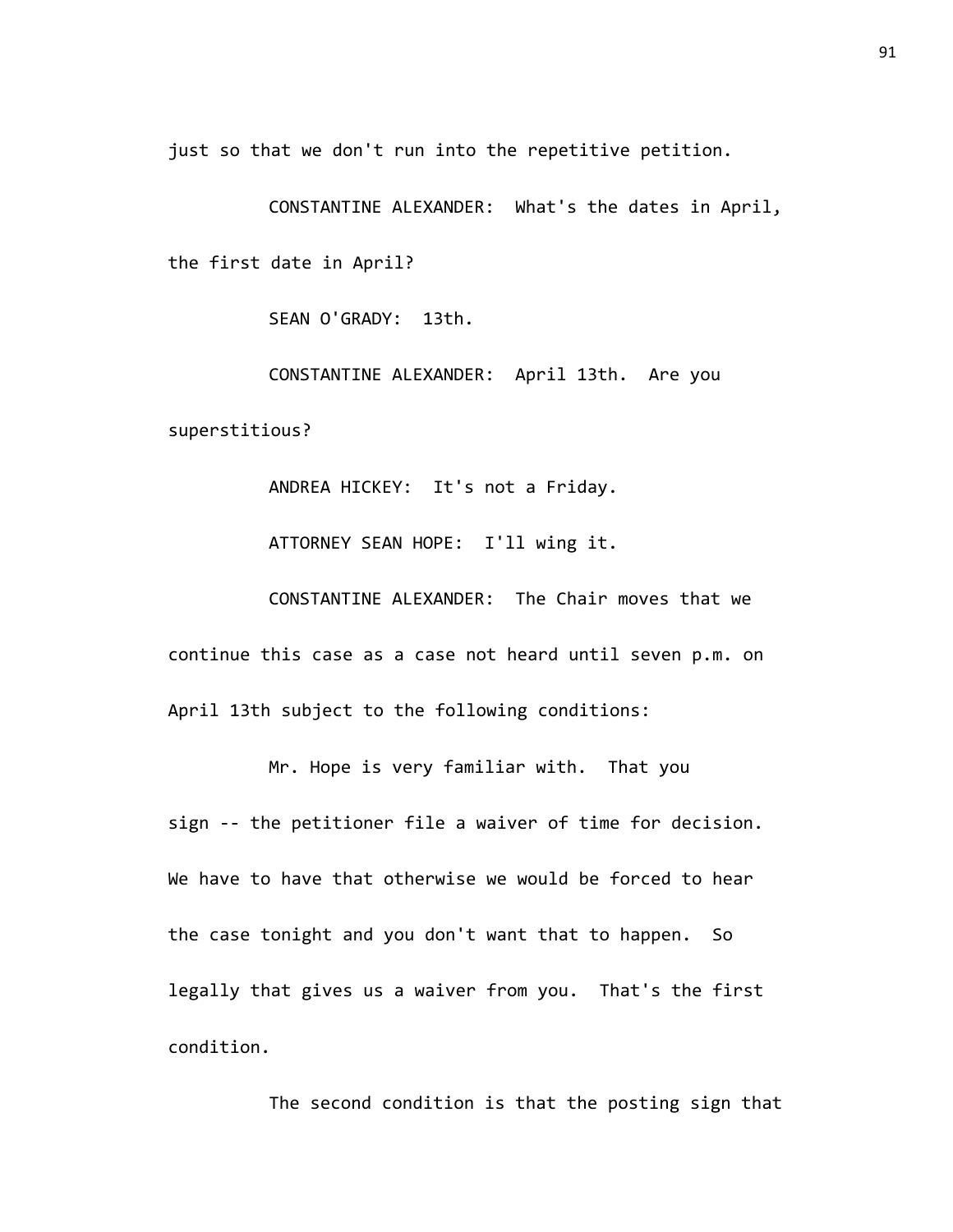just so that we don't run into the repetitive petition.

CONSTANTINE ALEXANDER: What's the dates in April, the first date in April?

SEAN O'GRADY: 13th.

CONSTANTINE ALEXANDER: April 13th. Are you superstitious?

ANDREA HICKEY: It's not a Friday.

ATTORNEY SEAN HOPE: I'll wing it.

CONSTANTINE ALEXANDER: The Chair moves that we continue this case as a case not heard until seven p.m. on April 13th subject to the following conditions:

Mr. Hope is very familiar with. That you sign -- the petitioner file a waiver of time for decision. We have to have that otherwise we would be forced to hear the case tonight and you don't want that to happen. So legally that gives us a waiver from you. That's the first condition.

The second condition is that the posting sign that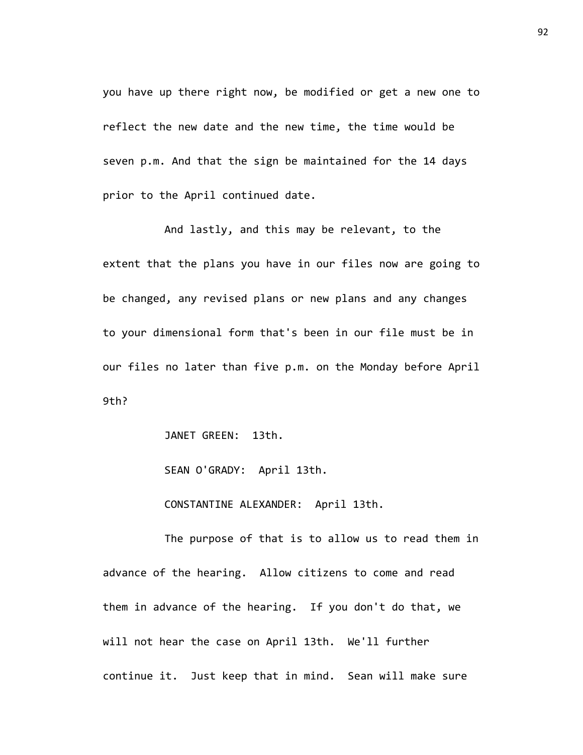you have up there right now, be modified or get a new one to reflect the new date and the new time, the time would be seven p.m. And that the sign be maintained for the 14 days prior to the April continued date.

And lastly, and this may be relevant, to the extent that the plans you have in our files now are going to be changed, any revised plans or new plans and any changes to your dimensional form that's been in our file must be in our files no later than five p.m. on the Monday before April 9th?

JANET GREEN: 13th.

SEAN O'GRADY: April 13th.

CONSTANTINE ALEXANDER: April 13th.

The purpose of that is to allow us to read them in advance of the hearing. Allow citizens to come and read them in advance of the hearing. If you don't do that, we will not hear the case on April 13th. We'll further continue it. Just keep that in mind. Sean will make sure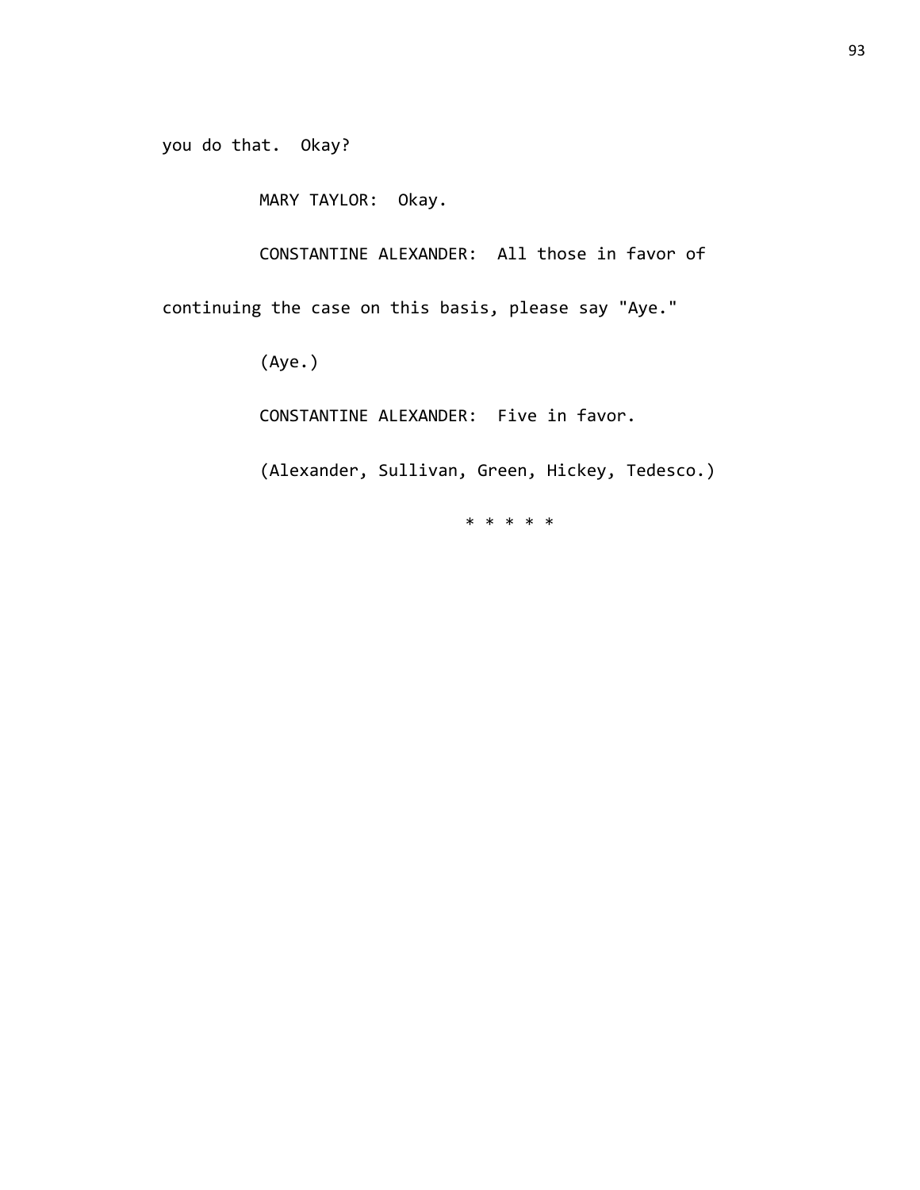you do that. Okay?

MARY TAYLOR: Okay.

CONSTANTINE ALEXANDER: All those in favor of continuing the case on this basis, please say "Aye."

(Aye.)

CONSTANTINE ALEXANDER: Five in favor.

(Alexander, Sullivan, Green, Hickey, Tedesco.)

* * * * *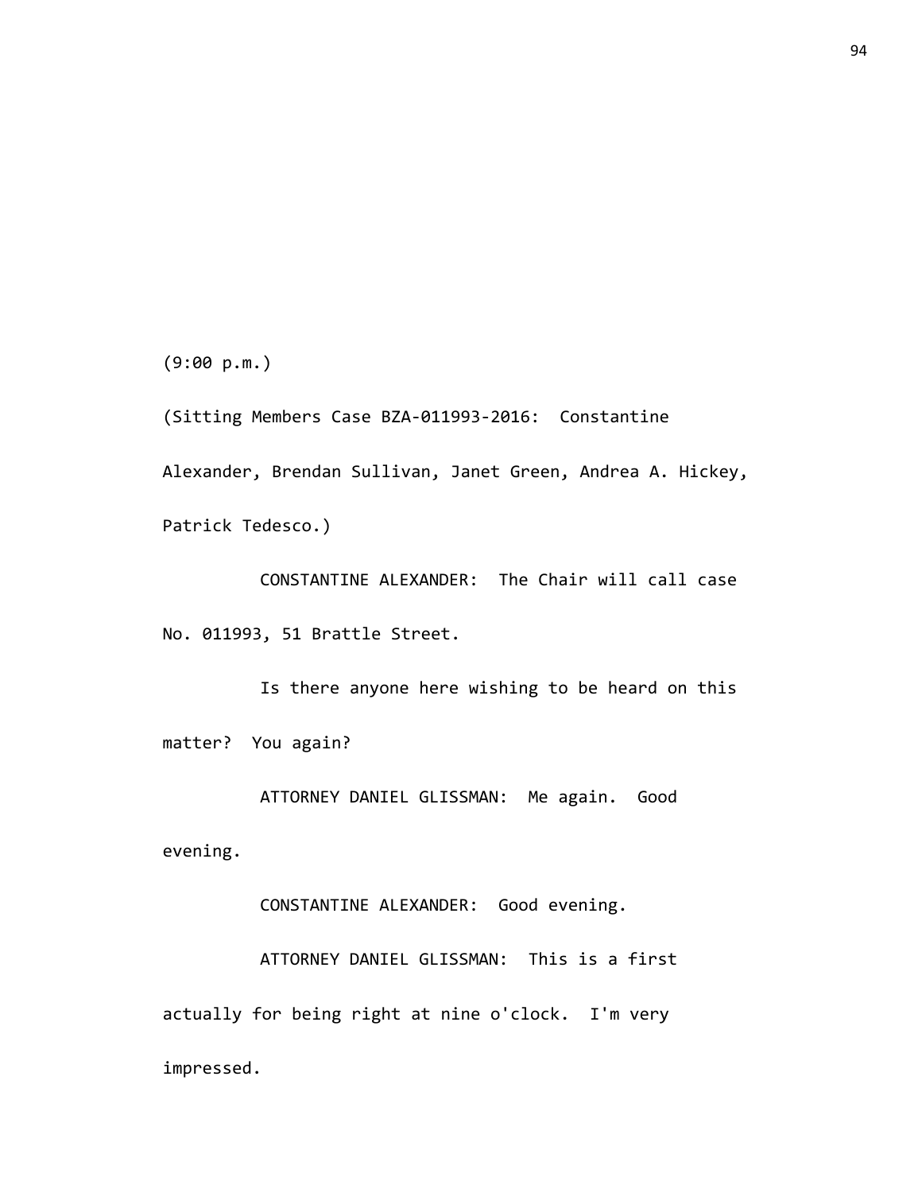(9:00 p.m.)

(Sitting Members Case BZA-011993-2016: Constantine Alexander, Brendan Sullivan, Janet Green, Andrea A. Hickey, Patrick Tedesco.)

CONSTANTINE ALEXANDER: The Chair will call case No. 011993, 51 Brattle Street.

Is there anyone here wishing to be heard on this matter? You again?

ATTORNEY DANIEL GLISSMAN: Me again. Good evening.

CONSTANTINE ALEXANDER: Good evening.

ATTORNEY DANIEL GLISSMAN: This is a first actually for being right at nine o'clock. I'm very impressed.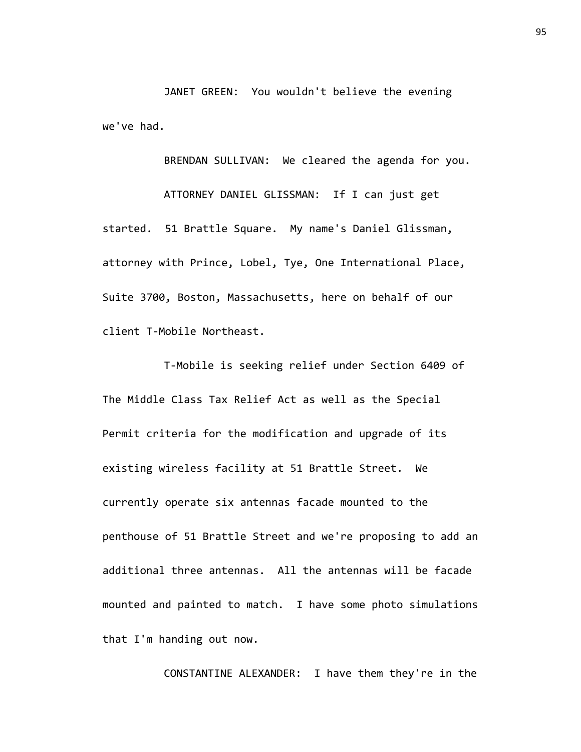JANET GREEN: You wouldn't believe the evening we've had.

BRENDAN SULLIVAN: We cleared the agenda for you.

ATTORNEY DANIEL GLISSMAN: If I can just get started. 51 Brattle Square. My name's Daniel Glissman, attorney with Prince, Lobel, Tye, One International Place, Suite 3700, Boston, Massachusetts, here on behalf of our client T-Mobile Northeast.

T-Mobile is seeking relief under Section 6409 of The Middle Class Tax Relief Act as well as the Special Permit criteria for the modification and upgrade of its existing wireless facility at 51 Brattle Street. We currently operate six antennas facade mounted to the penthouse of 51 Brattle Street and we're proposing to add an additional three antennas. All the antennas will be facade mounted and painted to match. I have some photo simulations that I'm handing out now.

CONSTANTINE ALEXANDER: I have them they're in the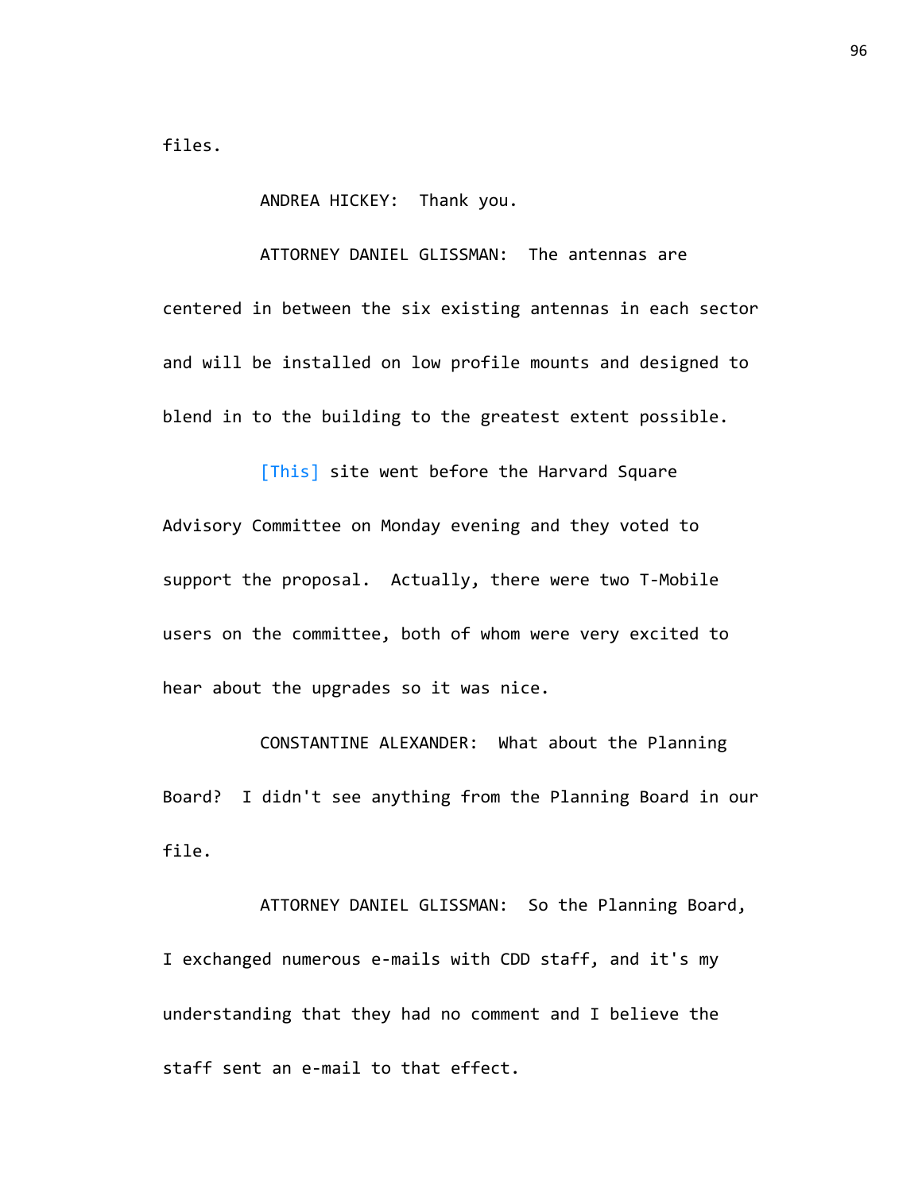files.

ANDREA HICKEY: Thank you.

ATTORNEY DANIEL GLISSMAN: The antennas are centered in between the six existing antennas in each sector and will be installed on low profile mounts and designed to blend in to the building to the greatest extent possible.

[This] site went before the Harvard Square Advisory Committee on Monday evening and they voted to support the proposal. Actually, there were two T-Mobile users on the committee, both of whom were very excited to hear about the upgrades so it was nice.

CONSTANTINE ALEXANDER: What about the Planning Board? I didn't see anything from the Planning Board in our file.

ATTORNEY DANIEL GLISSMAN: So the Planning Board, I exchanged numerous e-mails with CDD staff, and it's my understanding that they had no comment and I believe the staff sent an e-mail to that effect.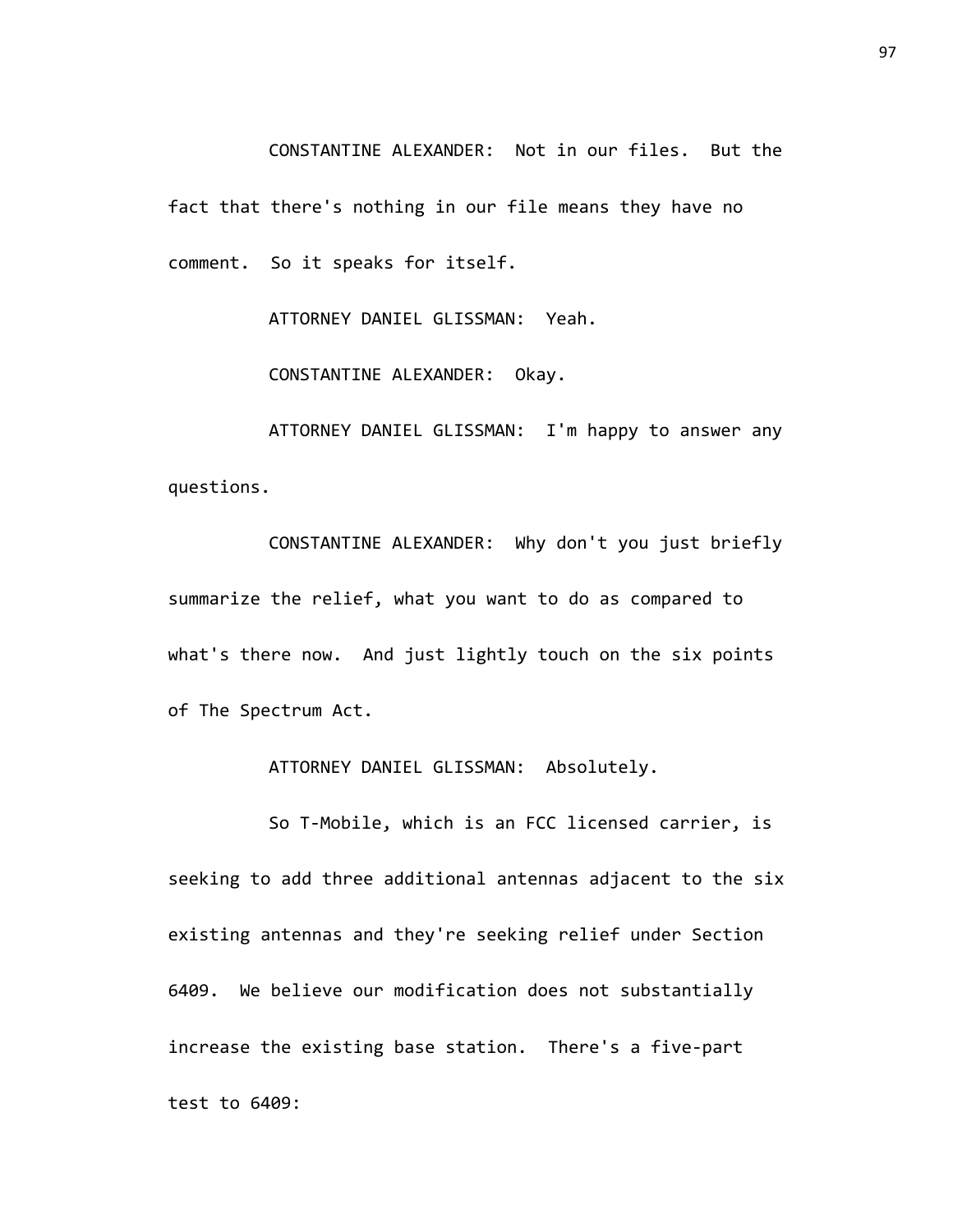CONSTANTINE ALEXANDER: Not in our files. But the fact that there's nothing in our file means they have no comment. So it speaks for itself.

ATTORNEY DANIEL GLISSMAN: Yeah.

CONSTANTINE ALEXANDER: Okay.

ATTORNEY DANIEL GLISSMAN: I'm happy to answer any questions.

CONSTANTINE ALEXANDER: Why don't you just briefly summarize the relief, what you want to do as compared to what's there now. And just lightly touch on the six points of The Spectrum Act.

ATTORNEY DANIEL GLISSMAN: Absolutely.

So T-Mobile, which is an FCC licensed carrier, is seeking to add three additional antennas adjacent to the six existing antennas and they're seeking relief under Section 6409. We believe our modification does not substantially increase the existing base station. There's a five-part test to 6409: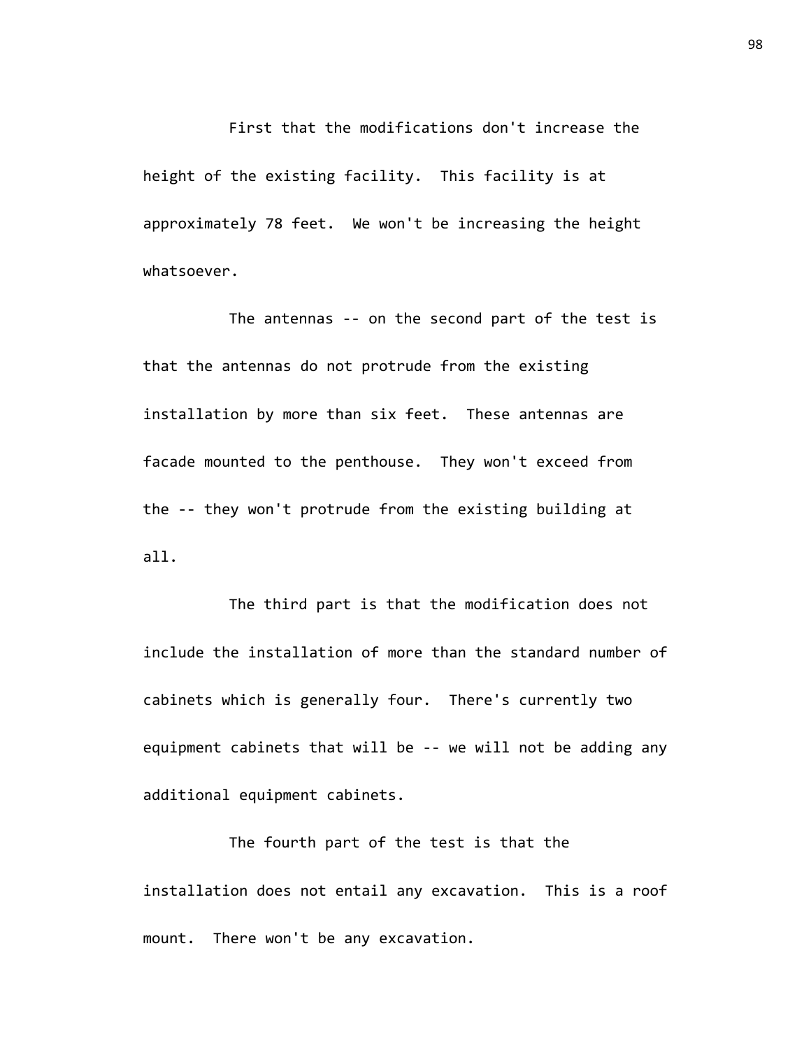First that the modifications don't increase the height of the existing facility. This facility is at approximately 78 feet. We won't be increasing the height whatsoever.

The antennas -- on the second part of the test is that the antennas do not protrude from the existing installation by more than six feet. These antennas are facade mounted to the penthouse. They won't exceed from the -- they won't protrude from the existing building at all.

The third part is that the modification does not include the installation of more than the standard number of cabinets which is generally four. There's currently two equipment cabinets that will be -- we will not be adding any additional equipment cabinets.

The fourth part of the test is that the installation does not entail any excavation. This is a roof mount. There won't be any excavation.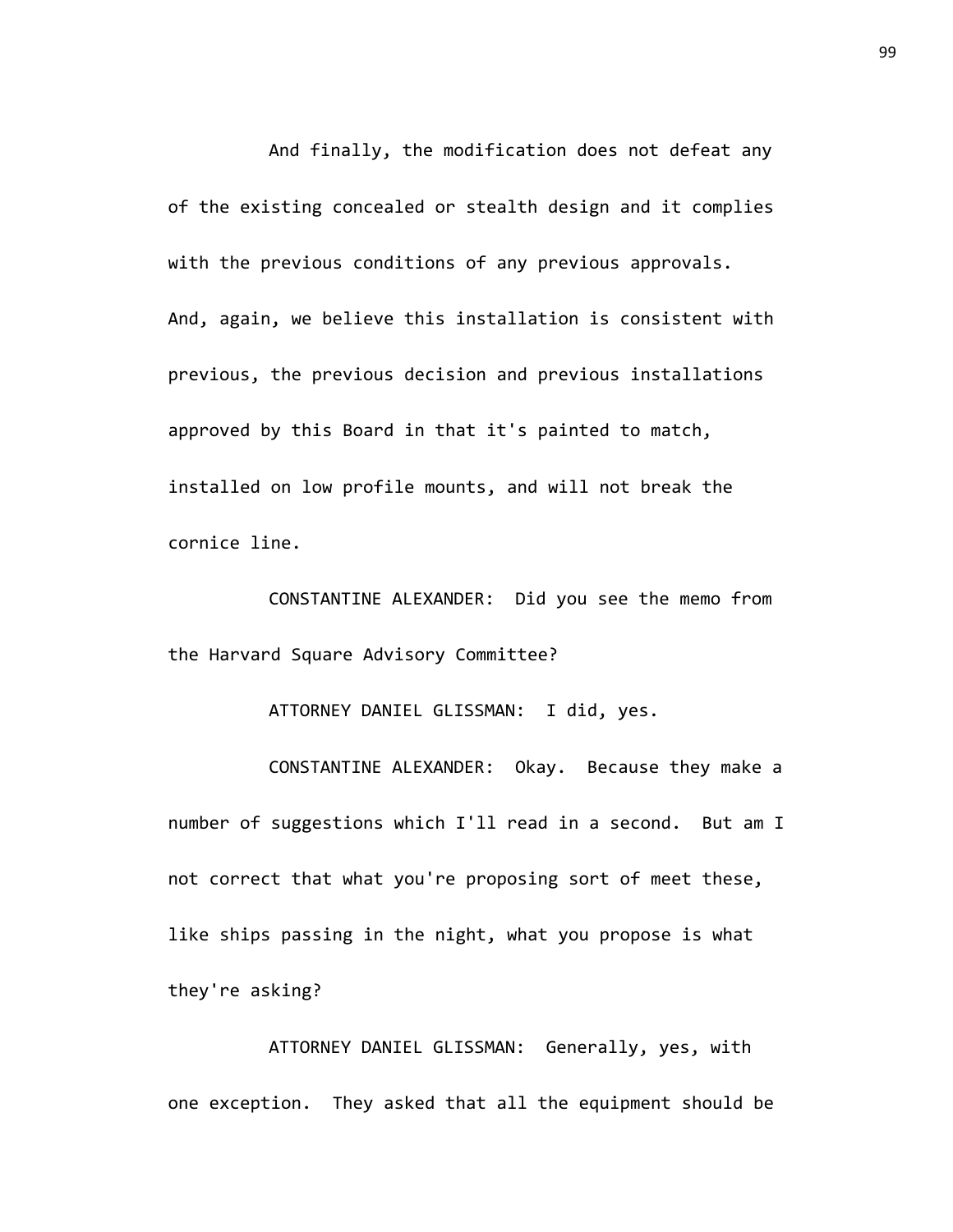And finally, the modification does not defeat any of the existing concealed or stealth design and it complies with the previous conditions of any previous approvals. And, again, we believe this installation is consistent with previous, the previous decision and previous installations approved by this Board in that it's painted to match, installed on low profile mounts, and will not break the cornice line.

CONSTANTINE ALEXANDER: Did you see the memo from the Harvard Square Advisory Committee?

ATTORNEY DANIEL GLISSMAN: I did, yes.

CONSTANTINE ALEXANDER: Okay. Because they make a number of suggestions which I'll read in a second. But am I not correct that what you're proposing sort of meet these, like ships passing in the night, what you propose is what they're asking?

ATTORNEY DANIEL GLISSMAN: Generally, yes, with one exception. They asked that all the equipment should be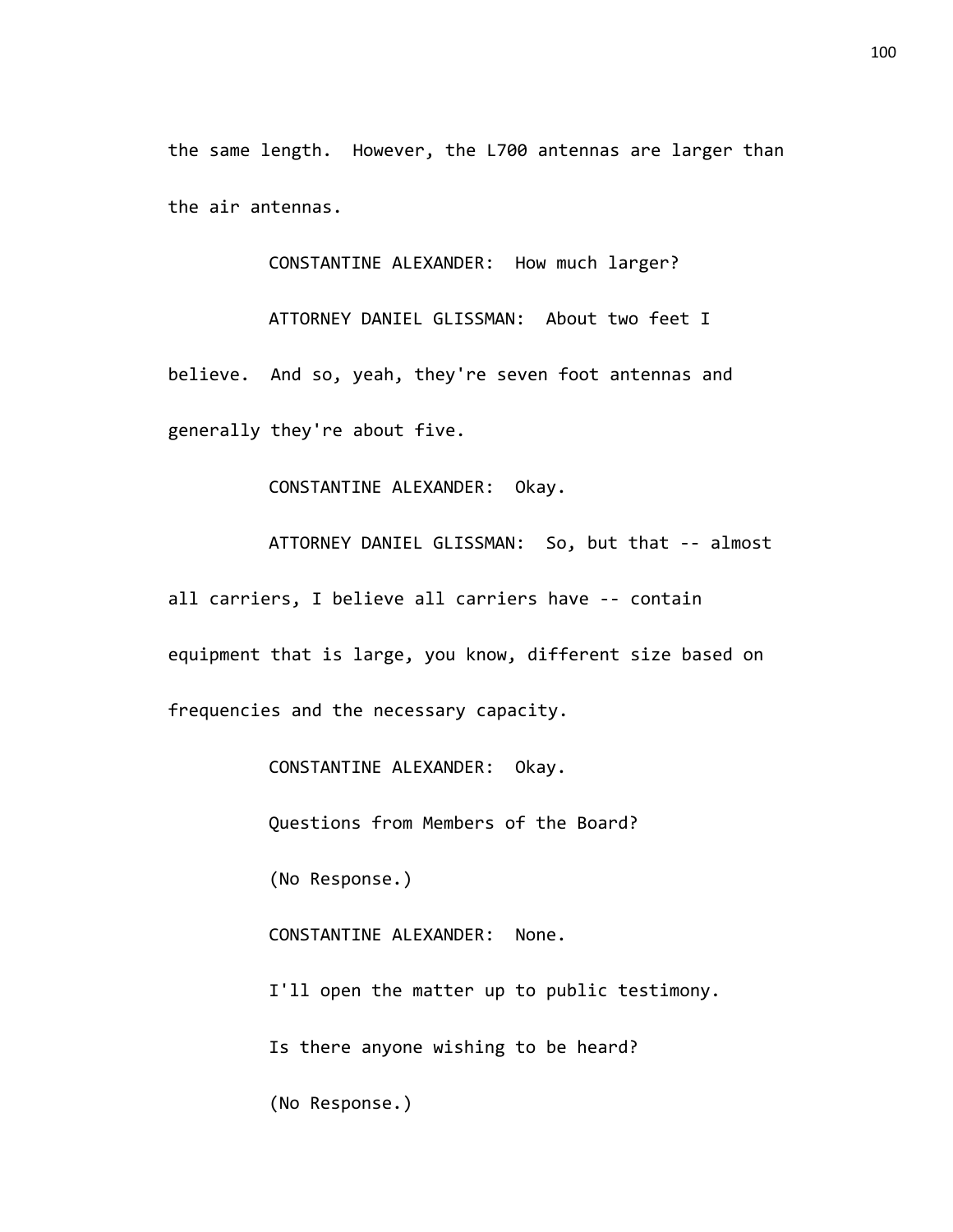the same length. However, the L700 antennas are larger than the air antennas.

CONSTANTINE ALEXANDER: How much larger?

ATTORNEY DANIEL GLISSMAN: About two feet I believe. And so, yeah, they're seven foot antennas and generally they're about five.

CONSTANTINE ALEXANDER: Okay.

ATTORNEY DANIEL GLISSMAN: So, but that -- almost all carriers, I believe all carriers have -- contain equipment that is large, you know, different size based on frequencies and the necessary capacity.

CONSTANTINE ALEXANDER: Okay.

Questions from Members of the Board?

(No Response.)

CONSTANTINE ALEXANDER: None.

I'll open the matter up to public testimony.

Is there anyone wishing to be heard?

(No Response.)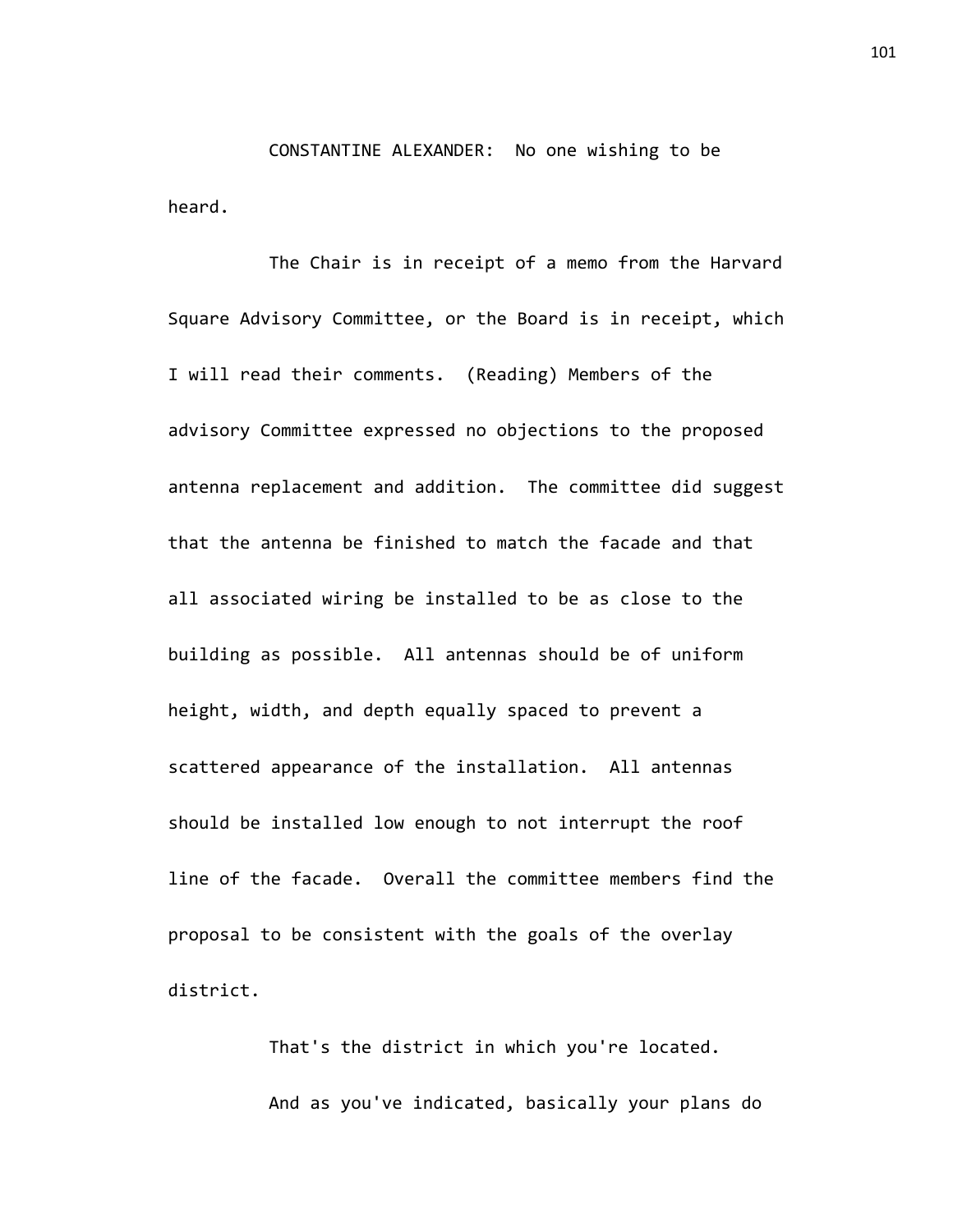CONSTANTINE ALEXANDER: No one wishing to be heard.

The Chair is in receipt of a memo from the Harvard Square Advisory Committee, or the Board is in receipt, which I will read their comments. (Reading) Members of the advisory Committee expressed no objections to the proposed antenna replacement and addition. The committee did suggest that the antenna be finished to match the facade and that all associated wiring be installed to be as close to the building as possible. All antennas should be of uniform height, width, and depth equally spaced to prevent a scattered appearance of the installation. All antennas should be installed low enough to not interrupt the roof line of the facade. Overall the committee members find the proposal to be consistent with the goals of the overlay district.

That's the district in which you're located.

And as you've indicated, basically your plans do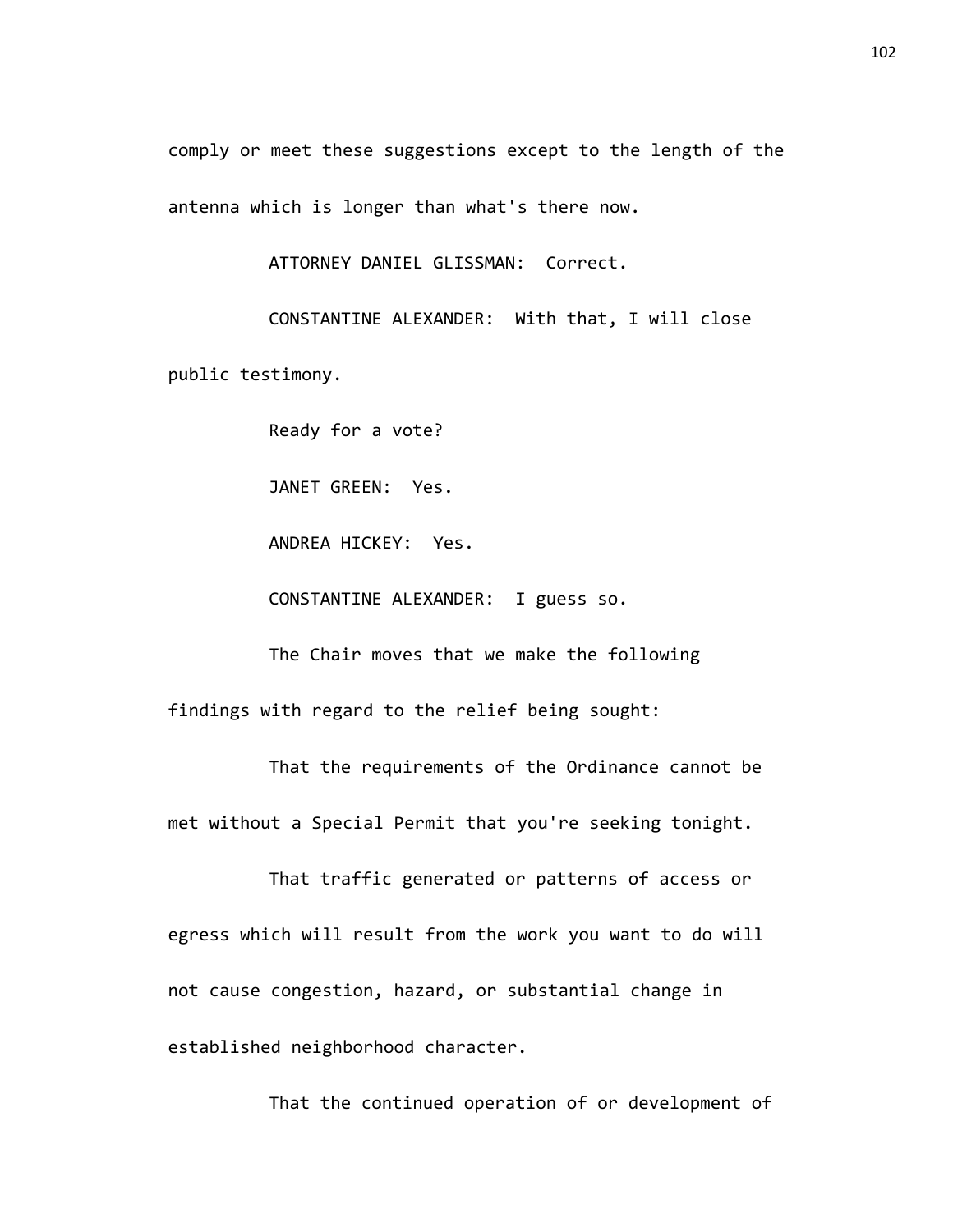comply or meet these suggestions except to the length of the antenna which is longer than what's there now.

ATTORNEY DANIEL GLISSMAN: Correct.

CONSTANTINE ALEXANDER: With that, I will close public testimony.

Ready for a vote?

JANET GREEN: Yes.

ANDREA HICKEY: Yes.

CONSTANTINE ALEXANDER: I guess so.

The Chair moves that we make the following findings with regard to the relief being sought:

That the requirements of the Ordinance cannot be met without a Special Permit that you're seeking tonight.

That traffic generated or patterns of access or egress which will result from the work you want to do will not cause congestion, hazard, or substantial change in established neighborhood character.

That the continued operation of or development of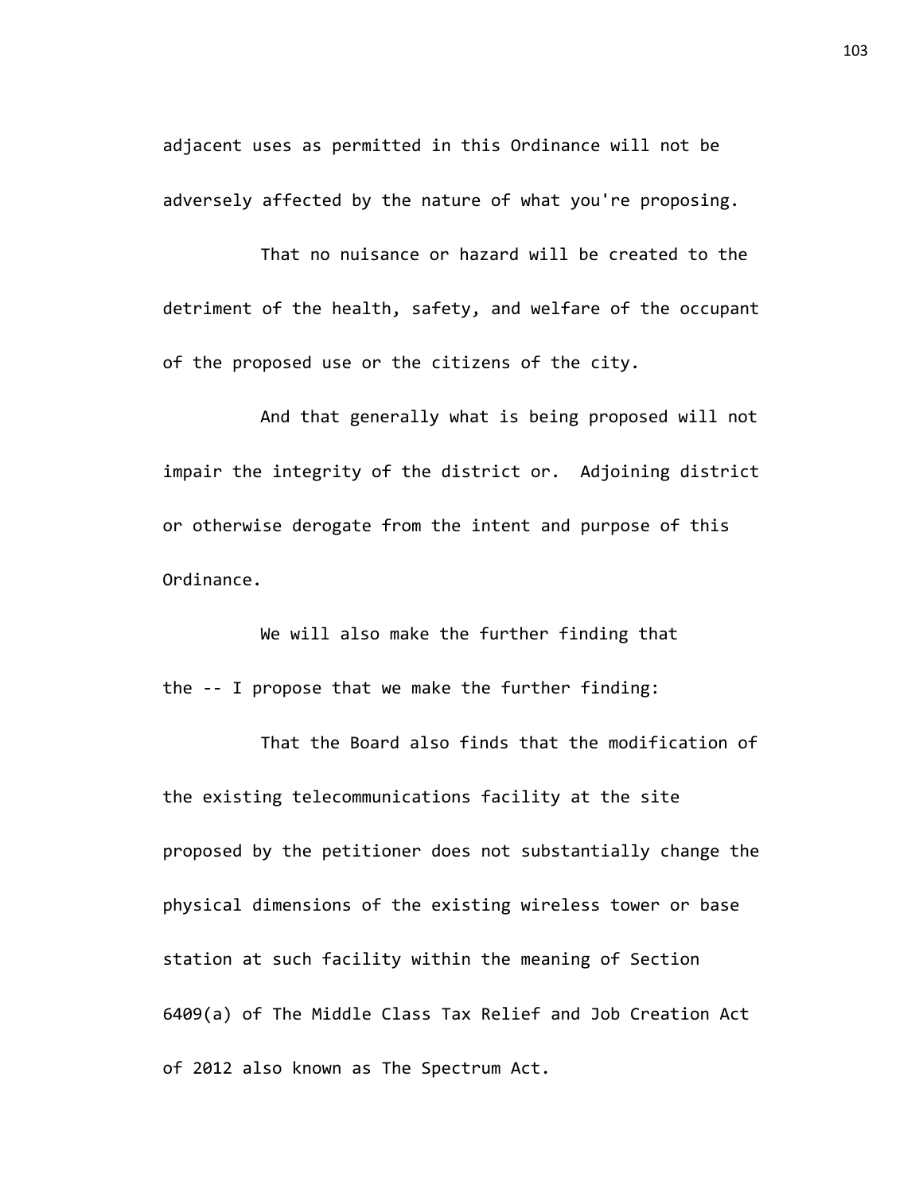adjacent uses as permitted in this Ordinance will not be adversely affected by the nature of what you're proposing.

That no nuisance or hazard will be created to the detriment of the health, safety, and welfare of the occupant of the proposed use or the citizens of the city.

And that generally what is being proposed will not impair the integrity of the district or. Adjoining district or otherwise derogate from the intent and purpose of this Ordinance.

We will also make the further finding that the -- I propose that we make the further finding:

That the Board also finds that the modification of the existing telecommunications facility at the site proposed by the petitioner does not substantially change the physical dimensions of the existing wireless tower or base station at such facility within the meaning of Section 6409(a) of The Middle Class Tax Relief and Job Creation Act of 2012 also known as The Spectrum Act.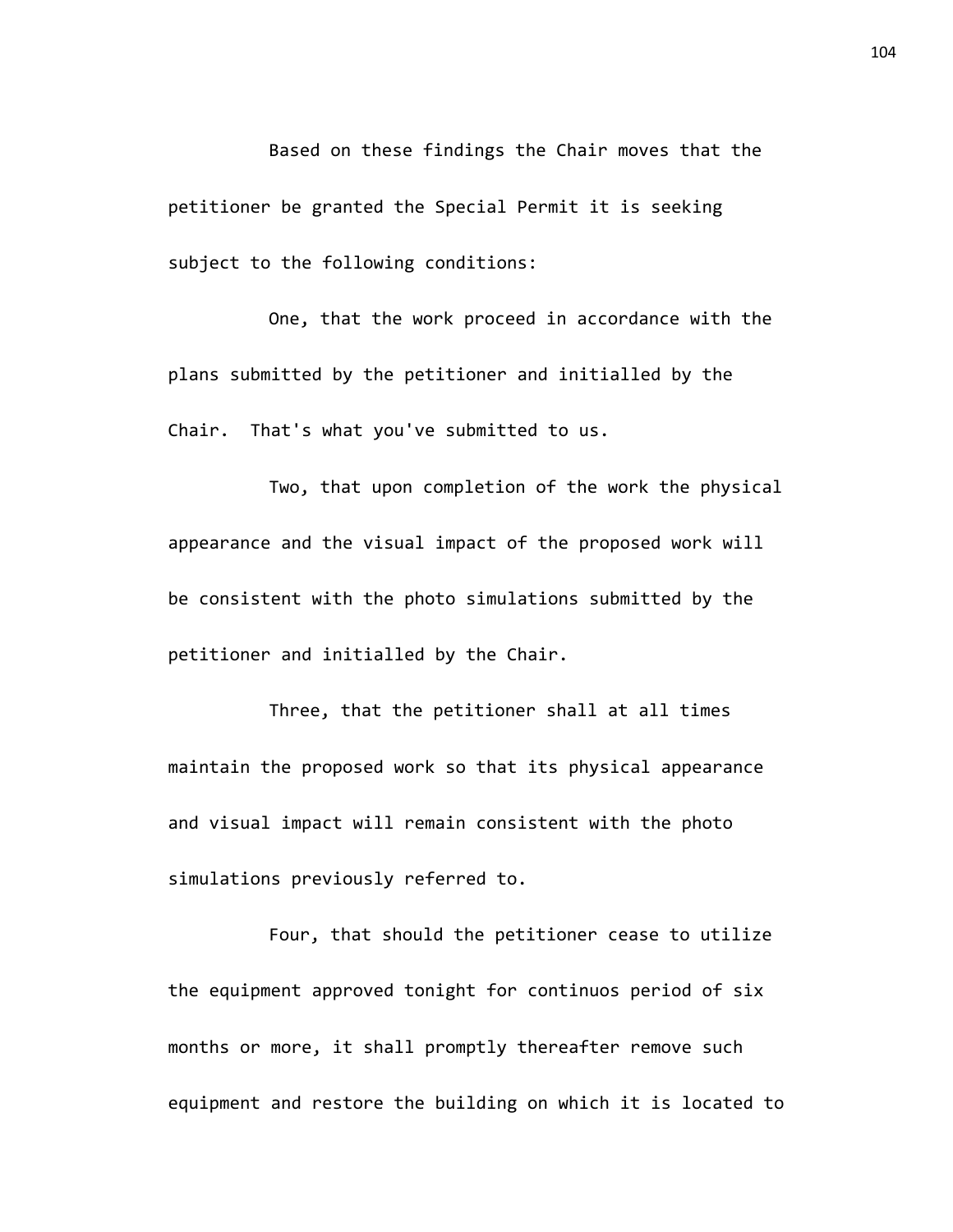Based on these findings the Chair moves that the petitioner be granted the Special Permit it is seeking subject to the following conditions:

One, that the work proceed in accordance with the plans submitted by the petitioner and initialled by the Chair. That's what you've submitted to us.

Two, that upon completion of the work the physical appearance and the visual impact of the proposed work will be consistent with the photo simulations submitted by the petitioner and initialled by the Chair.

Three, that the petitioner shall at all times maintain the proposed work so that its physical appearance and visual impact will remain consistent with the photo simulations previously referred to.

Four, that should the petitioner cease to utilize the equipment approved tonight for continuos period of six months or more, it shall promptly thereafter remove such equipment and restore the building on which it is located to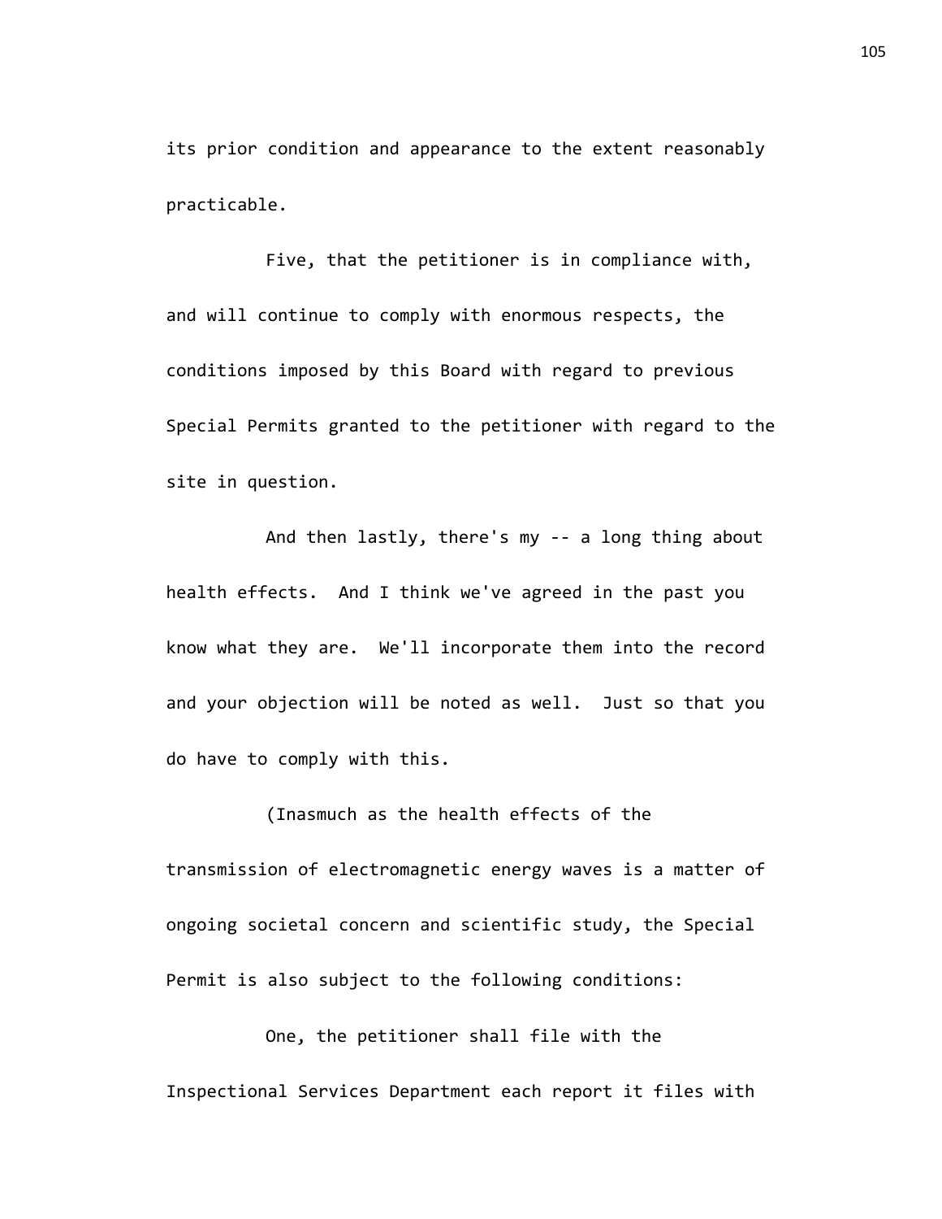its prior condition and appearance to the extent reasonably practicable.

Five, that the petitioner is in compliance with, and will continue to comply with enormous respects, the conditions imposed by this Board with regard to previous Special Permits granted to the petitioner with regard to the site in question.

And then lastly, there's my -- a long thing about health effects. And I think we've agreed in the past you know what they are. We'll incorporate them into the record and your objection will be noted as well. Just so that you do have to comply with this.

(Inasmuch as the health effects of the transmission of electromagnetic energy waves is a matter of ongoing societal concern and scientific study, the Special Permit is also subject to the following conditions:

One, the petitioner shall file with the Inspectional Services Department each report it files with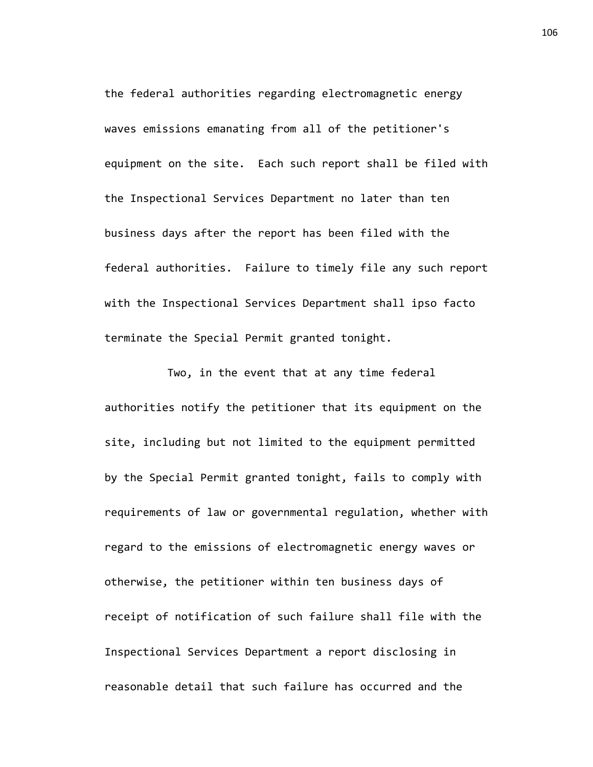the federal authorities regarding electromagnetic energy waves emissions emanating from all of the petitioner's equipment on the site. Each such report shall be filed with the Inspectional Services Department no later than ten business days after the report has been filed with the federal authorities. Failure to timely file any such report with the Inspectional Services Department shall ipso facto terminate the Special Permit granted tonight.

Two, in the event that at any time federal authorities notify the petitioner that its equipment on the site, including but not limited to the equipment permitted by the Special Permit granted tonight, fails to comply with requirements of law or governmental regulation, whether with regard to the emissions of electromagnetic energy waves or otherwise, the petitioner within ten business days of receipt of notification of such failure shall file with the Inspectional Services Department a report disclosing in reasonable detail that such failure has occurred and the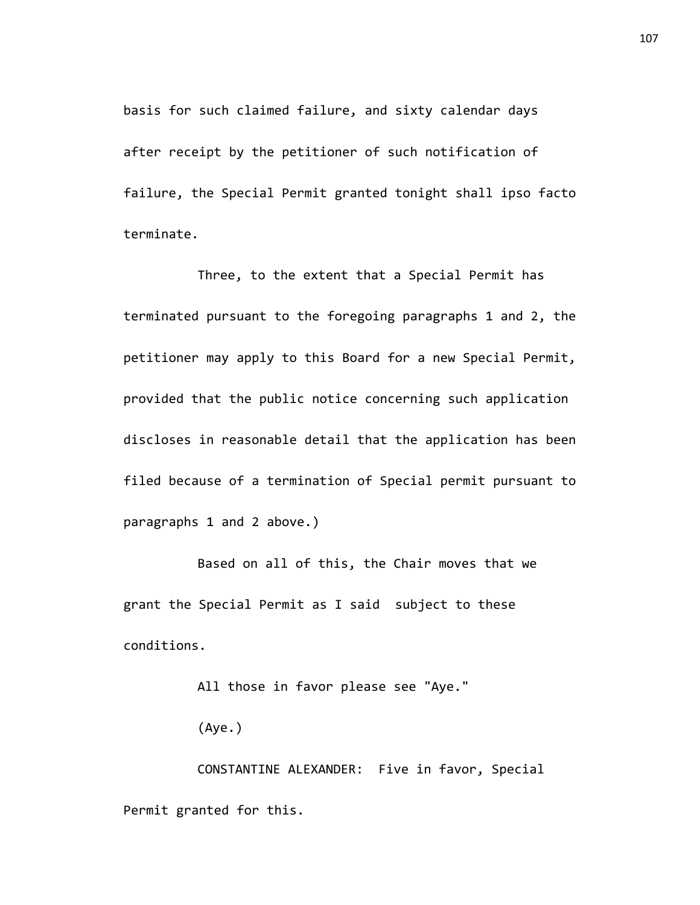basis for such claimed failure, and sixty calendar days after receipt by the petitioner of such notification of failure, the Special Permit granted tonight shall ipso facto terminate.

Three, to the extent that a Special Permit has terminated pursuant to the foregoing paragraphs 1 and 2, the petitioner may apply to this Board for a new Special Permit, provided that the public notice concerning such application discloses in reasonable detail that the application has been filed because of a termination of Special permit pursuant to paragraphs 1 and 2 above.)

Based on all of this, the Chair moves that we grant the Special Permit as I said  subject to these conditions.

All those in favor please see "Aye."

(Aye.)

CONSTANTINE ALEXANDER:  Five in favor, Special Permit granted for this.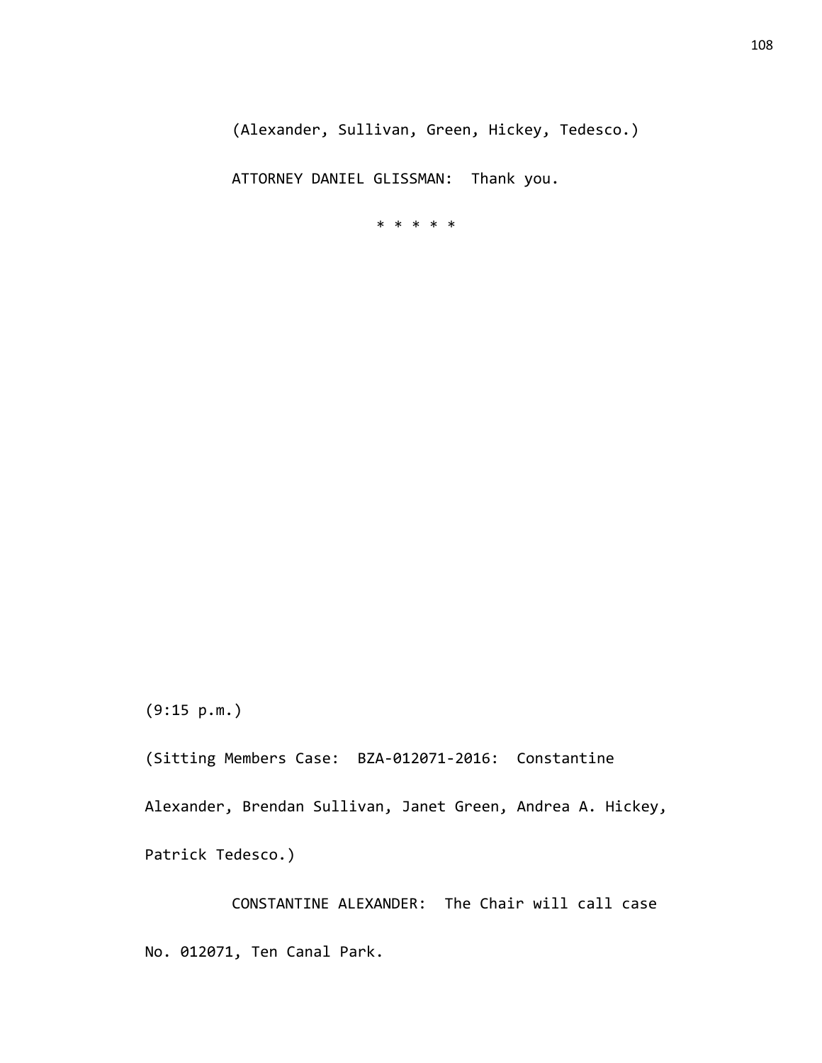(Alexander, Sullivan, Green, Hickey, Tedesco.)

ATTORNEY DANIEL GLISSMAN: Thank you.

* * * * *

(9:15 p.m.)

(Sitting Members Case: BZA-012071-2016: Constantine Alexander, Brendan Sullivan, Janet Green, Andrea A. Hickey, Patrick Tedesco.)

CONSTANTINE ALEXANDER: The Chair will call case No. 012071, Ten Canal Park.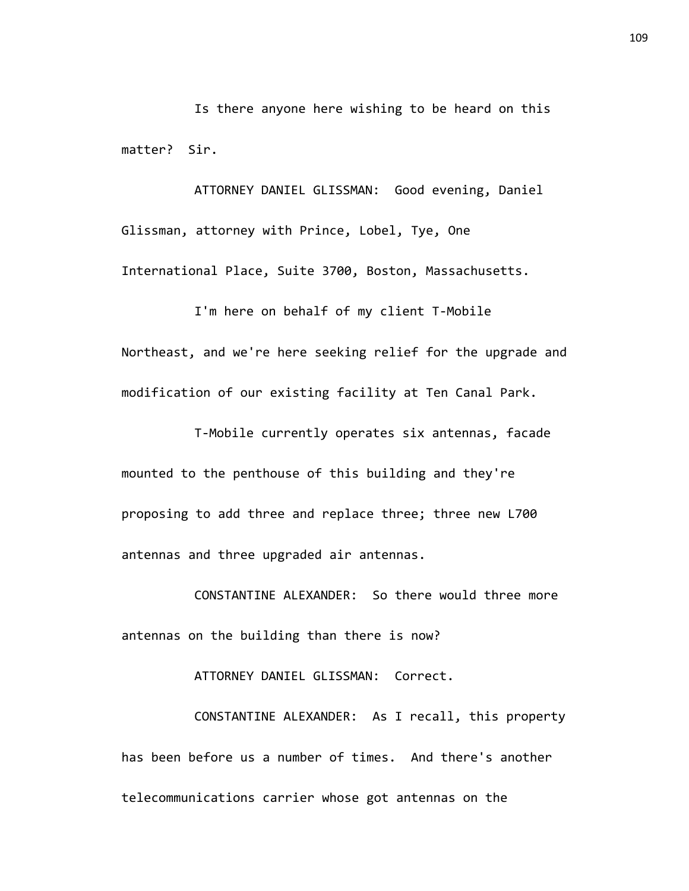Is there anyone here wishing to be heard on this matter? Sir.

ATTORNEY DANIEL GLISSMAN: Good evening, Daniel Glissman, attorney with Prince, Lobel, Tye, One International Place, Suite 3700, Boston, Massachusetts.

I'm here on behalf of my client T-Mobile Northeast, and we're here seeking relief for the upgrade and modification of our existing facility at Ten Canal Park.

T-Mobile currently operates six antennas, facade mounted to the penthouse of this building and they're proposing to add three and replace three; three new L700 antennas and three upgraded air antennas.

CONSTANTINE ALEXANDER: So there would three more antennas on the building than there is now?

ATTORNEY DANIEL GLISSMAN: Correct.

CONSTANTINE ALEXANDER: As I recall, this property has been before us a number of times. And there's another telecommunications carrier whose got antennas on the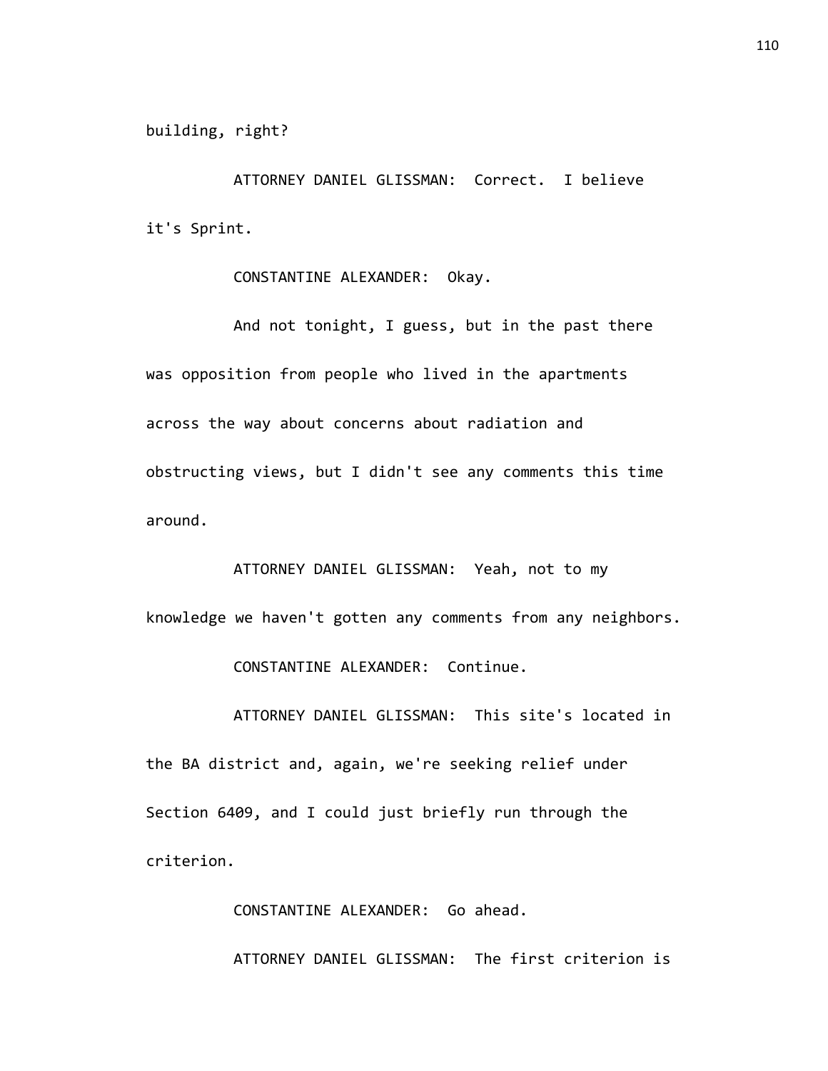building, right?

ATTORNEY DANIEL GLISSMAN: Correct. I believe it's Sprint.

CONSTANTINE ALEXANDER: Okay.

And not tonight, I guess, but in the past there was opposition from people who lived in the apartments across the way about concerns about radiation and obstructing views, but I didn't see any comments this time around.

ATTORNEY DANIEL GLISSMAN: Yeah, not to my knowledge we haven't gotten any comments from any neighbors.

CONSTANTINE ALEXANDER: Continue.

ATTORNEY DANIEL GLISSMAN: This site's located in the BA district and, again, we're seeking relief under Section 6409, and I could just briefly run through the criterion.

CONSTANTINE ALEXANDER: Go ahead.

ATTORNEY DANIEL GLISSMAN: The first criterion is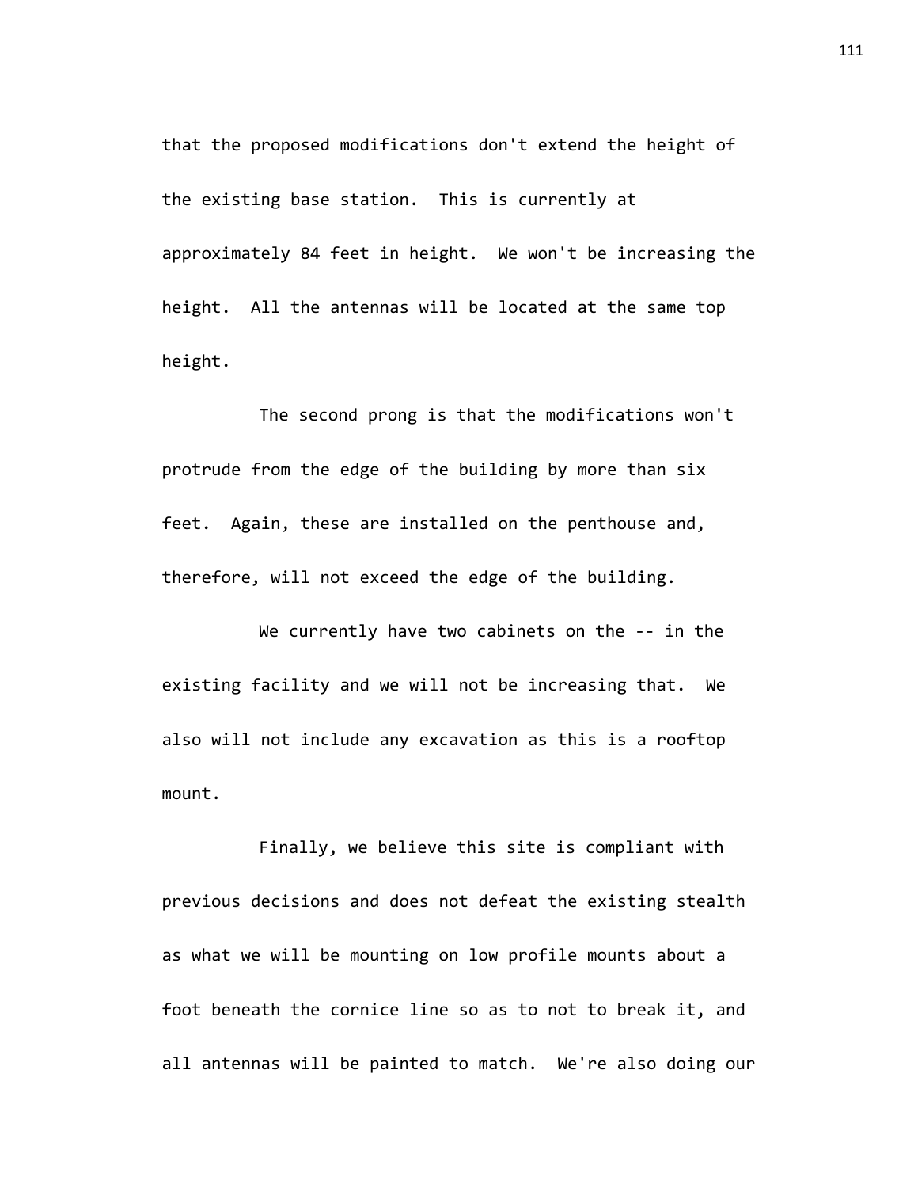that the proposed modifications don't extend the height of the existing base station. This is currently at approximately 84 feet in height. We won't be increasing the height. All the antennas will be located at the same top height.

The second prong is that the modifications won't protrude from the edge of the building by more than six feet. Again, these are installed on the penthouse and, therefore, will not exceed the edge of the building.

We currently have two cabinets on the -- in the existing facility and we will not be increasing that. We also will not include any excavation as this is a rooftop mount.

Finally, we believe this site is compliant with previous decisions and does not defeat the existing stealth as what we will be mounting on low profile mounts about a foot beneath the cornice line so as to not to break it, and all antennas will be painted to match. We're also doing our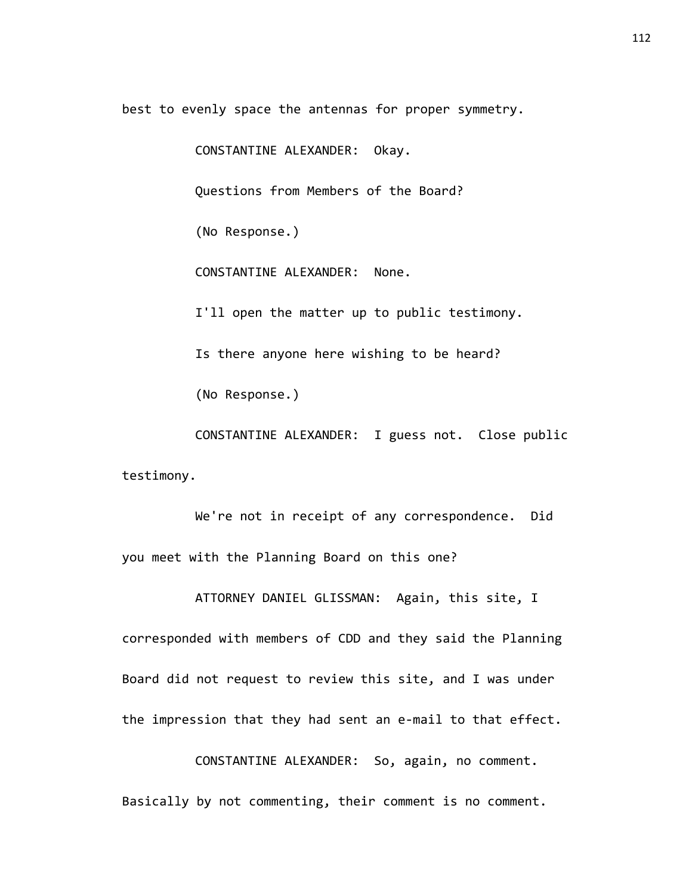best to evenly space the antennas for proper symmetry.

CONSTANTINE ALEXANDER: Okay.

Questions from Members of the Board?

(No Response.)

CONSTANTINE ALEXANDER: None.

I'll open the matter up to public testimony.

Is there anyone here wishing to be heard?

(No Response.)

CONSTANTINE ALEXANDER: I guess not. Close public testimony.

We're not in receipt of any correspondence. Did you meet with the Planning Board on this one?

ATTORNEY DANIEL GLISSMAN: Again, this site, I corresponded with members of CDD and they said the Planning Board did not request to review this site, and I was under the impression that they had sent an e-mail to that effect.

CONSTANTINE ALEXANDER: So, again, no comment. Basically by not commenting, their comment is no comment.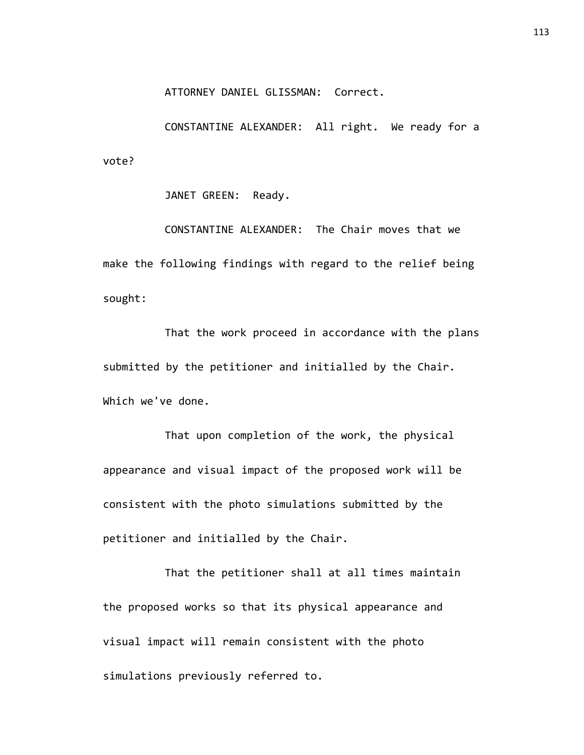ATTORNEY DANIEL GLISSMAN: Correct.

CONSTANTINE ALEXANDER: All right. We ready for a vote?

JANET GREEN: Ready.

CONSTANTINE ALEXANDER: The Chair moves that we make the following findings with regard to the relief being sought:

That the work proceed in accordance with the plans submitted by the petitioner and initialled by the Chair. Which we've done.

That upon completion of the work, the physical appearance and visual impact of the proposed work will be consistent with the photo simulations submitted by the petitioner and initialled by the Chair.

That the petitioner shall at all times maintain the proposed works so that its physical appearance and visual impact will remain consistent with the photo simulations previously referred to.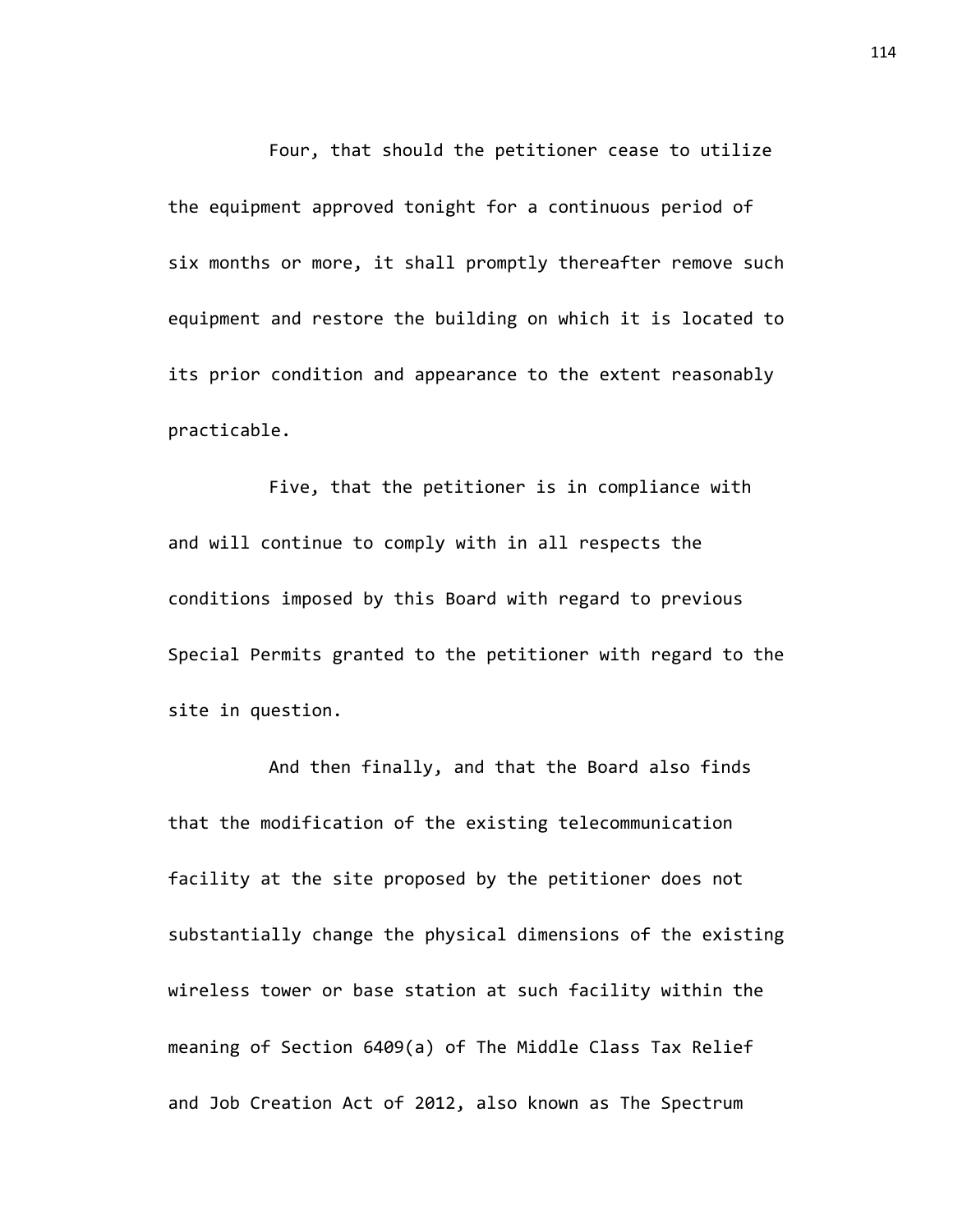Four, that should the petitioner cease to utilize the equipment approved tonight for a continuous period of six months or more, it shall promptly thereafter remove such equipment and restore the building on which it is located to its prior condition and appearance to the extent reasonably practicable.

Five, that the petitioner is in compliance with and will continue to comply with in all respects the conditions imposed by this Board with regard to previous Special Permits granted to the petitioner with regard to the site in question.

And then finally, and that the Board also finds that the modification of the existing telecommunication facility at the site proposed by the petitioner does not substantially change the physical dimensions of the existing wireless tower or base station at such facility within the meaning of Section 6409(a) of The Middle Class Tax Relief and Job Creation Act of 2012, also known as The Spectrum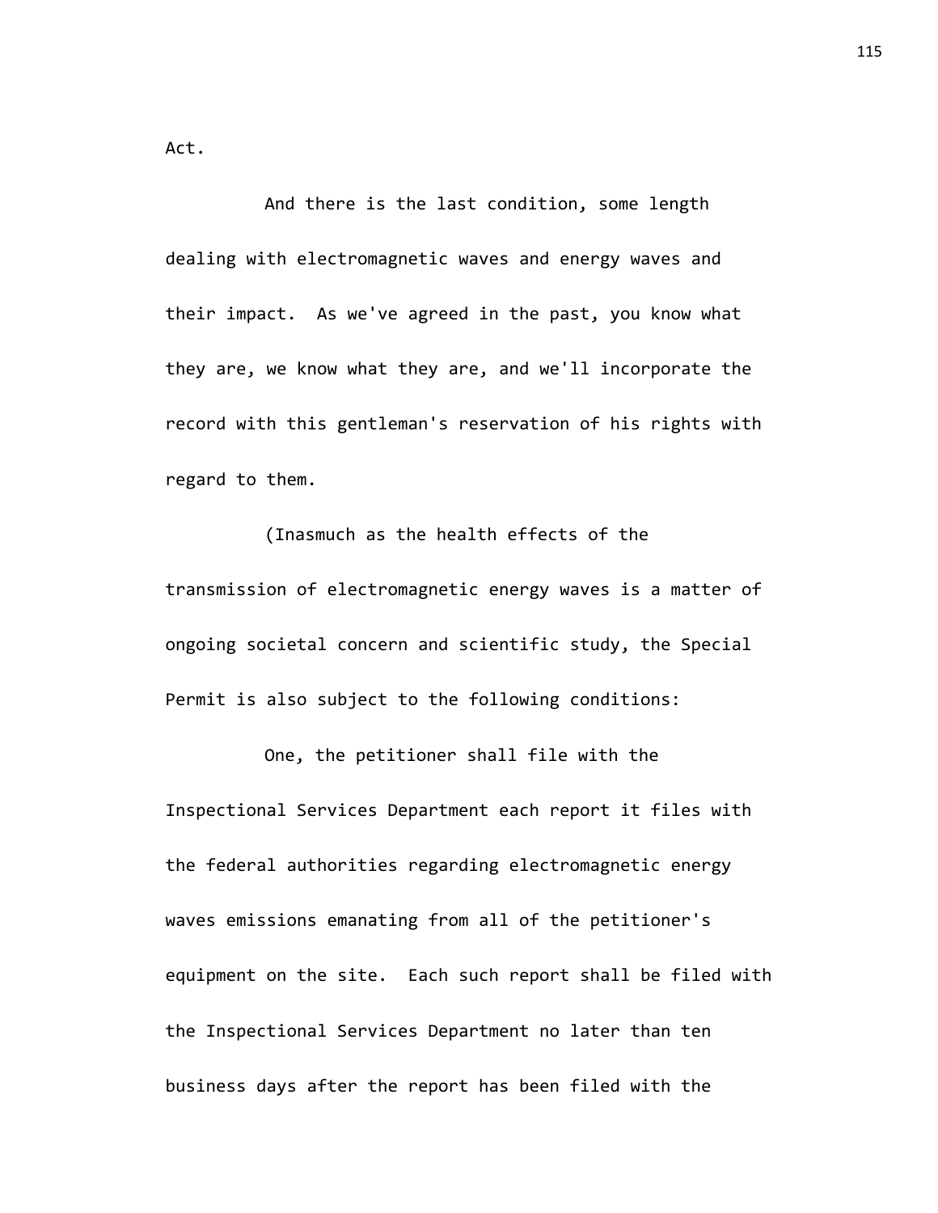Act.

And there is the last condition, some length dealing with electromagnetic waves and energy waves and their impact. As we've agreed in the past, you know what they are, we know what they are, and we'll incorporate the record with this gentleman's reservation of his rights with regard to them.

(Inasmuch as the health effects of the transmission of electromagnetic energy waves is a matter of ongoing societal concern and scientific study, the Special Permit is also subject to the following conditions:

One, the petitioner shall file with the Inspectional Services Department each report it files with the federal authorities regarding electromagnetic energy waves emissions emanating from all of the petitioner's equipment on the site. Each such report shall be filed with the Inspectional Services Department no later than ten business days after the report has been filed with the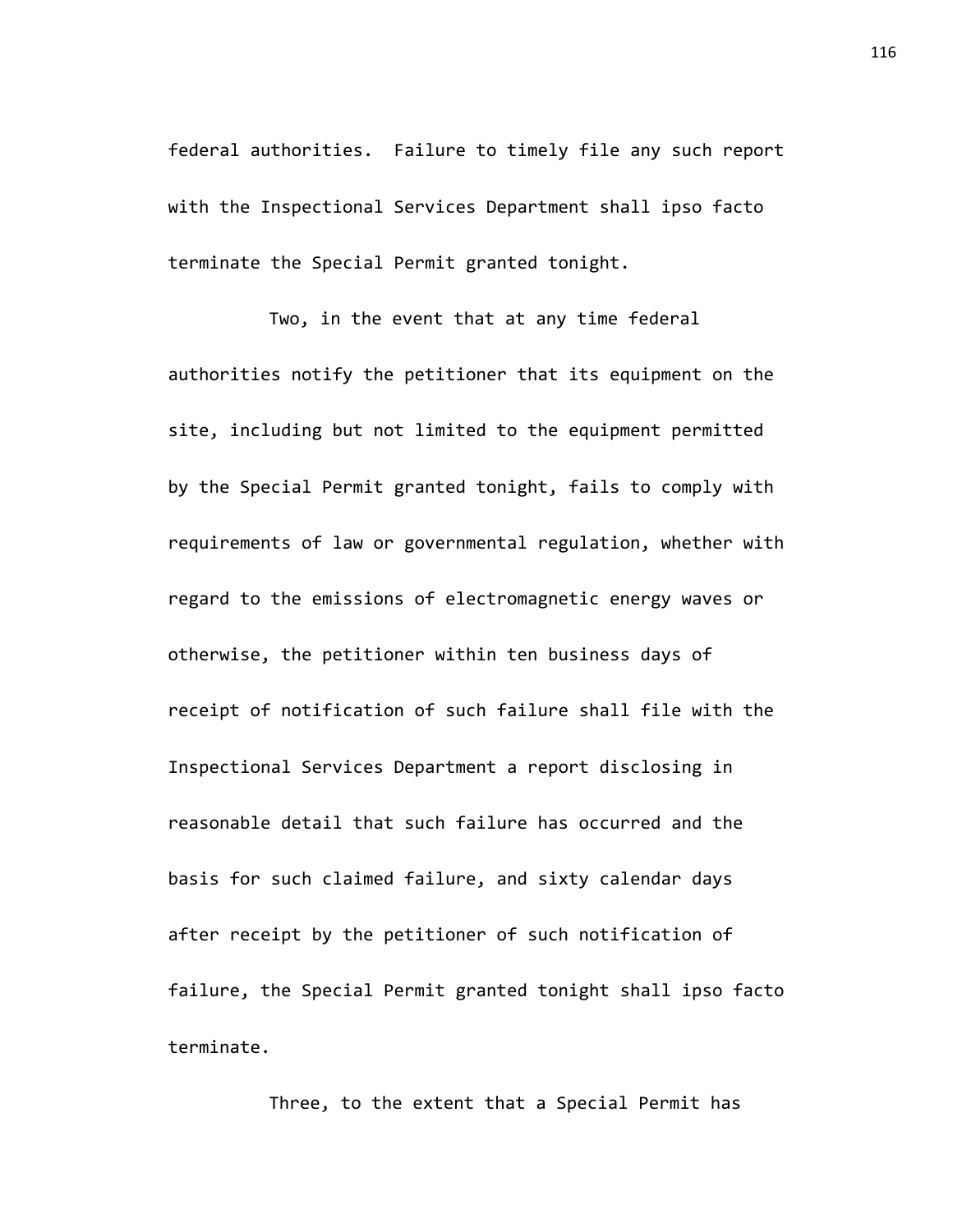federal authorities. Failure to timely file any such report with the Inspectional Services Department shall ipso facto terminate the Special Permit granted tonight.

Two, in the event that at any time federal authorities notify the petitioner that its equipment on the site, including but not limited to the equipment permitted by the Special Permit granted tonight, fails to comply with requirements of law or governmental regulation, whether with regard to the emissions of electromagnetic energy waves or otherwise, the petitioner within ten business days of receipt of notification of such failure shall file with the Inspectional Services Department a report disclosing in reasonable detail that such failure has occurred and the basis for such claimed failure, and sixty calendar days after receipt by the petitioner of such notification of failure, the Special Permit granted tonight shall ipso facto terminate.

Three, to the extent that a Special Permit has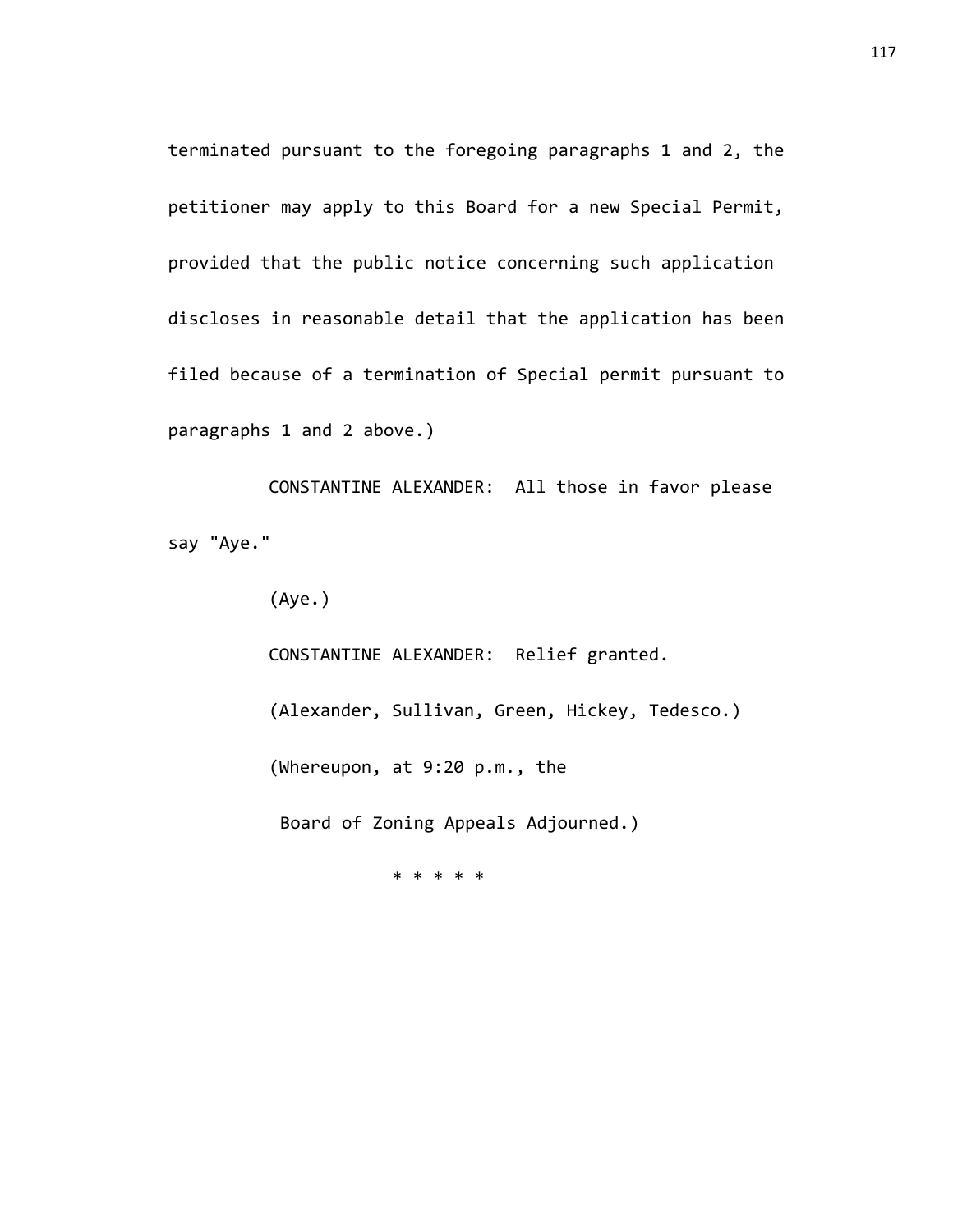terminated pursuant to the foregoing paragraphs 1 and 2, the petitioner may apply to this Board for a new Special Permit, provided that the public notice concerning such application discloses in reasonable detail that the application has been filed because of a termination of Special permit pursuant to paragraphs 1 and 2 above.)

CONSTANTINE ALEXANDER: All those in favor please say "Aye."

(Aye.)

CONSTANTINE ALEXANDER: Relief granted.

(Alexander, Sullivan, Green, Hickey, Tedesco.)

(Whereupon, at 9:20 p.m., the Board of Zoning Appeals Adjourned.)

* * * * *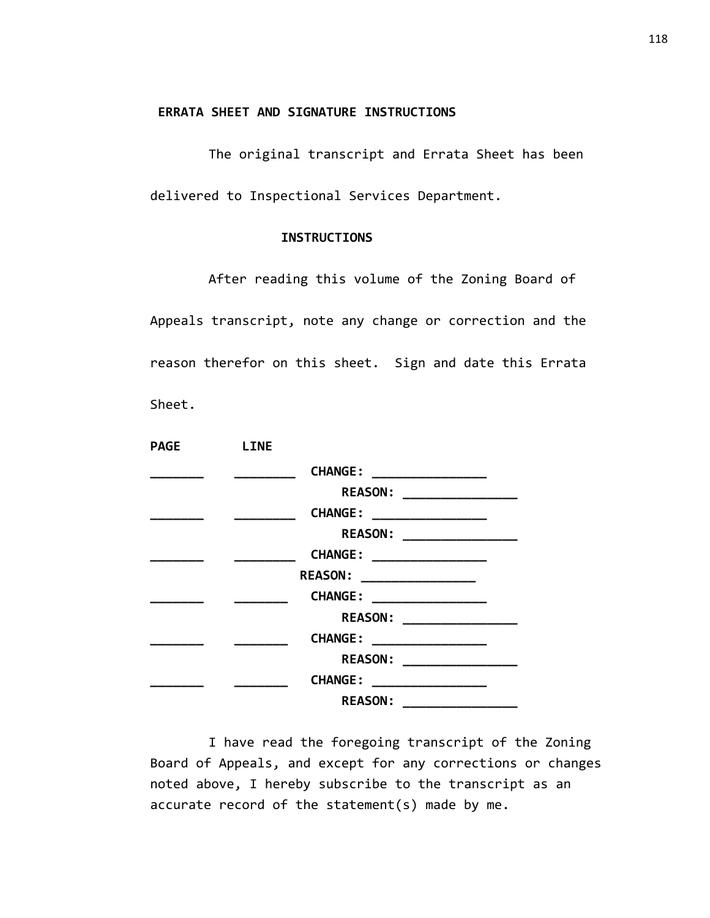**ERRATA SHEET AND SIGNATURE INSTRUCTIONS**

The original transcript and Errata Sheet has been delivered to Inspectional Services Department.

**INSTRUCTIONS**

After reading this volume of the Zoning Board of Appeals transcript, note any change or correction and the reason therefor on this sheet. Sign and date this Errata Sheet.

**PAGE** **LINE**

**_______ ________ CHANGE: _______________**
**REASON: _______________**
**_______ ________ CHANGE: _______________**
**REASON: _______________**
**_______ ________ CHANGE: _______________**
**REASON: _______________**
**_______ _______ CHANGE: _______________**
**REASON: _______________**
**_______ _______ CHANGE: _______________**
**REASON: _______________**
**_______ _______ CHANGE: _______________**
**REASON: _______________**

I have read the foregoing transcript of the Zoning Board of Appeals, and except for any corrections or changes noted above, I hereby subscribe to the transcript as an accurate record of the statement(s) made by me.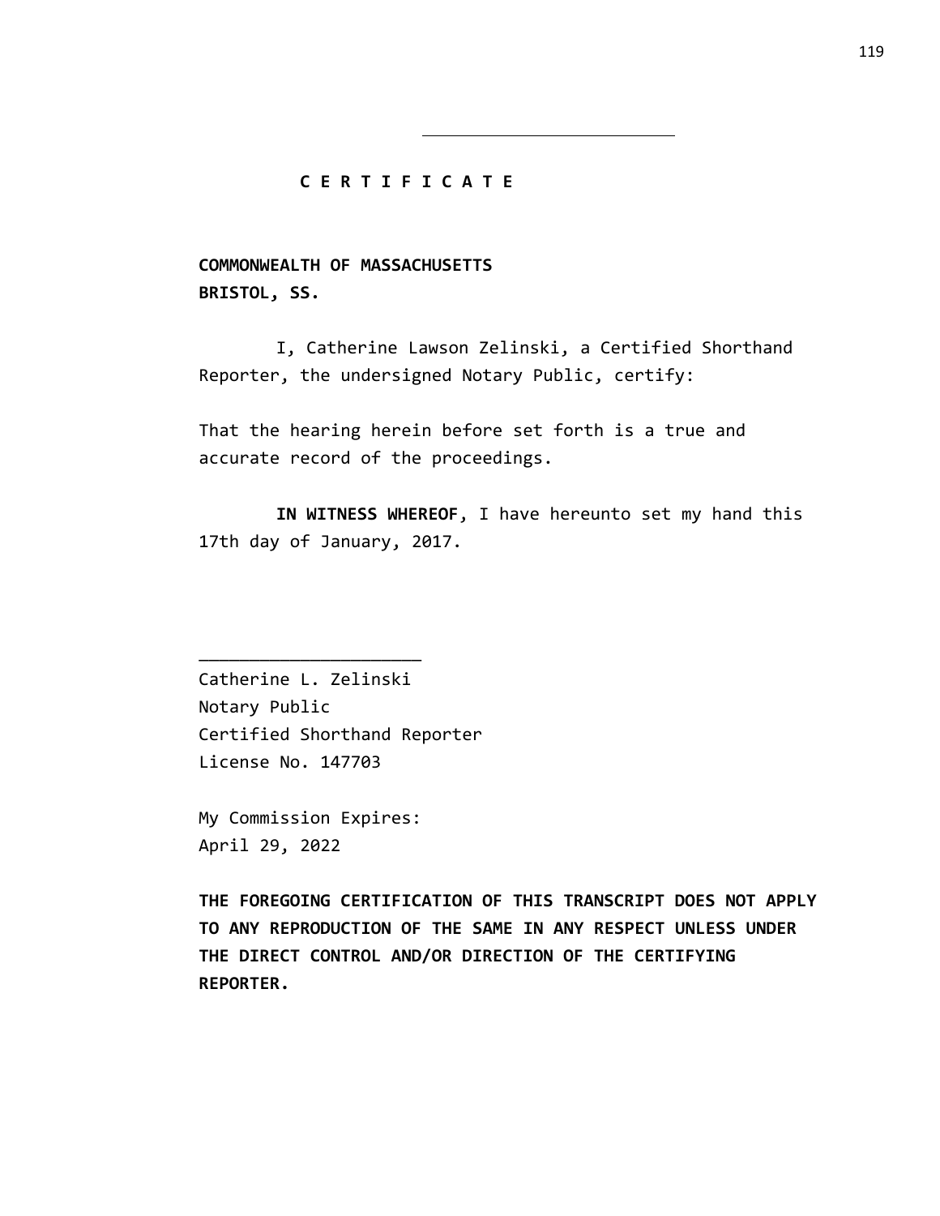# C E R T I F I C A T E

**COMMONWEALTH OF MASSACHUSETTS**
**BRISTOL, SS.**

I, Catherine Lawson Zelinski, a Certified Shorthand Reporter, the undersigned Notary Public, certify:

That the hearing herein before set forth is a true and accurate record of the proceedings.

**IN WITNESS WHEREOF**, I have hereunto set my hand this 17th day of January, 2017.

______________________

Catherine L. Zelinski
Notary Public
Certified Shorthand Reporter
License No. 147703

My Commission Expires:
April 29, 2022

**THE FOREGOING CERTIFICATION OF THIS TRANSCRIPT DOES NOT APPLY TO ANY REPRODUCTION OF THE SAME IN ANY RESPECT UNLESS UNDER THE DIRECT CONTROL AND/OR DIRECTION OF THE CERTIFYING REPORTER.**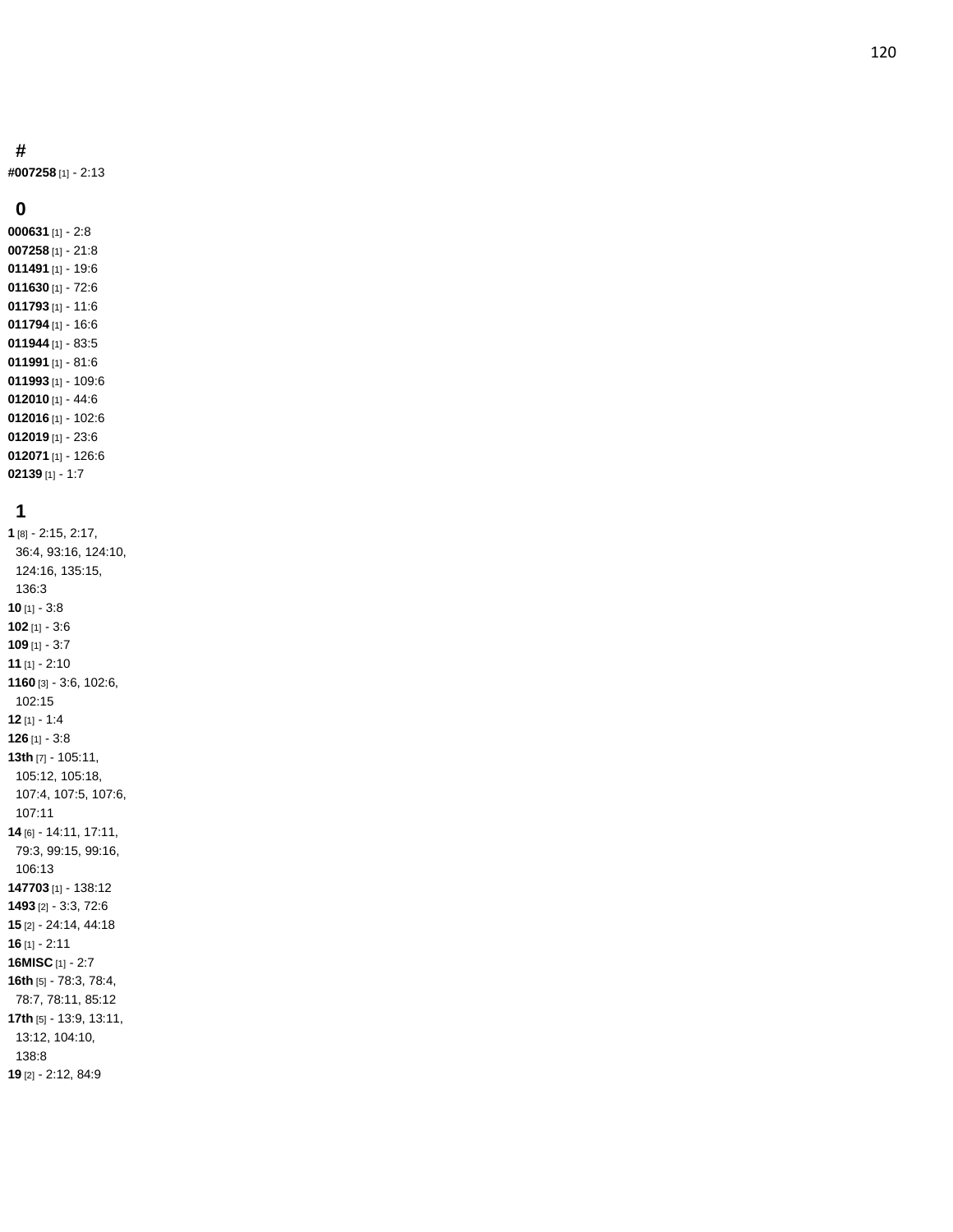## #

**#007258** [1] - 2:13

## 0

**000631** [1] - 2:8
**007258** [1] - 21:8
**011491** [1] - 19:6
**011630** [1] - 72:6
**011793** [1] - 11:6
**011794** [1] - 16:6
**011944** [1] - 83:5
**011991** [1] - 81:6
**011993** [1] - 109:6
**012010** [1] - 44:6
**012016** [1] - 102:6
**012019** [1] - 23:6
**012071** [1] - 126:6
**02139** [1] - 1:7

## 1

**1** [8] - 2:15, 2:17, 36:4, 93:16, 124:10, 124:16, 135:15, 136:3
**10** [1] - 3:8
**102** [1] - 3:6
**109** [1] - 3:7
**11** [1] - 2:10
**1160** [3] - 3:6, 102:6, 102:15
**12** [1] - 1:4
**126** [1] - 3:8
**13th** [7] - 105:11, 105:12, 105:18, 107:4, 107:5, 107:6, 107:11
**14** [6] - 14:11, 17:11, 79:3, 99:15, 99:16, 106:13
**147703** [1] - 138:12
**1493** [2] - 3:3, 72:6
**15** [2] - 24:14, 44:18
**16** [1] - 2:11
**16MISC** [1] - 2:7
**16th** [5] - 78:3, 78:4, 78:7, 78:11, 85:12
**17th** [5] - 13:9, 13:11, 13:12, 104:10, 138:8
**19** [2] - 2:12, 84:9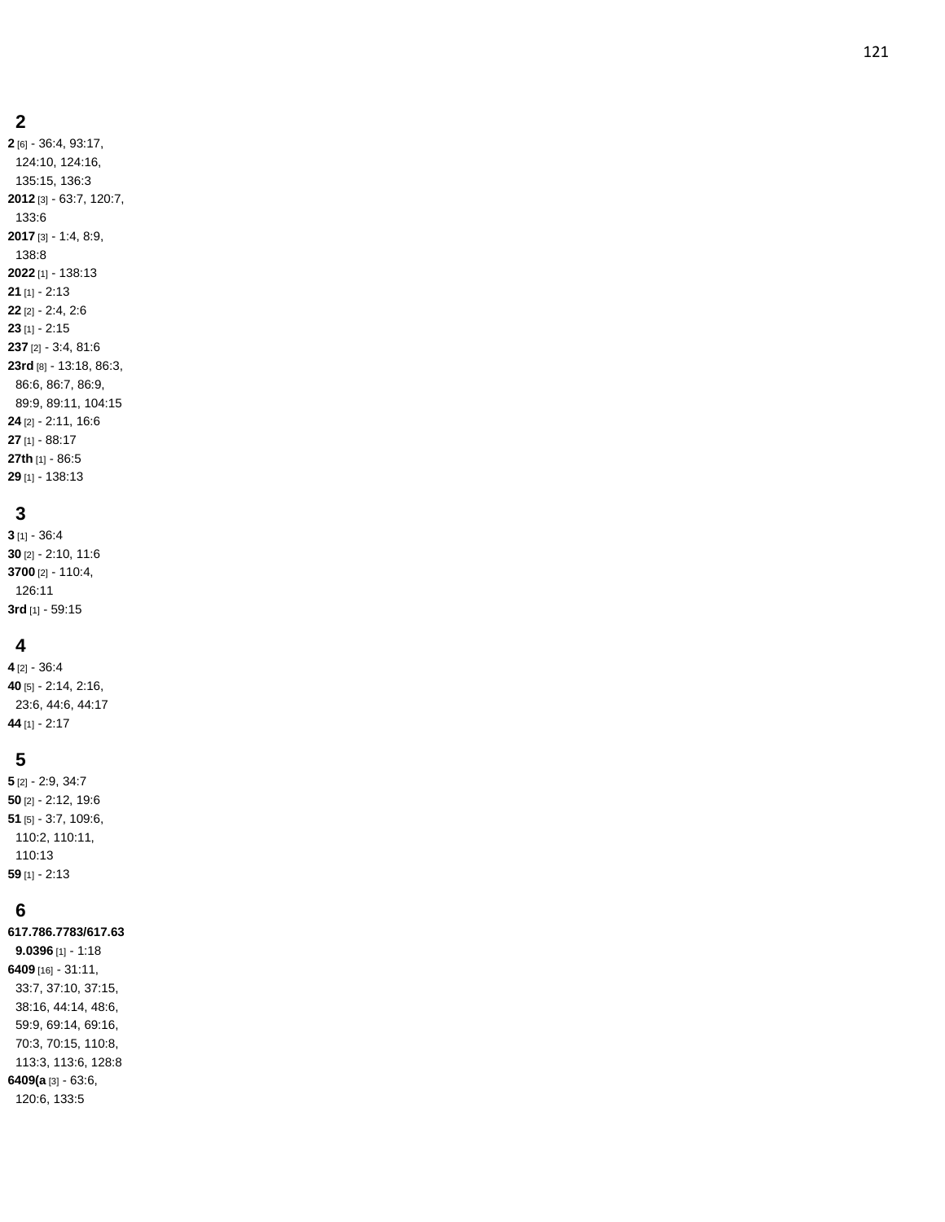## 2

**2** [6] - 36:4, 93:17, 124:10, 124:16, 135:15, 136:3
**2012** [3] - 63:7, 120:7, 133:6
**2017** [3] - 1:4, 8:9, 138:8
**2022** [1] - 138:13
**21** [1] - 2:13
**22** [2] - 2:4, 2:6
**23** [1] - 2:15
**237** [2] - 3:4, 81:6
**23rd** [8] - 13:18, 86:3, 86:6, 86:7, 86:9, 89:9, 89:11, 104:15
**24** [2] - 2:11, 16:6
**27** [1] - 88:17
**27th** [1] - 86:5
**29** [1] - 138:13

## 3

**3** [1] - 36:4
**30** [2] - 2:10, 11:6
**3700** [2] - 110:4, 126:11
**3rd** [1] - 59:15

## 4

**4** [2] - 36:4
**40** [5] - 2:14, 2:16, 23:6, 44:6, 44:17
**44** [1] - 2:17

## 5

**5** [2] - 2:9, 34:7
**50** [2] - 2:12, 19:6
**51** [5] - 3:7, 109:6, 110:2, 110:11, 110:13
**59** [1] - 2:13

## 6

**617.786.7783/617.639.0396** [1] - 1:18
**6409** [16] - 31:11, 33:7, 37:10, 37:15, 38:16, 44:14, 48:6, 59:9, 69:14, 69:16, 70:3, 70:15, 110:8, 113:3, 113:6, 128:8
**6409(a** [3] - 63:6, 120:6, 133:5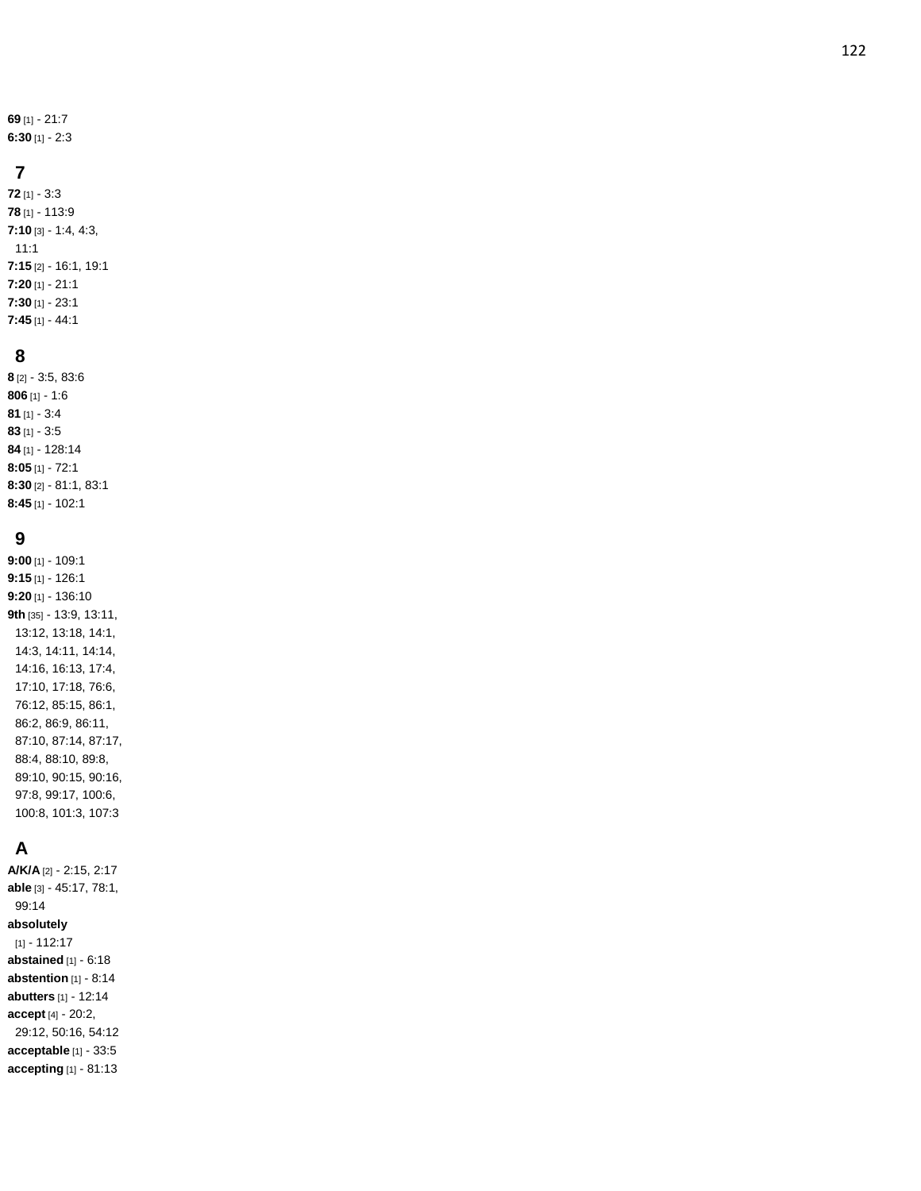**69** [1] - 21:7
**6:30** [1] - 2:3

## 7

**72** [1] - 3:3
**78** [1] - 113:9
**7:10** [3] - 1:4, 4:3, 11:1
**7:15** [2] - 16:1, 19:1
**7:20** [1] - 21:1
**7:30** [1] - 23:1
**7:45** [1] - 44:1

## 8

**8** [2] - 3:5, 83:6
**806** [1] - 1:6
**81** [1] - 3:4
**83** [1] - 3:5
**84** [1] - 128:14
**8:05** [1] - 72:1
**8:30** [2] - 81:1, 83:1
**8:45** [1] - 102:1

## 9

**9:00** [1] - 109:1
**9:15** [1] - 126:1
**9:20** [1] - 136:10
**9th** [35] - 13:9, 13:11, 13:12, 13:18, 14:1, 14:3, 14:11, 14:14, 14:16, 16:13, 17:4, 17:10, 17:18, 76:6, 76:12, 85:15, 86:1, 86:2, 86:9, 86:11, 87:10, 87:14, 87:17, 88:4, 88:10, 89:8, 89:10, 90:15, 90:16, 97:8, 99:17, 100:6, 100:8, 101:3, 107:3

## A

**A/K/A** [2] - 2:15, 2:17
**able** [3] - 45:17, 78:1, 99:14
**absolutely** [1] - 112:17
**abstained** [1] - 6:18
**abstention** [1] - 8:14
**abutters** [1] - 12:14
**accept** [4] - 20:2, 29:12, 50:16, 54:12
**acceptable** [1] - 33:5
**accepting** [1] - 81:13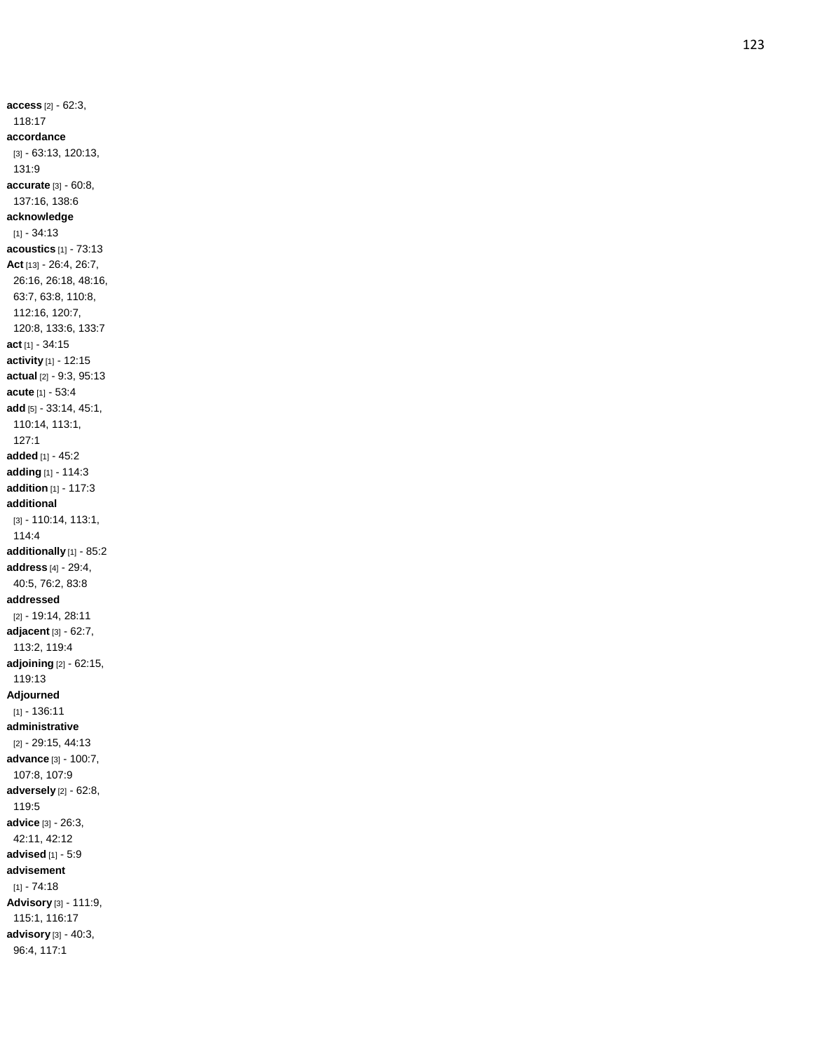**access** [2] - 62:3, 118:17
**accordance** [3] - 63:13, 120:13, 131:9
**accurate** [3] - 60:8, 137:16, 138:6
**acknowledge** [1] - 34:13
**acoustics** [1] - 73:13
**Act** [13] - 26:4, 26:7, 26:16, 26:18, 48:16, 63:7, 63:8, 110:8, 112:16, 120:7, 120:8, 133:6, 133:7
**act** [1] - 34:15
**activity** [1] - 12:15
**actual** [2] - 9:3, 95:13
**acute** [1] - 53:4
**add** [5] - 33:14, 45:1, 110:14, 113:1, 127:1
**added** [1] - 45:2
**adding** [1] - 114:3
**addition** [1] - 117:3
**additional** [3] - 110:14, 113:1, 114:4
**additionally** [1] - 85:2
**address** [4] - 29:4, 40:5, 76:2, 83:8
**addressed** [2] - 19:14, 28:11
**adjacent** [3] - 62:7, 113:2, 119:4
**adjoining** [2] - 62:15, 119:13
**Adjourned** [1] - 136:11
**administrative** [2] - 29:15, 44:13
**advance** [3] - 100:7, 107:8, 107:9
**adversely** [2] - 62:8, 119:5
**advice** [3] - 26:3, 42:11, 42:12
**advised** [1] - 5:9
**advisement** [1] - 74:18
**Advisory** [3] - 111:9, 115:1, 116:17
**advisory** [3] - 40:3, 96:4, 117:1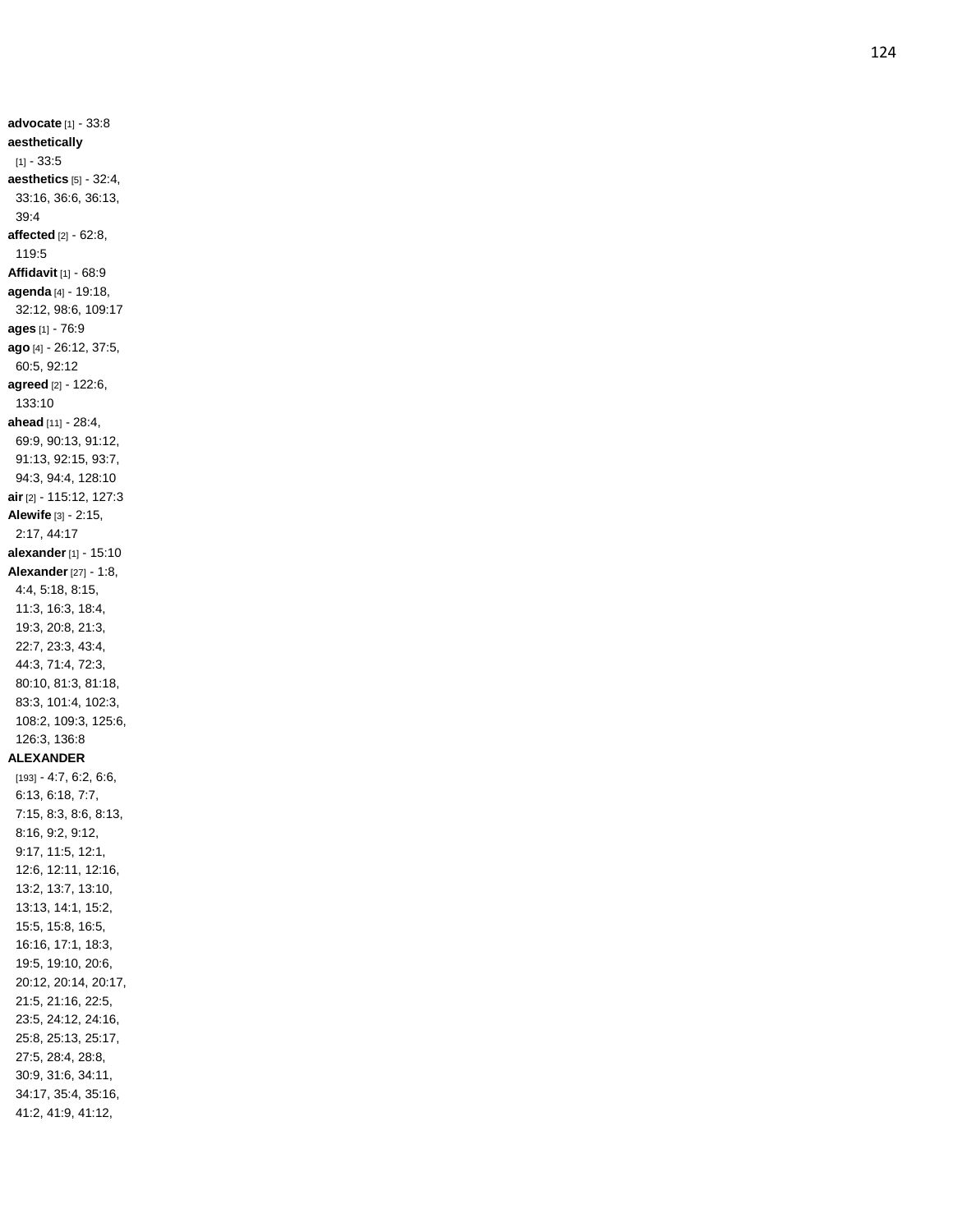**advocate** [1] - 33:8
**aesthetically** [1] - 33:5
**aesthetics** [5] - 32:4, 33:16, 36:6, 36:13, 39:4
**affected** [2] - 62:8, 119:5
**Affidavit** [1] - 68:9
**agenda** [4] - 19:18, 32:12, 98:6, 109:17
**ages** [1] - 76:9
**ago** [4] - 26:12, 37:5, 60:5, 92:12
**agreed** [2] - 122:6, 133:10
**ahead** [11] - 28:4, 69:9, 90:13, 91:12, 91:13, 92:15, 93:7, 94:3, 94:4, 128:10
**air** [2] - 115:12, 127:3
**Alewife** [3] - 2:15, 2:17, 44:17
**alexander** [1] - 15:10
**Alexander** [27] - 1:8, 4:4, 5:18, 8:15, 11:3, 16:3, 18:4, 19:3, 20:8, 21:3, 22:7, 23:3, 43:4, 44:3, 71:4, 72:3, 80:10, 81:3, 81:18, 83:3, 101:4, 102:3, 108:2, 109:3, 125:6, 126:3, 136:8
**ALEXANDER** [193] - 4:7, 6:2, 6:6, 6:13, 6:18, 7:7, 7:15, 8:3, 8:6, 8:13, 8:16, 9:2, 9:12, 9:17, 11:5, 12:1, 12:6, 12:11, 12:16, 13:2, 13:7, 13:10, 13:13, 14:1, 15:2, 15:5, 15:8, 16:5, 16:16, 17:1, 18:3, 19:5, 19:10, 20:6, 20:12, 20:14, 20:17, 21:5, 21:16, 22:5, 23:5, 24:12, 24:16, 25:8, 25:13, 25:17, 27:5, 28:4, 28:8, 30:9, 31:6, 34:11, 34:17, 35:4, 35:16, 41:2, 41:9, 41:12,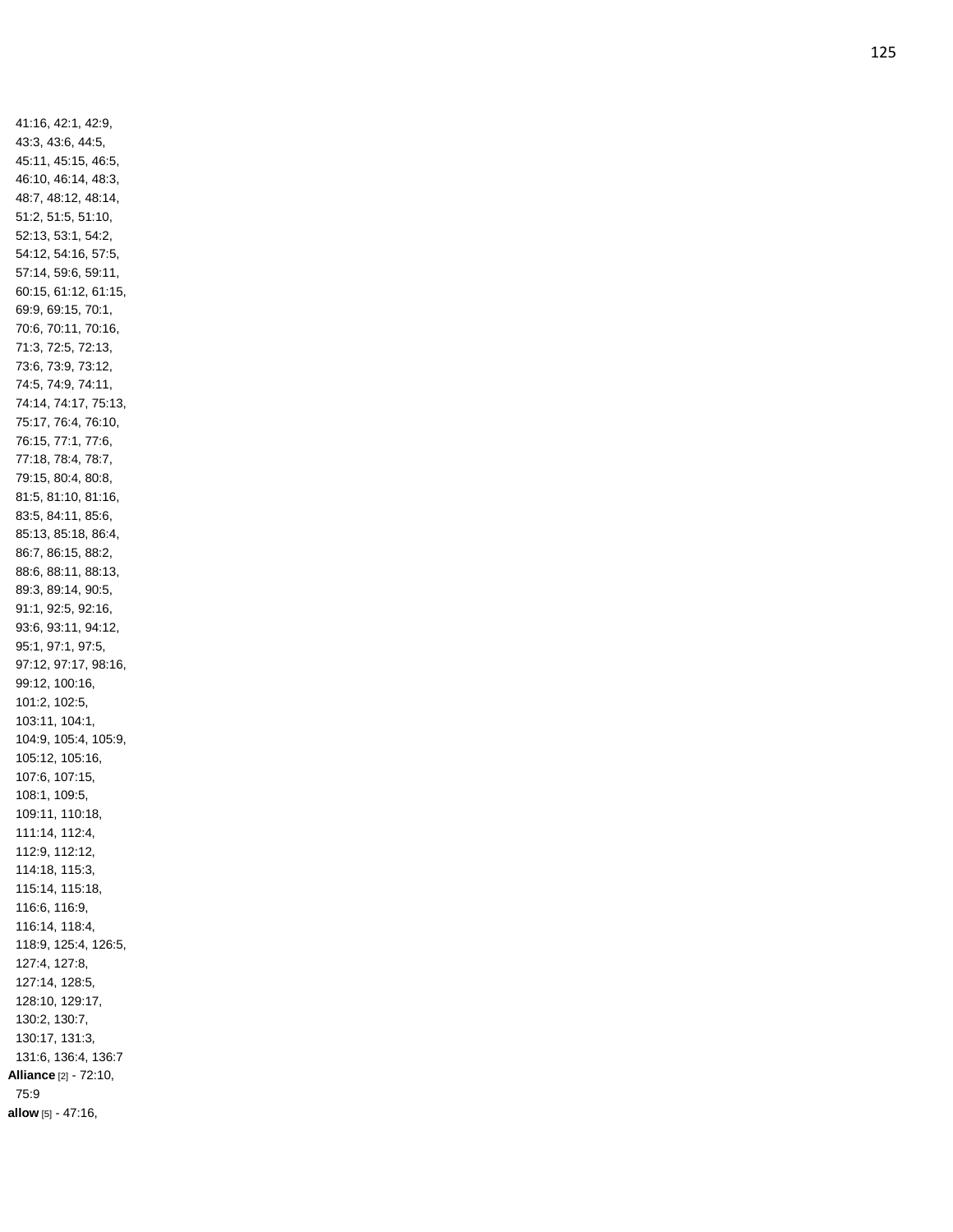41:16, 42:1, 42:9, 43:3, 43:6, 44:5, 45:11, 45:15, 46:5, 46:10, 46:14, 48:3, 48:7, 48:12, 48:14, 51:2, 51:5, 51:10, 52:13, 53:1, 54:2, 54:12, 54:16, 57:5, 57:14, 59:6, 59:11, 60:15, 61:12, 61:15, 69:9, 69:15, 70:1, 70:6, 70:11, 70:16, 71:3, 72:5, 72:13, 73:6, 73:9, 73:12, 74:5, 74:9, 74:11, 74:14, 74:17, 75:13, 75:17, 76:4, 76:10, 76:15, 77:1, 77:6, 77:18, 78:4, 78:7, 79:15, 80:4, 80:8, 81:5, 81:10, 81:16, 83:5, 84:11, 85:6, 85:13, 85:18, 86:4, 86:7, 86:15, 88:2, 88:6, 88:11, 88:13, 89:3, 89:14, 90:5, 91:1, 92:5, 92:16, 93:6, 93:11, 94:12, 95:1, 97:1, 97:5, 97:12, 97:17, 98:16, 99:12, 100:16, 101:2, 102:5, 103:11, 104:1, 104:9, 105:4, 105:9, 105:12, 105:16, 107:6, 107:15, 108:1, 109:5, 109:11, 110:18, 111:14, 112:4, 112:9, 112:12, 114:18, 115:3, 115:14, 115:18, 116:6, 116:9, 116:14, 118:4, 118:9, 125:4, 126:5, 127:4, 127:8, 127:14, 128:5, 128:10, 129:17, 130:2, 130:7, 130:17, 131:3, 131:6, 136:4, 136:7

**Alliance** [2] - 72:10, 75:9

**allow** [5] - 47:16,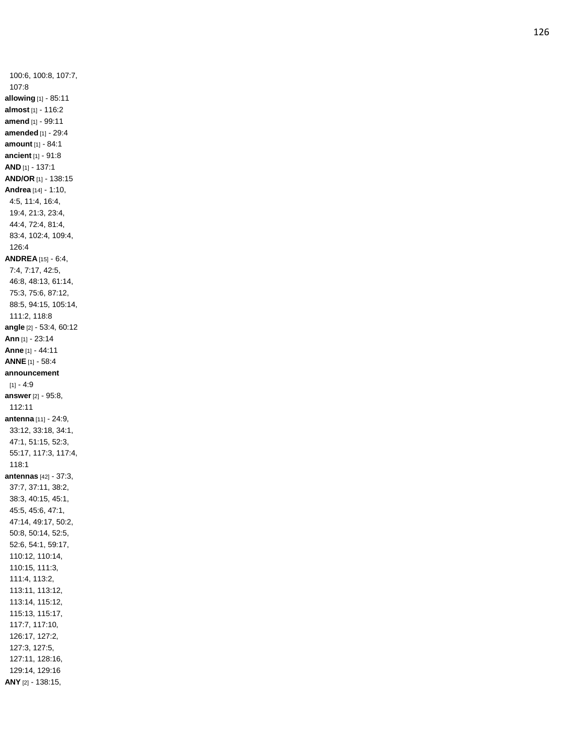100:6, 100:8, 107:7, 107:8

**allowing** [1] - 85:11
**almost** [1] - 116:2
**amend** [1] - 99:11
**amended** [1] - 29:4
**amount** [1] - 84:1
**ancient** [1] - 91:8
**AND** [1] - 137:1
**AND/OR** [1] - 138:15
**Andrea** [14] - 1:10, 4:5, 11:4, 16:4, 19:4, 21:3, 23:4, 44:4, 72:4, 81:4, 83:4, 102:4, 109:4, 126:4
**ANDREA** [15] - 6:4, 7:4, 7:17, 42:5, 46:8, 48:13, 61:14, 75:3, 75:6, 87:12, 88:5, 94:15, 105:14, 111:2, 118:8
**angle** [2] - 53:4, 60:12
**Ann** [1] - 23:14
**Anne** [1] - 44:11
**ANNE** [1] - 58:4
**announcement** [1] - 4:9
**answer** [2] - 95:8, 112:11
**antenna** [11] - 24:9, 33:12, 33:18, 34:1, 47:1, 51:15, 52:3, 55:17, 117:3, 117:4, 118:1
**antennas** [42] - 37:3, 37:7, 37:11, 38:2, 38:3, 40:15, 45:1, 45:5, 45:6, 47:1, 47:14, 49:17, 50:2, 50:8, 50:14, 52:5, 52:6, 54:1, 59:17, 110:12, 110:14, 110:15, 111:3, 111:4, 113:2, 113:11, 113:12, 113:14, 115:12, 115:13, 115:17, 117:7, 117:10, 126:17, 127:2, 127:3, 127:5, 127:11, 128:16, 129:14, 129:16
**ANY** [2] - 138:15,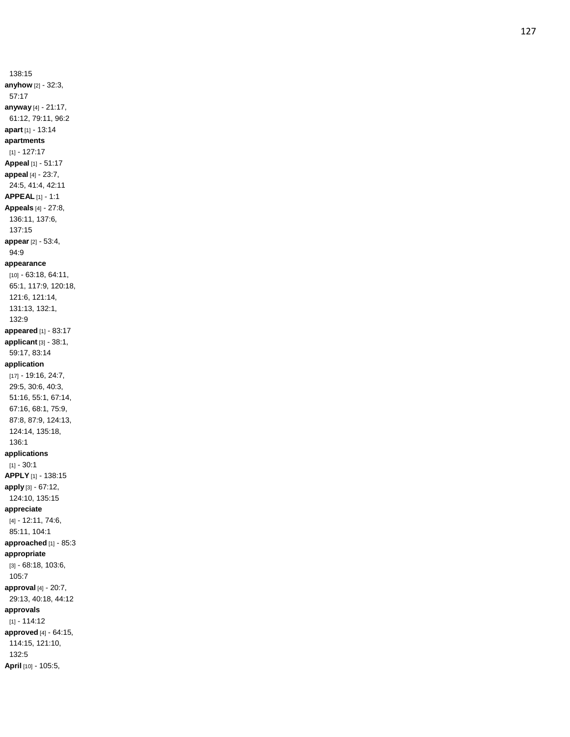138:15

**anyhow** [2] - 32:3, 57:17

**anyway** [4] - 21:17, 61:12, 79:11, 96:2

**apart** [1] - 13:14

**apartments** [1] - 127:17

**Appeal** [1] - 51:17

**appeal** [4] - 23:7, 24:5, 41:4, 42:11

**APPEAL** [1] - 1:1

**Appeals** [4] - 27:8, 136:11, 137:6, 137:15

**appear** [2] - 53:4, 94:9

**appearance** [10] - 63:18, 64:11, 65:1, 117:9, 120:18, 121:6, 121:14, 131:13, 132:1, 132:9

**appeared** [1] - 83:17

**applicant** [3] - 38:1, 59:17, 83:14

**application** [17] - 19:16, 24:7, 29:5, 30:6, 40:3, 51:16, 55:1, 67:14, 67:16, 68:1, 75:9, 87:8, 87:9, 124:13, 124:14, 135:18, 136:1

**applications** [1] - 30:1

**APPLY** [1] - 138:15

**apply** [3] - 67:12, 124:10, 135:15

**appreciate** [4] - 12:11, 74:6, 85:11, 104:1

**approached** [1] - 85:3

**appropriate** [3] - 68:18, 103:6, 105:7

**approval** [4] - 20:7, 29:13, 40:18, 44:12

**approvals** [1] - 114:12

**approved** [4] - 64:15, 114:15, 121:10, 132:5

**April** [10] - 105:5,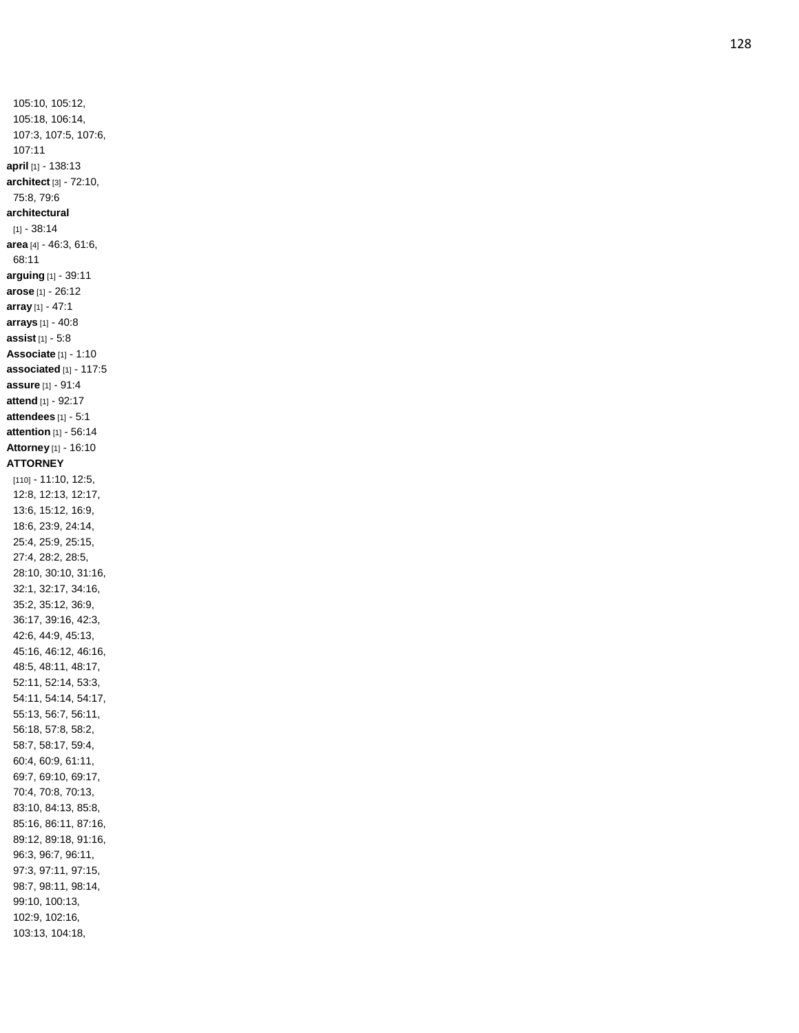105:10, 105:12, 105:18, 106:14, 107:3, 107:5, 107:6, 107:11

**april** [1] - 138:13

**architect** [3] - 72:10, 75:8, 79:6

**architectural** [1] - 38:14

**area** [4] - 46:3, 61:6, 68:11

**arguing** [1] - 39:11

**arose** [1] - 26:12

**array** [1] - 47:1

**arrays** [1] - 40:8

**assist** [1] - 5:8

**Associate** [1] - 1:10

**associated** [1] - 117:5

**assure** [1] - 91:4

**attend** [1] - 92:17

**attendees** [1] - 5:1

**attention** [1] - 56:14

**Attorney** [1] - 16:10

**ATTORNEY** [110] - 11:10, 12:5, 12:8, 12:13, 12:17, 13:6, 15:12, 16:9, 18:6, 23:9, 24:14, 25:4, 25:9, 25:15, 27:4, 28:2, 28:5, 28:10, 30:10, 31:16, 32:1, 32:17, 34:16, 35:2, 35:12, 36:9, 36:17, 39:16, 42:3, 42:6, 44:9, 45:13, 45:16, 46:12, 46:16, 48:5, 48:11, 48:17, 52:11, 52:14, 53:3, 54:11, 54:14, 54:17, 55:13, 56:7, 56:11, 56:18, 57:8, 58:2, 58:7, 58:17, 59:4, 60:4, 60:9, 61:11, 69:7, 69:10, 69:17, 70:4, 70:8, 70:13, 83:10, 84:13, 85:8, 85:16, 86:11, 87:16, 89:12, 89:18, 91:16, 96:3, 96:7, 96:11, 97:3, 97:11, 97:15, 98:7, 98:11, 98:14, 99:10, 100:13, 102:9, 102:16, 103:13, 104:18,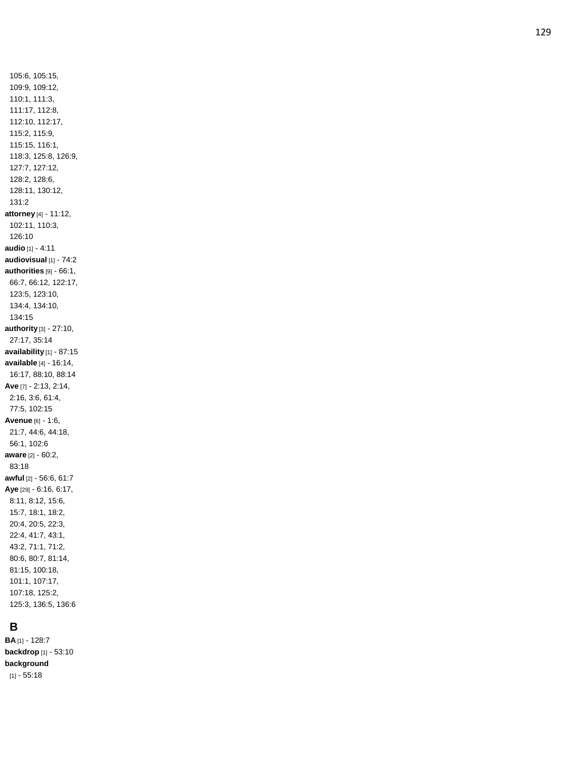105:6, 105:15, 109:9, 109:12, 110:1, 111:3, 111:17, 112:8, 112:10, 112:17, 115:2, 115:9, 115:15, 116:1, 118:3, 125:8, 126:9, 127:7, 127:12, 128:2, 128:6, 128:11, 130:12, 131:2

**attorney** [4] - 11:12, 102:11, 110:3, 126:10

**audio** [1] - 4:11

**audiovisual** [1] - 74:2

**authorities** [9] - 66:1, 66:7, 66:12, 122:17, 123:5, 123:10, 134:4, 134:10, 134:15

**authority** [3] - 27:10, 27:17, 35:14

**availability** [1] - 87:15

**available** [4] - 16:14, 16:17, 88:10, 88:14

**Ave** [7] - 2:13, 2:14, 2:16, 3:6, 61:4, 77:5, 102:15

**Avenue** [6] - 1:6, 21:7, 44:6, 44:18, 56:1, 102:6

**aware** [2] - 60:2, 83:18

**awful** [2] - 56:6, 61:7

**Aye** [29] - 6:16, 6:17, 8:11, 8:12, 15:6, 15:7, 18:1, 18:2, 20:4, 20:5, 22:3, 22:4, 41:7, 43:1, 43:2, 71:1, 71:2, 80:6, 80:7, 81:14, 81:15, 100:18, 101:1, 107:17, 107:18, 125:2, 125:3, 136:5, 136:6

## B

**BA** [1] - 128:7

**backdrop** [1] - 53:10

**background** [1] - 55:18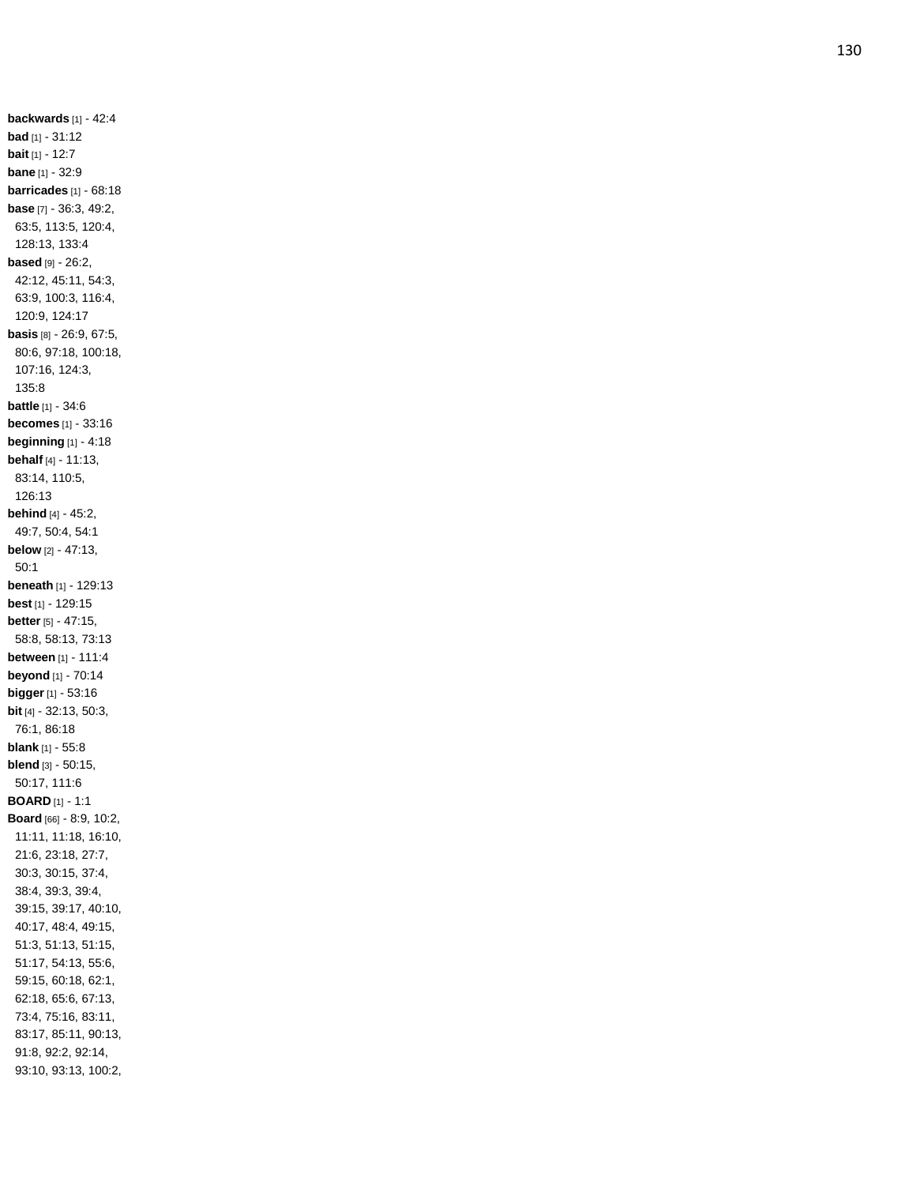**backwards** [1] - 42:4
**bad** [1] - 31:12
**bait** [1] - 12:7
**bane** [1] - 32:9
**barricades** [1] - 68:18
**base** [7] - 36:3, 49:2, 63:5, 113:5, 120:4, 128:13, 133:4
**based** [9] - 26:2, 42:12, 45:11, 54:3, 63:9, 100:3, 116:4, 120:9, 124:17
**basis** [8] - 26:9, 67:5, 80:6, 97:18, 100:18, 107:16, 124:3, 135:8
**battle** [1] - 34:6
**becomes** [1] - 33:16
**beginning** [1] - 4:18
**behalf** [4] - 11:13, 83:14, 110:5, 126:13
**behind** [4] - 45:2, 49:7, 50:4, 54:1
**below** [2] - 47:13, 50:1
**beneath** [1] - 129:13
**best** [1] - 129:15
**better** [5] - 47:15, 58:8, 58:13, 73:13
**between** [1] - 111:4
**beyond** [1] - 70:14
**bigger** [1] - 53:16
**bit** [4] - 32:13, 50:3, 76:1, 86:18
**blank** [1] - 55:8
**blend** [3] - 50:15, 50:17, 111:6
**BOARD** [1] - 1:1
**Board** [66] - 8:9, 10:2, 11:11, 11:18, 16:10, 21:6, 23:18, 27:7, 30:3, 30:15, 37:4, 38:4, 39:3, 39:4, 39:15, 39:17, 40:10, 40:17, 48:4, 49:15, 51:3, 51:13, 51:15, 51:17, 54:13, 55:6, 59:15, 60:18, 62:1, 62:18, 65:6, 67:13, 73:4, 75:16, 83:11, 83:17, 85:11, 90:13, 91:8, 92:2, 92:14, 93:10, 93:13, 100:2,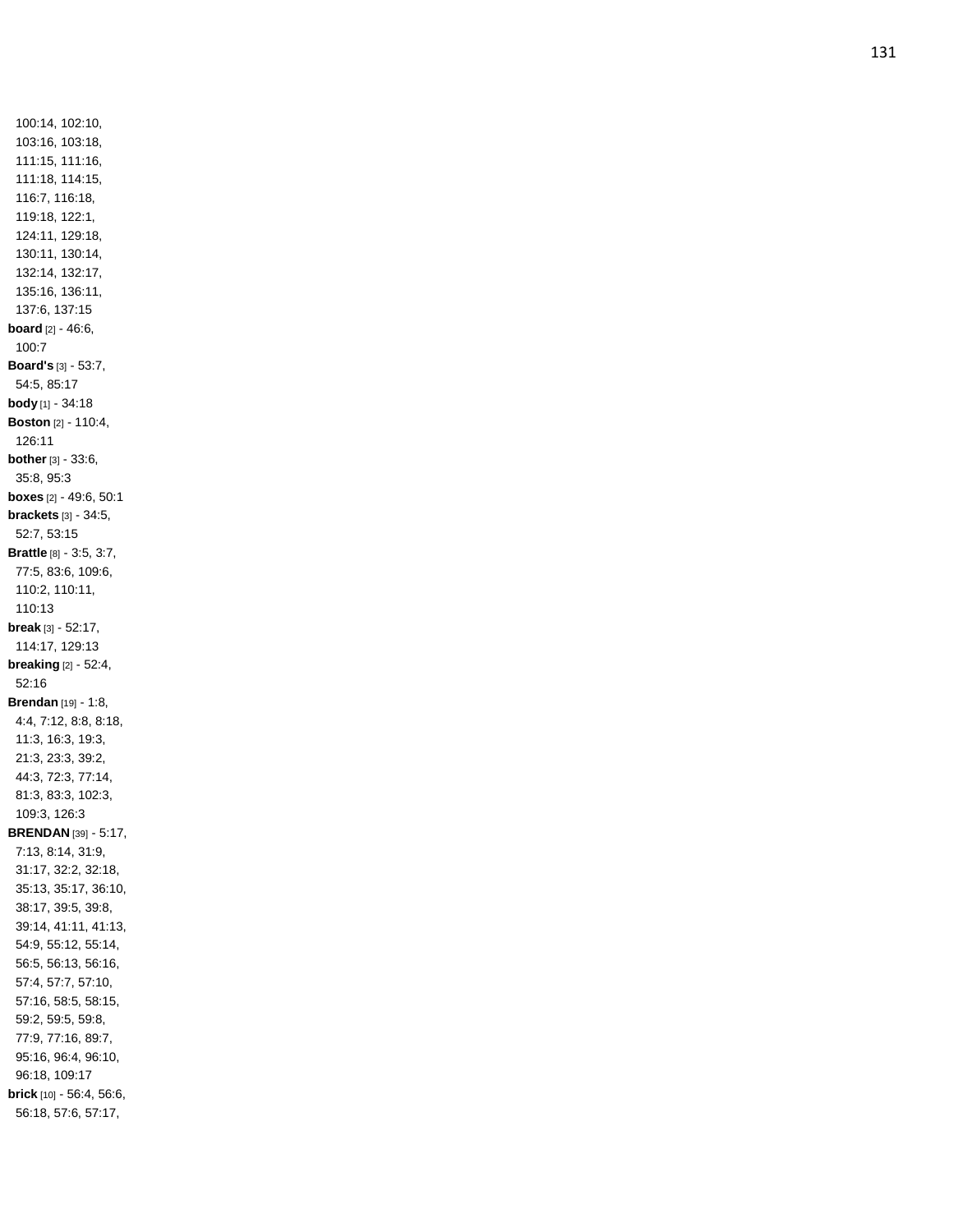100:14, 102:10, 103:16, 103:18, 111:15, 111:16, 111:18, 114:15, 116:7, 116:18, 119:18, 122:1, 124:11, 129:18, 130:11, 130:14, 132:14, 132:17, 135:16, 136:11, 137:6, 137:15

**board** [2] - 46:6, 100:7

**Board's** [3] - 53:7, 54:5, 85:17

**body** [1] - 34:18

**Boston** [2] - 110:4, 126:11

**bother** [3] - 33:6, 35:8, 95:3

**boxes** [2] - 49:6, 50:1

**brackets** [3] - 34:5, 52:7, 53:15

**Brattle** [8] - 3:5, 3:7, 77:5, 83:6, 109:6, 110:2, 110:11, 110:13

**break** [3] - 52:17, 114:17, 129:13

**breaking** [2] - 52:4, 52:16

**Brendan** [19] - 1:8, 4:4, 7:12, 8:8, 8:18, 11:3, 16:3, 19:3, 21:3, 23:3, 39:2, 44:3, 72:3, 77:14, 81:3, 83:3, 102:3, 109:3, 126:3

**BRENDAN** [39] - 5:17, 7:13, 8:14, 31:9, 31:17, 32:2, 32:18, 35:13, 35:17, 36:10, 38:17, 39:5, 39:8, 39:14, 41:11, 41:13, 54:9, 55:12, 55:14, 56:5, 56:13, 56:16, 57:4, 57:7, 57:10, 57:16, 58:5, 58:15, 59:2, 59:5, 59:8, 77:9, 77:16, 89:7, 95:16, 96:4, 96:10, 96:18, 109:17

**brick** [10] - 56:4, 56:6, 56:18, 57:6, 57:17,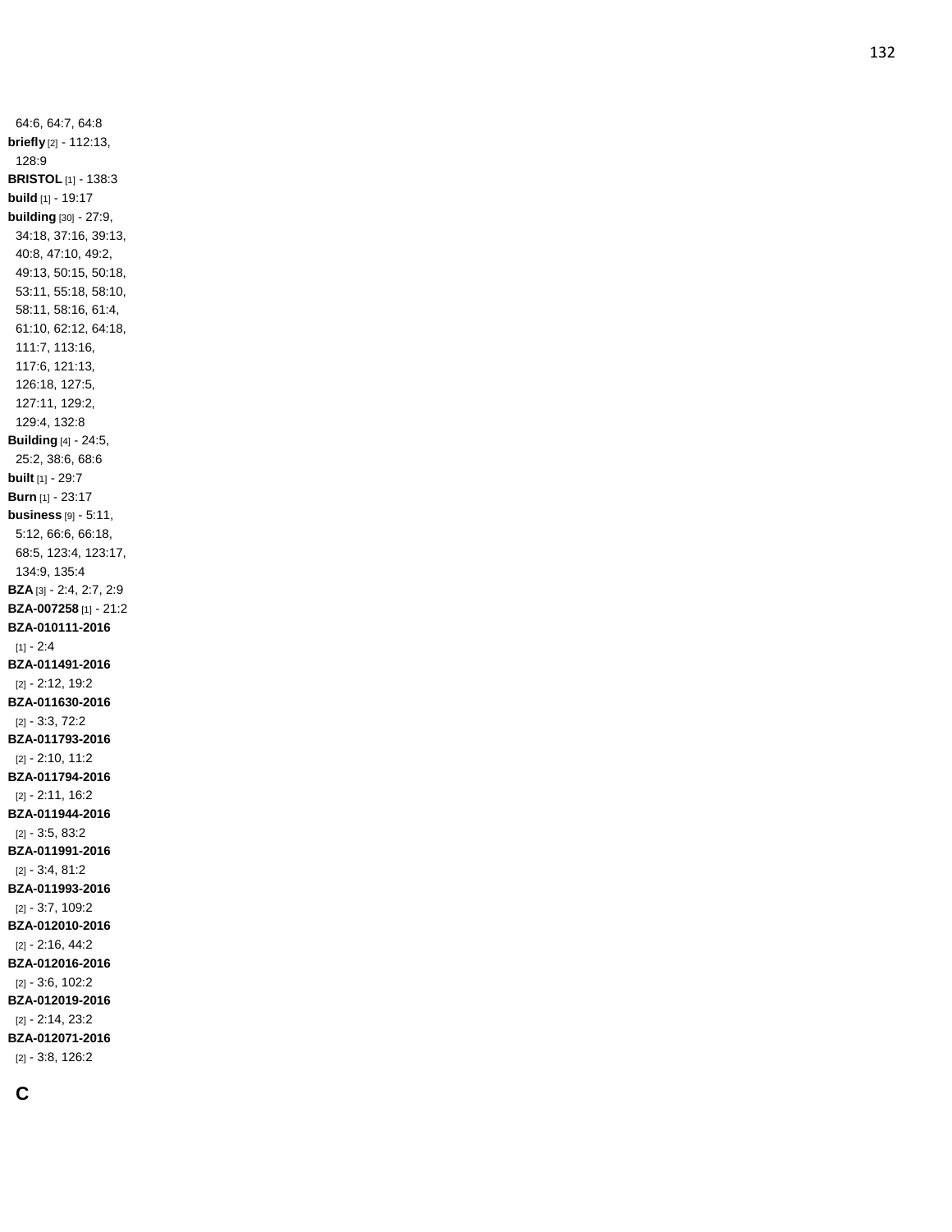64:6, 64:7, 64:8

**briefly** [2] - 112:13, 128:9

**BRISTOL** [1] - 138:3

**build** [1] - 19:17

**building** [30] - 27:9, 34:18, 37:16, 39:13, 40:8, 47:10, 49:2, 49:13, 50:15, 50:18, 53:11, 55:18, 58:10, 58:11, 58:16, 61:4, 61:10, 62:12, 64:18, 111:7, 113:16, 117:6, 121:13, 126:18, 127:5, 127:11, 129:2, 129:4, 132:8

**Building** [4] - 24:5, 25:2, 38:6, 68:6

**built** [1] - 29:7

**Burn** [1] - 23:17

**business** [9] - 5:11, 5:12, 66:6, 66:18, 68:5, 123:4, 123:17, 134:9, 135:4

**BZA** [3] - 2:4, 2:7, 2:9

**BZA-007258** [1] - 21:2

**BZA-010111-2016** [1] - 2:4

**BZA-011491-2016** [2] - 2:12, 19:2

**BZA-011630-2016** [2] - 3:3, 72:2

**BZA-011793-2016** [2] - 2:10, 11:2

**BZA-011794-2016** [2] - 2:11, 16:2

**BZA-011944-2016** [2] - 3:5, 83:2

**BZA-011991-2016** [2] - 3:4, 81:2

**BZA-011993-2016** [2] - 3:7, 109:2

**BZA-012010-2016** [2] - 2:16, 44:2

**BZA-012016-2016** [2] - 3:6, 102:2

**BZA-012019-2016** [2] - 2:14, 23:2

**BZA-012071-2016** [2] - 3:8, 126:2

## C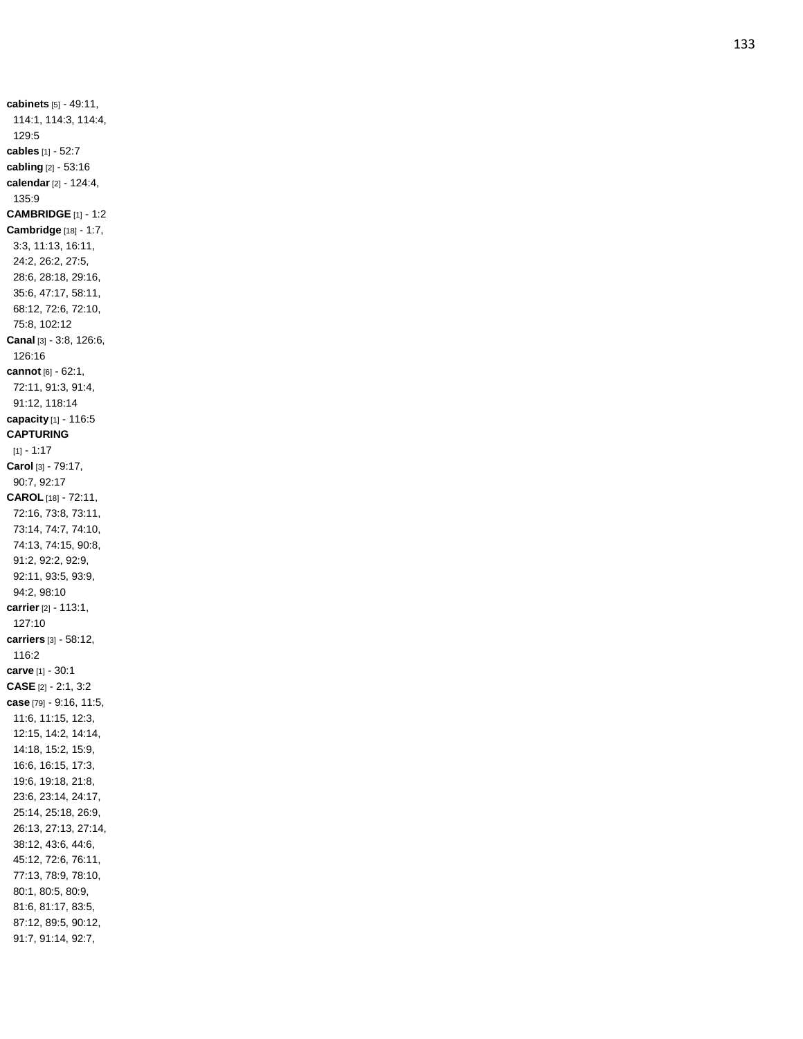**cabinets** [5] - 49:11, 114:1, 114:3, 114:4, 129:5
**cables** [1] - 52:7
**cabling** [2] - 53:16
**calendar** [2] - 124:4, 135:9
**CAMBRIDGE** [1] - 1:2
**Cambridge** [18] - 1:7, 3:3, 11:13, 16:11, 24:2, 26:2, 27:5, 28:6, 28:18, 29:16, 35:6, 47:17, 58:11, 68:12, 72:6, 72:10, 75:8, 102:12
**Canal** [3] - 3:8, 126:6, 126:16
**cannot** [6] - 62:1, 72:11, 91:3, 91:4, 91:12, 118:14
**capacity** [1] - 116:5
**CAPTURING** [1] - 1:17
**Carol** [3] - 79:17, 90:7, 92:17
**CAROL** [18] - 72:11, 72:16, 73:8, 73:11, 73:14, 74:7, 74:10, 74:13, 74:15, 90:8, 91:2, 92:2, 92:9, 92:11, 93:5, 93:9, 94:2, 98:10
**carrier** [2] - 113:1, 127:10
**carriers** [3] - 58:12, 116:2
**carve** [1] - 30:1
**CASE** [2] - 2:1, 3:2
**case** [79] - 9:16, 11:5, 11:6, 11:15, 12:3, 12:15, 14:2, 14:14, 14:18, 15:2, 15:9, 16:6, 16:15, 17:3, 19:6, 19:18, 21:8, 23:6, 23:14, 24:17, 25:14, 25:18, 26:9, 26:13, 27:13, 27:14, 38:12, 43:6, 44:6, 45:12, 72:6, 76:11, 77:13, 78:9, 78:10, 80:1, 80:5, 80:9, 81:6, 81:17, 83:5, 87:12, 89:5, 90:12, 91:7, 91:14, 92:7,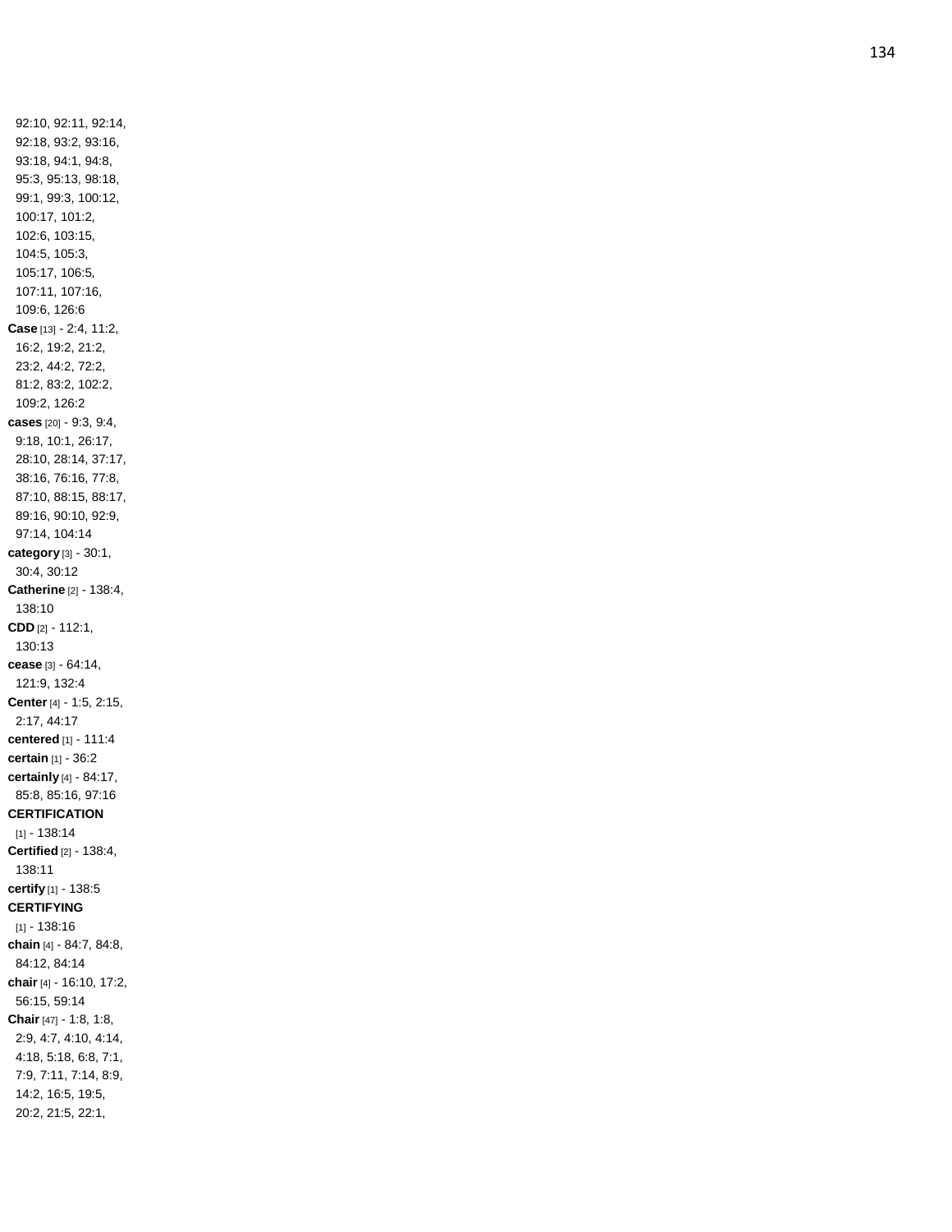92:10, 92:11, 92:14, 92:18, 93:2, 93:16, 93:18, 94:1, 94:8, 95:3, 95:13, 98:18, 99:1, 99:3, 100:12, 100:17, 101:2, 102:6, 103:15, 104:5, 105:3, 105:17, 106:5, 107:11, 107:16, 109:6, 126:6

**Case** [13] - 2:4, 11:2, 16:2, 19:2, 21:2, 23:2, 44:2, 72:2, 81:2, 83:2, 102:2, 109:2, 126:2

**cases** [20] - 9:3, 9:4, 9:18, 10:1, 26:17, 28:10, 28:14, 37:17, 38:16, 76:16, 77:8, 87:10, 88:15, 88:17, 89:16, 90:10, 92:9, 97:14, 104:14

**category** [3] - 30:1, 30:4, 30:12

**Catherine** [2] - 138:4, 138:10

**CDD** [2] - 112:1, 130:13

**cease** [3] - 64:14, 121:9, 132:4

**Center** [4] - 1:5, 2:15, 2:17, 44:17

**centered** [1] - 111:4

**certain** [1] - 36:2

**certainly** [4] - 84:17, 85:8, 85:16, 97:16

**CERTIFICATION** [1] - 138:14

**Certified** [2] - 138:4, 138:11

**certify** [1] - 138:5

**CERTIFYING** [1] - 138:16

**chain** [4] - 84:7, 84:8, 84:12, 84:14

**chair** [4] - 16:10, 17:2, 56:15, 59:14

**Chair** [47] - 1:8, 1:8, 2:9, 4:7, 4:10, 4:14, 4:18, 5:18, 6:8, 7:1, 7:9, 7:11, 7:14, 8:9, 14:2, 16:5, 19:5, 20:2, 21:5, 22:1,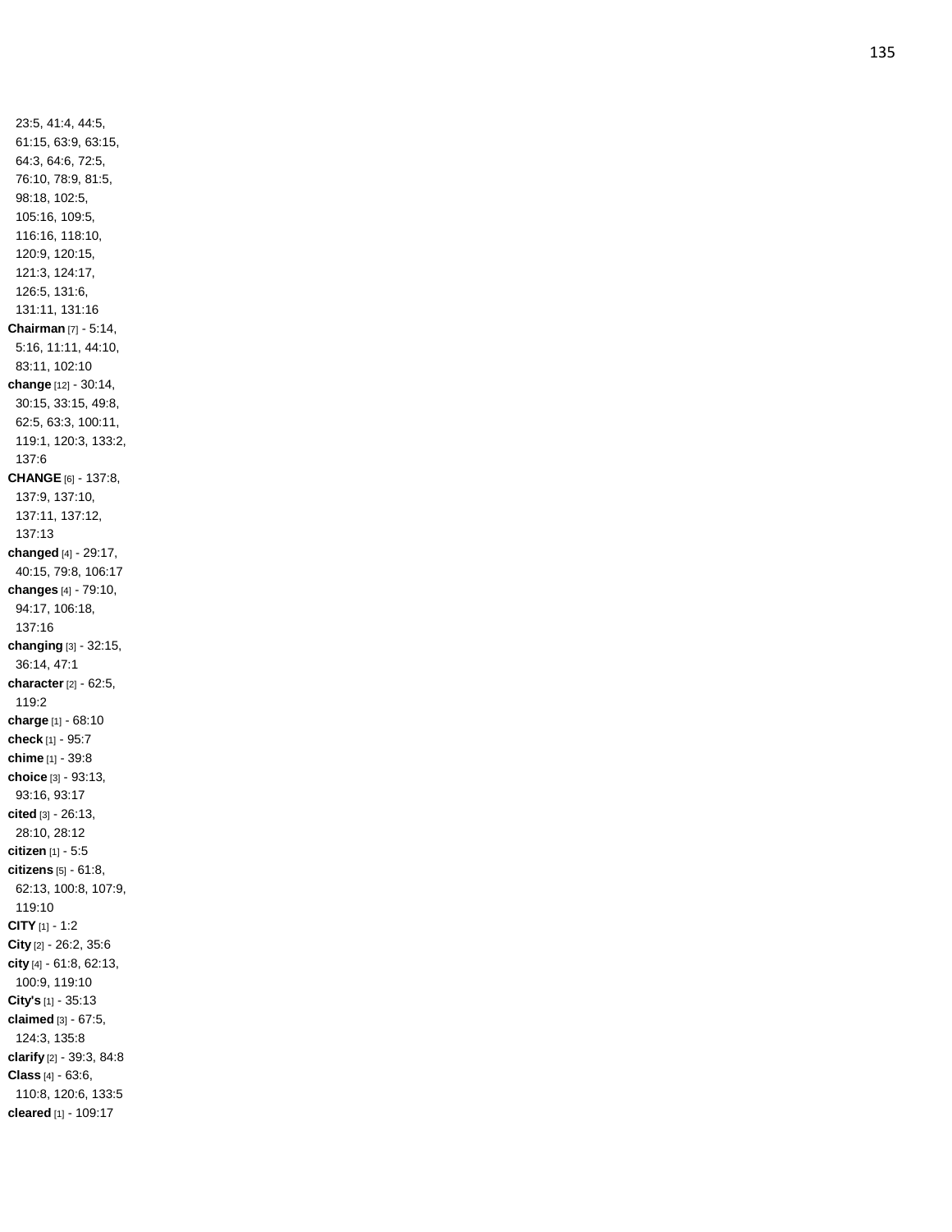23:5, 41:4, 44:5, 61:15, 63:9, 63:15, 64:3, 64:6, 72:5, 76:10, 78:9, 81:5, 98:18, 102:5, 105:16, 109:5, 116:16, 118:10, 120:9, 120:15, 121:3, 124:17, 126:5, 131:6, 131:11, 131:16

**Chairman** [7] - 5:14, 5:16, 11:11, 44:10, 83:11, 102:10

**change** [12] - 30:14, 30:15, 33:15, 49:8, 62:5, 63:3, 100:11, 119:1, 120:3, 133:2, 137:6

**CHANGE** [6] - 137:8, 137:9, 137:10, 137:11, 137:12, 137:13

**changed** [4] - 29:17, 40:15, 79:8, 106:17

**changes** [4] - 79:10, 94:17, 106:18, 137:16

**changing** [3] - 32:15, 36:14, 47:1

**character** [2] - 62:5, 119:2

**charge** [1] - 68:10

**check** [1] - 95:7

**chime** [1] - 39:8

**choice** [3] - 93:13, 93:16, 93:17

**cited** [3] - 26:13, 28:10, 28:12

**citizen** [1] - 5:5

**citizens** [5] - 61:8, 62:13, 100:8, 107:9, 119:10

**CITY** [1] - 1:2

**City** [2] - 26:2, 35:6

**city** [4] - 61:8, 62:13, 100:9, 119:10

**City's** [1] - 35:13

**claimed** [3] - 67:5, 124:3, 135:8

**clarify** [2] - 39:3, 84:8

**Class** [4] - 63:6, 110:8, 120:6, 133:5

**cleared** [1] - 109:17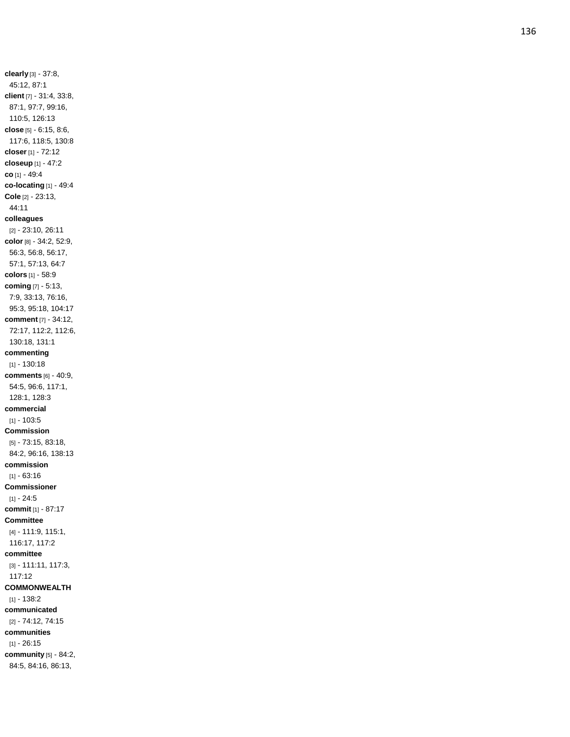**clearly** [3] - 37:8, 45:12, 87:1
**client** [7] - 31:4, 33:8, 87:1, 97:7, 99:16, 110:5, 126:13
**close** [5] - 6:15, 8:6, 117:6, 118:5, 130:8
**closer** [1] - 72:12
**closeup** [1] - 47:2
**co** [1] - 49:4
**co-locating** [1] - 49:4
**Cole** [2] - 23:13, 44:11
**colleagues** [2] - 23:10, 26:11
**color** [8] - 34:2, 52:9, 56:3, 56:8, 56:17, 57:1, 57:13, 64:7
**colors** [1] - 58:9
**coming** [7] - 5:13, 7:9, 33:13, 76:16, 95:3, 95:18, 104:17
**comment** [7] - 34:12, 72:17, 112:2, 112:6, 130:18, 131:1
**commenting** [1] - 130:18
**comments** [6] - 40:9, 54:5, 96:6, 117:1, 128:1, 128:3
**commercial** [1] - 103:5
**Commission** [5] - 73:15, 83:18, 84:2, 96:16, 138:13
**commission** [1] - 63:16
**Commissioner** [1] - 24:5
**commit** [1] - 87:17
**Committee** [4] - 111:9, 115:1, 116:17, 117:2
**committee** [3] - 111:11, 117:3, 117:12
**COMMONWEALTH** [1] - 138:2
**communicated** [2] - 74:12, 74:15
**communities** [1] - 26:15
**community** [5] - 84:2, 84:5, 84:16, 86:13,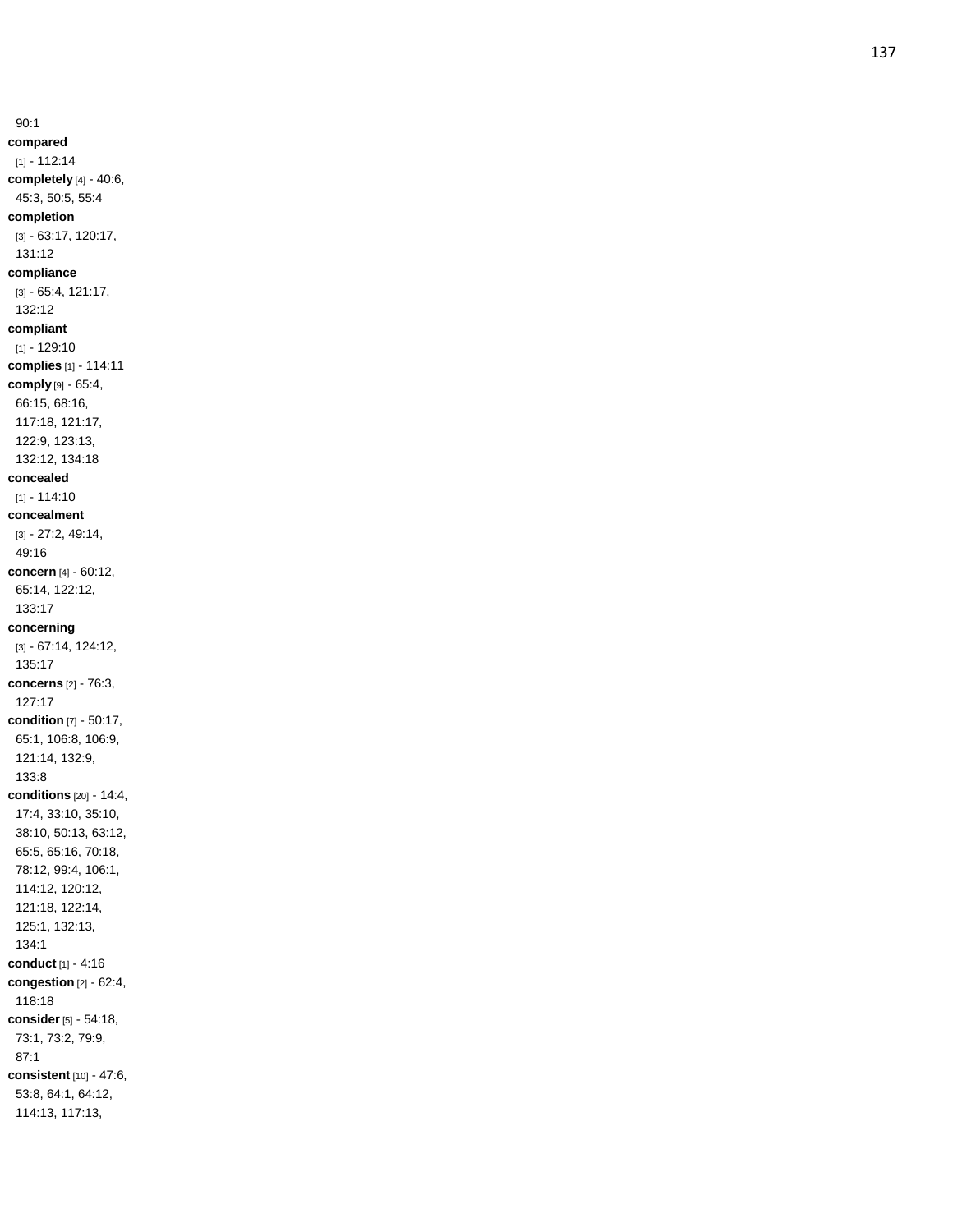90:1

**compared** [1] - 112:14

**completely** [4] - 40:6, 45:3, 50:5, 55:4

**completion** [3] - 63:17, 120:17, 131:12

**compliance** [3] - 65:4, 121:17, 132:12

**compliant** [1] - 129:10

**complies** [1] - 114:11

**comply** [9] - 65:4, 66:15, 68:16, 117:18, 121:17, 122:9, 123:13, 132:12, 134:18

**concealed** [1] - 114:10

**concealment** [3] - 27:2, 49:14, 49:16

**concern** [4] - 60:12, 65:14, 122:12, 133:17

**concerning** [3] - 67:14, 124:12, 135:17

**concerns** [2] - 76:3, 127:17

**condition** [7] - 50:17, 65:1, 106:8, 106:9, 121:14, 132:9, 133:8

**conditions** [20] - 14:4, 17:4, 33:10, 35:10, 38:10, 50:13, 63:12, 65:5, 65:16, 70:18, 78:12, 99:4, 106:1, 114:12, 120:12, 121:18, 122:14, 125:1, 132:13, 134:1

**conduct** [1] - 4:16

**congestion** [2] - 62:4, 118:18

**consider** [5] - 54:18, 73:1, 73:2, 79:9, 87:1

**consistent** [10] - 47:6, 53:8, 64:1, 64:12, 114:13, 117:13,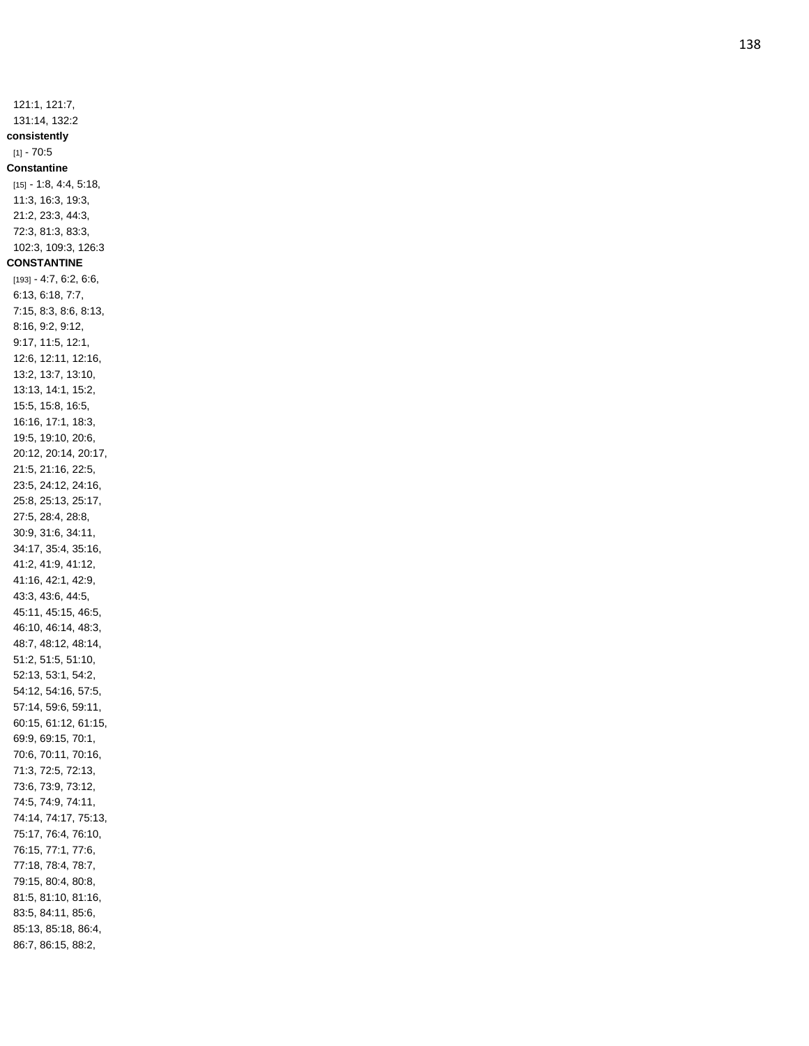121:1, 121:7, 131:14, 132:2

**consistently**

[1] - 70:5

**Constantine**

[15] - 1:8, 4:4, 5:18, 11:3, 16:3, 19:3, 21:2, 23:3, 44:3, 72:3, 81:3, 83:3, 102:3, 109:3, 126:3

**CONSTANTINE**

[193] - 4:7, 6:2, 6:6, 6:13, 6:18, 7:7, 7:15, 8:3, 8:6, 8:13, 8:16, 9:2, 9:12, 9:17, 11:5, 12:1, 12:6, 12:11, 12:16, 13:2, 13:7, 13:10, 13:13, 14:1, 15:2, 15:5, 15:8, 16:5, 16:16, 17:1, 18:3, 19:5, 19:10, 20:6, 20:12, 20:14, 20:17, 21:5, 21:16, 22:5, 23:5, 24:12, 24:16, 25:8, 25:13, 25:17, 27:5, 28:4, 28:8, 30:9, 31:6, 34:11, 34:17, 35:4, 35:16, 41:2, 41:9, 41:12, 41:16, 42:1, 42:9, 43:3, 43:6, 44:5, 45:11, 45:15, 46:5, 46:10, 46:14, 48:3, 48:7, 48:12, 48:14, 51:2, 51:5, 51:10, 52:13, 53:1, 54:2, 54:12, 54:16, 57:5, 57:14, 59:6, 59:11, 60:15, 61:12, 61:15, 69:9, 69:15, 70:1, 70:6, 70:11, 70:16, 71:3, 72:5, 72:13, 73:6, 73:9, 73:12, 74:5, 74:9, 74:11, 74:14, 74:17, 75:13, 75:17, 76:4, 76:10, 76:15, 77:1, 77:6, 77:18, 78:4, 78:7, 79:15, 80:4, 80:8, 81:5, 81:10, 81:16, 83:5, 84:11, 85:6, 85:13, 85:18, 86:4, 86:7, 86:15, 88:2,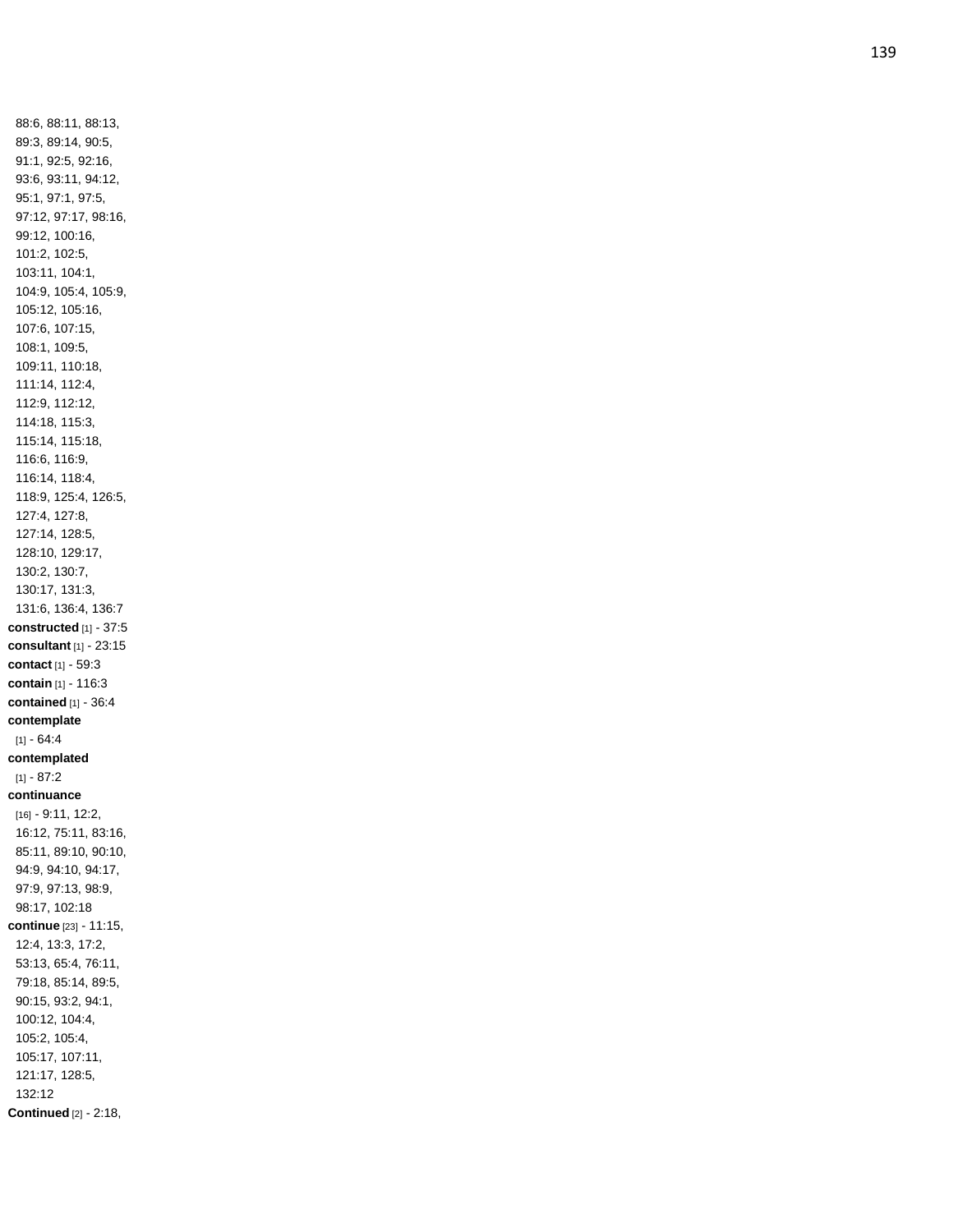88:6, 88:11, 88:13, 89:3, 89:14, 90:5, 91:1, 92:5, 92:16, 93:6, 93:11, 94:12, 95:1, 97:1, 97:5, 97:12, 97:17, 98:16, 99:12, 100:16, 101:2, 102:5, 103:11, 104:1, 104:9, 105:4, 105:9, 105:12, 105:16, 107:6, 107:15, 108:1, 109:5, 109:11, 110:18, 111:14, 112:4, 112:9, 112:12, 114:18, 115:3, 115:14, 115:18, 116:6, 116:9, 116:14, 118:4, 118:9, 125:4, 126:5, 127:4, 127:8, 127:14, 128:5, 128:10, 129:17, 130:2, 130:7, 130:17, 131:3, 131:6, 136:4, 136:7

**constructed** [1] - 37:5

**consultant** [1] - 23:15

**contact** [1] - 59:3

**contain** [1] - 116:3

**contained** [1] - 36:4

**contemplate** [1] - 64:4

**contemplated** [1] - 87:2

**continuance** [16] - 9:11, 12:2, 16:12, 75:11, 83:16, 85:11, 89:10, 90:10, 94:9, 94:10, 94:17, 97:9, 97:13, 98:9, 98:17, 102:18

**continue** [23] - 11:15, 12:4, 13:3, 17:2, 53:13, 65:4, 76:11, 79:18, 85:14, 89:5, 90:15, 93:2, 94:1, 100:12, 104:4, 105:2, 105:4, 105:17, 107:11, 121:17, 128:5, 132:12

**Continued** [2] - 2:18,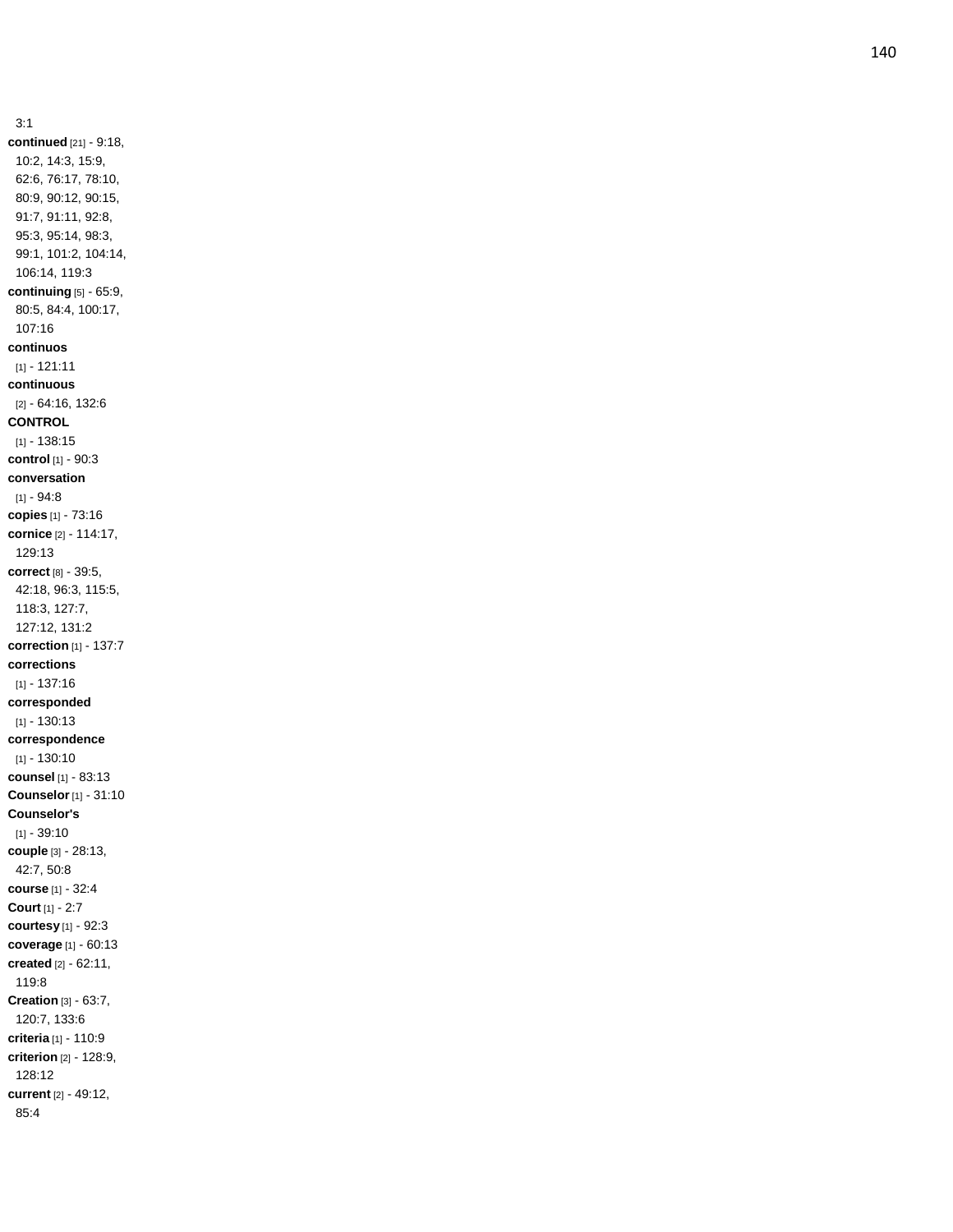3:1

**continued** [21] - 9:18, 10:2, 14:3, 15:9, 62:6, 76:17, 78:10, 80:9, 90:12, 90:15, 91:7, 91:11, 92:8, 95:3, 95:14, 98:3, 99:1, 101:2, 104:14, 106:14, 119:3

**continuing** [5] - 65:9, 80:5, 84:4, 100:17, 107:16

**continuos** [1] - 121:11

**continuous** [2] - 64:16, 132:6

**CONTROL** [1] - 138:15

**control** [1] - 90:3

**conversation** [1] - 94:8

**copies** [1] - 73:16

**cornice** [2] - 114:17, 129:13

**correct** [8] - 39:5, 42:18, 96:3, 115:5, 118:3, 127:7, 127:12, 131:2

**correction** [1] - 137:7

**corrections** [1] - 137:16

**corresponded** [1] - 130:13

**correspondence** [1] - 130:10

**counsel** [1] - 83:13

**Counselor** [1] - 31:10

**Counselor's** [1] - 39:10

**couple** [3] - 28:13, 42:7, 50:8

**course** [1] - 32:4

**Court** [1] - 2:7

**courtesy** [1] - 92:3

**coverage** [1] - 60:13

**created** [2] - 62:11, 119:8

**Creation** [3] - 63:7, 120:7, 133:6

**criteria** [1] - 110:9

**criterion** [2] - 128:9, 128:12

**current** [2] - 49:12, 85:4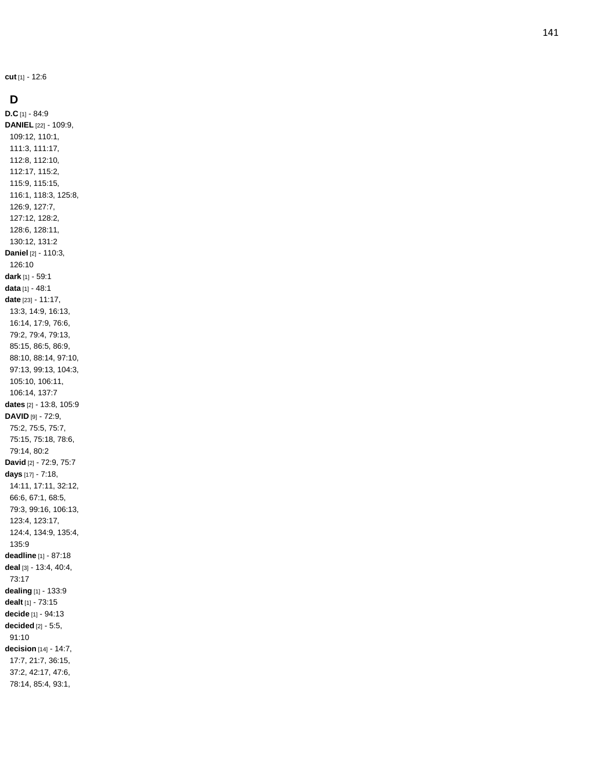**cut** [1] - 12:6

## D

**D.C** [1] - 84:9
**DANIEL** [22] - 109:9, 109:12, 110:1, 111:3, 111:17, 112:8, 112:10, 112:17, 115:2, 115:9, 115:15, 116:1, 118:3, 125:8, 126:9, 127:7, 127:12, 128:2, 128:6, 128:11, 130:12, 131:2
**Daniel** [2] - 110:3, 126:10
**dark** [1] - 59:1
**data** [1] - 48:1
**date** [23] - 11:17, 13:3, 14:9, 16:13, 16:14, 17:9, 76:6, 79:2, 79:4, 79:13, 85:15, 86:5, 86:9, 88:10, 88:14, 97:10, 97:13, 99:13, 104:3, 105:10, 106:11, 106:14, 137:7
**dates** [2] - 13:8, 105:9
**DAVID** [9] - 72:9, 75:2, 75:5, 75:7, 75:15, 75:18, 78:6, 79:14, 80:2
**David** [2] - 72:9, 75:7
**days** [17] - 7:18, 14:11, 17:11, 32:12, 66:6, 67:1, 68:5, 79:3, 99:16, 106:13, 123:4, 123:17, 124:4, 134:9, 135:4, 135:9
**deadline** [1] - 87:18
**deal** [3] - 13:4, 40:4, 73:17
**dealing** [1] - 133:9
**dealt** [1] - 73:15
**decide** [1] - 94:13
**decided** [2] - 5:5, 91:10
**decision** [14] - 14:7, 17:7, 21:7, 36:15, 37:2, 42:17, 47:6, 78:14, 85:4, 93:1,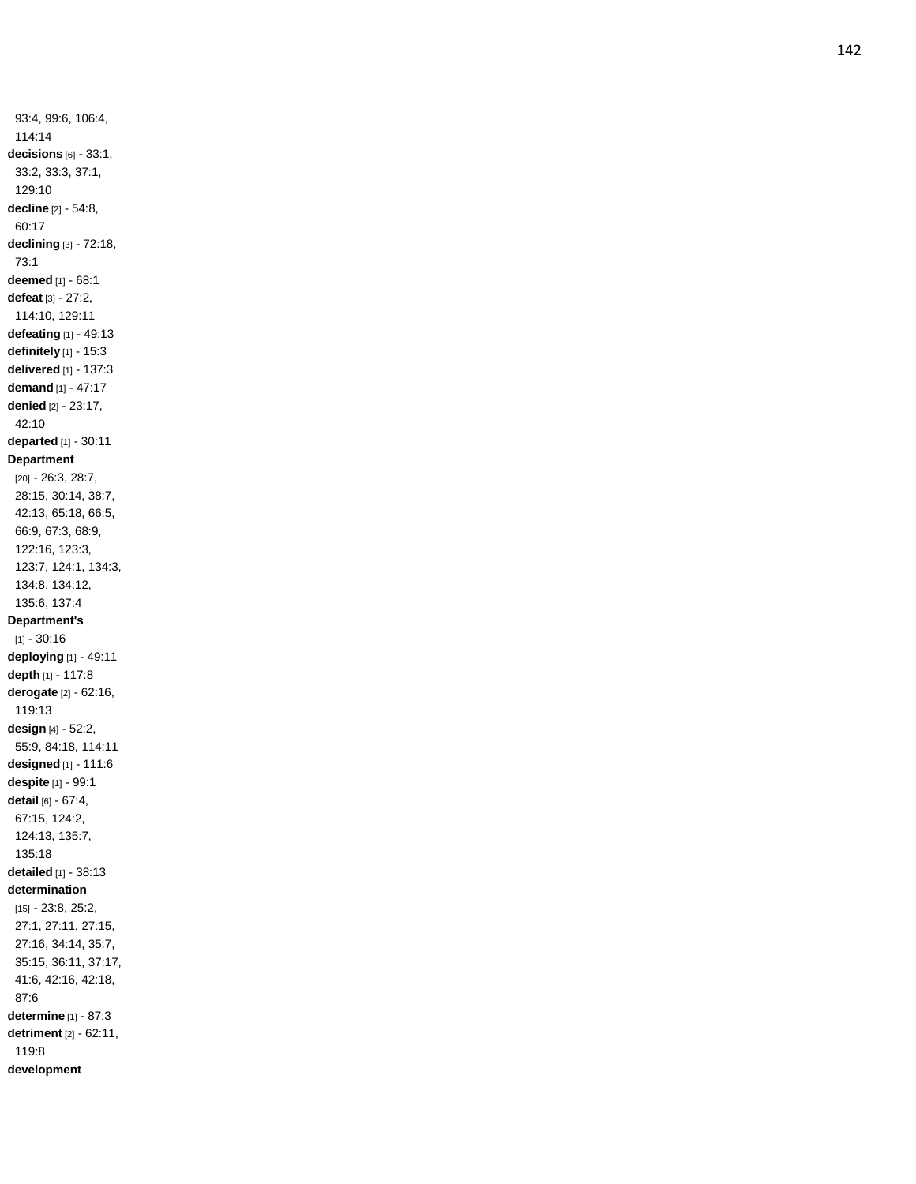93:4, 99:6, 106:4, 114:14

**decisions** [6] - 33:1, 33:2, 33:3, 37:1, 129:10

**decline** [2] - 54:8, 60:17

**declining** [3] - 72:18, 73:1

**deemed** [1] - 68:1

**defeat** [3] - 27:2, 114:10, 129:11

**defeating** [1] - 49:13

**definitely** [1] - 15:3

**delivered** [1] - 137:3

**demand** [1] - 47:17

**denied** [2] - 23:17, 42:10

**departed** [1] - 30:11

**Department** [20] - 26:3, 28:7, 28:15, 30:14, 38:7, 42:13, 65:18, 66:5, 66:9, 67:3, 68:9, 122:16, 123:3, 123:7, 124:1, 134:3, 134:8, 134:12, 135:6, 137:4

**Department's** [1] - 30:16

**deploying** [1] - 49:11

**depth** [1] - 117:8

**derogate** [2] - 62:16, 119:13

**design** [4] - 52:2, 55:9, 84:18, 114:11

**designed** [1] - 111:6

**despite** [1] - 99:1

**detail** [6] - 67:4, 67:15, 124:2, 124:13, 135:7, 135:18

**detailed** [1] - 38:13

**determination** [15] - 23:8, 25:2, 27:1, 27:11, 27:15, 27:16, 34:14, 35:7, 35:15, 36:11, 37:17, 41:6, 42:16, 42:18, 87:6

**determine** [1] - 87:3

**detriment** [2] - 62:11, 119:8

**development**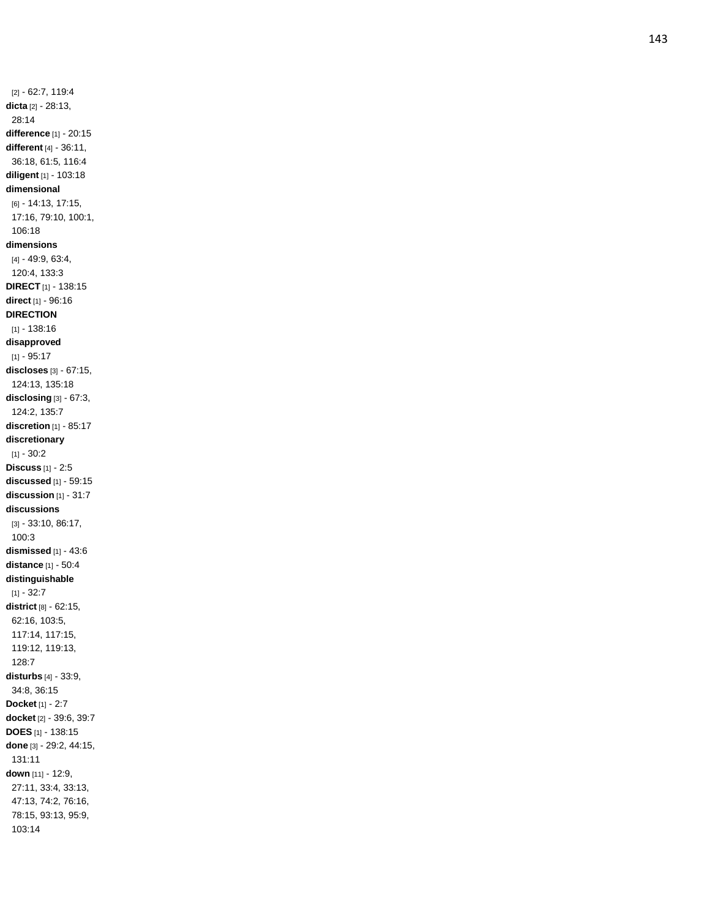[2] - 62:7, 119:4
**dicta** [2] - 28:13, 28:14
**difference** [1] - 20:15
**different** [4] - 36:11, 36:18, 61:5, 116:4
**diligent** [1] - 103:18
**dimensional** [6] - 14:13, 17:15, 17:16, 79:10, 100:1, 106:18
**dimensions** [4] - 49:9, 63:4, 120:4, 133:3
**DIRECT** [1] - 138:15
**direct** [1] - 96:16
**DIRECTION** [1] - 138:16
**disapproved** [1] - 95:17
**discloses** [3] - 67:15, 124:13, 135:18
**disclosing** [3] - 67:3, 124:2, 135:7
**discretion** [1] - 85:17
**discretionary** [1] - 30:2
**Discuss** [1] - 2:5
**discussed** [1] - 59:15
**discussion** [1] - 31:7
**discussions** [3] - 33:10, 86:17, 100:3
**dismissed** [1] - 43:6
**distance** [1] - 50:4
**distinguishable** [1] - 32:7
**district** [8] - 62:15, 62:16, 103:5, 117:14, 117:15, 119:12, 119:13, 128:7
**disturbs** [4] - 33:9, 34:8, 36:15
**Docket** [1] - 2:7
**docket** [2] - 39:6, 39:7
**DOES** [1] - 138:15
**done** [3] - 29:2, 44:15, 131:11
**down** [11] - 12:9, 27:11, 33:4, 33:13, 47:13, 74:2, 76:16, 78:15, 93:13, 95:9, 103:14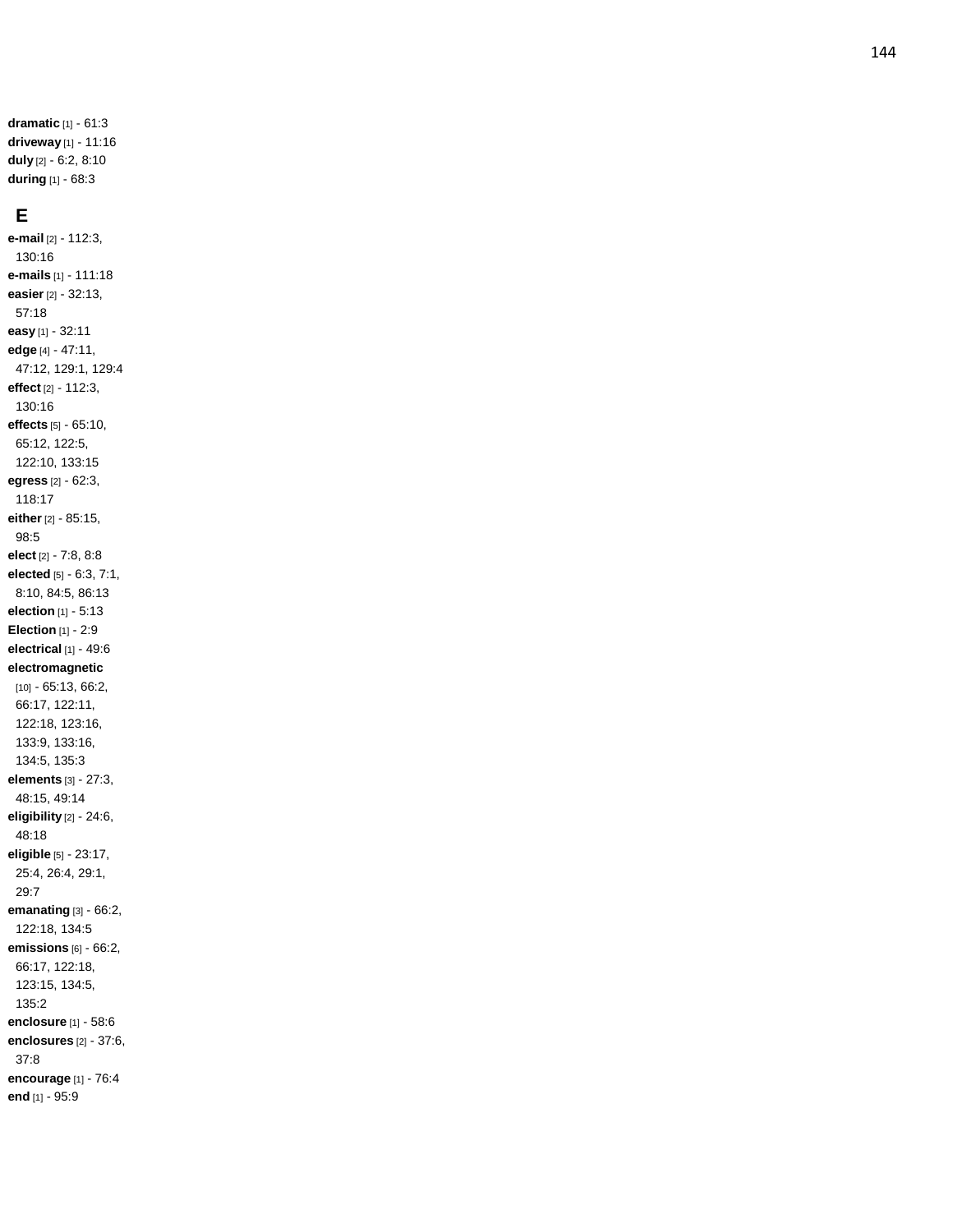**dramatic** [1] - 61:3
**driveway** [1] - 11:16
**duly** [2] - 6:2, 8:10
**during** [1] - 68:3

## E

**e-mail** [2] - 112:3, 130:16
**e-mails** [1] - 111:18
**easier** [2] - 32:13, 57:18
**easy** [1] - 32:11
**edge** [4] - 47:11, 47:12, 129:1, 129:4
**effect** [2] - 112:3, 130:16
**effects** [5] - 65:10, 65:12, 122:5, 122:10, 133:15
**egress** [2] - 62:3, 118:17
**either** [2] - 85:15, 98:5
**elect** [2] - 7:8, 8:8
**elected** [5] - 6:3, 7:1, 8:10, 84:5, 86:13
**election** [1] - 5:13
**Election** [1] - 2:9
**electrical** [1] - 49:6
**electromagnetic** [10] - 65:13, 66:2, 66:17, 122:11, 122:18, 123:16, 133:9, 133:16, 134:5, 135:3
**elements** [3] - 27:3, 48:15, 49:14
**eligibility** [2] - 24:6, 48:18
**eligible** [5] - 23:17, 25:4, 26:4, 29:1, 29:7
**emanating** [3] - 66:2, 122:18, 134:5
**emissions** [6] - 66:2, 66:17, 122:18, 123:15, 134:5, 135:2
**enclosure** [1] - 58:6
**enclosures** [2] - 37:6, 37:8
**encourage** [1] - 76:4
**end** [1] - 95:9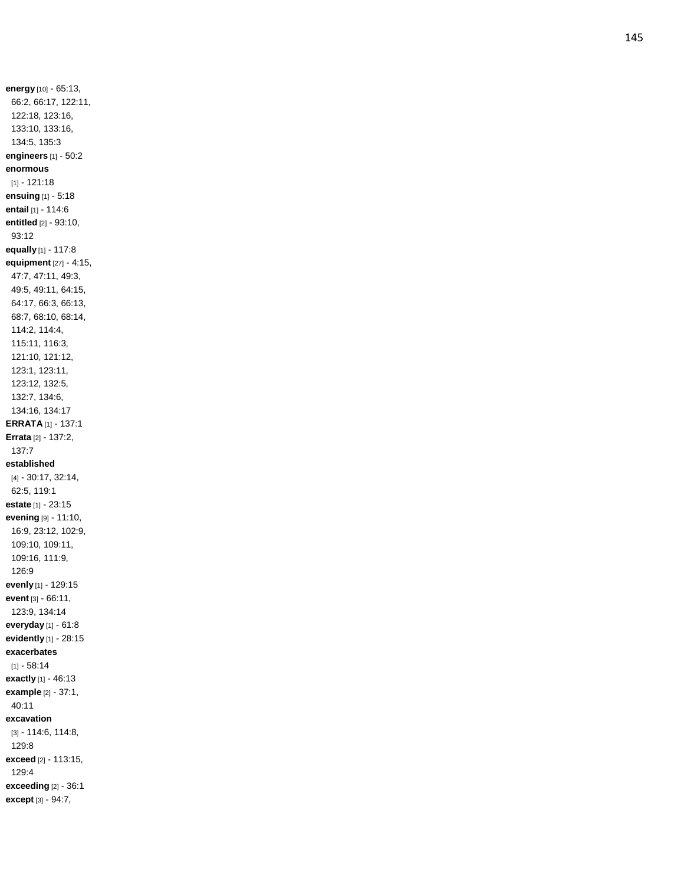**energy** [10] - 65:13, 66:2, 66:17, 122:11, 122:18, 123:16, 133:10, 133:16, 134:5, 135:3
**engineers** [1] - 50:2
**enormous** [1] - 121:18
**ensuing** [1] - 5:18
**entail** [1] - 114:6
**entitled** [2] - 93:10, 93:12
**equally** [1] - 117:8
**equipment** [27] - 4:15, 47:7, 47:11, 49:3, 49:5, 49:11, 64:15, 64:17, 66:3, 66:13, 68:7, 68:10, 68:14, 114:2, 114:4, 115:11, 116:3, 121:10, 121:12, 123:1, 123:11, 123:12, 132:5, 132:7, 134:6, 134:16, 134:17
**ERRATA** [1] - 137:1
**Errata** [2] - 137:2, 137:7
**established** [4] - 30:17, 32:14, 62:5, 119:1
**estate** [1] - 23:15
**evening** [9] - 11:10, 16:9, 23:12, 102:9, 109:10, 109:11, 109:16, 111:9, 126:9
**evenly** [1] - 129:15
**event** [3] - 66:11, 123:9, 134:14
**everyday** [1] - 61:8
**evidently** [1] - 28:15
**exacerbates** [1] - 58:14
**exactly** [1] - 46:13
**example** [2] - 37:1, 40:11
**excavation** [3] - 114:6, 114:8, 129:8
**exceed** [2] - 113:15, 129:4
**exceeding** [2] - 36:1
**except** [3] - 94:7,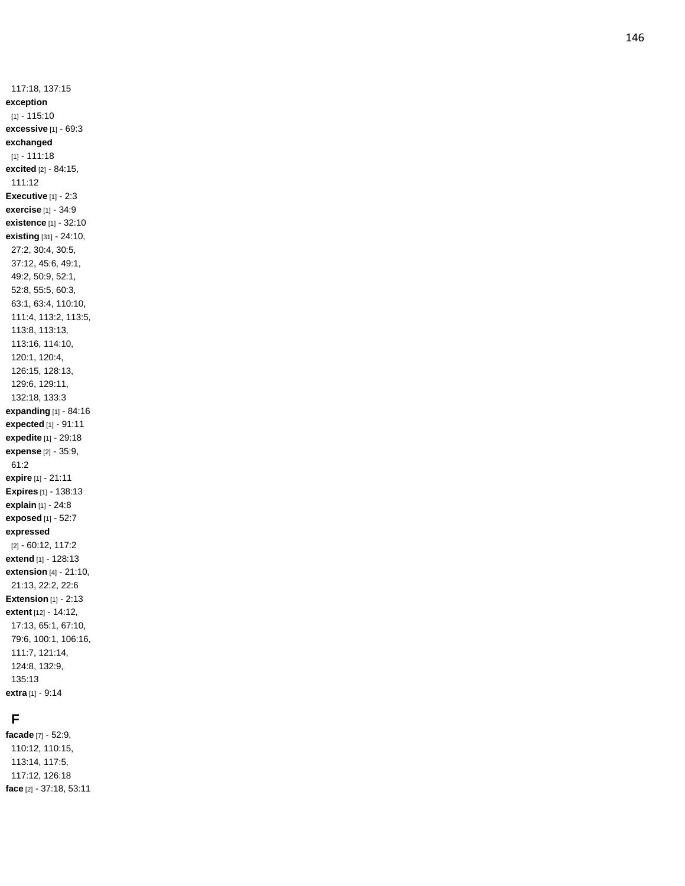117:18, 137:15

**exception** [1] - 115:10

**excessive** [1] - 69:3

**exchanged** [1] - 111:18

**excited** [2] - 84:15, 111:12

**Executive** [1] - 2:3

**exercise** [1] - 34:9

**existence** [1] - 32:10

**existing** [31] - 24:10, 27:2, 30:4, 30:5, 37:12, 45:6, 49:1, 49:2, 50:9, 52:1, 52:8, 55:5, 60:3, 63:1, 63:4, 110:10, 111:4, 113:2, 113:5, 113:8, 113:13, 113:16, 114:10, 120:1, 120:4, 126:15, 128:13, 129:6, 129:11, 132:18, 133:3

**expanding** [1] - 84:16

**expected** [1] - 91:11

**expedite** [1] - 29:18

**expense** [2] - 35:9, 61:2

**expire** [1] - 21:11

**Expires** [1] - 138:13

**explain** [1] - 24:8

**exposed** [1] - 52:7

**expressed** [2] - 60:12, 117:2

**extend** [1] - 128:13

**extension** [4] - 21:10, 21:13, 22:2, 22:6

**Extension** [1] - 2:13

**extent** [12] - 14:12, 17:13, 65:1, 67:10, 79:6, 100:1, 106:16, 111:7, 121:14, 124:8, 132:9, 135:13

**extra** [1] - 9:14

## F

**facade** [7] - 52:9, 110:12, 110:15, 113:14, 117:5, 117:12, 126:18

**face** [2] - 37:18, 53:11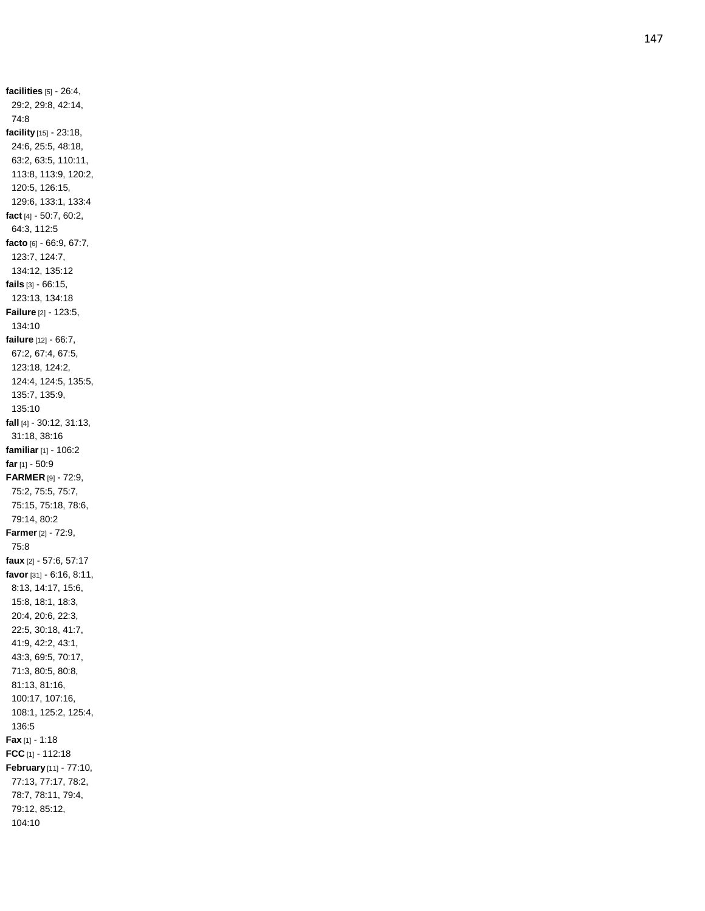**facilities** [5] - 26:4, 29:2, 29:8, 42:14, 74:8

**facility** [15] - 23:18, 24:6, 25:5, 48:18, 63:2, 63:5, 110:11, 113:8, 113:9, 120:2, 120:5, 126:15, 129:6, 133:1, 133:4

**fact** [4] - 50:7, 60:2, 64:3, 112:5

**facto** [6] - 66:9, 67:7, 123:7, 124:7, 134:12, 135:12

**fails** [3] - 66:15, 123:13, 134:18

**Failure** [2] - 123:5, 134:10

**failure** [12] - 66:7, 67:2, 67:4, 67:5, 123:18, 124:2, 124:4, 124:5, 135:5, 135:7, 135:9, 135:10

**fall** [4] - 30:12, 31:13, 31:18, 38:16

**familiar** [1] - 106:2

**far** [1] - 50:9

**FARMER** [9] - 72:9, 75:2, 75:5, 75:7, 75:15, 75:18, 78:6, 79:14, 80:2

**Farmer** [2] - 72:9, 75:8

**faux** [2] - 57:6, 57:17

**favor** [31] - 6:16, 8:11, 8:13, 14:17, 15:6, 15:8, 18:1, 18:3, 20:4, 20:6, 22:3, 22:5, 30:18, 41:7, 41:9, 42:2, 43:1, 43:3, 69:5, 70:17, 71:3, 80:5, 80:8, 81:13, 81:16, 100:17, 107:16, 108:1, 125:2, 125:4, 136:5

**Fax** [1] - 1:18

**FCC** [1] - 112:18

**February** [11] - 77:10, 77:13, 77:17, 78:2, 78:7, 78:11, 79:4, 79:12, 85:12, 104:10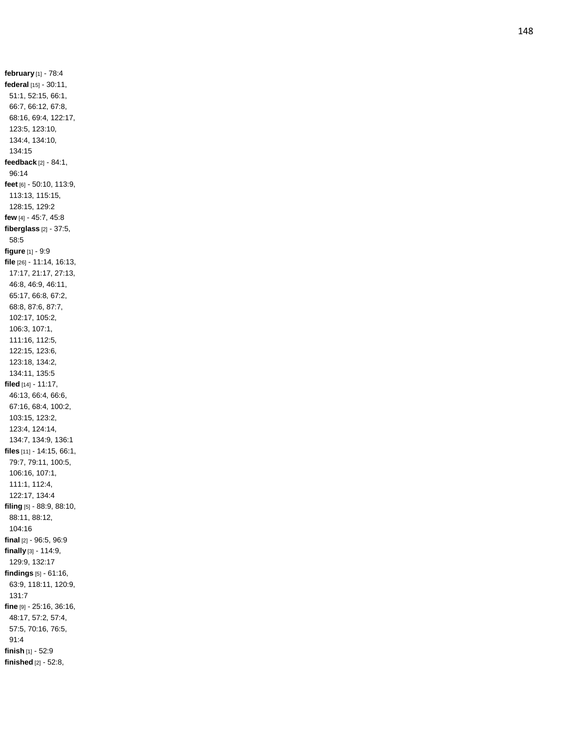**february** [1] - 78:4
**federal** [15] - 30:11, 51:1, 52:15, 66:1, 66:7, 66:12, 67:8, 68:16, 69:4, 122:17, 123:5, 123:10, 134:4, 134:10, 134:15
**feedback** [2] - 84:1, 96:14
**feet** [6] - 50:10, 113:9, 113:13, 115:15, 128:15, 129:2
**few** [4] - 45:7, 45:8
**fiberglass** [2] - 37:5, 58:5
**figure** [1] - 9:9
**file** [26] - 11:14, 16:13, 17:17, 21:17, 27:13, 46:8, 46:9, 46:11, 65:17, 66:8, 67:2, 68:8, 87:6, 87:7, 102:17, 105:2, 106:3, 107:1, 111:16, 112:5, 122:15, 123:6, 123:18, 134:2, 134:11, 135:5
**filed** [14] - 11:17, 46:13, 66:4, 66:6, 67:16, 68:4, 100:2, 103:15, 123:2, 123:4, 124:14, 134:7, 134:9, 136:1
**files** [11] - 14:15, 66:1, 79:7, 79:11, 100:5, 106:16, 107:1, 111:1, 112:4, 122:17, 134:4
**filing** [5] - 88:9, 88:10, 88:11, 88:12, 104:16
**final** [2] - 96:5, 96:9
**finally** [3] - 114:9, 129:9, 132:17
**findings** [5] - 61:16, 63:9, 118:11, 120:9, 131:7
**fine** [9] - 25:16, 36:16, 48:17, 57:2, 57:4, 57:5, 70:16, 76:5, 91:4
**finish** [1] - 52:9
**finished** [2] - 52:8,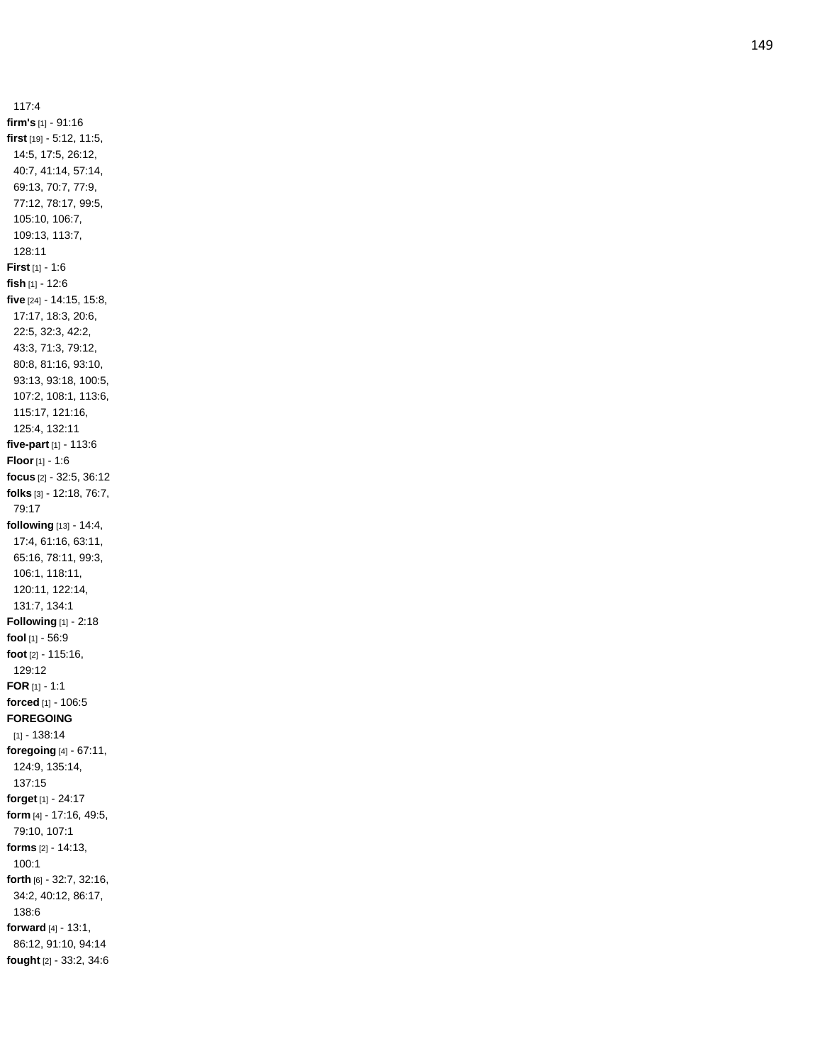117:4

**firm's** [1] - 91:16

**first** [19] - 5:12, 11:5, 14:5, 17:5, 26:12, 40:7, 41:14, 57:14, 69:13, 70:7, 77:9, 77:12, 78:17, 99:5, 105:10, 106:7, 109:13, 113:7, 128:11

**First** [1] - 1:6

**fish** [1] - 12:6

**five** [24] - 14:15, 15:8, 17:17, 18:3, 20:6, 22:5, 32:3, 42:2, 43:3, 71:3, 79:12, 80:8, 81:16, 93:10, 93:13, 93:18, 100:5, 107:2, 108:1, 113:6, 115:17, 121:16, 125:4, 132:11

**five-part** [1] - 113:6

**Floor** [1] - 1:6

**focus** [2] - 32:5, 36:12

**folks** [3] - 12:18, 76:7, 79:17

**following** [13] - 14:4, 17:4, 61:16, 63:11, 65:16, 78:11, 99:3, 106:1, 118:11, 120:11, 122:14, 131:7, 134:1

**Following** [1] - 2:18

**fool** [1] - 56:9

**foot** [2] - 115:16, 129:12

**FOR** [1] - 1:1

**forced** [1] - 106:5

**FOREGOING** [1] - 138:14

**foregoing** [4] - 67:11, 124:9, 135:14, 137:15

**forget** [1] - 24:17

**form** [4] - 17:16, 49:5, 79:10, 107:1

**forms** [2] - 14:13, 100:1

**forth** [6] - 32:7, 32:16, 34:2, 40:12, 86:17, 138:6

**forward** [4] - 13:1, 86:12, 91:10, 94:14

**fought** [2] - 33:2, 34:6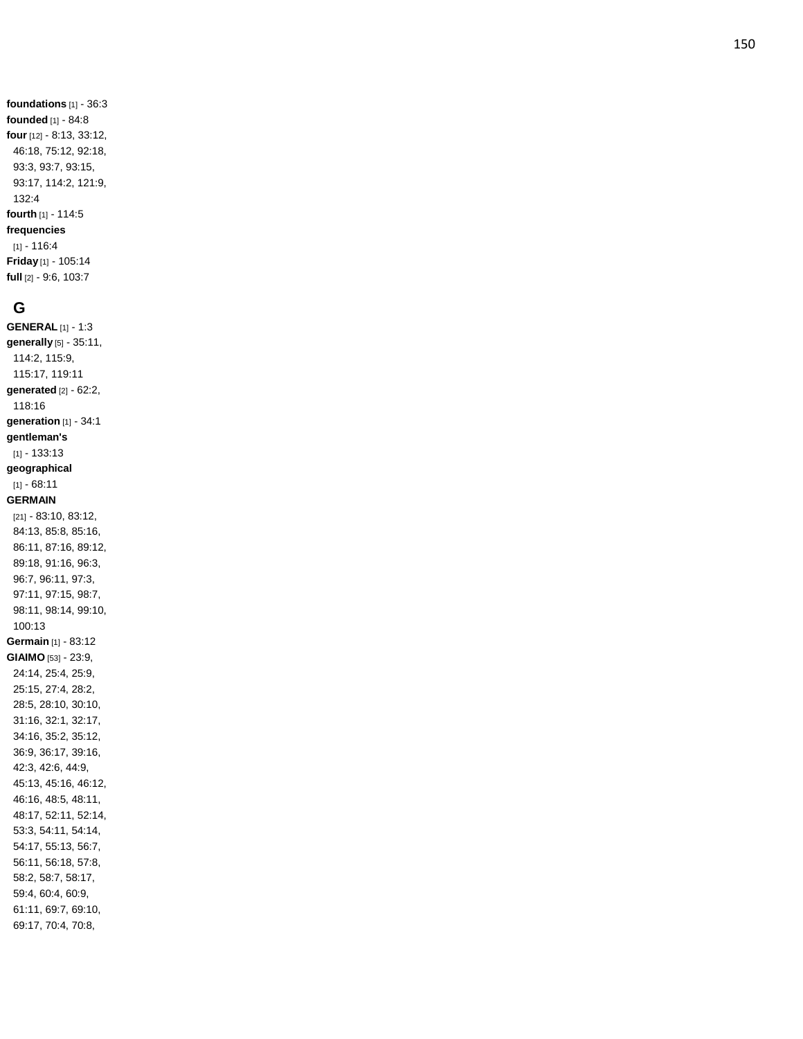**foundations** [1] - 36:3
**founded** [1] - 84:8
**four** [12] - 8:13, 33:12, 46:18, 75:12, 92:18, 93:3, 93:7, 93:15, 93:17, 114:2, 121:9, 132:4
**fourth** [1] - 114:5
**frequencies** [1] - 116:4
**Friday** [1] - 105:14
**full** [2] - 9:6, 103:7

## G

**GENERAL** [1] - 1:3
**generally** [5] - 35:11, 114:2, 115:9, 115:17, 119:11
**generated** [2] - 62:2, 118:16
**generation** [1] - 34:1
**gentleman's** [1] - 133:13
**geographical** [1] - 68:11
**GERMAIN** [21] - 83:10, 83:12, 84:13, 85:8, 85:16, 86:11, 87:16, 89:12, 89:18, 91:16, 96:3, 96:7, 96:11, 97:3, 97:11, 97:15, 98:7, 98:11, 98:14, 99:10, 100:13
**Germain** [1] - 83:12
**GIAIMO** [53] - 23:9, 24:14, 25:4, 25:9, 25:15, 27:4, 28:2, 28:5, 28:10, 30:10, 31:16, 32:1, 32:17, 34:16, 35:2, 35:12, 36:9, 36:17, 39:16, 42:3, 42:6, 44:9, 45:13, 45:16, 46:12, 46:16, 48:5, 48:11, 48:17, 52:11, 52:14, 53:3, 54:11, 54:14, 54:17, 55:13, 56:7, 56:11, 56:18, 57:8, 58:2, 58:7, 58:17, 59:4, 60:4, 60:9, 61:11, 69:7, 69:10, 69:17, 70:4, 70:8,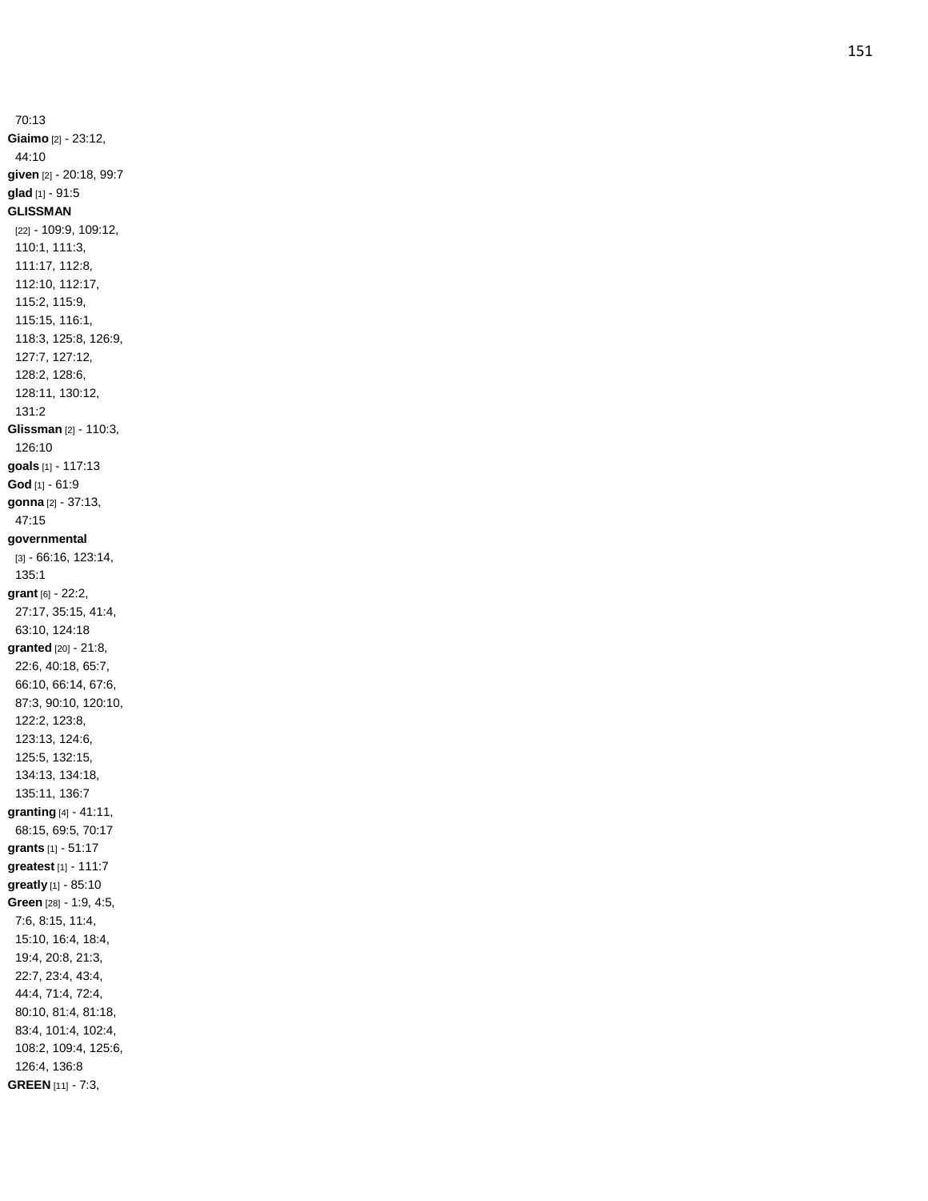70:13

**Giaimo** [2] - 23:12, 44:10

**given** [2] - 20:18, 99:7

**glad** [1] - 91:5

**GLISSMAN** [22] - 109:9, 109:12, 110:1, 111:3, 111:17, 112:8, 112:10, 112:17, 115:2, 115:9, 115:15, 116:1, 118:3, 125:8, 126:9, 127:7, 127:12, 128:2, 128:6, 128:11, 130:12, 131:2

**Glissman** [2] - 110:3, 126:10

**goals** [1] - 117:13

**God** [1] - 61:9

**gonna** [2] - 37:13, 47:15

**governmental** [3] - 66:16, 123:14, 135:1

**grant** [6] - 22:2, 27:17, 35:15, 41:4, 63:10, 124:18

**granted** [20] - 21:8, 22:6, 40:18, 65:7, 66:10, 66:14, 67:6, 87:3, 90:10, 120:10, 122:2, 123:8, 123:13, 124:6, 125:5, 132:15, 134:13, 134:18, 135:11, 136:7

**granting** [4] - 41:11, 68:15, 69:5, 70:17

**grants** [1] - 51:17

**greatest** [1] - 111:7

**greatly** [1] - 85:10

**Green** [28] - 1:9, 4:5, 7:6, 8:15, 11:4, 15:10, 16:4, 18:4, 19:4, 20:8, 21:3, 22:7, 23:4, 43:4, 44:4, 71:4, 72:4, 80:10, 81:4, 81:18, 83:4, 101:4, 102:4, 108:2, 109:4, 125:6, 126:4, 136:8

**GREEN** [11] - 7:3,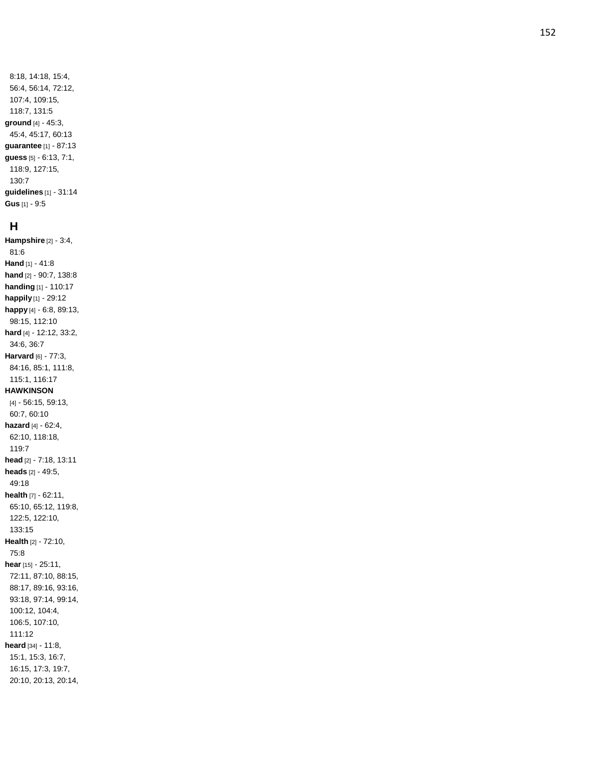8:18, 14:18, 15:4, 56:4, 56:14, 72:12, 107:4, 109:15, 118:7, 131:5

**ground** [4] - 45:3, 45:4, 45:17, 60:13

**guarantee** [1] - 87:13

**guess** [5] - 6:13, 7:1, 118:9, 127:15, 130:7

**guidelines** [1] - 31:14

**Gus** [1] - 9:5

## H

**Hampshire** [2] - 3:4, 81:6

**Hand** [1] - 41:8

**hand** [2] - 90:7, 138:8

**handing** [1] - 110:17

**happily** [1] - 29:12

**happy** [4] - 6:8, 89:13, 98:15, 112:10

**hard** [4] - 12:12, 33:2, 34:6, 36:7

**Harvard** [6] - 77:3, 84:16, 85:1, 111:8, 115:1, 116:17

**HAWKINSON** [4] - 56:15, 59:13, 60:7, 60:10

**hazard** [4] - 62:4, 62:10, 118:18, 119:7

**head** [2] - 7:18, 13:11

**heads** [2] - 49:5, 49:18

**health** [7] - 62:11, 65:10, 65:12, 119:8, 122:5, 122:10, 133:15

**Health** [2] - 72:10, 75:8

**hear** [15] - 25:11, 72:11, 87:10, 88:15, 88:17, 89:16, 93:16, 93:18, 97:14, 99:14, 100:12, 104:4, 106:5, 107:10, 111:12

**heard** [34] - 11:8, 15:1, 15:3, 16:7, 16:15, 17:3, 19:7, 20:10, 20:13, 20:14,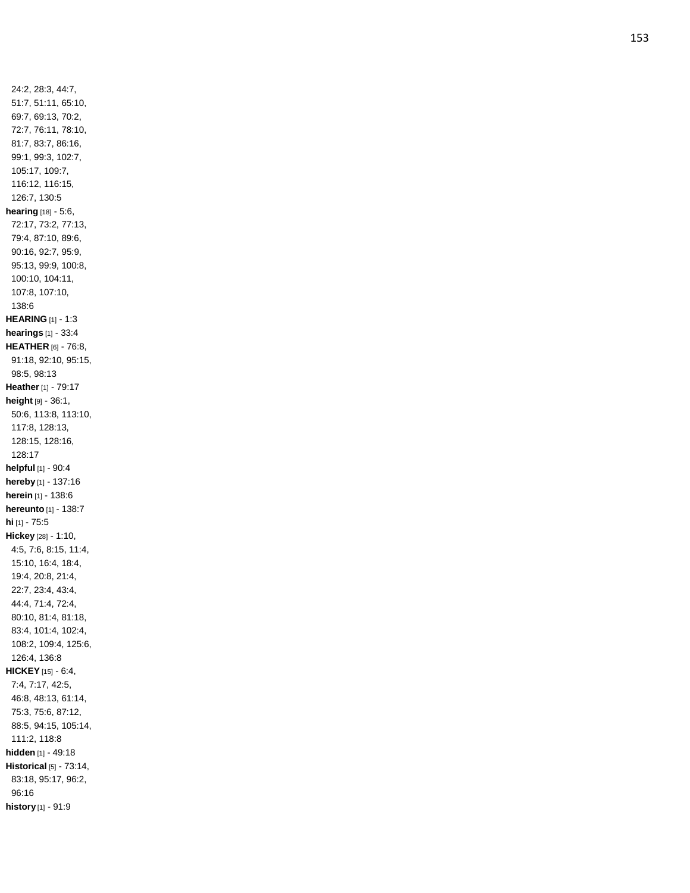24:2, 28:3, 44:7, 51:7, 51:11, 65:10, 69:7, 69:13, 70:2, 72:7, 76:11, 78:10, 81:7, 83:7, 86:16, 99:1, 99:3, 102:7, 105:17, 109:7, 116:12, 116:15, 126:7, 130:5

**hearing** [18] - 5:6, 72:17, 73:2, 77:13, 79:4, 87:10, 89:6, 90:16, 92:7, 95:9, 95:13, 99:9, 100:8, 100:10, 104:11, 107:8, 107:10, 138:6

**HEARING** [1] - 1:3

**hearings** [1] - 33:4

**HEATHER** [6] - 76:8, 91:18, 92:10, 95:15, 98:5, 98:13

**Heather** [1] - 79:17

**height** [9] - 36:1, 50:6, 113:8, 113:10, 117:8, 128:13, 128:15, 128:16, 128:17

**helpful** [1] - 90:4

**hereby** [1] - 137:16

**herein** [1] - 138:6

**hereunto** [1] - 138:7

**hi** [1] - 75:5

**Hickey** [28] - 1:10, 4:5, 7:6, 8:15, 11:4, 15:10, 16:4, 18:4, 19:4, 20:8, 21:4, 22:7, 23:4, 43:4, 44:4, 71:4, 72:4, 80:10, 81:4, 81:18, 83:4, 101:4, 102:4, 108:2, 109:4, 125:6, 126:4, 136:8

**HICKEY** [15] - 6:4, 7:4, 7:17, 42:5, 46:8, 48:13, 61:14, 75:3, 75:6, 87:12, 88:5, 94:15, 105:14, 111:2, 118:8

**hidden** [1] - 49:18

**Historical** [5] - 73:14, 83:18, 95:17, 96:2, 96:16

**history** [1] - 91:9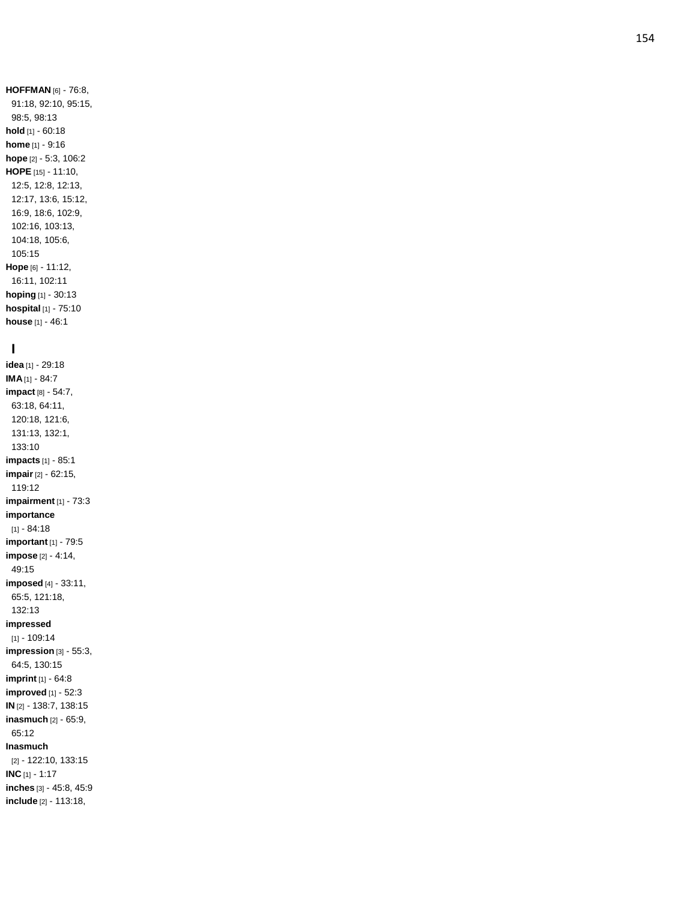**HOFFMAN** [6] - 76:8, 91:18, 92:10, 95:15, 98:5, 98:13
**hold** [1] - 60:18
**home** [1] - 9:16
**hope** [2] - 5:3, 106:2
**HOPE** [15] - 11:10, 12:5, 12:8, 12:13, 12:17, 13:6, 15:12, 16:9, 18:6, 102:9, 102:16, 103:13, 104:18, 105:6, 105:15
**Hope** [6] - 11:12, 16:11, 102:11
**hoping** [1] - 30:13
**hospital** [1] - 75:10
**house** [1] - 46:1

## I

**idea** [1] - 29:18
**IMA** [1] - 84:7
**impact** [8] - 54:7, 63:18, 64:11, 120:18, 121:6, 131:13, 132:1, 133:10
**impacts** [1] - 85:1
**impair** [2] - 62:15, 119:12
**impairment** [1] - 73:3
**importance** [1] - 84:18
**important** [1] - 79:5
**impose** [2] - 4:14, 49:15
**imposed** [4] - 33:11, 65:5, 121:18, 132:13
**impressed** [1] - 109:14
**impression** [3] - 55:3, 64:5, 130:15
**imprint** [1] - 64:8
**improved** [1] - 52:3
**IN** [2] - 138:7, 138:15
**inasmuch** [2] - 65:9, 65:12
**Inasmuch** [2] - 122:10, 133:15
**INC** [1] - 1:17
**inches** [3] - 45:8, 45:9
**include** [2] - 113:18,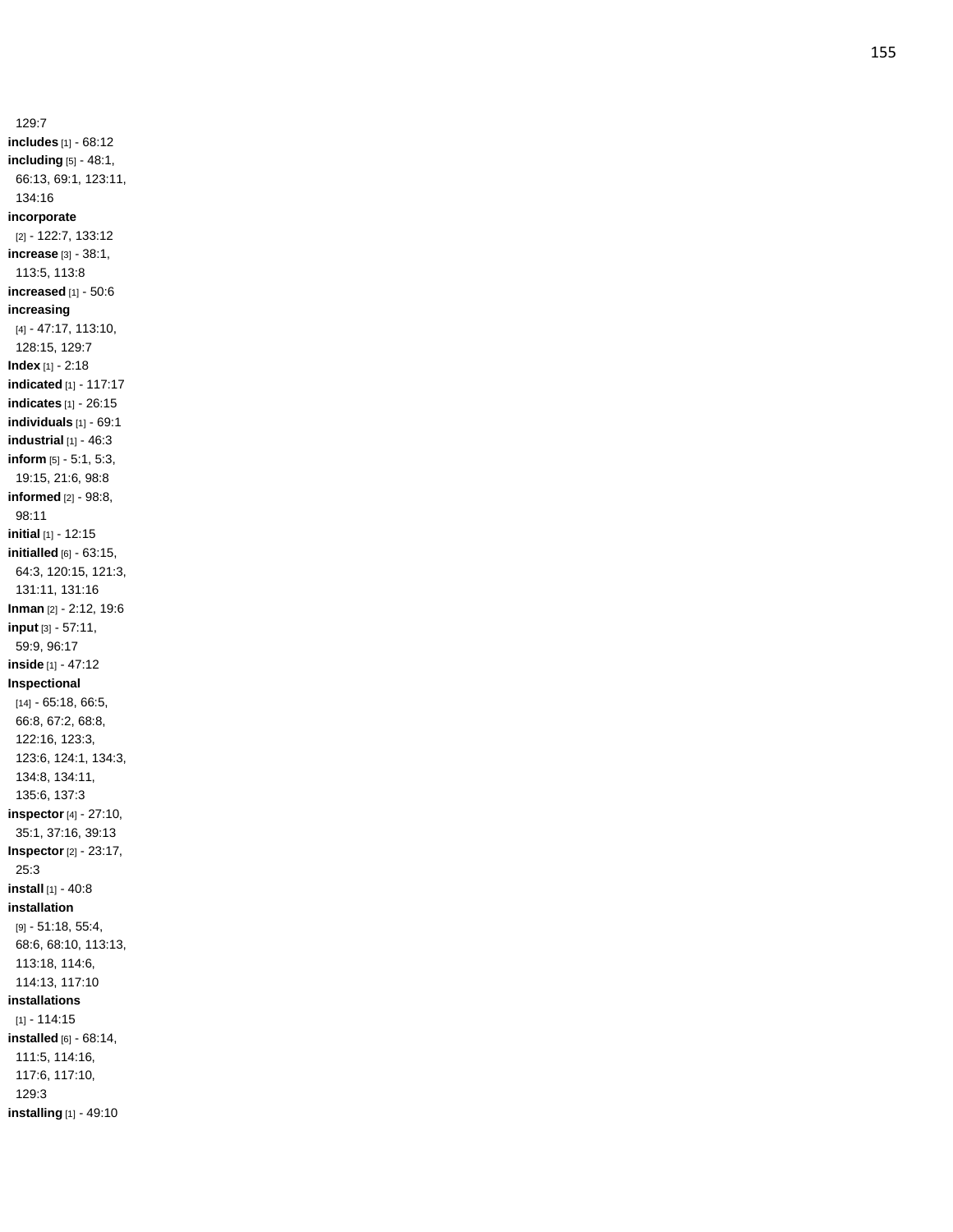129:7

**includes** [1] - 68:12

**including** [5] - 48:1, 66:13, 69:1, 123:11, 134:16

**incorporate** [2] - 122:7, 133:12

**increase** [3] - 38:1, 113:5, 113:8

**increased** [1] - 50:6

**increasing** [4] - 47:17, 113:10, 128:15, 129:7

**Index** [1] - 2:18

**indicated** [1] - 117:17

**indicates** [1] - 26:15

**individuals** [1] - 69:1

**industrial** [1] - 46:3

**inform** [5] - 5:1, 5:3, 19:15, 21:6, 98:8

**informed** [2] - 98:8, 98:11

**initial** [1] - 12:15

**initialled** [6] - 63:15, 64:3, 120:15, 121:3, 131:11, 131:16

**Inman** [2] - 2:12, 19:6

**input** [3] - 57:11, 59:9, 96:17

**inside** [1] - 47:12

**Inspectional** [14] - 65:18, 66:5, 66:8, 67:2, 68:8, 122:16, 123:3, 123:6, 124:1, 134:3, 134:8, 134:11, 135:6, 137:3

**inspector** [4] - 27:10, 35:1, 37:16, 39:13

**Inspector** [2] - 23:17, 25:3

**install** [1] - 40:8

**installation** [9] - 51:18, 55:4, 68:6, 68:10, 113:13, 113:18, 114:6, 114:13, 117:10

**installations** [1] - 114:15

**installed** [6] - 68:14, 111:5, 114:16, 117:6, 117:10, 129:3

**installing** [1] - 49:10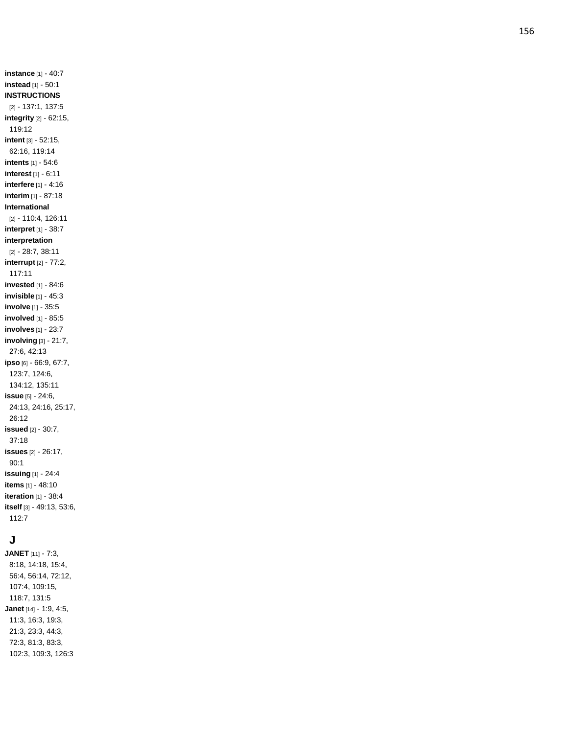**instance** [1] - 40:7
**instead** [1] - 50:1
**INSTRUCTIONS** [2] - 137:1, 137:5
**integrity** [2] - 62:15, 119:12
**intent** [3] - 52:15, 62:16, 119:14
**intents** [1] - 54:6
**interest** [1] - 6:11
**interfere** [1] - 4:16
**interim** [1] - 87:18
**International** [2] - 110:4, 126:11
**interpret** [1] - 38:7
**interpretation** [2] - 28:7, 38:11
**interrupt** [2] - 77:2, 117:11
**invested** [1] - 84:6
**invisible** [1] - 45:3
**involve** [1] - 35:5
**involved** [1] - 85:5
**involves** [1] - 23:7
**involving** [3] - 21:7, 27:6, 42:13
**ipso** [6] - 66:9, 67:7, 123:7, 124:6, 134:12, 135:11
**issue** [5] - 24:6, 24:13, 24:16, 25:17, 26:12
**issued** [2] - 30:7, 37:18
**issues** [2] - 26:17, 90:1
**issuing** [1] - 24:4
**items** [1] - 48:10
**iteration** [1] - 38:4
**itself** [3] - 49:13, 53:6, 112:7

## J

**JANET** [11] - 7:3, 8:18, 14:18, 15:4, 56:4, 56:14, 72:12, 107:4, 109:15, 118:7, 131:5
**Janet** [14] - 1:9, 4:5, 11:3, 16:3, 19:3, 21:3, 23:3, 44:3, 72:3, 81:3, 83:3, 102:3, 109:3, 126:3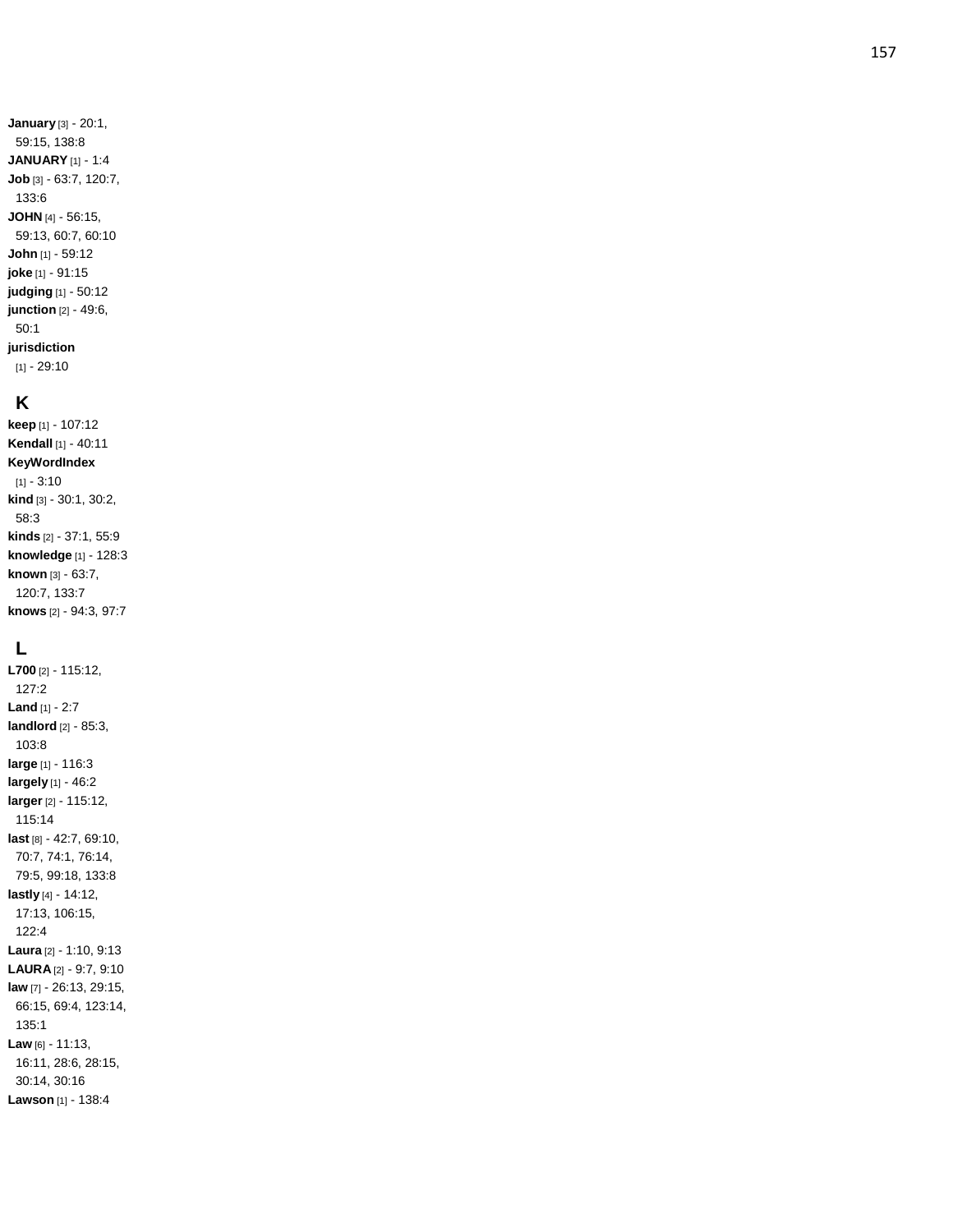**January** [3] - 20:1, 59:15, 138:8
**JANUARY** [1] - 1:4
**Job** [3] - 63:7, 120:7, 133:6
**JOHN** [4] - 56:15, 59:13, 60:7, 60:10
**John** [1] - 59:12
**joke** [1] - 91:15
**judging** [1] - 50:12
**junction** [2] - 49:6, 50:1
**jurisdiction** [1] - 29:10

## K

**keep** [1] - 107:12
**Kendall** [1] - 40:11
**KeyWordIndex** [1] - 3:10
**kind** [3] - 30:1, 30:2, 58:3
**kinds** [2] - 37:1, 55:9
**knowledge** [1] - 128:3
**known** [3] - 63:7, 120:7, 133:7
**knows** [2] - 94:3, 97:7

## L

**L700** [2] - 115:12, 127:2
**Land** [1] - 2:7
**landlord** [2] - 85:3, 103:8
**large** [1] - 116:3
**largely** [1] - 46:2
**larger** [2] - 115:12, 115:14
**last** [8] - 42:7, 69:10, 70:7, 74:1, 76:14, 79:5, 99:18, 133:8
**lastly** [4] - 14:12, 17:13, 106:15, 122:4
**Laura** [2] - 1:10, 9:13
**LAURA** [2] - 9:7, 9:10
**law** [7] - 26:13, 29:15, 66:15, 69:4, 123:14, 135:1
**Law** [6] - 11:13, 16:11, 28:6, 28:15, 30:14, 30:16
**Lawson** [1] - 138:4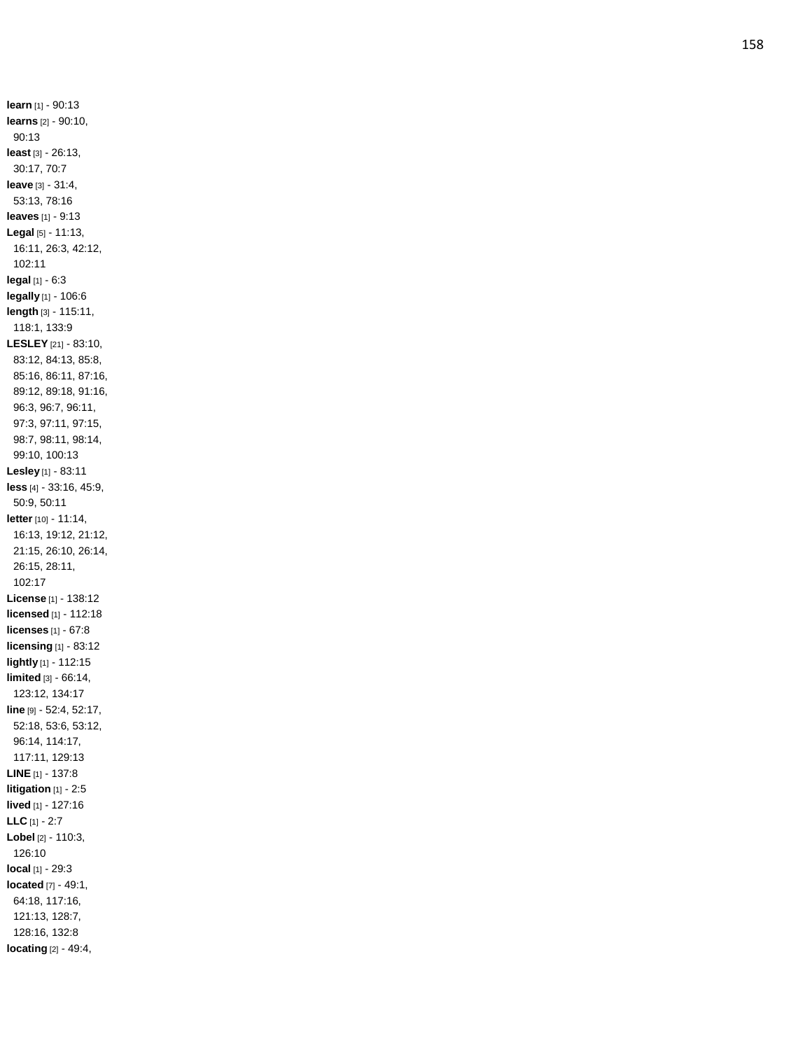**learn** [1] - 90:13
**learns** [2] - 90:10, 90:13
**least** [3] - 26:13, 30:17, 70:7
**leave** [3] - 31:4, 53:13, 78:16
**leaves** [1] - 9:13
**Legal** [5] - 11:13, 16:11, 26:3, 42:12, 102:11
**legal** [1] - 6:3
**legally** [1] - 106:6
**length** [3] - 115:11, 118:1, 133:9
**LESLEY** [21] - 83:10, 83:12, 84:13, 85:8, 85:16, 86:11, 87:16, 89:12, 89:18, 91:16, 96:3, 96:7, 96:11, 97:3, 97:11, 97:15, 98:7, 98:11, 98:14, 99:10, 100:13
**Lesley** [1] - 83:11
**less** [4] - 33:16, 45:9, 50:9, 50:11
**letter** [10] - 11:14, 16:13, 19:12, 21:12, 21:15, 26:10, 26:14, 26:15, 28:11, 102:17
**License** [1] - 138:12
**licensed** [1] - 112:18
**licenses** [1] - 67:8
**licensing** [1] - 83:12
**lightly** [1] - 112:15
**limited** [3] - 66:14, 123:12, 134:17
**line** [9] - 52:4, 52:17, 52:18, 53:6, 53:12, 96:14, 114:17, 117:11, 129:13
**LINE** [1] - 137:8
**litigation** [1] - 2:5
**lived** [1] - 127:16
**LLC** [1] - 2:7
**Lobel** [2] - 110:3, 126:10
**local** [1] - 29:3
**located** [7] - 49:1, 64:18, 117:16, 121:13, 128:7, 128:16, 132:8
**locating** [2] - 49:4,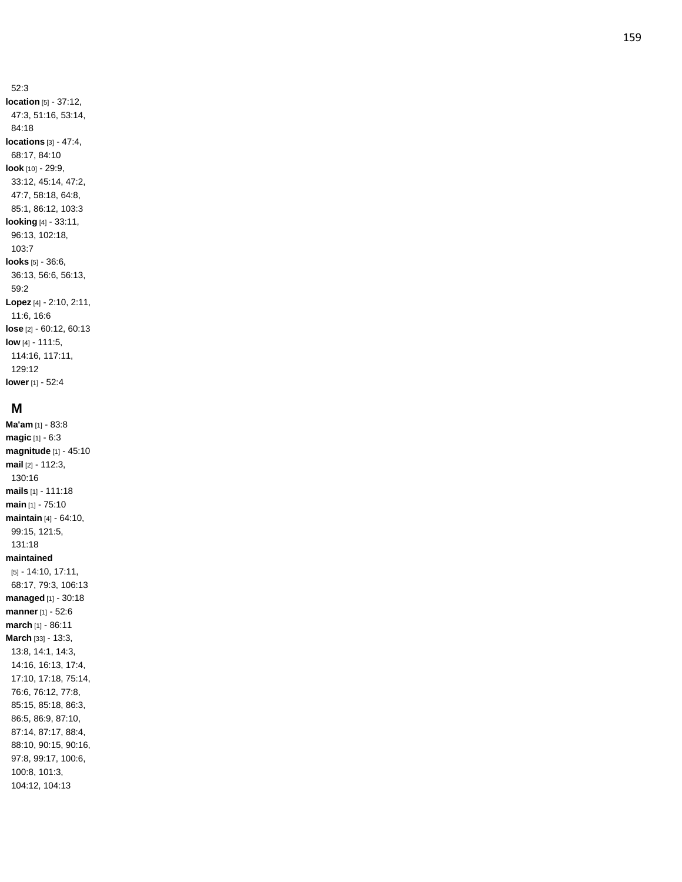52:3

**location** [5] - 37:12, 47:3, 51:16, 53:14, 84:18

**locations** [3] - 47:4, 68:17, 84:10

**look** [10] - 29:9, 33:12, 45:14, 47:2, 47:7, 58:18, 64:8, 85:1, 86:12, 103:3

**looking** [4] - 33:11, 96:13, 102:18, 103:7

**looks** [5] - 36:6, 36:13, 56:6, 56:13, 59:2

**Lopez** [4] - 2:10, 2:11, 11:6, 16:6

**lose** [2] - 60:12, 60:13

**low** [4] - 111:5, 114:16, 117:11, 129:12

**lower** [1] - 52:4

## M

**Ma'am** [1] - 83:8

**magic** [1] - 6:3

**magnitude** [1] - 45:10

**mail** [2] - 112:3, 130:16

**mails** [1] - 111:18

**main** [1] - 75:10

**maintain** [4] - 64:10, 99:15, 121:5, 131:18

**maintained** [5] - 14:10, 17:11, 68:17, 79:3, 106:13

**managed** [1] - 30:18

**manner** [1] - 52:6

**march** [1] - 86:11

**March** [33] - 13:3, 13:8, 14:1, 14:3, 14:16, 16:13, 17:4, 17:10, 17:18, 75:14, 76:6, 76:12, 77:8, 85:15, 85:18, 86:3, 86:5, 86:9, 87:10, 87:14, 87:17, 88:4, 88:10, 90:15, 90:16, 97:8, 99:17, 100:6, 100:8, 101:3, 104:12, 104:13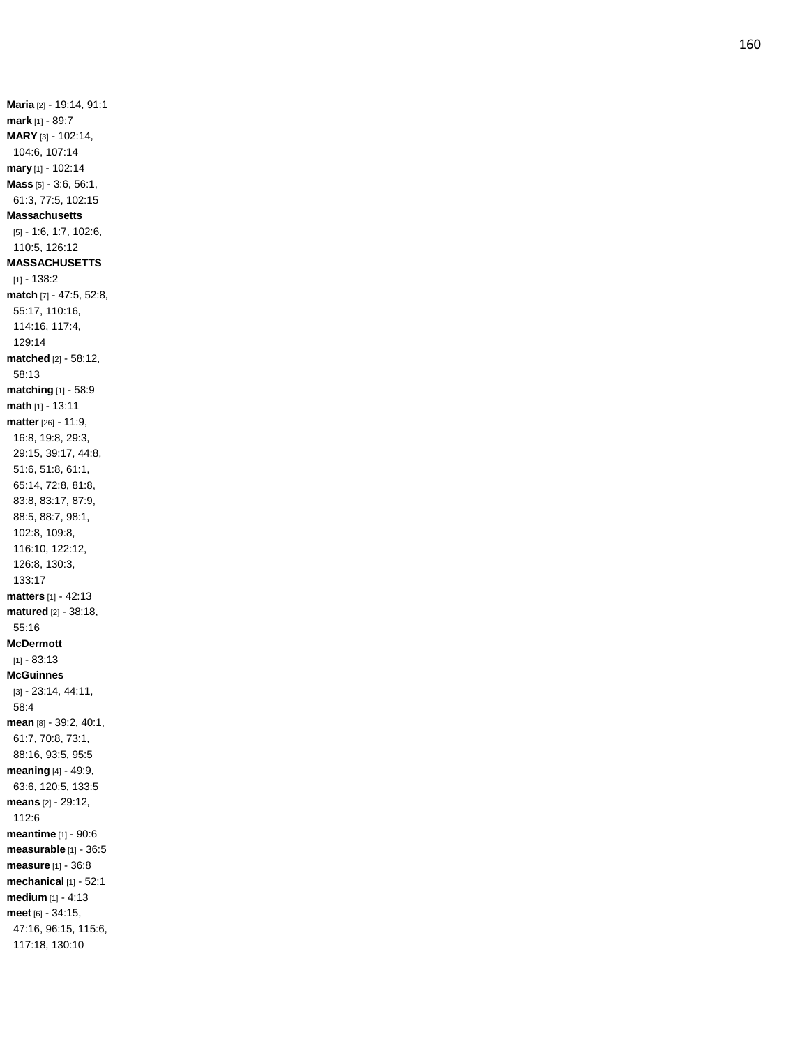**Maria** [2] - 19:14, 91:1
**mark** [1] - 89:7
**MARY** [3] - 102:14, 104:6, 107:14
**mary** [1] - 102:14
**Mass** [5] - 3:6, 56:1, 61:3, 77:5, 102:15
**Massachusetts** [5] - 1:6, 1:7, 102:6, 110:5, 126:12
**MASSACHUSETTS** [1] - 138:2
**match** [7] - 47:5, 52:8, 55:17, 110:16, 114:16, 117:4, 129:14
**matched** [2] - 58:12, 58:13
**matching** [1] - 58:9
**math** [1] - 13:11
**matter** [26] - 11:9, 16:8, 19:8, 29:3, 29:15, 39:17, 44:8, 51:6, 51:8, 61:1, 65:14, 72:8, 81:8, 83:8, 83:17, 87:9, 88:5, 88:7, 98:1, 102:8, 109:8, 116:10, 122:12, 126:8, 130:3, 133:17
**matters** [1] - 42:13
**matured** [2] - 38:18, 55:16
**McDermott** [1] - 83:13
**McGuinnes** [3] - 23:14, 44:11, 58:4
**mean** [8] - 39:2, 40:1, 61:7, 70:8, 73:1, 88:16, 93:5, 95:5
**meaning** [4] - 49:9, 63:6, 120:5, 133:5
**means** [2] - 29:12, 112:6
**meantime** [1] - 90:6
**measurable** [1] - 36:5
**measure** [1] - 36:8
**mechanical** [1] - 52:1
**medium** [1] - 4:13
**meet** [6] - 34:15, 47:16, 96:15, 115:6, 117:18, 130:10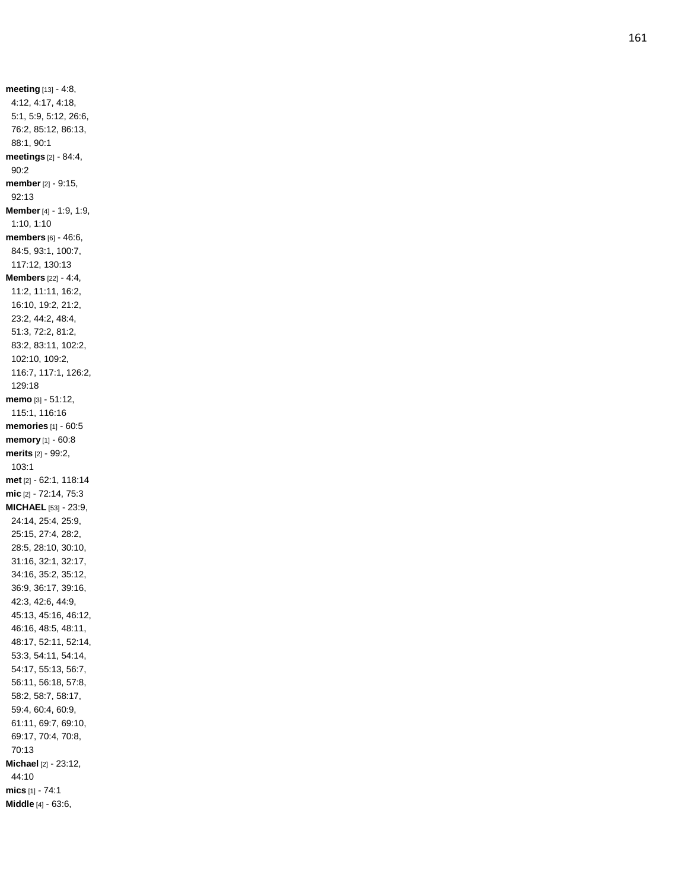**meeting** [13] - 4:8, 4:12, 4:17, 4:18, 5:1, 5:9, 5:12, 26:6, 76:2, 85:12, 86:13, 88:1, 90:1

**meetings** [2] - 84:4, 90:2

**member** [2] - 9:15, 92:13

**Member** [4] - 1:9, 1:9, 1:10, 1:10

**members** [6] - 46:6, 84:5, 93:1, 100:7, 117:12, 130:13

**Members** [22] - 4:4, 11:2, 11:11, 16:2, 16:10, 19:2, 21:2, 23:2, 44:2, 48:4, 51:3, 72:2, 81:2, 83:2, 83:11, 102:2, 102:10, 109:2, 116:7, 117:1, 126:2, 129:18

**memo** [3] - 51:12, 115:1, 116:16

**memories** [1] - 60:5

**memory** [1] - 60:8

**merits** [2] - 99:2, 103:1

**met** [2] - 62:1, 118:14

**mic** [2] - 72:14, 75:3

**MICHAEL** [53] - 23:9, 24:14, 25:4, 25:9, 25:15, 27:4, 28:2, 28:5, 28:10, 30:10, 31:16, 32:1, 32:17, 34:16, 35:2, 35:12, 36:9, 36:17, 39:16, 42:3, 42:6, 44:9, 45:13, 45:16, 46:12, 46:16, 48:5, 48:11, 48:17, 52:11, 52:14, 53:3, 54:11, 54:14, 54:17, 55:13, 56:7, 56:11, 56:18, 57:8, 58:2, 58:7, 58:17, 59:4, 60:4, 60:9, 61:11, 69:7, 69:10, 69:17, 70:4, 70:8, 70:13

**Michael** [2] - 23:12, 44:10

**mics** [1] - 74:1

**Middle** [4] - 63:6,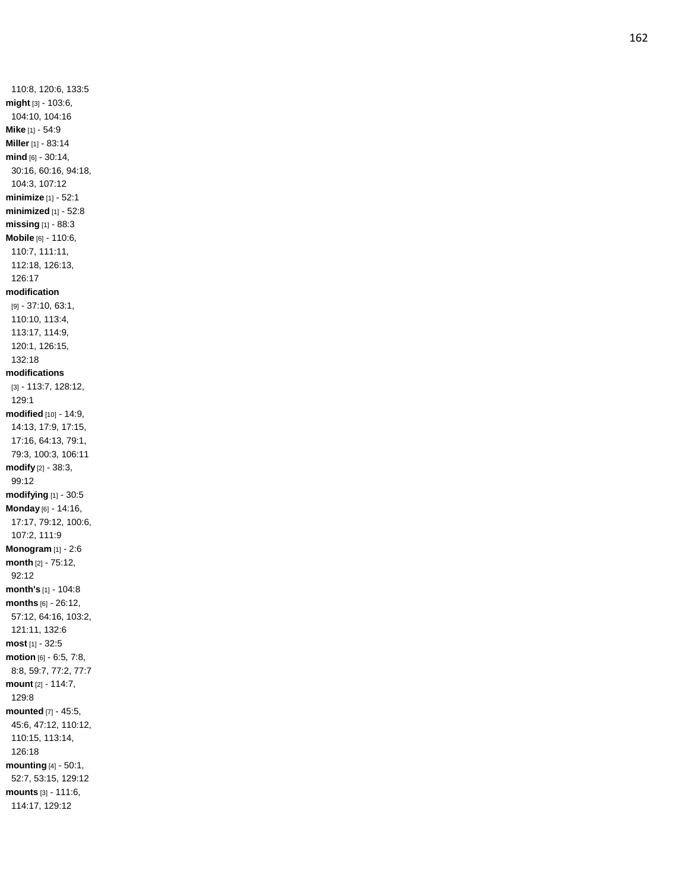110:8, 120:6, 133:5

**might** [3] - 103:6, 104:10, 104:16

**Mike** [1] - 54:9

**Miller** [1] - 83:14

**mind** [6] - 30:14, 30:16, 60:16, 94:18, 104:3, 107:12

**minimize** [1] - 52:1

**minimized** [1] - 52:8

**missing** [1] - 88:3

**Mobile** [6] - 110:6, 110:7, 111:11, 112:18, 126:13, 126:17

**modification** [9] - 37:10, 63:1, 110:10, 113:4, 113:17, 114:9, 120:1, 126:15, 132:18

**modifications** [3] - 113:7, 128:12, 129:1

**modified** [10] - 14:9, 14:13, 17:9, 17:15, 17:16, 64:13, 79:1, 79:3, 100:3, 106:11

**modify** [2] - 38:3, 99:12

**modifying** [1] - 30:5

**Monday** [6] - 14:16, 17:17, 79:12, 100:6, 107:2, 111:9

**Monogram** [1] - 2:6

**month** [2] - 75:12, 92:12

**month's** [1] - 104:8

**months** [6] - 26:12, 57:12, 64:16, 103:2, 121:11, 132:6

**most** [1] - 32:5

**motion** [6] - 6:5, 7:8, 8:8, 59:7, 77:2, 77:7

**mount** [2] - 114:7, 129:8

**mounted** [7] - 45:5, 45:6, 47:12, 110:12, 110:15, 113:14, 126:18

**mounting** [4] - 50:1, 52:7, 53:15, 129:12

**mounts** [3] - 111:6, 114:17, 129:12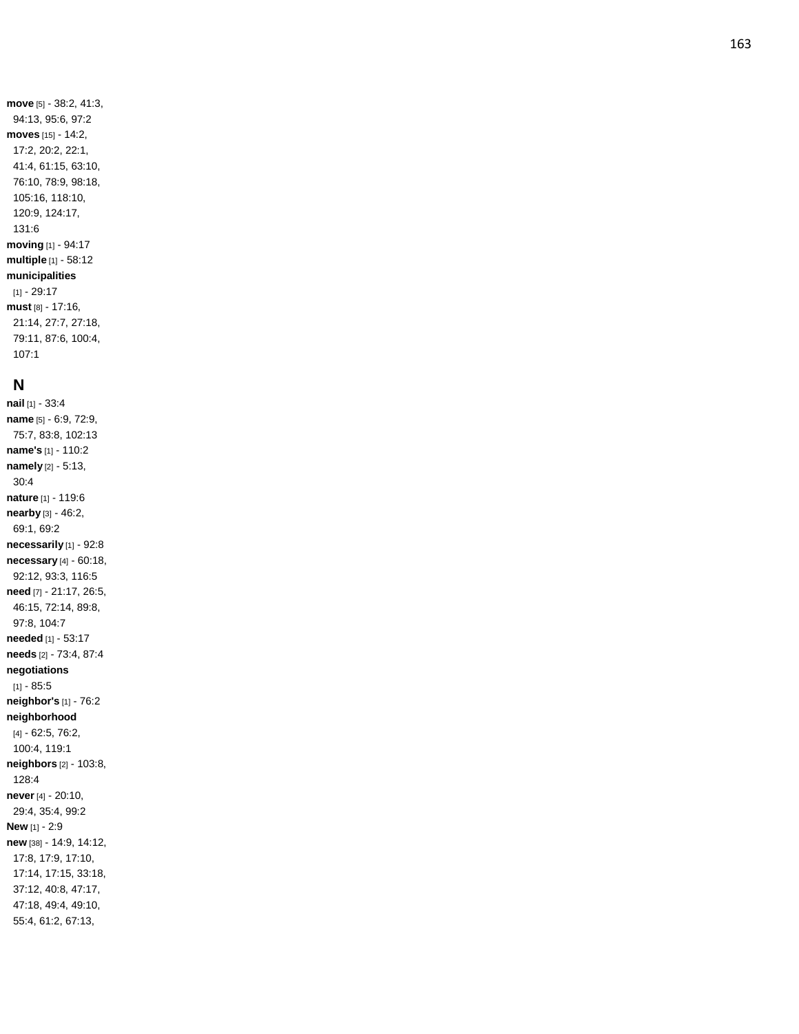**move** [5] - 38:2, 41:3, 94:13, 95:6, 97:2
**moves** [15] - 14:2, 17:2, 20:2, 22:1, 41:4, 61:15, 63:10, 76:10, 78:9, 98:18, 105:16, 118:10, 120:9, 124:17, 131:6
**moving** [1] - 94:17
**multiple** [1] - 58:12
**municipalities** [1] - 29:17
**must** [8] - 17:16, 21:14, 27:7, 27:18, 79:11, 87:6, 100:4, 107:1

## N

**nail** [1] - 33:4
**name** [5] - 6:9, 72:9, 75:7, 83:8, 102:13
**name's** [1] - 110:2
**namely** [2] - 5:13, 30:4
**nature** [1] - 119:6
**nearby** [3] - 46:2, 69:1, 69:2
**necessarily** [1] - 92:8
**necessary** [4] - 60:18, 92:12, 93:3, 116:5
**need** [7] - 21:17, 26:5, 46:15, 72:14, 89:8, 97:8, 104:7
**needed** [1] - 53:17
**needs** [2] - 73:4, 87:4
**negotiations** [1] - 85:5
**neighbor's** [1] - 76:2
**neighborhood** [4] - 62:5, 76:2, 100:4, 119:1
**neighbors** [2] - 103:8, 128:4
**never** [4] - 20:10, 29:4, 35:4, 99:2
**New** [1] - 2:9
**new** [38] - 14:9, 14:12, 17:8, 17:9, 17:10, 17:14, 17:15, 33:18, 37:12, 40:8, 47:17, 47:18, 49:4, 49:10, 55:4, 61:2, 67:13,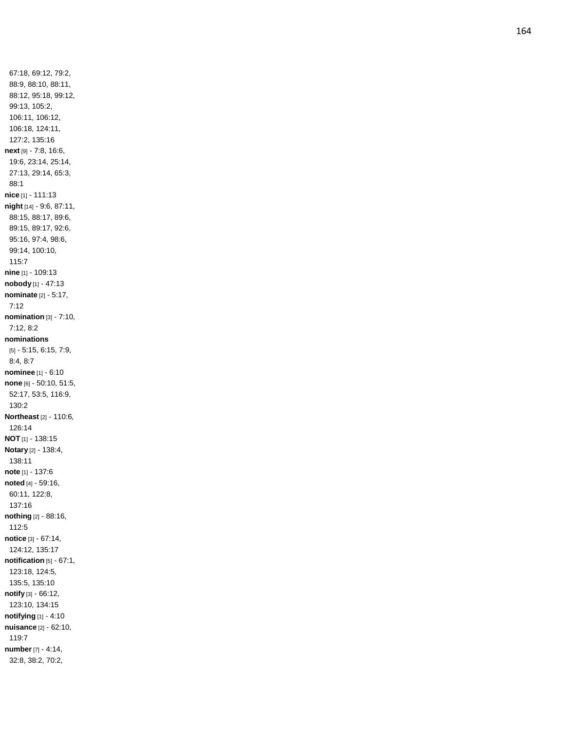67:18, 69:12, 79:2, 88:9, 88:10, 88:11, 88:12, 95:18, 99:12, 99:13, 105:2, 106:11, 106:12, 106:18, 124:11, 127:2, 135:16

**next** [9] - 7:8, 16:6, 19:6, 23:14, 25:14, 27:13, 29:14, 65:3, 88:1

**nice** [1] - 111:13

**night** [14] - 9:6, 87:11, 88:15, 88:17, 89:6, 89:15, 89:17, 92:6, 95:16, 97:4, 98:6, 99:14, 100:10, 115:7

**nine** [1] - 109:13

**nobody** [1] - 47:13

**nominate** [2] - 5:17, 7:12

**nomination** [3] - 7:10, 7:12, 8:2

**nominations** [5] - 5:15, 6:15, 7:9, 8:4, 8:7

**nominee** [1] - 6:10

**none** [6] - 50:10, 51:5, 52:17, 53:5, 116:9, 130:2

**Northeast** [2] - 110:6, 126:14

**NOT** [1] - 138:15

**Notary** [2] - 138:4, 138:11

**note** [1] - 137:6

**noted** [4] - 59:16, 60:11, 122:8, 137:16

**nothing** [2] - 88:16, 112:5

**notice** [3] - 67:14, 124:12, 135:17

**notification** [5] - 67:1, 123:18, 124:5, 135:5, 135:10

**notify** [3] - 66:12, 123:10, 134:15

**notifying** [1] - 4:10

**nuisance** [2] - 62:10, 119:7

**number** [7] - 4:14, 32:8, 38:2, 70:2,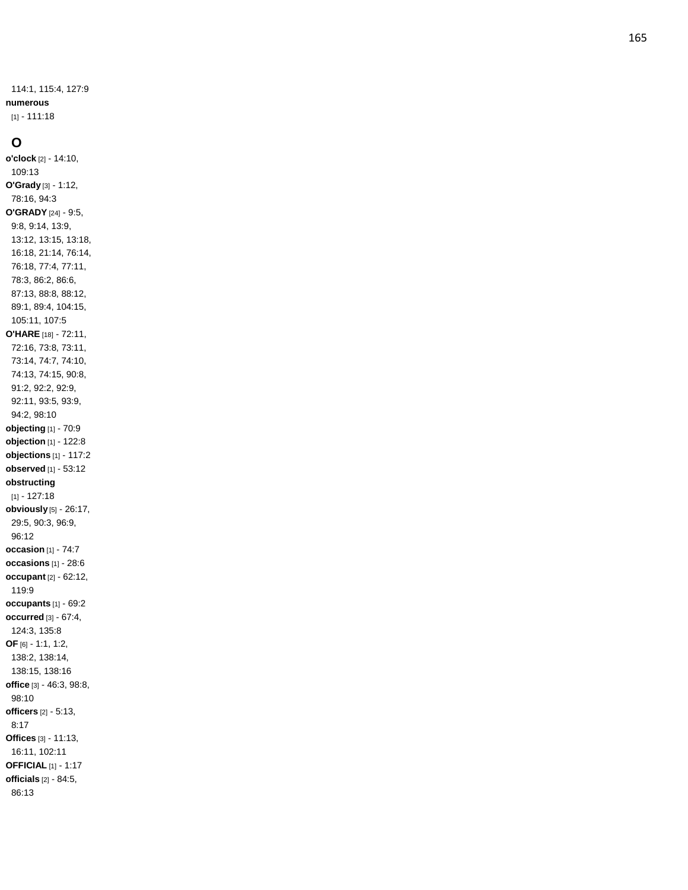114:1, 115:4, 127:9

**numerous** [1] - 111:18

## O

**o'clock** [2] - 14:10, 109:13

**O'Grady** [3] - 1:12, 78:16, 94:3

**O'GRADY** [24] - 9:5, 9:8, 9:14, 13:9, 13:12, 13:15, 13:18, 16:18, 21:14, 76:14, 76:18, 77:4, 77:11, 78:3, 86:2, 86:6, 87:13, 88:8, 88:12, 89:1, 89:4, 104:15, 105:11, 107:5

**O'HARE** [18] - 72:11, 72:16, 73:8, 73:11, 73:14, 74:7, 74:10, 74:13, 74:15, 90:8, 91:2, 92:2, 92:9, 92:11, 93:5, 93:9, 94:2, 98:10

**objecting** [1] - 70:9

**objection** [1] - 122:8

**objections** [1] - 117:2

**observed** [1] - 53:12

**obstructing** [1] - 127:18

**obviously** [5] - 26:17, 29:5, 90:3, 96:9, 96:12

**occasion** [1] - 74:7

**occasions** [1] - 28:6

**occupant** [2] - 62:12, 119:9

**occupants** [1] - 69:2

**occurred** [3] - 67:4, 124:3, 135:8

**OF** [6] - 1:1, 1:2, 138:2, 138:14, 138:15, 138:16

**office** [3] - 46:3, 98:8, 98:10

**officers** [2] - 5:13, 8:17

**Offices** [3] - 11:13, 16:11, 102:11

**OFFICIAL** [1] - 1:17

**officials** [2] - 84:5, 86:13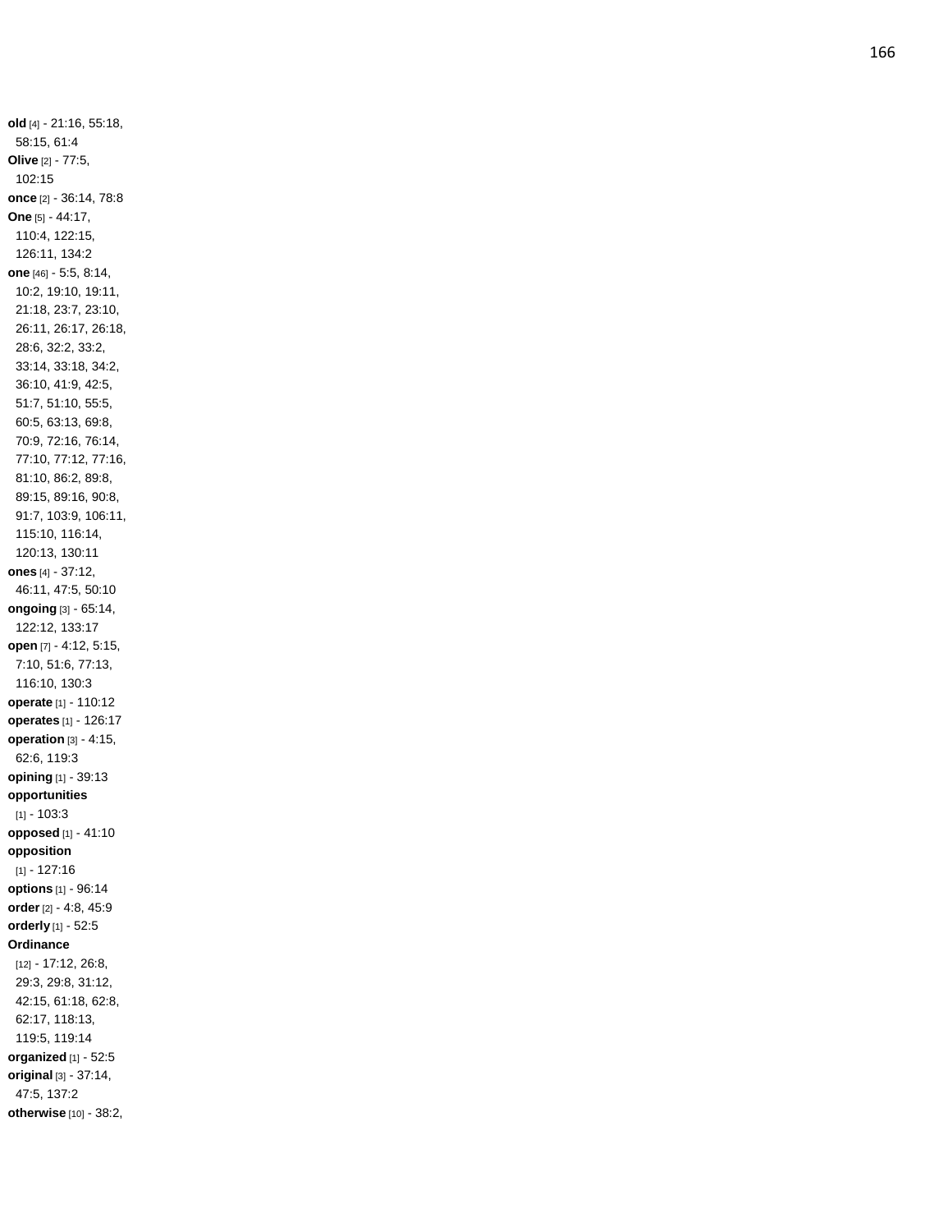**old** [4] - 21:16, 55:18, 58:15, 61:4
**Olive** [2] - 77:5, 102:15
**once** [2] - 36:14, 78:8
**One** [5] - 44:17, 110:4, 122:15, 126:11, 134:2
**one** [46] - 5:5, 8:14, 10:2, 19:10, 19:11, 21:18, 23:7, 23:10, 26:11, 26:17, 26:18, 28:6, 32:2, 33:2, 33:14, 33:18, 34:2, 36:10, 41:9, 42:5, 51:7, 51:10, 55:5, 60:5, 63:13, 69:8, 70:9, 72:16, 76:14, 77:10, 77:12, 77:16, 81:10, 86:2, 89:8, 89:15, 89:16, 90:8, 91:7, 103:9, 106:11, 115:10, 116:14, 120:13, 130:11
**ones** [4] - 37:12, 46:11, 47:5, 50:10
**ongoing** [3] - 65:14, 122:12, 133:17
**open** [7] - 4:12, 5:15, 7:10, 51:6, 77:13, 116:10, 130:3
**operate** [1] - 110:12
**operates** [1] - 126:17
**operation** [3] - 4:15, 62:6, 119:3
**opining** [1] - 39:13
**opportunities** [1] - 103:3
**opposed** [1] - 41:10
**opposition** [1] - 127:16
**options** [1] - 96:14
**order** [2] - 4:8, 45:9
**orderly** [1] - 52:5
**Ordinance** [12] - 17:12, 26:8, 29:3, 29:8, 31:12, 42:15, 61:18, 62:8, 62:17, 118:13, 119:5, 119:14
**organized** [1] - 52:5
**original** [3] - 37:14, 47:5, 137:2
**otherwise** [10] - 38:2,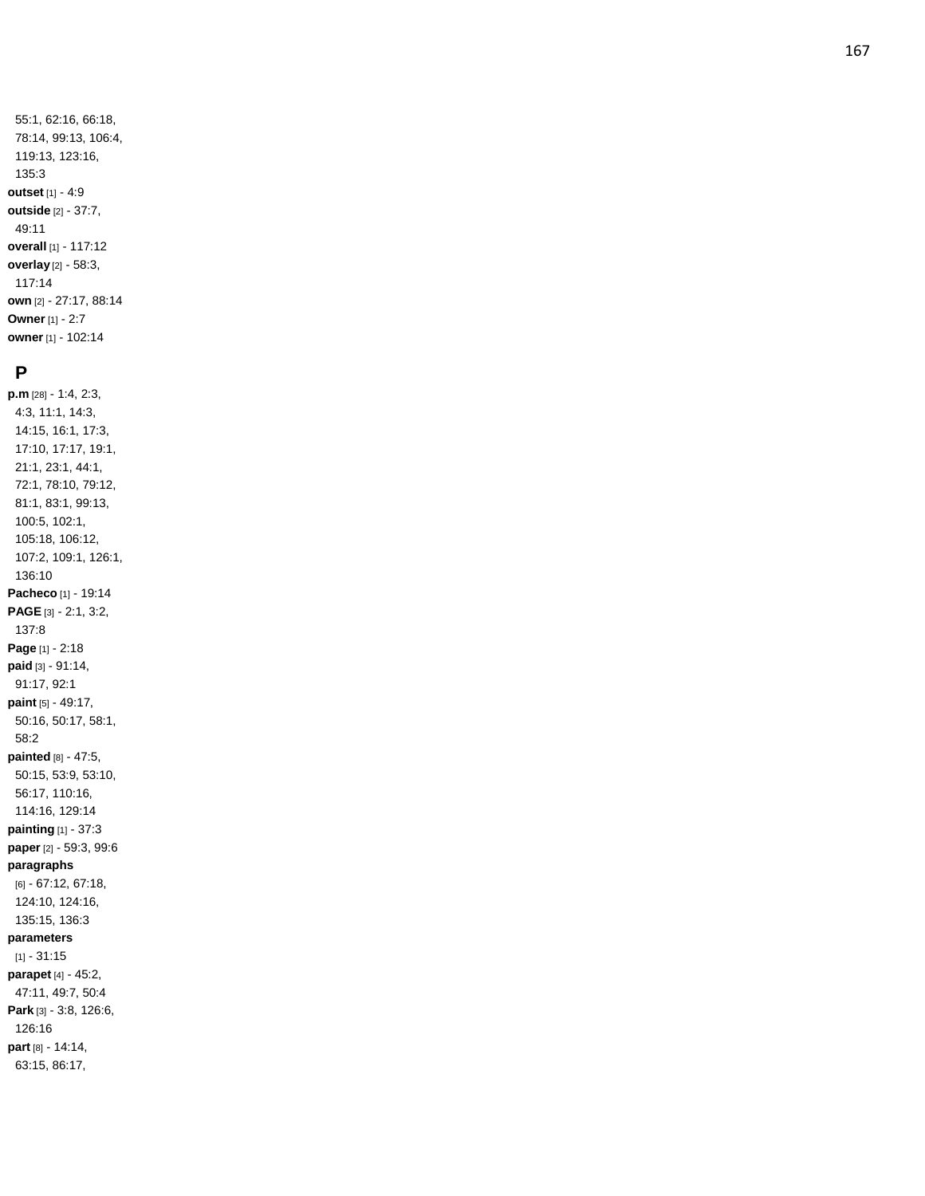55:1, 62:16, 66:18, 78:14, 99:13, 106:4, 119:13, 123:16, 135:3

**outset** [1] - 4:9

**outside** [2] - 37:7, 49:11

**overall** [1] - 117:12

**overlay** [2] - 58:3, 117:14

**own** [2] - 27:17, 88:14

**Owner** [1] - 2:7

**owner** [1] - 102:14

## P

**p.m** [28] - 1:4, 2:3, 4:3, 11:1, 14:3, 14:15, 16:1, 17:3, 17:10, 17:17, 19:1, 21:1, 23:1, 44:1, 72:1, 78:10, 79:12, 81:1, 83:1, 99:13, 100:5, 102:1, 105:18, 106:12, 107:2, 109:1, 126:1, 136:10

**Pacheco** [1] - 19:14

**PAGE** [3] - 2:1, 3:2, 137:8

**Page** [1] - 2:18

**paid** [3] - 91:14, 91:17, 92:1

**paint** [5] - 49:17, 50:16, 50:17, 58:1, 58:2

**painted** [8] - 47:5, 50:15, 53:9, 53:10, 56:17, 110:16, 114:16, 129:14

**painting** [1] - 37:3

**paper** [2] - 59:3, 99:6

**paragraphs** [6] - 67:12, 67:18, 124:10, 124:16, 135:15, 136:3

**parameters** [1] - 31:15

**parapet** [4] - 45:2, 47:11, 49:7, 50:4

**Park** [3] - 3:8, 126:6, 126:16

**part** [8] - 14:14, 63:15, 86:17,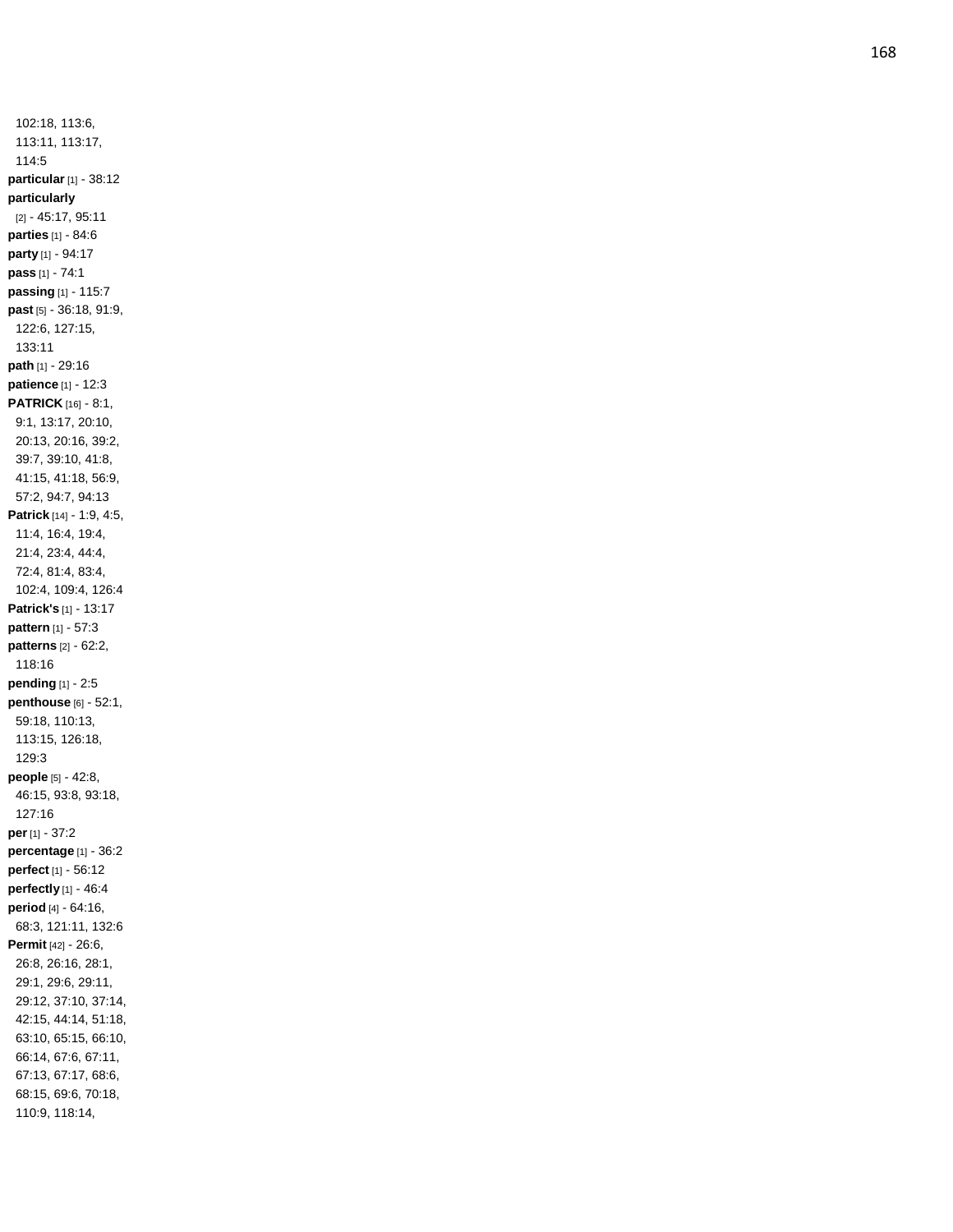102:18, 113:6, 113:11, 113:17, 114:5

**particular** [1] - 38:12

**particularly** [2] - 45:17, 95:11

**parties** [1] - 84:6

**party** [1] - 94:17

**pass** [1] - 74:1

**passing** [1] - 115:7

**past** [5] - 36:18, 91:9, 122:6, 127:15, 133:11

**path** [1] - 29:16

**patience** [1] - 12:3

**PATRICK** [16] - 8:1, 9:1, 13:17, 20:10, 20:13, 20:16, 39:2, 39:7, 39:10, 41:8, 41:15, 41:18, 56:9, 57:2, 94:7, 94:13

**Patrick** [14] - 1:9, 4:5, 11:4, 16:4, 19:4, 21:4, 23:4, 44:4, 72:4, 81:4, 83:4, 102:4, 109:4, 126:4

**Patrick's** [1] - 13:17

**pattern** [1] - 57:3

**patterns** [2] - 62:2, 118:16

**pending** [1] - 2:5

**penthouse** [6] - 52:1, 59:18, 110:13, 113:15, 126:18, 129:3

**people** [5] - 42:8, 46:15, 93:8, 93:18, 127:16

**per** [1] - 37:2

**percentage** [1] - 36:2

**perfect** [1] - 56:12

**perfectly** [1] - 46:4

**period** [4] - 64:16, 68:3, 121:11, 132:6

**Permit** [42] - 26:6, 26:8, 26:16, 28:1, 29:1, 29:6, 29:11, 29:12, 37:10, 37:14, 42:15, 44:14, 51:18, 63:10, 65:15, 66:10, 66:14, 67:6, 67:11, 67:13, 67:17, 68:6, 68:15, 69:6, 70:18, 110:9, 118:14,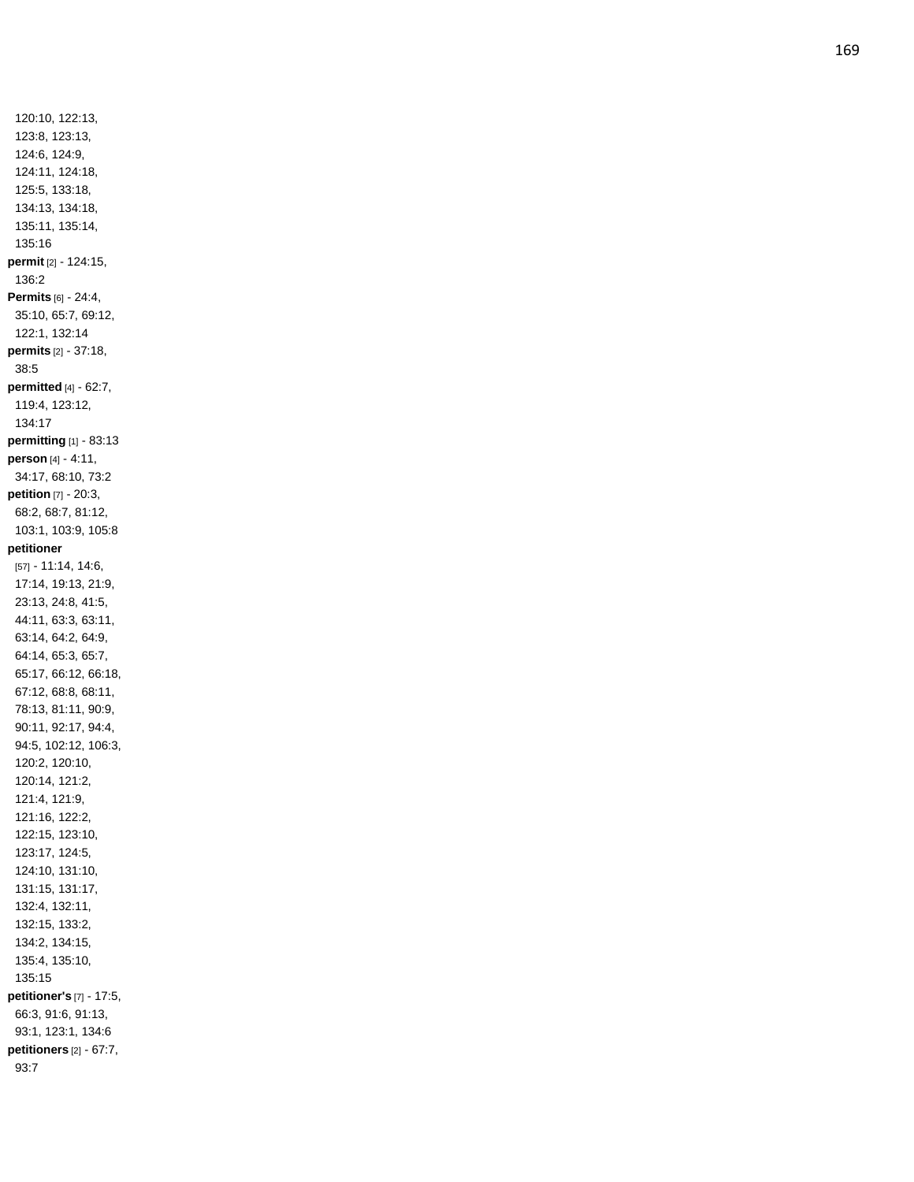120:10, 122:13, 123:8, 123:13, 124:6, 124:9, 124:11, 124:18, 125:5, 133:18, 134:13, 134:18, 135:11, 135:14, 135:16

**permit** [2] - 124:15, 136:2

**Permits** [6] - 24:4, 35:10, 65:7, 69:12, 122:1, 132:14

**permits** [2] - 37:18, 38:5

**permitted** [4] - 62:7, 119:4, 123:12, 134:17

**permitting** [1] - 83:13

**person** [4] - 4:11, 34:17, 68:10, 73:2

**petition** [7] - 20:3, 68:2, 68:7, 81:12, 103:1, 103:9, 105:8

**petitioner** [57] - 11:14, 14:6, 17:14, 19:13, 21:9, 23:13, 24:8, 41:5, 44:11, 63:3, 63:11, 63:14, 64:2, 64:9, 64:14, 65:3, 65:7, 65:17, 66:12, 66:18, 67:12, 68:8, 68:11, 78:13, 81:11, 90:9, 90:11, 92:17, 94:4, 94:5, 102:12, 106:3, 120:2, 120:10, 120:14, 121:2, 121:4, 121:9, 121:16, 122:2, 122:15, 123:10, 123:17, 124:5, 124:10, 131:10, 131:15, 131:17, 132:4, 132:11, 132:15, 133:2, 134:2, 134:15, 135:4, 135:10, 135:15

**petitioner's** [7] - 17:5, 66:3, 91:6, 91:13, 93:1, 123:1, 134:6

**petitioners** [2] - 67:7, 93:7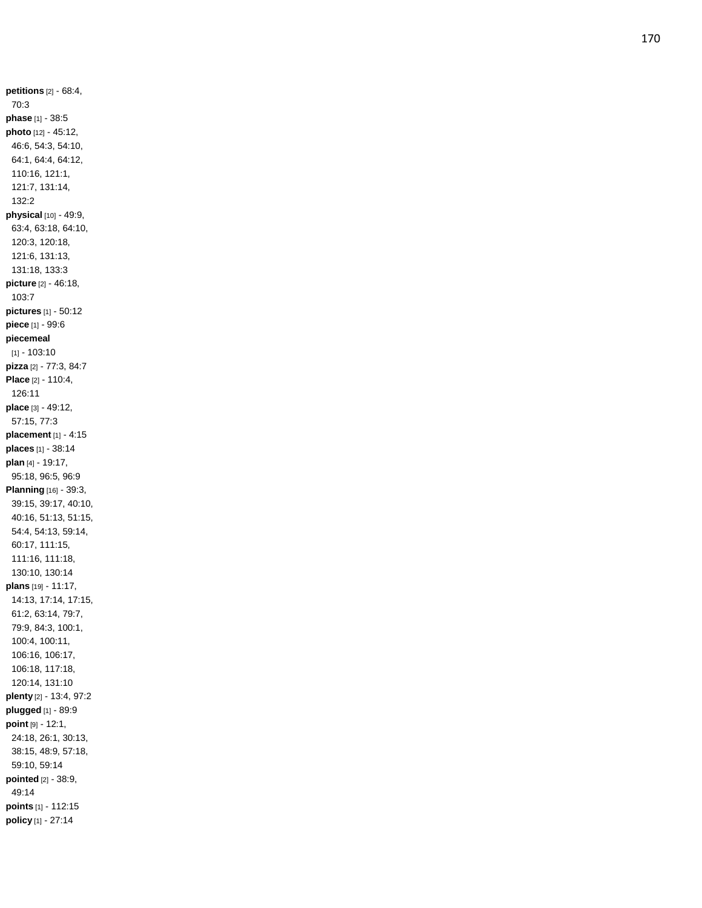**petitions** [2] - 68:4, 70:3

**phase** [1] - 38:5

**photo** [12] - 45:12, 46:6, 54:3, 54:10, 64:1, 64:4, 64:12, 110:16, 121:1, 121:7, 131:14, 132:2

**physical** [10] - 49:9, 63:4, 63:18, 64:10, 120:3, 120:18, 121:6, 131:13, 131:18, 133:3

**picture** [2] - 46:18, 103:7

**pictures** [1] - 50:12

**piece** [1] - 99:6

**piecemeal** [1] - 103:10

**pizza** [2] - 77:3, 84:7

**Place** [2] - 110:4, 126:11

**place** [3] - 49:12, 57:15, 77:3

**placement** [1] - 4:15

**places** [1] - 38:14

**plan** [4] - 19:17, 95:18, 96:5, 96:9

**Planning** [16] - 39:3, 39:15, 39:17, 40:10, 40:16, 51:13, 51:15, 54:4, 54:13, 59:14, 60:17, 111:15, 111:16, 111:18, 130:10, 130:14

**plans** [19] - 11:17, 14:13, 17:14, 17:15, 61:2, 63:14, 79:7, 79:9, 84:3, 100:1, 100:4, 100:11, 106:16, 106:17, 106:18, 117:18, 120:14, 131:10

**plenty** [2] - 13:4, 97:2

**plugged** [1] - 89:9

**point** [9] - 12:1, 24:18, 26:1, 30:13, 38:15, 48:9, 57:18, 59:10, 59:14

**pointed** [2] - 38:9, 49:14

**points** [1] - 112:15

**policy** [1] - 27:14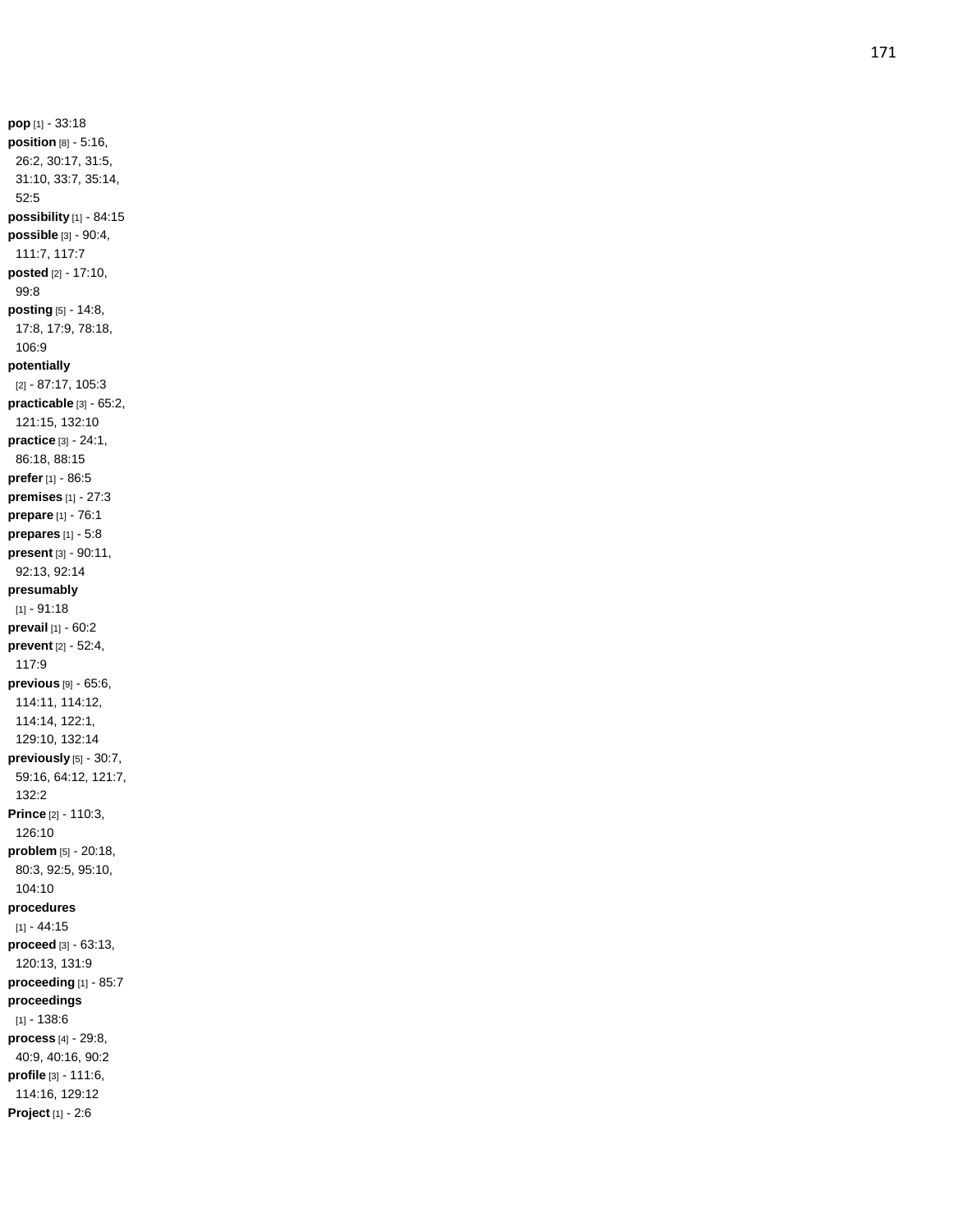**pop** [1] - 33:18
**position** [8] - 5:16, 26:2, 30:17, 31:5, 31:10, 33:7, 35:14, 52:5
**possibility** [1] - 84:15
**possible** [3] - 90:4, 111:7, 117:7
**posted** [2] - 17:10, 99:8
**posting** [5] - 14:8, 17:8, 17:9, 78:18, 106:9
**potentially** [2] - 87:17, 105:3
**practicable** [3] - 65:2, 121:15, 132:10
**practice** [3] - 24:1, 86:18, 88:15
**prefer** [1] - 86:5
**premises** [1] - 27:3
**prepare** [1] - 76:1
**prepares** [1] - 5:8
**present** [3] - 90:11, 92:13, 92:14
**presumably** [1] - 91:18
**prevail** [1] - 60:2
**prevent** [2] - 52:4, 117:9
**previous** [9] - 65:6, 114:11, 114:12, 114:14, 122:1, 129:10, 132:14
**previously** [5] - 30:7, 59:16, 64:12, 121:7, 132:2
**Prince** [2] - 110:3, 126:10
**problem** [5] - 20:18, 80:3, 92:5, 95:10, 104:10
**procedures** [1] - 44:15
**proceed** [3] - 63:13, 120:13, 131:9
**proceeding** [1] - 85:7
**proceedings** [1] - 138:6
**process** [4] - 29:8, 40:9, 40:16, 90:2
**profile** [3] - 111:6, 114:16, 129:12
**Project** [1] - 2:6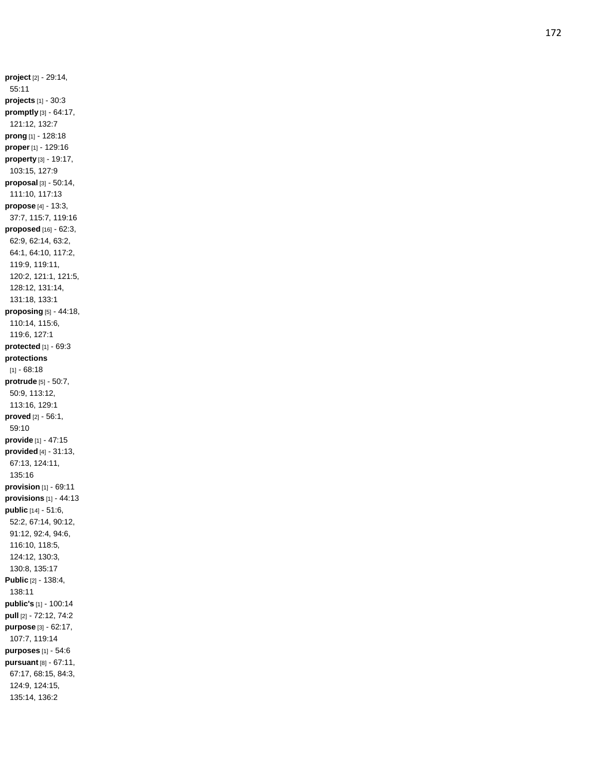**project** [2] - 29:14, 55:11
**projects** [1] - 30:3
**promptly** [3] - 64:17, 121:12, 132:7
**prong** [1] - 128:18
**proper** [1] - 129:16
**property** [3] - 19:17, 103:15, 127:9
**proposal** [3] - 50:14, 111:10, 117:13
**propose** [4] - 13:3, 37:7, 115:7, 119:16
**proposed** [16] - 62:3, 62:9, 62:14, 63:2, 64:1, 64:10, 117:2, 119:9, 119:11, 120:2, 121:1, 121:5, 128:12, 131:14, 131:18, 133:1
**proposing** [5] - 44:18, 110:14, 115:6, 119:6, 127:1
**protected** [1] - 69:3
**protections** [1] - 68:18
**protrude** [5] - 50:7, 50:9, 113:12, 113:16, 129:1
**proved** [2] - 56:1, 59:10
**provide** [1] - 47:15
**provided** [4] - 31:13, 67:13, 124:11, 135:16
**provision** [1] - 69:11
**provisions** [1] - 44:13
**public** [14] - 51:6, 52:2, 67:14, 90:12, 91:12, 92:4, 94:6, 116:10, 118:5, 124:12, 130:3, 130:8, 135:17
**Public** [2] - 138:4, 138:11
**public's** [1] - 100:14
**pull** [2] - 72:12, 74:2
**purpose** [3] - 62:17, 107:7, 119:14
**purposes** [1] - 54:6
**pursuant** [8] - 67:11, 67:17, 68:15, 84:3, 124:9, 124:15, 135:14, 136:2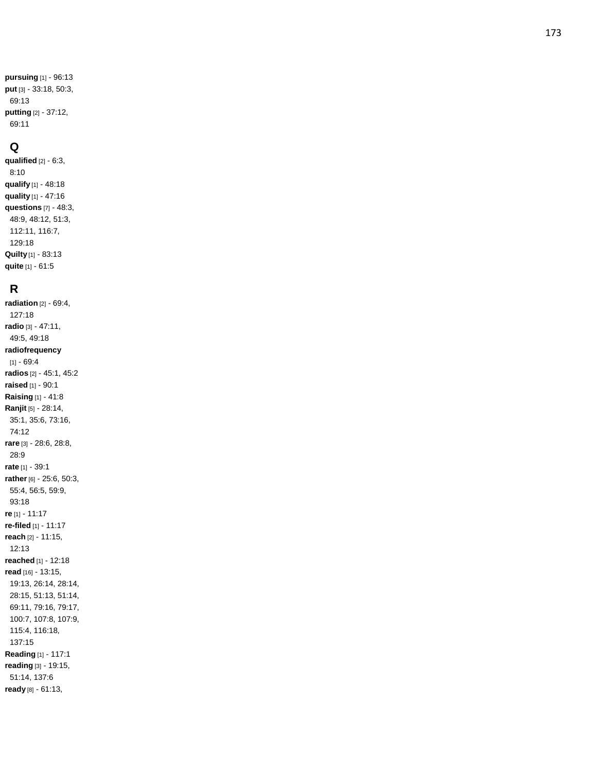**pursuing** [1] - 96:13
**put** [3] - 33:18, 50:3, 69:13
**putting** [2] - 37:12, 69:11

## Q

**qualified** [2] - 6:3, 8:10
**qualify** [1] - 48:18
**quality** [1] - 47:16
**questions** [7] - 48:3, 48:9, 48:12, 51:3, 112:11, 116:7, 129:18
**Quilty** [1] - 83:13
**quite** [1] - 61:5

## R

**radiation** [2] - 69:4, 127:18
**radio** [3] - 47:11, 49:5, 49:18
**radiofrequency** [1] - 69:4
**radios** [2] - 45:1, 45:2
**raised** [1] - 90:1
**Raising** [1] - 41:8
**Ranjit** [5] - 28:14, 35:1, 35:6, 73:16, 74:12
**rare** [3] - 28:6, 28:8, 28:9
**rate** [1] - 39:1
**rather** [6] - 25:6, 50:3, 55:4, 56:5, 59:9, 93:18
**re** [1] - 11:17
**re-filed** [1] - 11:17
**reach** [2] - 11:15, 12:13
**reached** [1] - 12:18
**read** [16] - 13:15, 19:13, 26:14, 28:14, 28:15, 51:13, 51:14, 69:11, 79:16, 79:17, 100:7, 107:8, 107:9, 115:4, 116:18, 137:15
**Reading** [1] - 117:1
**reading** [3] - 19:15, 51:14, 137:6
**ready** [8] - 61:13,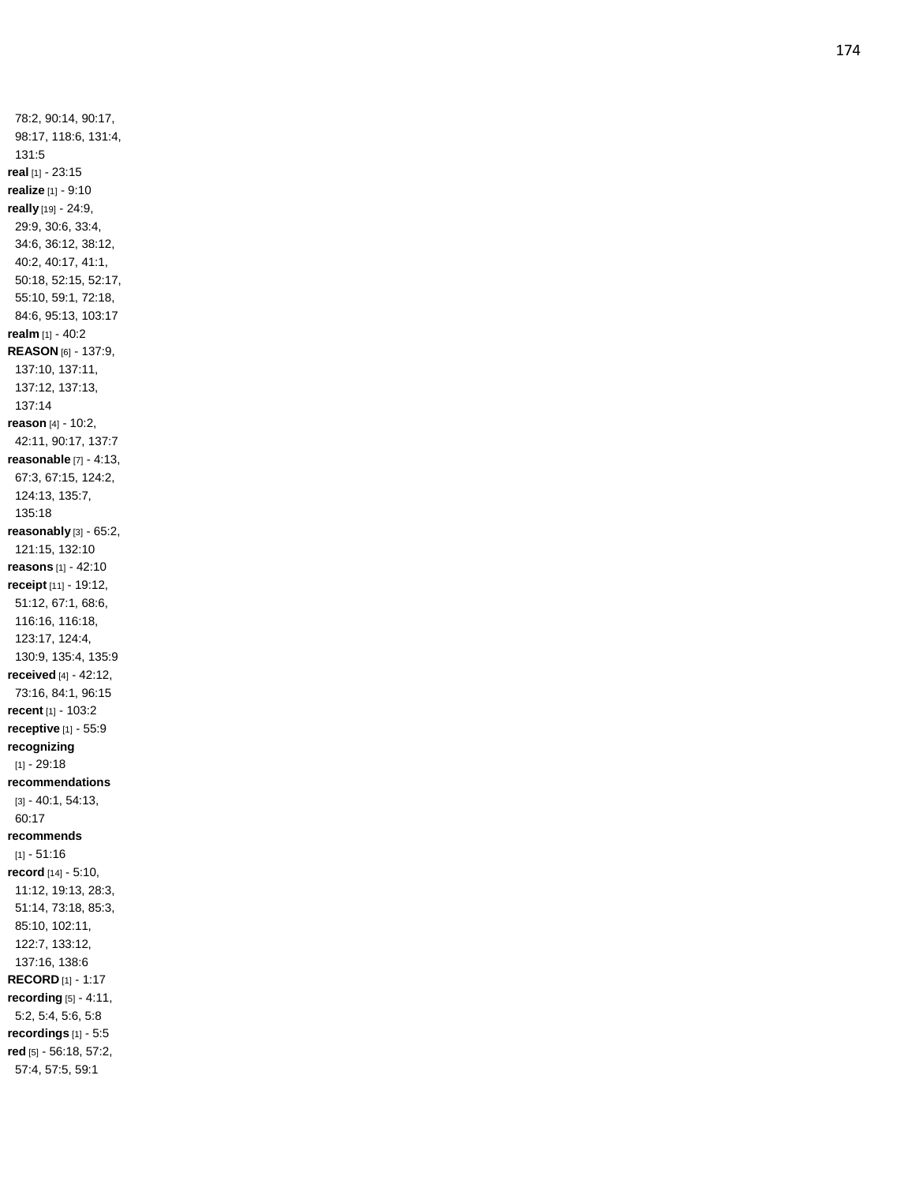78:2, 90:14, 90:17, 98:17, 118:6, 131:4, 131:5

**real** [1] - 23:15

**realize** [1] - 9:10

**really** [19] - 24:9, 29:9, 30:6, 33:4, 34:6, 36:12, 38:12, 40:2, 40:17, 41:1, 50:18, 52:15, 52:17, 55:10, 59:1, 72:18, 84:6, 95:13, 103:17

**realm** [1] - 40:2

**REASON** [6] - 137:9, 137:10, 137:11, 137:12, 137:13, 137:14

**reason** [4] - 10:2, 42:11, 90:17, 137:7

**reasonable** [7] - 4:13, 67:3, 67:15, 124:2, 124:13, 135:7, 135:18

**reasonably** [3] - 65:2, 121:15, 132:10

**reasons** [1] - 42:10

**receipt** [11] - 19:12, 51:12, 67:1, 68:6, 116:16, 116:18, 123:17, 124:4, 130:9, 135:4, 135:9

**received** [4] - 42:12, 73:16, 84:1, 96:15

**recent** [1] - 103:2

**receptive** [1] - 55:9

**recognizing** [1] - 29:18

**recommendations** [3] - 40:1, 54:13, 60:17

**recommends** [1] - 51:16

**record** [14] - 5:10, 11:12, 19:13, 28:3, 51:14, 73:18, 85:3, 85:10, 102:11, 122:7, 133:12, 137:16, 138:6

**RECORD** [1] - 1:17

**recording** [5] - 4:11, 5:2, 5:4, 5:6, 5:8

**recordings** [1] - 5:5

**red** [5] - 56:18, 57:2, 57:4, 57:5, 59:1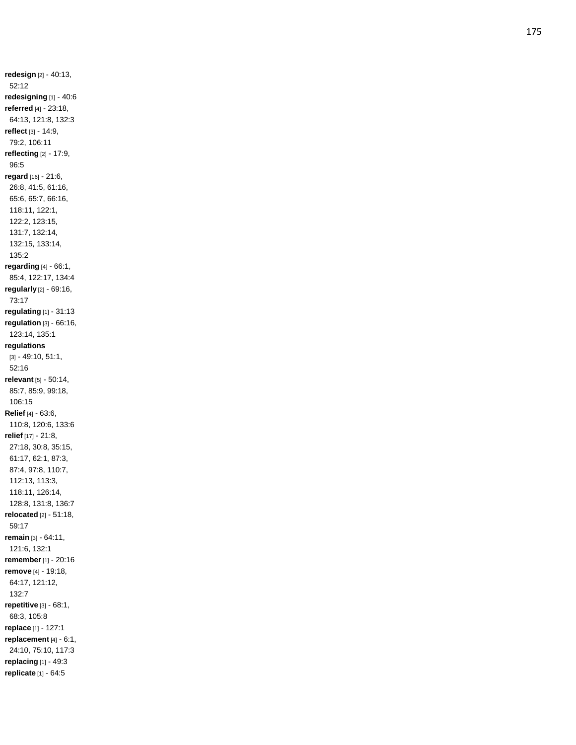**redesign** [2] - 40:13, 52:12
**redesigning** [1] - 40:6
**referred** [4] - 23:18, 64:13, 121:8, 132:3
**reflect** [3] - 14:9, 79:2, 106:11
**reflecting** [2] - 17:9, 96:5
**regard** [16] - 21:6, 26:8, 41:5, 61:16, 65:6, 65:7, 66:16, 118:11, 122:1, 122:2, 123:15, 131:7, 132:14, 132:15, 133:14, 135:2
**regarding** [4] - 66:1, 85:4, 122:17, 134:4
**regularly** [2] - 69:16, 73:17
**regulating** [1] - 31:13
**regulation** [3] - 66:16, 123:14, 135:1
**regulations** [3] - 49:10, 51:1, 52:16
**relevant** [5] - 50:14, 85:7, 85:9, 99:18, 106:15
**Relief** [4] - 63:6, 110:8, 120:6, 133:6
**relief** [17] - 21:8, 27:18, 30:8, 35:15, 61:17, 62:1, 87:3, 87:4, 97:8, 110:7, 112:13, 113:3, 118:11, 126:14, 128:8, 131:8, 136:7
**relocated** [2] - 51:18, 59:17
**remain** [3] - 64:11, 121:6, 132:1
**remember** [1] - 20:16
**remove** [4] - 19:18, 64:17, 121:12, 132:7
**repetitive** [3] - 68:1, 68:3, 105:8
**replace** [1] - 127:1
**replacement** [4] - 6:1, 24:10, 75:10, 117:3
**replacing** [1] - 49:3
**replicate** [1] - 64:5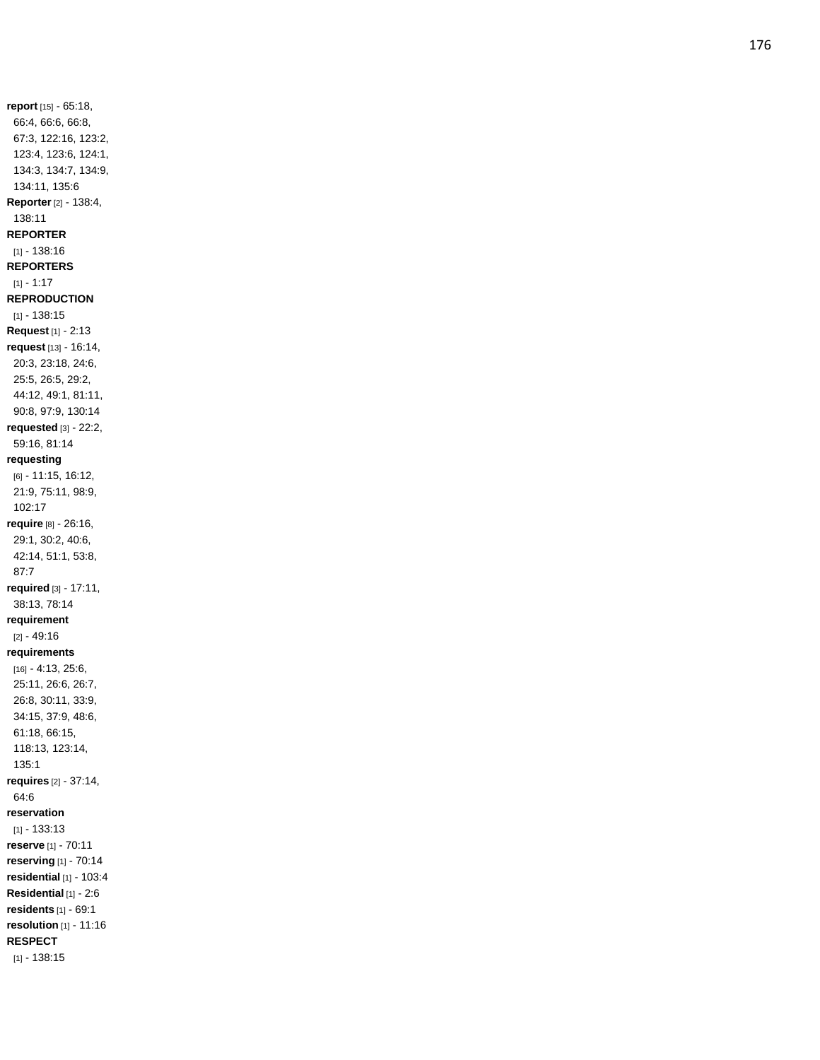**report** [15] - 65:18, 66:4, 66:6, 66:8, 67:3, 122:16, 123:2, 123:4, 123:6, 124:1, 134:3, 134:7, 134:9, 134:11, 135:6

**Reporter** [2] - 138:4, 138:11

**REPORTER** [1] - 138:16

**REPORTERS** [1] - 1:17

**REPRODUCTION** [1] - 138:15

**Request** [1] - 2:13

**request** [13] - 16:14, 20:3, 23:18, 24:6, 25:5, 26:5, 29:2, 44:12, 49:1, 81:11, 90:8, 97:9, 130:14

**requested** [3] - 22:2, 59:16, 81:14

**requesting** [6] - 11:15, 16:12, 21:9, 75:11, 98:9, 102:17

**require** [8] - 26:16, 29:1, 30:2, 40:6, 42:14, 51:1, 53:8, 87:7

**required** [3] - 17:11, 38:13, 78:14

**requirement** [2] - 49:16

**requirements** [16] - 4:13, 25:6, 25:11, 26:6, 26:7, 26:8, 30:11, 33:9, 34:15, 37:9, 48:6, 61:18, 66:15, 118:13, 123:14, 135:1

**requires** [2] - 37:14, 64:6

**reservation** [1] - 133:13

**reserve** [1] - 70:11

**reserving** [1] - 70:14

**residential** [1] - 103:4

**Residential** [1] - 2:6

**residents** [1] - 69:1

**resolution** [1] - 11:16

**RESPECT** [1] - 138:15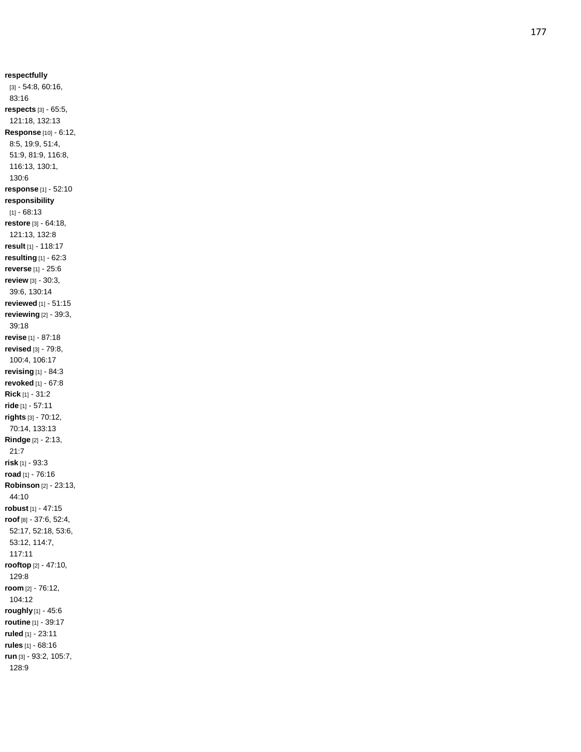**respectfully** [3] - 54:8, 60:16, 83:16
**respects** [3] - 65:5, 121:18, 132:13
**Response** [10] - 6:12, 8:5, 19:9, 51:4, 51:9, 81:9, 116:8, 116:13, 130:1, 130:6
**response** [1] - 52:10
**responsibility** [1] - 68:13
**restore** [3] - 64:18, 121:13, 132:8
**result** [1] - 118:17
**resulting** [1] - 62:3
**reverse** [1] - 25:6
**review** [3] - 30:3, 39:6, 130:14
**reviewed** [1] - 51:15
**reviewing** [2] - 39:3, 39:18
**revise** [1] - 87:18
**revised** [3] - 79:8, 100:4, 106:17
**revising** [1] - 84:3
**revoked** [1] - 67:8
**Rick** [1] - 31:2
**ride** [1] - 57:11
**rights** [3] - 70:12, 70:14, 133:13
**Rindge** [2] - 2:13, 21:7
**risk** [1] - 93:3
**road** [1] - 76:16
**Robinson** [2] - 23:13, 44:10
**robust** [1] - 47:15
**roof** [8] - 37:6, 52:4, 52:17, 52:18, 53:6, 53:12, 114:7, 117:11
**rooftop** [2] - 47:10, 129:8
**room** [2] - 76:12, 104:12
**roughly** [1] - 45:6
**routine** [1] - 39:17
**ruled** [1] - 23:11
**rules** [1] - 68:16
**run** [3] - 93:2, 105:7, 128:9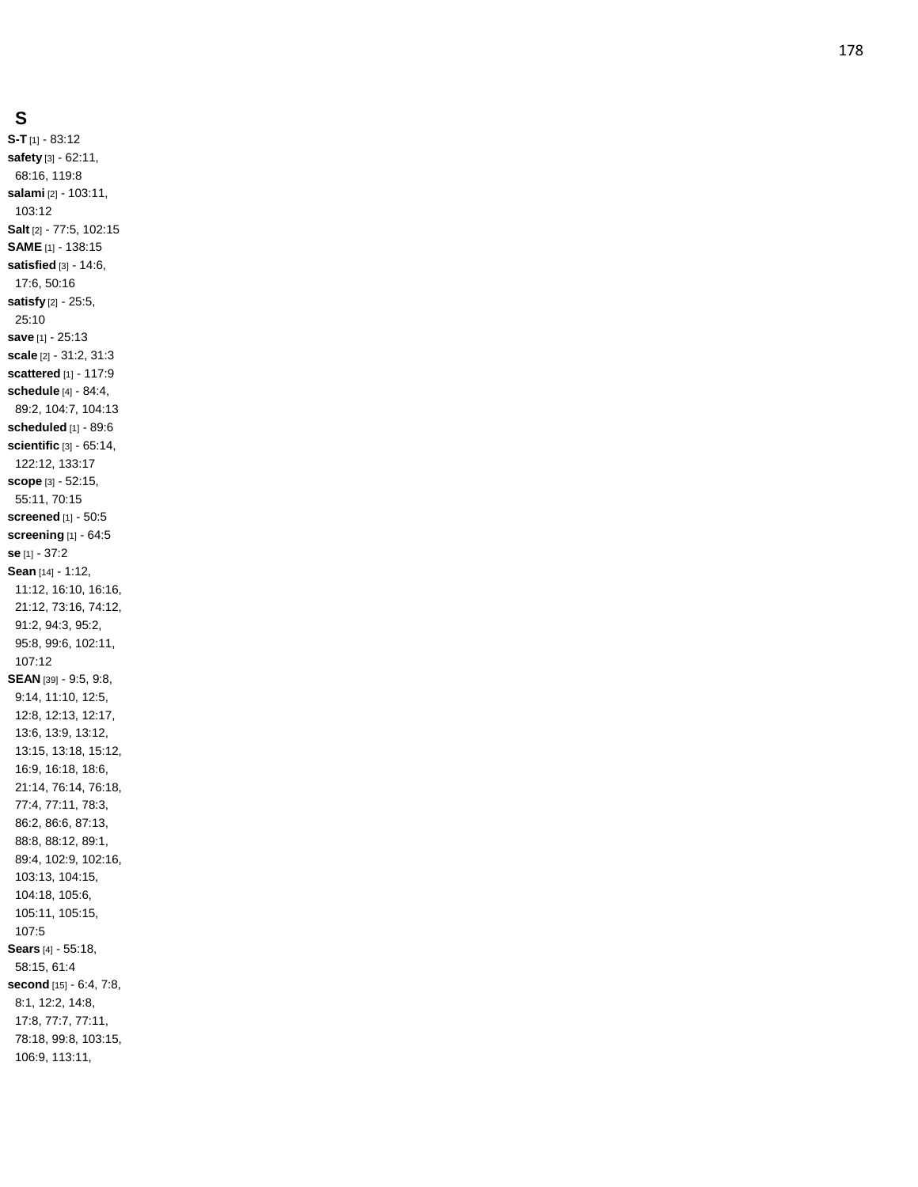## S

**S-T** [1] - 83:12
**safety** [3] - 62:11, 68:16, 119:8
**salami** [2] - 103:11, 103:12
**Salt** [2] - 77:5, 102:15
**SAME** [1] - 138:15
**satisfied** [3] - 14:6, 17:6, 50:16
**satisfy** [2] - 25:5, 25:10
**save** [1] - 25:13
**scale** [2] - 31:2, 31:3
**scattered** [1] - 117:9
**schedule** [4] - 84:4, 89:2, 104:7, 104:13
**scheduled** [1] - 89:6
**scientific** [3] - 65:14, 122:12, 133:17
**scope** [3] - 52:15, 55:11, 70:15
**screened** [1] - 50:5
**screening** [1] - 64:5
**se** [1] - 37:2
**Sean** [14] - 1:12, 11:12, 16:10, 16:16, 21:12, 73:16, 74:12, 91:2, 94:3, 95:2, 95:8, 99:6, 102:11, 107:12
**SEAN** [39] - 9:5, 9:8, 9:14, 11:10, 12:5, 12:8, 12:13, 12:17, 13:6, 13:9, 13:12, 13:15, 13:18, 15:12, 16:9, 16:18, 18:6, 21:14, 76:14, 76:18, 77:4, 77:11, 78:3, 86:2, 86:6, 87:13, 88:8, 88:12, 89:1, 89:4, 102:9, 102:16, 103:13, 104:15, 104:18, 105:6, 105:11, 105:15, 107:5
**Sears** [4] - 55:18, 58:15, 61:4
**second** [15] - 6:4, 7:8, 8:1, 12:2, 14:8, 17:8, 77:7, 77:11, 78:18, 99:8, 103:15, 106:9, 113:11,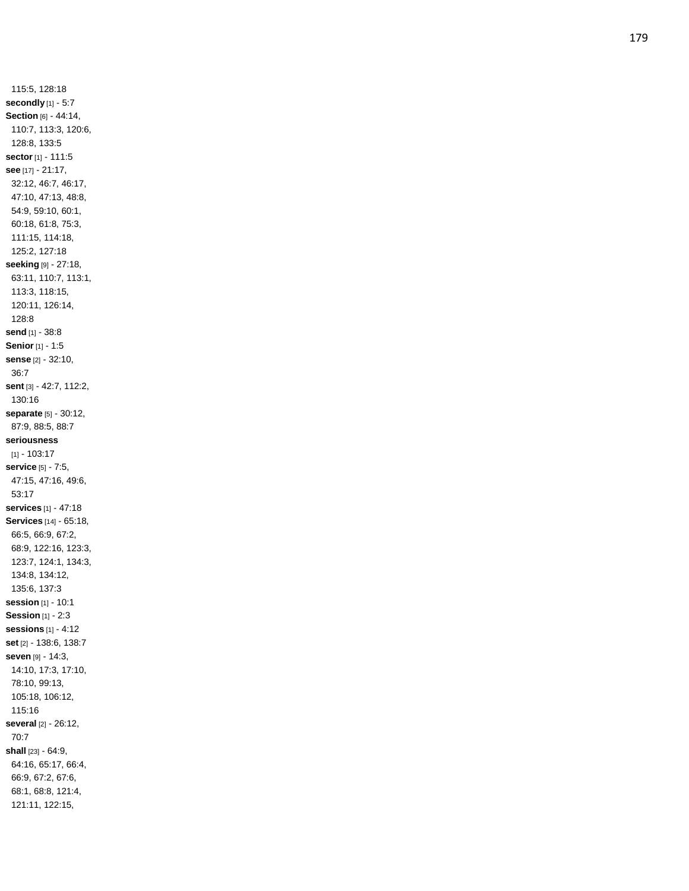115:5, 128:18
**secondly** [1] - 5:7
**Section** [6] - 44:14, 110:7, 113:3, 120:6, 128:8, 133:5
**sector** [1] - 111:5
**see** [17] - 21:17, 32:12, 46:7, 46:17, 47:10, 47:13, 48:8, 54:9, 59:10, 60:1, 60:18, 61:8, 75:3, 111:15, 114:18, 125:2, 127:18
**seeking** [9] - 27:18, 63:11, 110:7, 113:1, 113:3, 118:15, 120:11, 126:14, 128:8
**send** [1] - 38:8
**Senior** [1] - 1:5
**sense** [2] - 32:10, 36:7
**sent** [3] - 42:7, 112:2, 130:16
**separate** [5] - 30:12, 87:9, 88:5, 88:7
**seriousness** [1] - 103:17
**service** [5] - 7:5, 47:15, 47:16, 49:6, 53:17
**services** [1] - 47:18
**Services** [14] - 65:18, 66:5, 66:9, 67:2, 68:9, 122:16, 123:3, 123:7, 124:1, 134:3, 134:8, 134:12, 135:6, 137:3
**session** [1] - 10:1
**Session** [1] - 2:3
**sessions** [1] - 4:12
**set** [2] - 138:6, 138:7
**seven** [9] - 14:3, 14:10, 17:3, 17:10, 78:10, 99:13, 105:18, 106:12, 115:16
**several** [2] - 26:12, 70:7
**shall** [23] - 64:9, 64:16, 65:17, 66:4, 66:9, 67:2, 67:6, 68:1, 68:8, 121:4, 121:11, 122:15,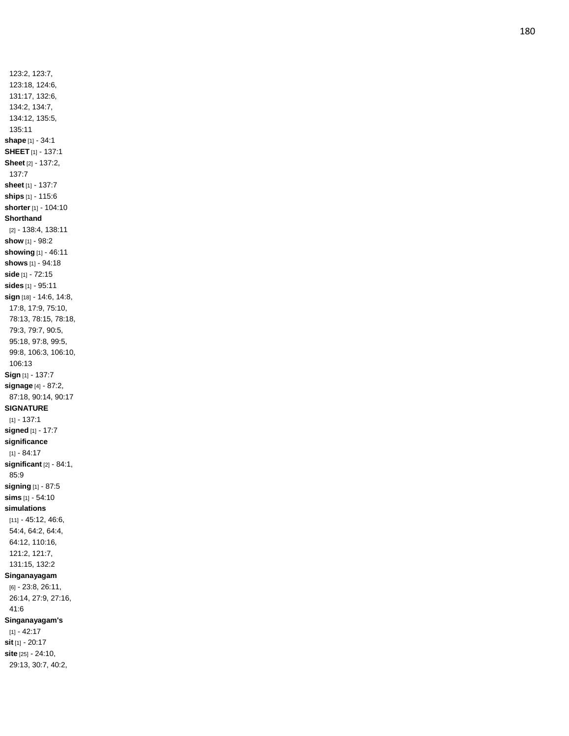123:2, 123:7, 123:18, 124:6, 131:17, 132:6, 134:2, 134:7, 134:12, 135:5, 135:11

**shape** [1] - 34:1

**SHEET** [1] - 137:1

**Sheet** [2] - 137:2, 137:7

**sheet** [1] - 137:7

**ships** [1] - 115:6

**shorter** [1] - 104:10

**Shorthand** [2] - 138:4, 138:11

**show** [1] - 98:2

**showing** [1] - 46:11

**shows** [1] - 94:18

**side** [1] - 72:15

**sides** [1] - 95:11

**sign** [18] - 14:6, 14:8, 17:8, 17:9, 75:10, 78:13, 78:15, 78:18, 79:3, 79:7, 90:5, 95:18, 97:8, 99:5, 99:8, 106:3, 106:10, 106:13

**Sign** [1] - 137:7

**signage** [4] - 87:2, 87:18, 90:14, 90:17

**SIGNATURE** [1] - 137:1

**signed** [1] - 17:7

**significance** [1] - 84:17

**significant** [2] - 84:1, 85:9

**signing** [1] - 87:5

**sims** [1] - 54:10

**simulations** [11] - 45:12, 46:6, 54:4, 64:2, 64:4, 64:12, 110:16, 121:2, 121:7, 131:15, 132:2

**Singanayagam** [6] - 23:8, 26:11, 26:14, 27:9, 27:16, 41:6

**Singanayagam's** [1] - 42:17

**sit** [1] - 20:17

**site** [25] - 24:10, 29:13, 30:7, 40:2,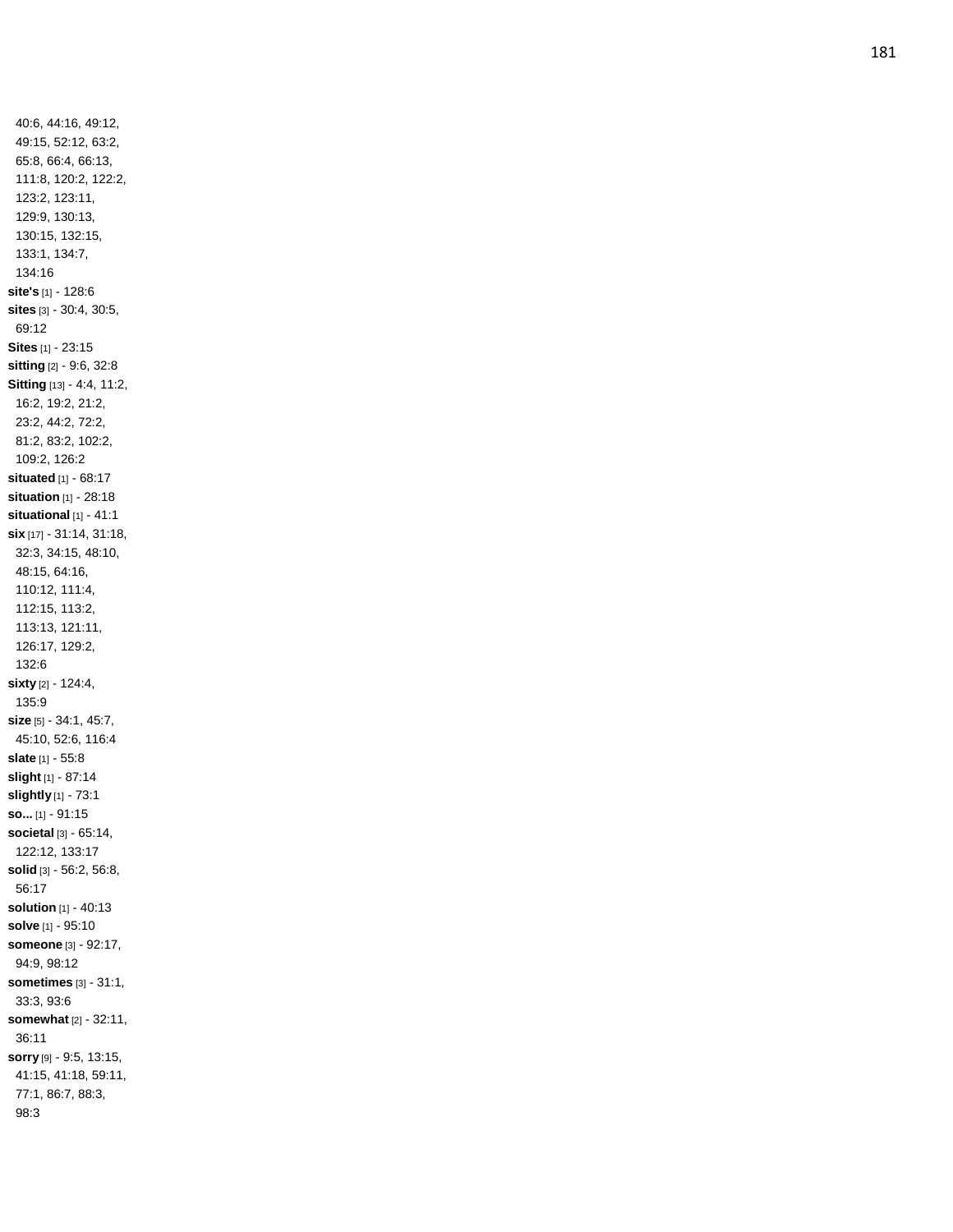40:6, 44:16, 49:12, 49:15, 52:12, 63:2, 65:8, 66:4, 66:13, 111:8, 120:2, 122:2, 123:2, 123:11, 129:9, 130:13, 130:15, 132:15, 133:1, 134:7, 134:16

**site's** [1] - 128:6

**sites** [3] - 30:4, 30:5, 69:12

**Sites** [1] - 23:15

**sitting** [2] - 9:6, 32:8

**Sitting** [13] - 4:4, 11:2, 16:2, 19:2, 21:2, 23:2, 44:2, 72:2, 81:2, 83:2, 102:2, 109:2, 126:2

**situated** [1] - 68:17

**situation** [1] - 28:18

**situational** [1] - 41:1

**six** [17] - 31:14, 31:18, 32:3, 34:15, 48:10, 48:15, 64:16, 110:12, 111:4, 112:15, 113:2, 113:13, 121:11, 126:17, 129:2, 132:6

**sixty** [2] - 124:4, 135:9

**size** [5] - 34:1, 45:7, 45:10, 52:6, 116:4

**slate** [1] - 55:8

**slight** [1] - 87:14

**slightly** [1] - 73:1

**so...** [1] - 91:15

**societal** [3] - 65:14, 122:12, 133:17

**solid** [3] - 56:2, 56:8, 56:17

**solution** [1] - 40:13

**solve** [1] - 95:10

**someone** [3] - 92:17, 94:9, 98:12

**sometimes** [3] - 31:1, 33:3, 93:6

**somewhat** [2] - 32:11, 36:11

**sorry** [9] - 9:5, 13:15, 41:15, 41:18, 59:11, 77:1, 86:7, 88:3, 98:3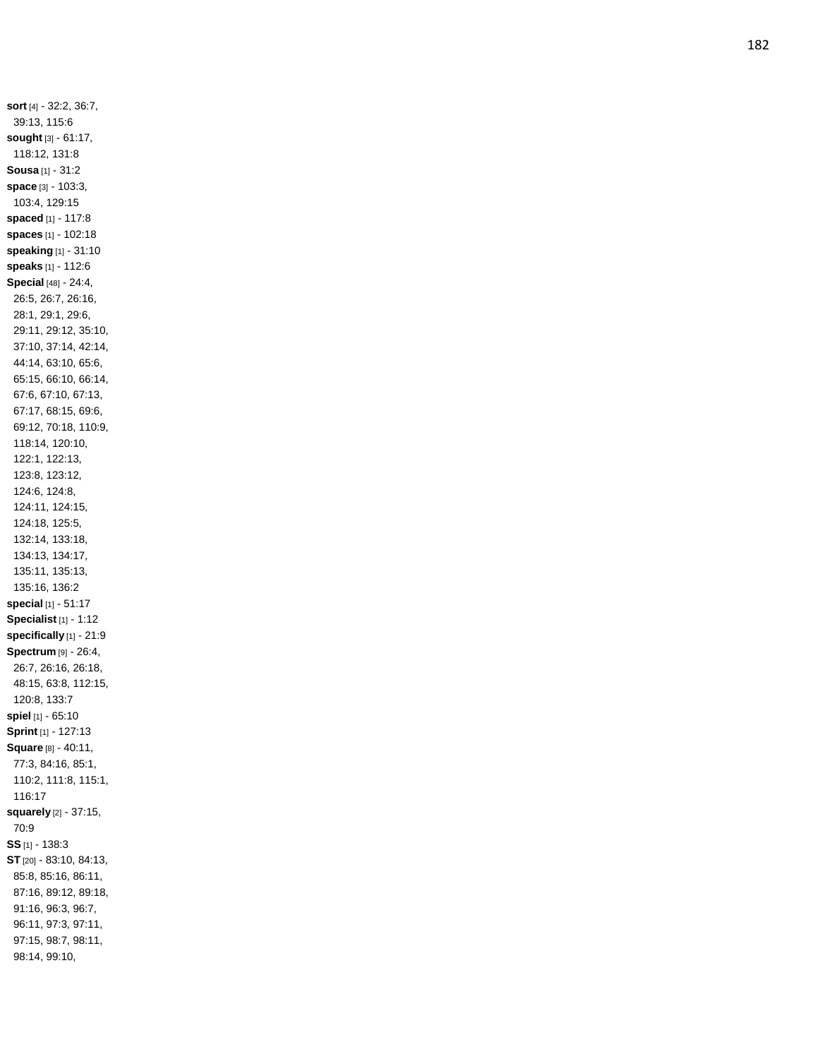**sort** [4] - 32:2, 36:7, 39:13, 115:6
**sought** [3] - 61:17, 118:12, 131:8
**Sousa** [1] - 31:2
**space** [3] - 103:3, 103:4, 129:15
**spaced** [1] - 117:8
**spaces** [1] - 102:18
**speaking** [1] - 31:10
**speaks** [1] - 112:6
**Special** [48] - 24:4, 26:5, 26:7, 26:16, 28:1, 29:1, 29:6, 29:11, 29:12, 35:10, 37:10, 37:14, 42:14, 44:14, 63:10, 65:6, 65:15, 66:10, 66:14, 67:6, 67:10, 67:13, 67:17, 68:15, 69:6, 69:12, 70:18, 110:9, 118:14, 120:10, 122:1, 122:13, 123:8, 123:12, 124:6, 124:8, 124:11, 124:15, 124:18, 125:5, 132:14, 133:18, 134:13, 134:17, 135:11, 135:13, 135:16, 136:2
**special** [1] - 51:17
**Specialist** [1] - 1:12
**specifically** [1] - 21:9
**Spectrum** [9] - 26:4, 26:7, 26:16, 26:18, 48:15, 63:8, 112:15, 120:8, 133:7
**spiel** [1] - 65:10
**Sprint** [1] - 127:13
**Square** [8] - 40:11, 77:3, 84:16, 85:1, 110:2, 111:8, 115:1, 116:17
**squarely** [2] - 37:15, 70:9
**SS** [1] - 138:3
**ST** [20] - 83:10, 84:13, 85:8, 85:16, 86:11, 87:16, 89:12, 89:18, 91:16, 96:3, 96:7, 96:11, 97:3, 97:11, 97:15, 98:7, 98:11, 98:14, 99:10,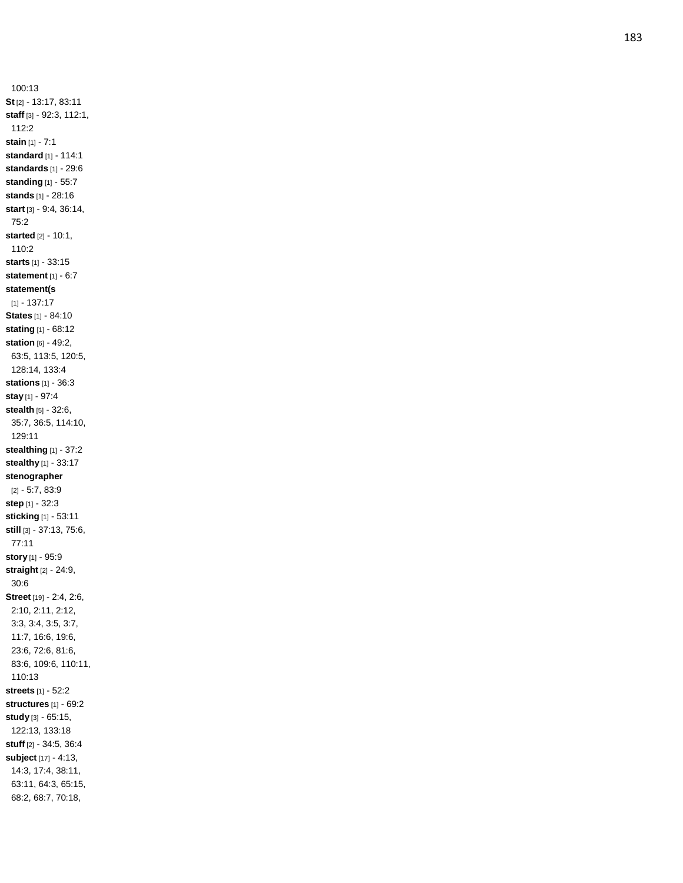100:13

**St** [2] - 13:17, 83:11

**staff** [3] - 92:3, 112:1, 112:2

**stain** [1] - 7:1

**standard** [1] - 114:1

**standards** [1] - 29:6

**standing** [1] - 55:7

**stands** [1] - 28:16

**start** [3] - 9:4, 36:14, 75:2

**started** [2] - 10:1, 110:2

**starts** [1] - 33:15

**statement** [1] - 6:7

**statement(s** [1] - 137:17

**States** [1] - 84:10

**stating** [1] - 68:12

**station** [6] - 49:2, 63:5, 113:5, 120:5, 128:14, 133:4

**stations** [1] - 36:3

**stay** [1] - 97:4

**stealth** [5] - 32:6, 35:7, 36:5, 114:10, 129:11

**stealthing** [1] - 37:2

**stealthy** [1] - 33:17

**stenographer** [2] - 5:7, 83:9

**step** [1] - 32:3

**sticking** [1] - 53:11

**still** [3] - 37:13, 75:6, 77:11

**story** [1] - 95:9

**straight** [2] - 24:9, 30:6

**Street** [19] - 2:4, 2:6, 2:10, 2:11, 2:12, 3:3, 3:4, 3:5, 3:7, 11:7, 16:6, 19:6, 23:6, 72:6, 81:6, 83:6, 109:6, 110:11, 110:13

**streets** [1] - 52:2

**structures** [1] - 69:2

**study** [3] - 65:15, 122:13, 133:18

**stuff** [2] - 34:5, 36:4

**subject** [17] - 4:13, 14:3, 17:4, 38:11, 63:11, 64:3, 65:15, 68:2, 68:7, 70:18,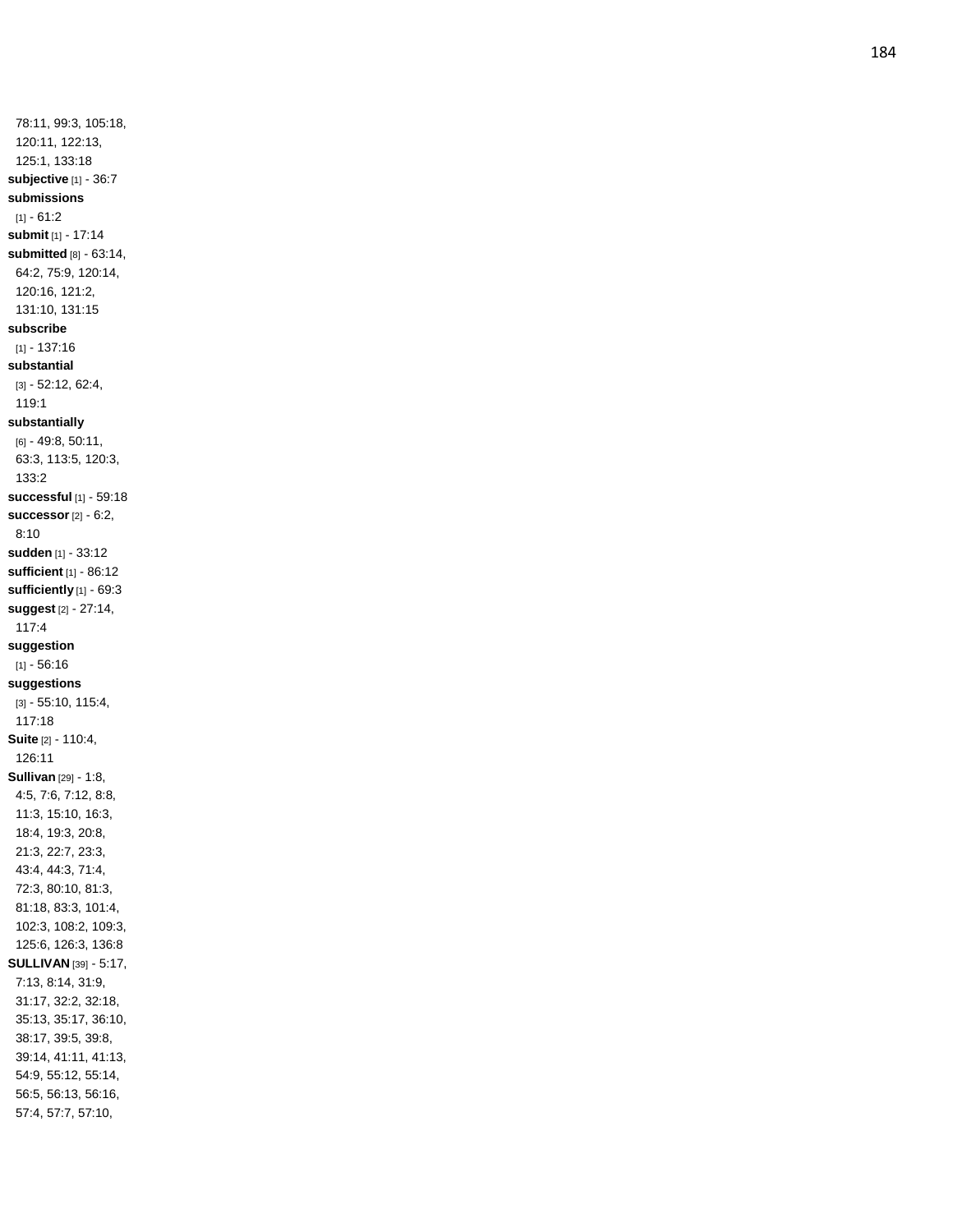78:11, 99:3, 105:18, 120:11, 122:13, 125:1, 133:18
**subjective** [1] - 36:7
**submissions** [1] - 61:2
**submit** [1] - 17:14
**submitted** [8] - 63:14, 64:2, 75:9, 120:14, 120:16, 121:2, 131:10, 131:15
**subscribe** [1] - 137:16
**substantial** [3] - 52:12, 62:4, 119:1
**substantially** [6] - 49:8, 50:11, 63:3, 113:5, 120:3, 133:2
**successful** [1] - 59:18
**successor** [2] - 6:2, 8:10
**sudden** [1] - 33:12
**sufficient** [1] - 86:12
**sufficiently** [1] - 69:3
**suggest** [2] - 27:14, 117:4
**suggestion** [1] - 56:16
**suggestions** [3] - 55:10, 115:4, 117:18
**Suite** [2] - 110:4, 126:11
**Sullivan** [29] - 1:8, 4:5, 7:6, 7:12, 8:8, 11:3, 15:10, 16:3, 18:4, 19:3, 20:8, 21:3, 22:7, 23:3, 43:4, 44:3, 71:4, 72:3, 80:10, 81:3, 81:18, 83:3, 101:4, 102:3, 108:2, 109:3, 125:6, 126:3, 136:8
**SULLIVAN** [39] - 5:17, 7:13, 8:14, 31:9, 31:17, 32:2, 32:18, 35:13, 35:17, 36:10, 38:17, 39:5, 39:8, 39:14, 41:11, 41:13, 54:9, 55:12, 55:14, 56:5, 56:13, 56:16, 57:4, 57:7, 57:10,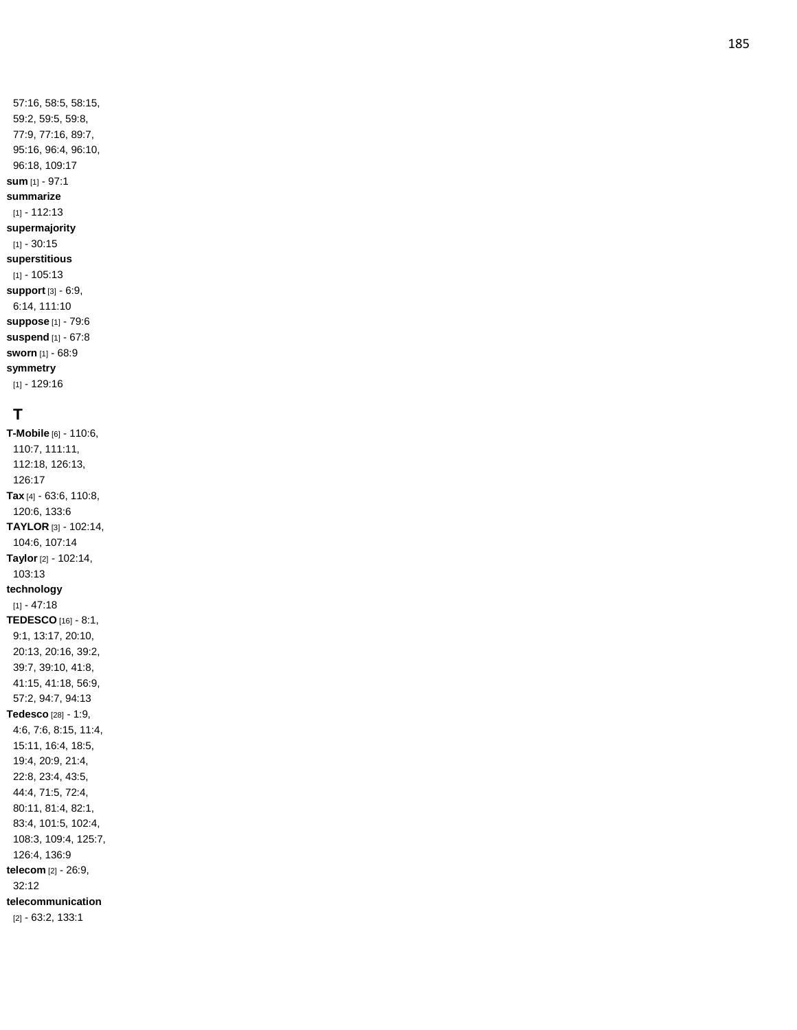57:16, 58:5, 58:15, 59:2, 59:5, 59:8, 77:9, 77:16, 89:7, 95:16, 96:4, 96:10, 96:18, 109:17

**sum** [1] - 97:1

**summarize** [1] - 112:13

**supermajority** [1] - 30:15

**superstitious** [1] - 105:13

**support** [3] - 6:9, 6:14, 111:10

**suppose** [1] - 79:6

**suspend** [1] - 67:8

**sworn** [1] - 68:9

**symmetry** [1] - 129:16

## T

**T-Mobile** [6] - 110:6, 110:7, 111:11, 112:18, 126:13, 126:17

**Tax** [4] - 63:6, 110:8, 120:6, 133:6

**TAYLOR** [3] - 102:14, 104:6, 107:14

**Taylor** [2] - 102:14, 103:13

**technology** [1] - 47:18

**TEDESCO** [16] - 8:1, 9:1, 13:17, 20:10, 20:13, 20:16, 39:2, 39:7, 39:10, 41:8, 41:15, 41:18, 56:9, 57:2, 94:7, 94:13

**Tedesco** [28] - 1:9, 4:6, 7:6, 8:15, 11:4, 15:11, 16:4, 18:5, 19:4, 20:9, 21:4, 22:8, 23:4, 43:5, 44:4, 71:5, 72:4, 80:11, 81:4, 82:1, 83:4, 101:5, 102:4, 108:3, 109:4, 125:7, 126:4, 136:9

**telecom** [2] - 26:9, 32:12

**telecommunication** [2] - 63:2, 133:1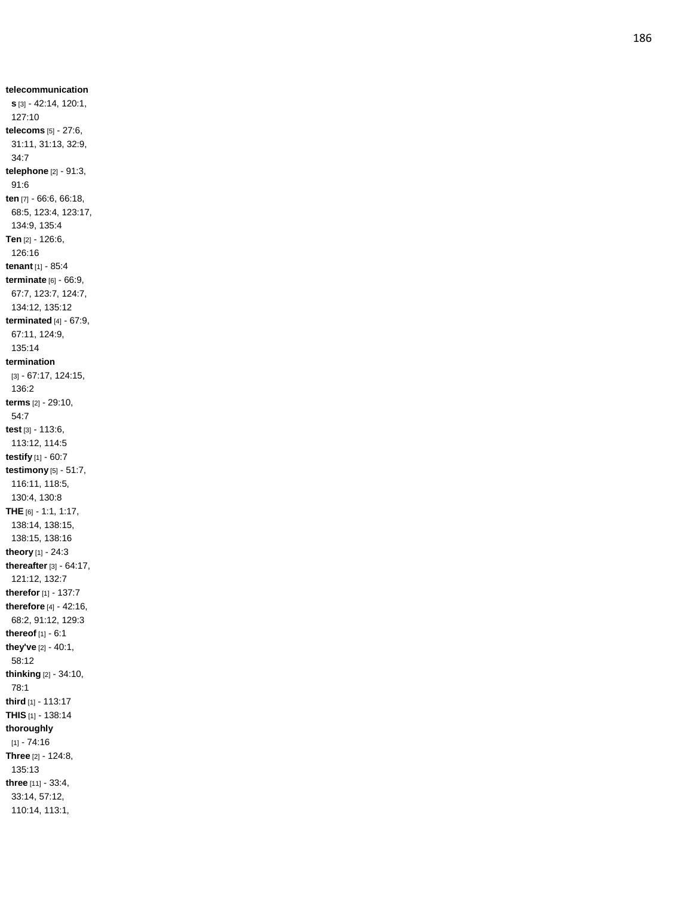**telecommunications** [3] - 42:14, 120:1, 127:10
**telecoms** [5] - 27:6, 31:11, 31:13, 32:9, 34:7
**telephone** [2] - 91:3, 91:6
**ten** [7] - 66:6, 66:18, 68:5, 123:4, 123:17, 134:9, 135:4
**Ten** [2] - 126:6, 126:16
**tenant** [1] - 85:4
**terminate** [6] - 66:9, 67:7, 123:7, 124:7, 134:12, 135:12
**terminated** [4] - 67:9, 67:11, 124:9, 135:14
**termination** [3] - 67:17, 124:15, 136:2
**terms** [2] - 29:10, 54:7
**test** [3] - 113:6, 113:12, 114:5
**testify** [1] - 60:7
**testimony** [5] - 51:7, 116:11, 118:5, 130:4, 130:8
**THE** [6] - 1:1, 1:17, 138:14, 138:15, 138:15, 138:16
**theory** [1] - 24:3
**thereafter** [3] - 64:17, 121:12, 132:7
**therefor** [1] - 137:7
**therefore** [4] - 42:16, 68:2, 91:12, 129:3
**thereof** [1] - 6:1
**they've** [2] - 40:1, 58:12
**thinking** [2] - 34:10, 78:1
**third** [1] - 113:17
**THIS** [1] - 138:14
**thoroughly** [1] - 74:16
**Three** [2] - 124:8, 135:13
**three** [11] - 33:4, 33:14, 57:12, 110:14, 113:1,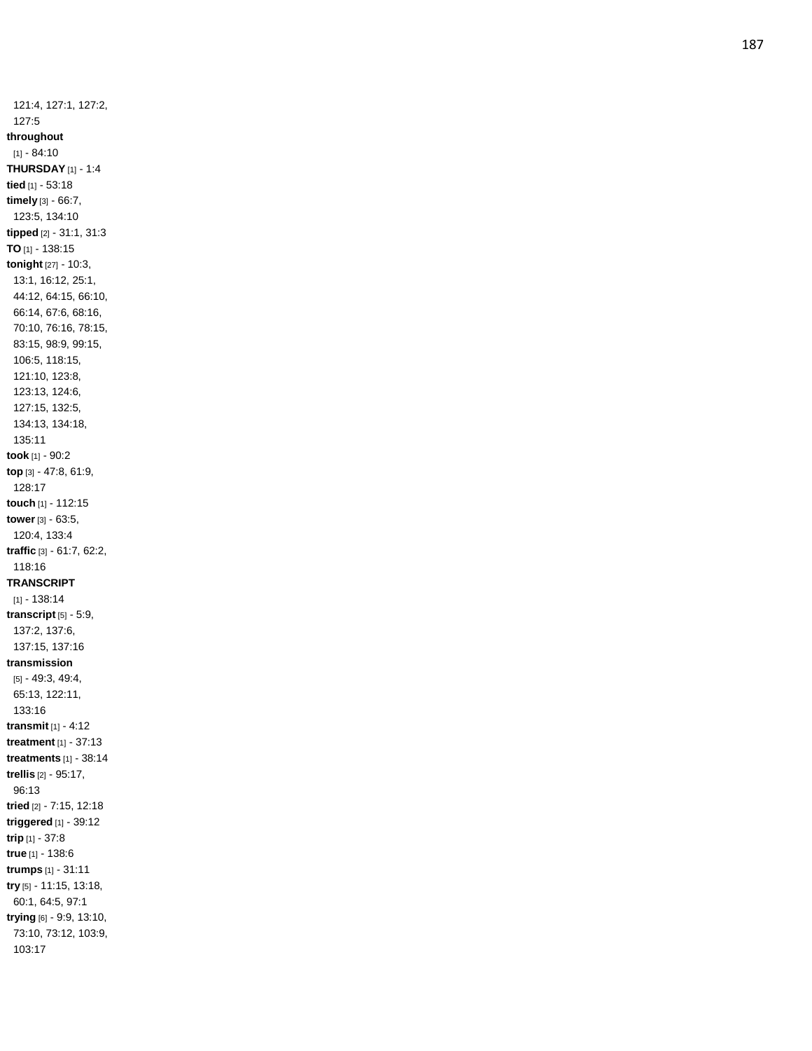121:4, 127:1, 127:2, 127:5

**throughout** [1] - 84:10

**THURSDAY** [1] - 1:4

**tied** [1] - 53:18

**timely** [3] - 66:7, 123:5, 134:10

**tipped** [2] - 31:1, 31:3

**TO** [1] - 138:15

**tonight** [27] - 10:3, 13:1, 16:12, 25:1, 44:12, 64:15, 66:10, 66:14, 67:6, 68:16, 70:10, 76:16, 78:15, 83:15, 98:9, 99:15, 106:5, 118:15, 121:10, 123:8, 123:13, 124:6, 127:15, 132:5, 134:13, 134:18, 135:11

**took** [1] - 90:2

**top** [3] - 47:8, 61:9, 128:17

**touch** [1] - 112:15

**tower** [3] - 63:5, 120:4, 133:4

**traffic** [3] - 61:7, 62:2, 118:16

**TRANSCRIPT** [1] - 138:14

**transcript** [5] - 5:9, 137:2, 137:6, 137:15, 137:16

**transmission** [5] - 49:3, 49:4, 65:13, 122:11, 133:16

**transmit** [1] - 4:12

**treatment** [1] - 37:13

**treatments** [1] - 38:14

**trellis** [2] - 95:17, 96:13

**tried** [2] - 7:15, 12:18

**triggered** [1] - 39:12

**trip** [1] - 37:8

**true** [1] - 138:6

**trumps** [1] - 31:11

**try** [5] - 11:15, 13:18, 60:1, 64:5, 97:1

**trying** [6] - 9:9, 13:10, 73:10, 73:12, 103:9, 103:17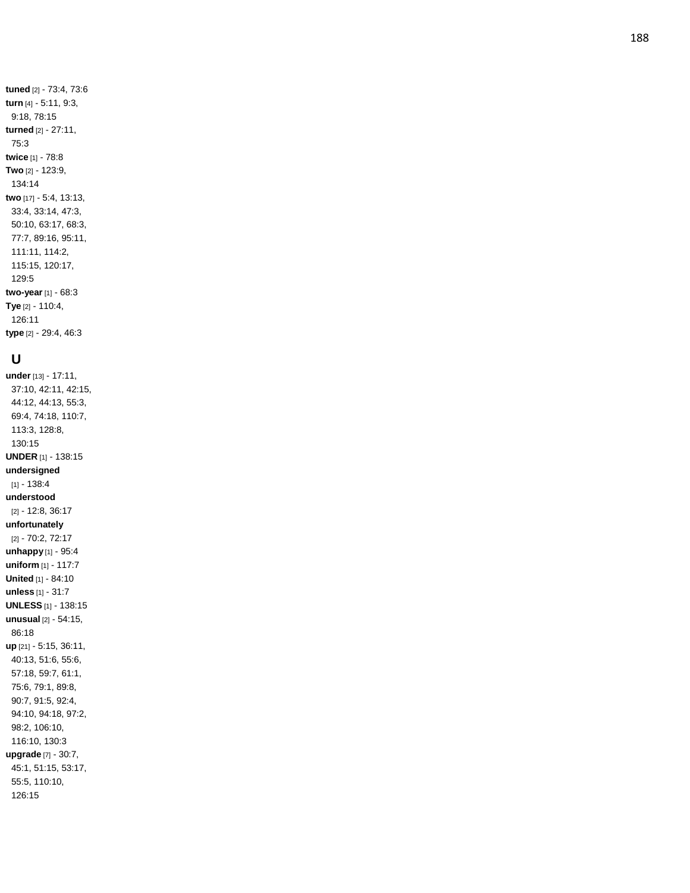**tuned** [2] - 73:4, 73:6
**turn** [4] - 5:11, 9:3, 9:18, 78:15
**turned** [2] - 27:11, 75:3
**twice** [1] - 78:8
**Two** [2] - 123:9, 134:14
**two** [17] - 5:4, 13:13, 33:4, 33:14, 47:3, 50:10, 63:17, 68:3, 77:7, 89:16, 95:11, 111:11, 114:2, 115:15, 120:17, 129:5
**two-year** [1] - 68:3
**Tye** [2] - 110:4, 126:11
**type** [2] - 29:4, 46:3

## U

**under** [13] - 17:11, 37:10, 42:11, 42:15, 44:12, 44:13, 55:3, 69:4, 74:18, 110:7, 113:3, 128:8, 130:15
**UNDER** [1] - 138:15
**undersigned** [1] - 138:4
**understood** [2] - 12:8, 36:17
**unfortunately** [2] - 70:2, 72:17
**unhappy** [1] - 95:4
**uniform** [1] - 117:7
**United** [1] - 84:10
**unless** [1] - 31:7
**UNLESS** [1] - 138:15
**unusual** [2] - 54:15, 86:18
**up** [21] - 5:15, 36:11, 40:13, 51:6, 55:6, 57:18, 59:7, 61:1, 75:6, 79:1, 89:8, 90:7, 91:5, 92:4, 94:10, 94:18, 97:2, 98:2, 106:10, 116:10, 130:3
**upgrade** [7] - 30:7, 45:1, 51:15, 53:17, 55:5, 110:10, 126:15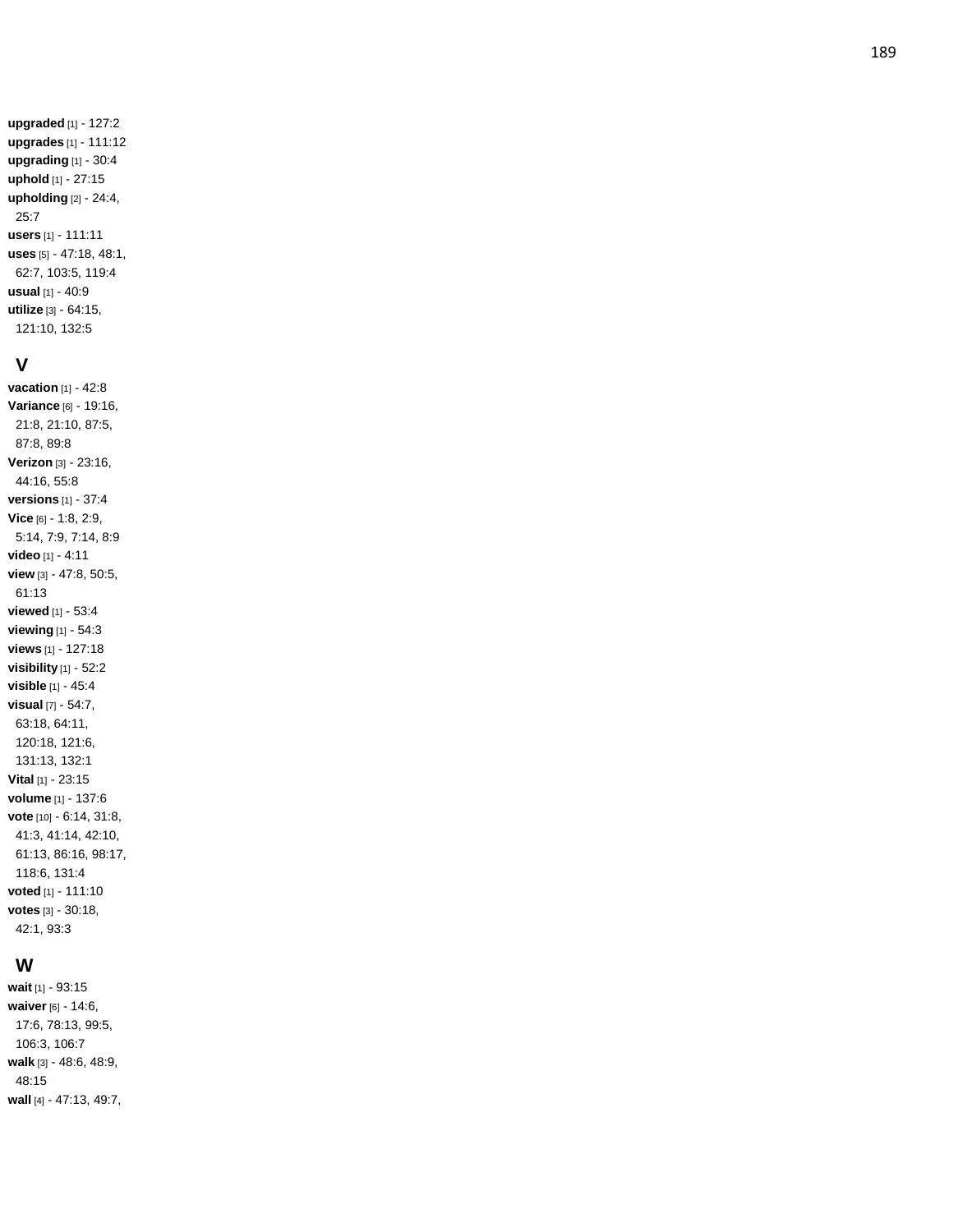**upgraded** [1] - 127:2
**upgrades** [1] - 111:12
**upgrading** [1] - 30:4
**uphold** [1] - 27:15
**upholding** [2] - 24:4, 25:7
**users** [1] - 111:11
**uses** [5] - 47:18, 48:1, 62:7, 103:5, 119:4
**usual** [1] - 40:9
**utilize** [3] - 64:15, 121:10, 132:5

## V

**vacation** [1] - 42:8
**Variance** [6] - 19:16, 21:8, 21:10, 87:5, 87:8, 89:8
**Verizon** [3] - 23:16, 44:16, 55:8
**versions** [1] - 37:4
**Vice** [6] - 1:8, 2:9, 5:14, 7:9, 7:14, 8:9
**video** [1] - 4:11
**view** [3] - 47:8, 50:5, 61:13
**viewed** [1] - 53:4
**viewing** [1] - 54:3
**views** [1] - 127:18
**visibility** [1] - 52:2
**visible** [1] - 45:4
**visual** [7] - 54:7, 63:18, 64:11, 120:18, 121:6, 131:13, 132:1
**Vital** [1] - 23:15
**volume** [1] - 137:6
**vote** [10] - 6:14, 31:8, 41:3, 41:14, 42:10, 61:13, 86:16, 98:17, 118:6, 131:4
**voted** [1] - 111:10
**votes** [3] - 30:18, 42:1, 93:3

## W

**wait** [1] - 93:15
**waiver** [6] - 14:6, 17:6, 78:13, 99:5, 106:3, 106:7
**walk** [3] - 48:6, 48:9, 48:15
**wall** [4] - 47:13, 49:7,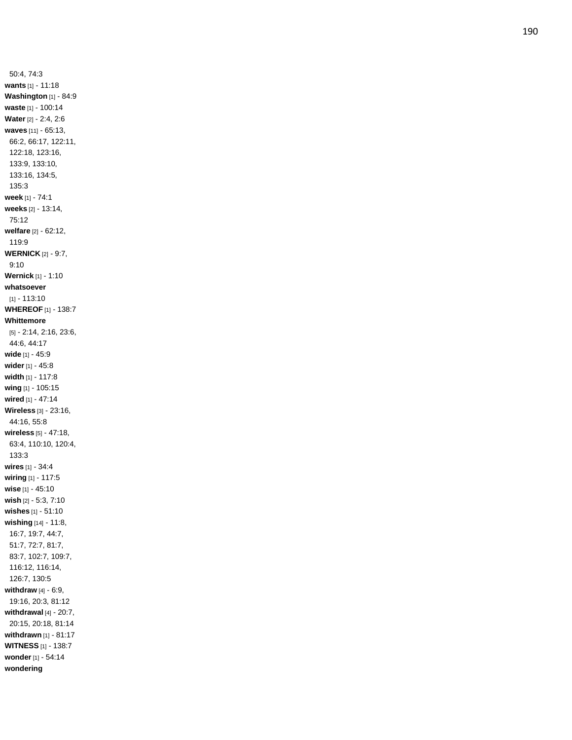50:4, 74:3
**wants** [1] - 11:18
**Washington** [1] - 84:9
**waste** [1] - 100:14
**Water** [2] - 2:4, 2:6
**waves** [11] - 65:13, 66:2, 66:17, 122:11, 122:18, 123:16, 133:9, 133:10, 133:16, 134:5, 135:3
**week** [1] - 74:1
**weeks** [2] - 13:14, 75:12
**welfare** [2] - 62:12, 119:9
**WERNICK** [2] - 9:7, 9:10
**Wernick** [1] - 1:10
**whatsoever** [1] - 113:10
**WHEREOF** [1] - 138:7
**Whittemore** [5] - 2:14, 2:16, 23:6, 44:6, 44:17
**wide** [1] - 45:9
**wider** [1] - 45:8
**width** [1] - 117:8
**wing** [1] - 105:15
**wired** [1] - 47:14
**Wireless** [3] - 23:16, 44:16, 55:8
**wireless** [5] - 47:18, 63:4, 110:10, 120:4, 133:3
**wires** [1] - 34:4
**wiring** [1] - 117:5
**wise** [1] - 45:10
**wish** [2] - 5:3, 7:10
**wishes** [1] - 51:10
**wishing** [14] - 11:8, 16:7, 19:7, 44:7, 51:7, 72:7, 81:7, 83:7, 102:7, 109:7, 116:12, 116:14, 126:7, 130:5
**withdraw** [4] - 6:9, 19:16, 20:3, 81:12
**withdrawal** [4] - 20:7, 20:15, 20:18, 81:14
**withdrawn** [1] - 81:17
**WITNESS** [1] - 138:7
**wonder** [1] - 54:14
**wondering**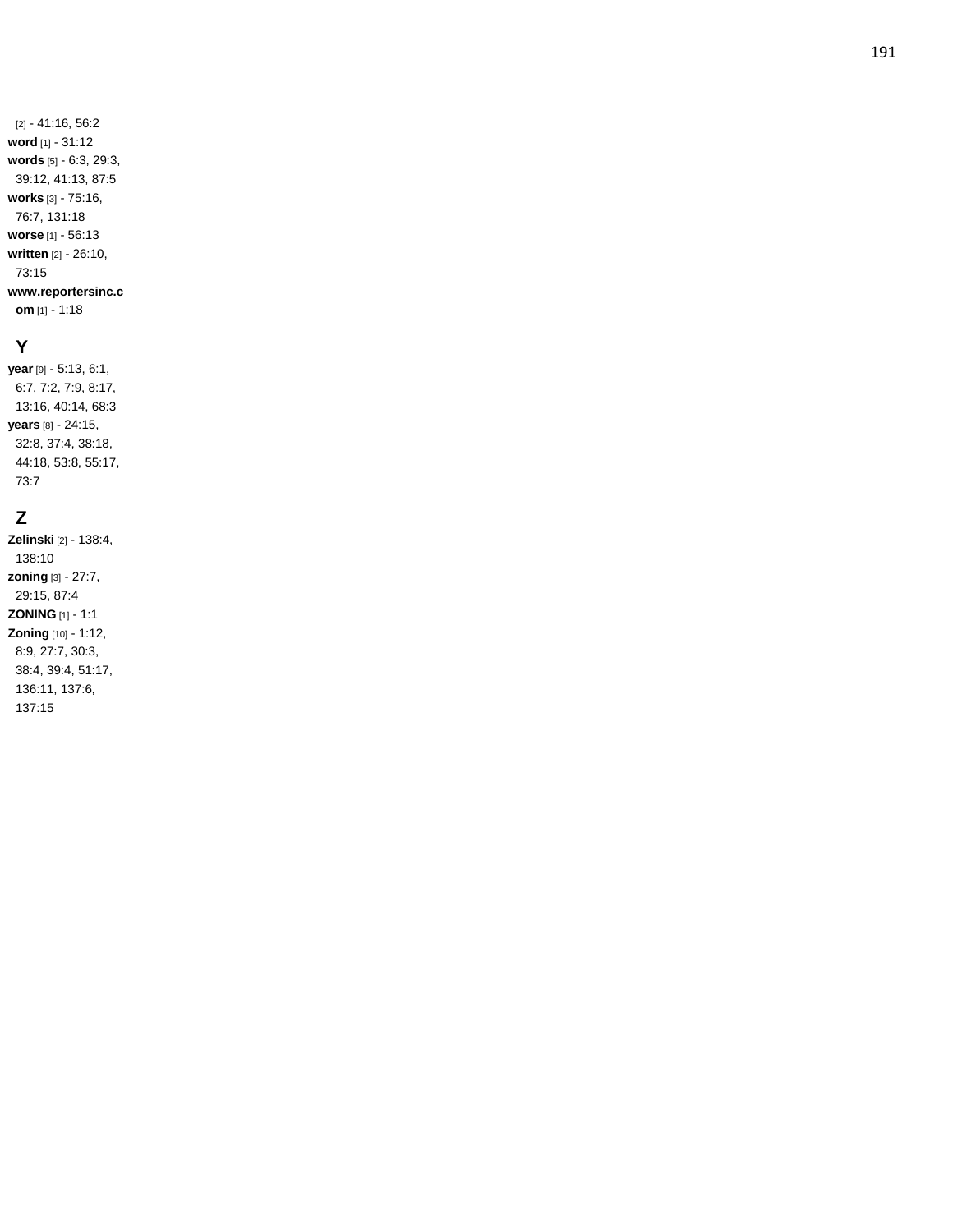[2] - 41:16, 56:2

**word** [1] - 31:12

**words** [5] - 6:3, 29:3, 39:12, 41:13, 87:5

**works** [3] - 75:16, 76:7, 131:18

**worse** [1] - 56:13

**written** [2] - 26:10, 73:15

**www.reportersinc.com** [1] - 1:18

## Y

**year** [9] - 5:13, 6:1, 6:7, 7:2, 7:9, 8:17, 13:16, 40:14, 68:3

**years** [8] - 24:15, 32:8, 37:4, 38:18, 44:18, 53:8, 55:17, 73:7

## Z

**Zelinski** [2] - 138:4, 138:10

**zoning** [3] - 27:7, 29:15, 87:4

**ZONING** [1] - 1:1

**Zoning** [10] - 1:12, 8:9, 27:7, 30:3, 38:4, 39:4, 51:17, 136:11, 137:6, 137:15